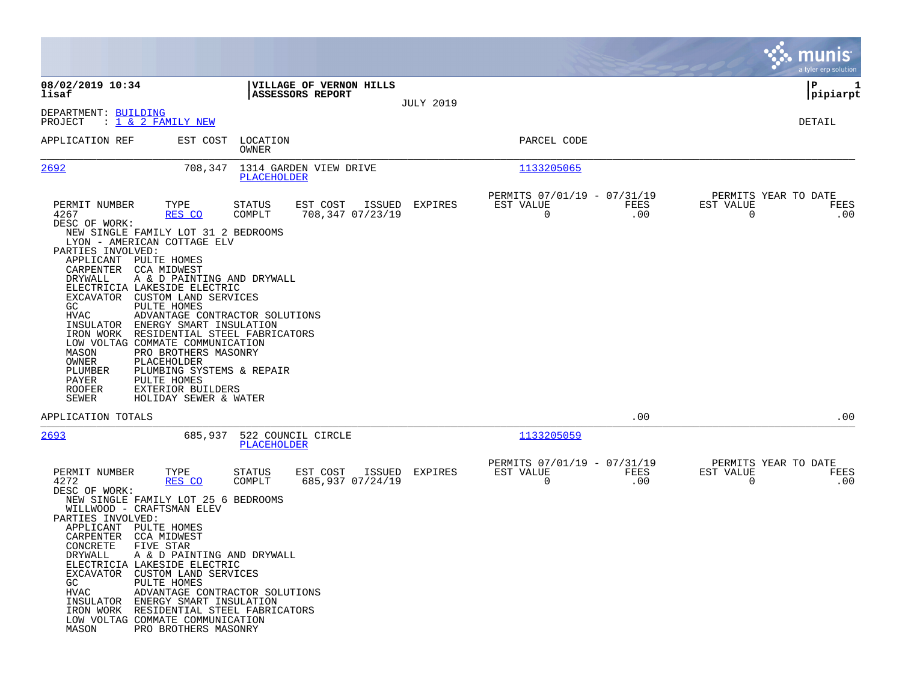**08/02/2019 10:34**
**lisaf**

**VILLAGE OF VERNON HILLS**
**ASSESSORS REPORT**

JULY 2019

**P 1**
**pipiarpt**

DEPARTMENT: BUILDING
PROJECT : 1 & 2 FAMILY NEW

DETAIL

| APPLICATION REF | EST COST | LOCATION / OWNER | PARCEL CODE |
|---|---|---|---|
| 2692 | 708,347 | 1314 GARDEN VIEW DRIVE / PLACEHOLDER | 1133205065 |

| PERMIT NUMBER | TYPE | STATUS | EST COST | ISSUED | EXPIRES | PERMITS 07/01/19 - 07/31/19 EST VALUE | FEES | PERMITS YEAR TO DATE EST VALUE | FEES |
|---|---|---|---|---|---|---|---|---|---|
| 4267 | RES CO | COMPLT | 708,347 | 07/23/19 | | 0 | .00 | 0 | .00 |

DESC OF WORK:
NEW SINGLE FAMILY LOT 31 2 BEDROOMS
LYON - AMERICAN COTTAGE ELV

PARTIES INVOLVED:

| | |
|---|---|
| APPLICANT | PULTE HOMES |
| CARPENTER | CCA MIDWEST |
| DRYWALL | A & D PAINTING AND DRYWALL |
| ELECTRICIA | LAKESIDE ELECTRIC |
| EXCAVATOR | CUSTOM LAND SERVICES |
| GC | PULTE HOMES |
| HVAC | ADVANTAGE CONTRACTOR SOLUTIONS |
| INSULATOR | ENERGY SMART INSULATION |
| IRON WORK | RESIDENTIAL STEEL FABRICATORS |
| LOW VOLTAG | COMMATE COMMUNICATION |
| MASON | PRO BROTHERS MASONRY |
| OWNER | PLACEHOLDER |
| PLUMBER | PLUMBING SYSTEMS & REPAIR |
| PAYER | PULTE HOMES |
| ROOFER | EXTERIOR BUILDERS |
| SEWER | HOLIDAY SEWER & WATER |

APPLICATION TOTALS .00 .00

| APPLICATION REF | EST COST | LOCATION / OWNER | PARCEL CODE |
|---|---|---|---|
| 2693 | 685,937 | 522 COUNCIL CIRCLE / PLACEHOLDER | 1133205059 |

| PERMIT NUMBER | TYPE | STATUS | EST COST | ISSUED | EXPIRES | PERMITS 07/01/19 - 07/31/19 EST VALUE | FEES | PERMITS YEAR TO DATE EST VALUE | FEES |
|---|---|---|---|---|---|---|---|---|---|
| 4272 | RES CO | COMPLT | 685,937 | 07/24/19 | | 0 | .00 | 0 | .00 |

DESC OF WORK:
NEW SINGLE FAMILY LOT 25 6 BEDROOMS
WILLWOOD - CRAFTSMAN ELEV

PARTIES INVOLVED:

| | |
|---|---|
| APPLICANT | PULTE HOMES |
| CARPENTER | CCA MIDWEST |
| CONCRETE | FIVE STAR |
| DRYWALL | A & D PAINTING AND DRYWALL |
| ELECTRICIA | LAKESIDE ELECTRIC |
| EXCAVATOR | CUSTOM LAND SERVICES |
| GC | PULTE HOMES |
| HVAC | ADVANTAGE CONTRACTOR SOLUTIONS |
| INSULATOR | ENERGY SMART INSULATION |
| IRON WORK | RESIDENTIAL STEEL FABRICATORS |
| LOW VOLTAG | COMMATE COMMUNICATION |
| MASON | PRO BROTHERS MASONRY |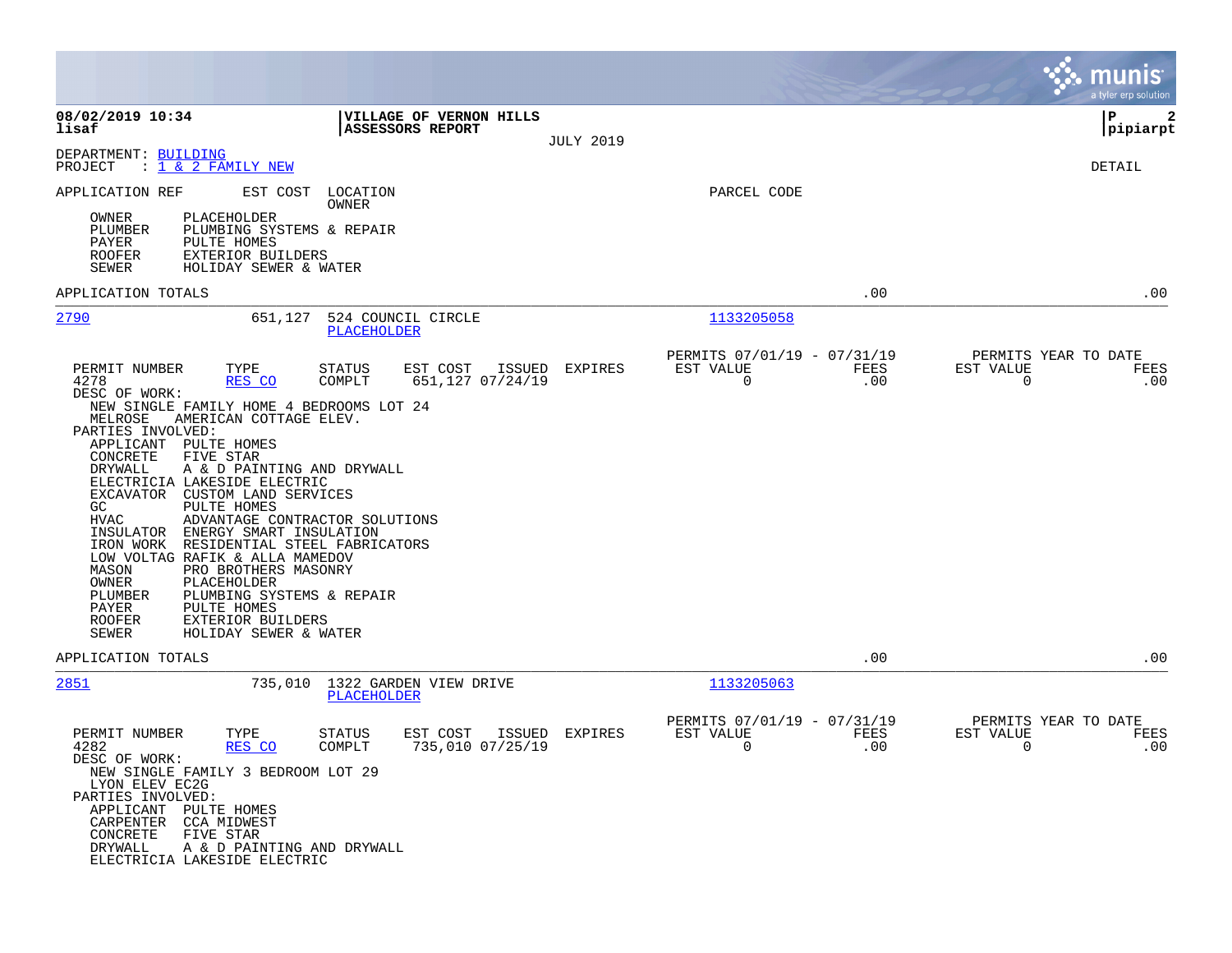**08/02/2019 10:34** | **VILLAGE OF VERNON HILLS** | **P 2**
**lisaf** | **ASSESSORS REPORT** | **pipiarpt**

JULY 2019

DEPARTMENT: BUILDING
PROJECT : 1 & 2 FAMILY NEW

DETAIL

APPLICATION REF   EST COST   LOCATION / OWNER   PARCEL CODE

- OWNER PLACEHOLDER
- PLUMBER PLUMBING SYSTEMS & REPAIR
- PAYER PULTE HOMES
- ROOFER EXTERIOR BUILDERS
- SEWER HOLIDAY SEWER & WATER

APPLICATION TOTALS .00 .00

---

**2790** 651,127 524 COUNCIL CIRCLE — PLACEHOLDER — 1133205058

| PERMIT NUMBER | TYPE | STATUS | EST COST | ISSUED | EXPIRES | PERMITS 07/01/19 - 07/31/19 EST VALUE | FEES | PERMITS YEAR TO DATE EST VALUE | FEES |
|---|---|---|---|---|---|---|---|---|---|
| 4278 | RES CO | COMPLT | 651,127 | 07/24/19 | | 0 | .00 | 0 | .00 |

DESC OF WORK:
NEW SINGLE FAMILY HOME 4 BEDROOMS LOT 24
MELROSE AMERICAN COTTAGE ELEV.

PARTIES INVOLVED:
- APPLICANT PULTE HOMES
- CONCRETE FIVE STAR
- DRYWALL A & D PAINTING AND DRYWALL
- ELECTRICIA LAKESIDE ELECTRIC
- EXCAVATOR CUSTOM LAND SERVICES
- GC PULTE HOMES
- HVAC ADVANTAGE CONTRACTOR SOLUTIONS
- INSULATOR ENERGY SMART INSULATION
- IRON WORK RESIDENTIAL STEEL FABRICATORS
- LOW VOLTAG RAFIK & ALLA MAMEDOV
- MASON PRO BROTHERS MASONRY
- OWNER PLACEHOLDER
- PLUMBER PLUMBING SYSTEMS & REPAIR
- PAYER PULTE HOMES
- ROOFER EXTERIOR BUILDERS
- SEWER HOLIDAY SEWER & WATER

APPLICATION TOTALS .00 .00

---

**2851** 735,010 1322 GARDEN VIEW DRIVE — PLACEHOLDER — 1133205063

| PERMIT NUMBER | TYPE | STATUS | EST COST | ISSUED | EXPIRES | PERMITS 07/01/19 - 07/31/19 EST VALUE | FEES | PERMITS YEAR TO DATE EST VALUE | FEES |
|---|---|---|---|---|---|---|---|---|---|
| 4282 | RES CO | COMPLT | 735,010 | 07/25/19 | | 0 | .00 | 0 | .00 |

DESC OF WORK:
NEW SINGLE FAMILY 3 BEDROOM LOT 29
LYON ELEV EC2G

PARTIES INVOLVED:
- APPLICANT PULTE HOMES
- CARPENTER CCA MIDWEST
- CONCRETE FIVE STAR
- DRYWALL A & D PAINTING AND DRYWALL
- ELECTRICIA LAKESIDE ELECTRIC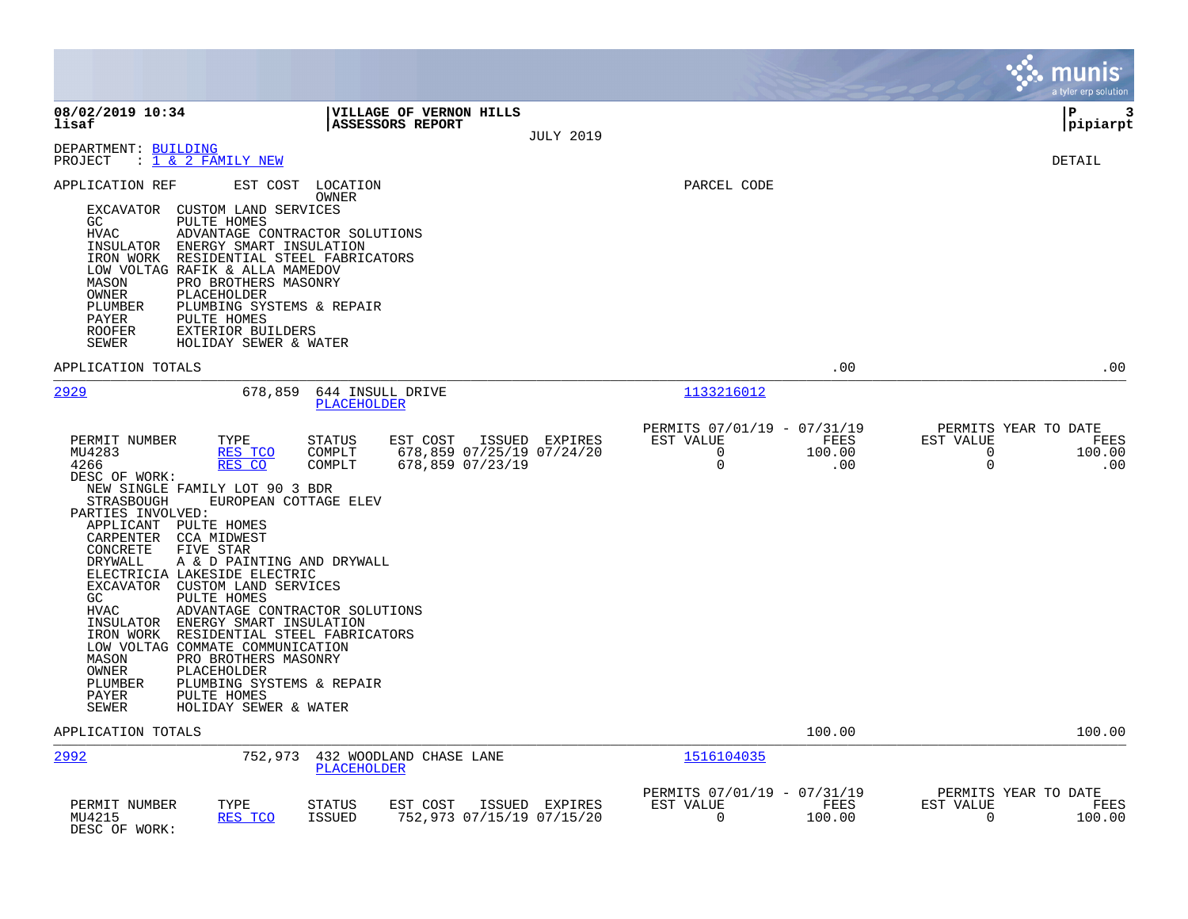**08/02/2019 10:34** | **VILLAGE OF VERNON HILLS** | **P 3**
**lisaf** | **ASSESSORS REPORT** | **pipiarpt**
JULY 2019

DEPARTMENT: BUILDING
PROJECT : 1 & 2 FAMILY NEW

DETAIL

APPLICATION REF   EST COST   LOCATION   PARCEL CODE
OWNER

- EXCAVATOR CUSTOM LAND SERVICES
- GC PULTE HOMES
- HVAC ADVANTAGE CONTRACTOR SOLUTIONS
- INSULATOR ENERGY SMART INSULATION
- IRON WORK RESIDENTIAL STEEL FABRICATORS
- LOW VOLTAG RAFIK & ALLA MAMEDOV
- MASON PRO BROTHERS MASONRY
- OWNER PLACEHOLDER
- PLUMBER PLUMBING SYSTEMS & REPAIR
- PAYER PULTE HOMES
- ROOFER EXTERIOR BUILDERS
- SEWER HOLIDAY SEWER & WATER

APPLICATION TOTALS .00 .00

---

2929   678,859   644 INSULL DRIVE   1133216012
PLACEHOLDER

| PERMIT NUMBER | TYPE | STATUS | EST COST | ISSUED | EXPIRES | PERMITS 07/01/19 - 07/31/19 EST VALUE | FEES | PERMITS YEAR TO DATE EST VALUE | FEES |
|---|---|---|---|---|---|---|---|---|---|
| MU4283 | RES TCO | COMPLT | 678,859 | 07/25/19 | 07/24/20 | 0 | 100.00 | 0 | 100.00 |
| 4266 | RES CO | COMPLT | 678,859 | 07/23/19 | | 0 | .00 | 0 | .00 |

DESC OF WORK:
NEW SINGLE FAMILY LOT 90 3 BDR
STRASBOUGH EUROPEAN COTTAGE ELEV

PARTIES INVOLVED:

- APPLICANT PULTE HOMES
- CARPENTER CCA MIDWEST
- CONCRETE FIVE STAR
- DRYWALL A & D PAINTING AND DRYWALL
- ELECTRICIA LAKESIDE ELECTRIC
- EXCAVATOR CUSTOM LAND SERVICES
- GC PULTE HOMES
- HVAC ADVANTAGE CONTRACTOR SOLUTIONS
- INSULATOR ENERGY SMART INSULATION
- IRON WORK RESIDENTIAL STEEL FABRICATORS
- LOW VOLTAG COMMATE COMMUNICATION
- MASON PRO BROTHERS MASONRY
- OWNER PLACEHOLDER
- PLUMBER PLUMBING SYSTEMS & REPAIR
- PAYER PULTE HOMES
- SEWER HOLIDAY SEWER & WATER

APPLICATION TOTALS 100.00 100.00

---

2992   752,973   432 WOODLAND CHASE LANE   1516104035
PLACEHOLDER

| PERMIT NUMBER | TYPE | STATUS | EST COST | ISSUED | EXPIRES | PERMITS 07/01/19 - 07/31/19 EST VALUE | FEES | PERMITS YEAR TO DATE EST VALUE | FEES |
|---|---|---|---|---|---|---|---|---|---|
| MU4215 | RES TCO | ISSUED | 752,973 | 07/15/19 | 07/15/20 | 0 | 100.00 | 0 | 100.00 |

DESC OF WORK: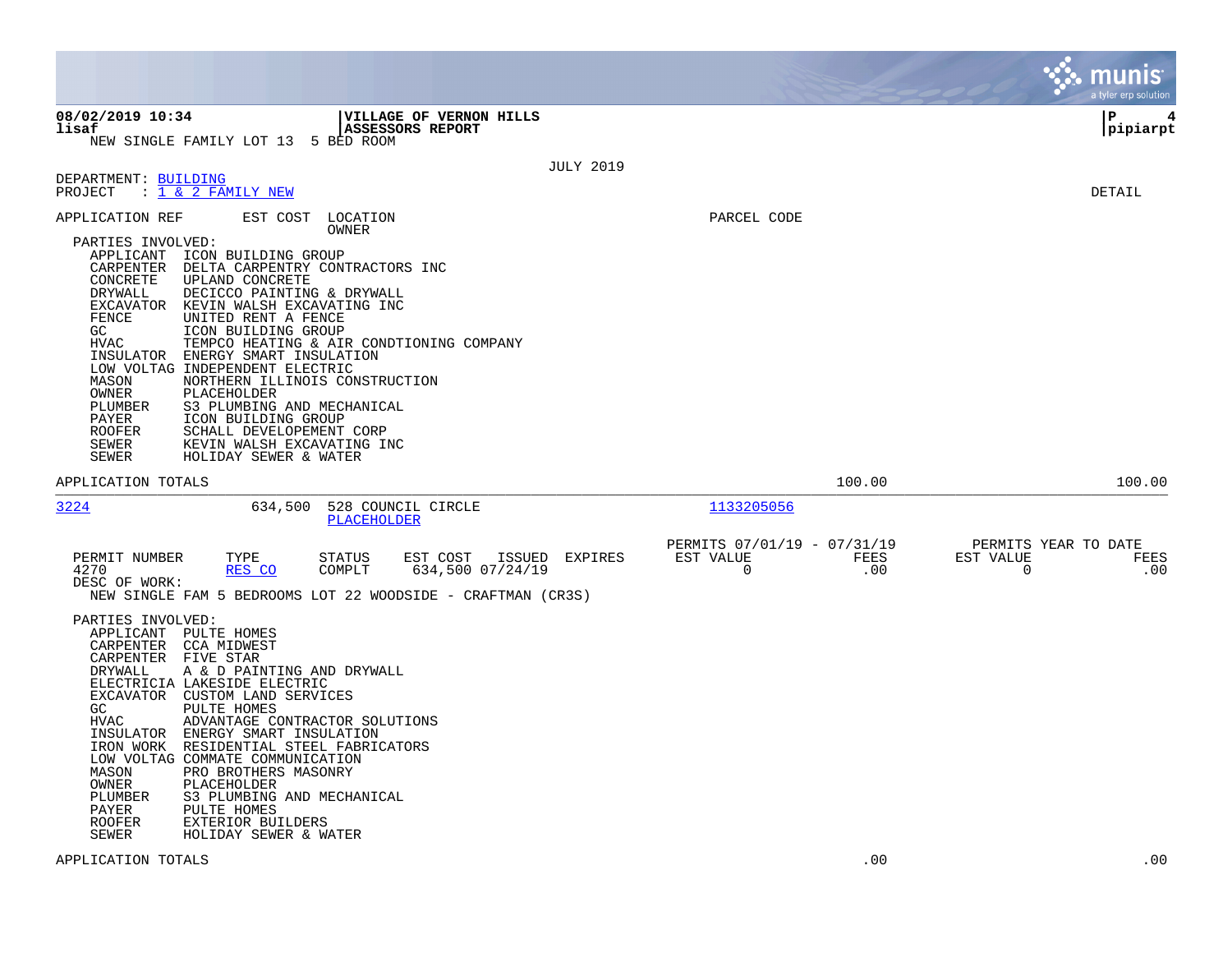NEW SINGLE FAMILY LOT 13 5 BED ROOM

JULY 2019

DEPARTMENT: BUILDING
PROJECT : 1 & 2 FAMILY NEW

DETAIL

APPLICATION REF | EST COST | LOCATION / OWNER | PARCEL CODE

PARTIES INVOLVED:

| Role | Name |
|---|---|
| APPLICANT | ICON BUILDING GROUP |
| CARPENTER | DELTA CARPENTRY CONTRACTORS INC |
| CONCRETE | UPLAND CONCRETE |
| DRYWALL | DECICCO PAINTING & DRYWALL |
| EXCAVATOR | KEVIN WALSH EXCAVATING INC |
| FENCE | UNITED RENT A FENCE |
| GC | ICON BUILDING GROUP |
| HVAC | TEMPCO HEATING & AIR CONDTIONING COMPANY |
| INSULATOR | ENERGY SMART INSULATION |
| LOW VOLTAG | INDEPENDENT ELECTRIC |
| MASON | NORTHERN ILLINOIS CONSTRUCTION |
| OWNER | PLACEHOLDER |
| PLUMBER | S3 PLUMBING AND MECHANICAL |
| PAYER | ICON BUILDING GROUP |
| ROOFER | SCHALL DEVELOPEMENT CORP |
| SEWER | KEVIN WALSH EXCAVATING INC |
| SEWER | HOLIDAY SEWER & WATER |

APPLICATION TOTALS 100.00 100.00

---

3224 634,500 528 COUNCIL CIRCLE PLACEHOLDER 1133205056

| PERMIT NUMBER | TYPE | STATUS | EST COST | ISSUED | EXPIRES | PERMITS 07/01/19 - 07/31/19 EST VALUE | FEES | PERMITS YEAR TO DATE EST VALUE | FEES |
|---|---|---|---|---|---|---|---|---|---|
| 4270 | RES CO | COMPLT | 634,500 | 07/24/19 | | 0 | .00 | 0 | .00 |

DESC OF WORK:
NEW SINGLE FAM 5 BEDROOMS LOT 22 WOODSIDE - CRAFTMAN (CR3S)

PARTIES INVOLVED:

| Role | Name |
|---|---|
| APPLICANT | PULTE HOMES |
| CARPENTER | CCA MIDWEST |
| CARPENTER | FIVE STAR |
| DRYWALL | A & D PAINTING AND DRYWALL |
| ELECTRICIA | LAKESIDE ELECTRIC |
| EXCAVATOR | CUSTOM LAND SERVICES |
| GC | PULTE HOMES |
| HVAC | ADVANTAGE CONTRACTOR SOLUTIONS |
| INSULATOR | ENERGY SMART INSULATION |
| IRON WORK | RESIDENTIAL STEEL FABRICATORS |
| LOW VOLTAG | COMMATE COMMUNICATION |
| MASON | PRO BROTHERS MASONRY |
| OWNER | PLACEHOLDER |
| PLUMBER | S3 PLUMBING AND MECHANICAL |
| PAYER | PULTE HOMES |
| ROOFER | EXTERIOR BUILDERS |
| SEWER | HOLIDAY SEWER & WATER |

APPLICATION TOTALS .00 .00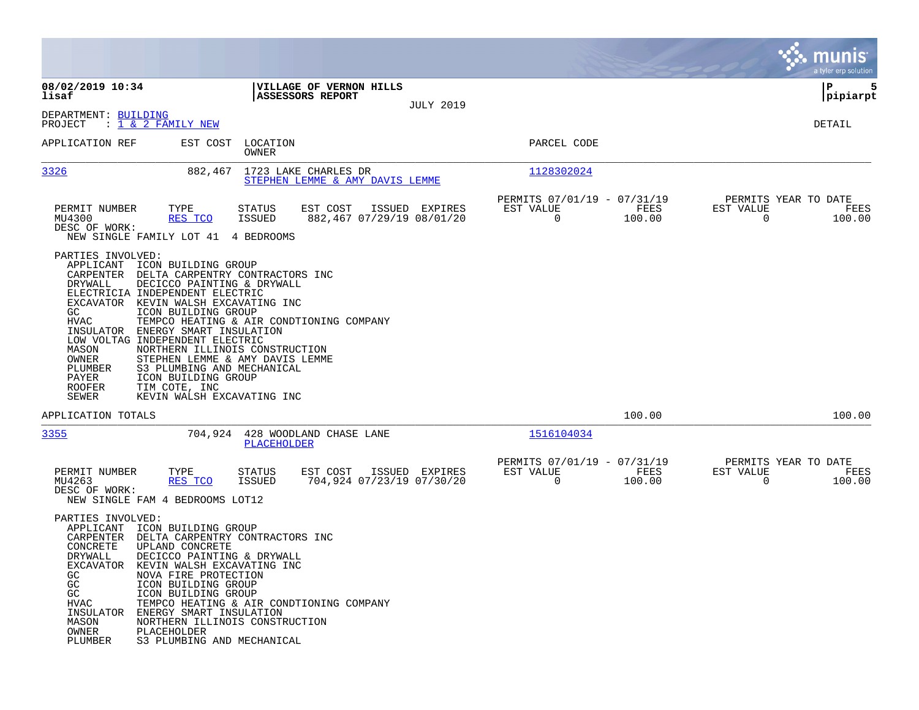**08/02/2019 10:34**
**lisaf**

**VILLAGE OF VERNON HILLS**
**ASSESSORS REPORT**
JULY 2019

**pipiarpt**

DEPARTMENT: BUILDING
PROJECT : 1 & 2 FAMILY NEW

DETAIL

| APPLICATION REF | EST COST | LOCATION / OWNER | PARCEL CODE |
|---|---|---|---|
| 3326 | 882,467 | 1723 LAKE CHARLES DR / STEPHEN LEMME & AMY DAVIS LEMME | 1128302024 |

| PERMIT NUMBER | TYPE | STATUS | EST COST | ISSUED | EXPIRES | PERMITS 07/01/19 - 07/31/19 EST VALUE | FEES | PERMITS YEAR TO DATE EST VALUE | FEES |
|---|---|---|---|---|---|---|---|---|---|
| MU4300 | RES TCO | ISSUED | 882,467 | 07/29/19 | 08/01/20 | 0 | 100.00 | 0 | 100.00 |

DESC OF WORK:
NEW SINGLE FAMILY LOT 41 4 BEDROOMS

PARTIES INVOLVED:

| Role | Party |
|---|---|
| APPLICANT | ICON BUILDING GROUP |
| CARPENTER | DELTA CARPENTRY CONTRACTORS INC |
| DRYWALL | DECICCO PAINTING & DRYWALL |
| ELECTRICIA | INDEPENDENT ELECTRIC |
| EXCAVATOR | KEVIN WALSH EXCAVATING INC |
| GC | ICON BUILDING GROUP |
| HVAC | TEMPCO HEATING & AIR CONDTIONING COMPANY |
| INSULATOR | ENERGY SMART INSULATION |
| LOW VOLTAG | INDEPENDENT ELECTRIC |
| MASON | NORTHERN ILLINOIS CONSTRUCTION |
| OWNER | STEPHEN LEMME & AMY DAVIS LEMME |
| PLUMBER | S3 PLUMBING AND MECHANICAL |
| PAYER | ICON BUILDING GROUP |
| ROOFER | TIM COTE, INC |
| SEWER | KEVIN WALSH EXCAVATING INC |

APPLICATION TOTALS: 100.00 | 100.00

| APPLICATION REF | EST COST | LOCATION / OWNER | PARCEL CODE |
|---|---|---|---|
| 3355 | 704,924 | 428 WOODLAND CHASE LANE / PLACEHOLDER | 1516104034 |

| PERMIT NUMBER | TYPE | STATUS | EST COST | ISSUED | EXPIRES | PERMITS 07/01/19 - 07/31/19 EST VALUE | FEES | PERMITS YEAR TO DATE EST VALUE | FEES |
|---|---|---|---|---|---|---|---|---|---|
| MU4263 | RES TCO | ISSUED | 704,924 | 07/23/19 | 07/30/20 | 0 | 100.00 | 0 | 100.00 |

DESC OF WORK:
NEW SINGLE FAM 4 BEDROOMS LOT12

PARTIES INVOLVED:

| Role | Party |
|---|---|
| APPLICANT | ICON BUILDING GROUP |
| CARPENTER | DELTA CARPENTRY CONTRACTORS INC |
| CONCRETE | UPLAND CONCRETE |
| DRYWALL | DECICCO PAINTING & DRYWALL |
| EXCAVATOR | KEVIN WALSH EXCAVATING INC |
| GC | NOVA FIRE PROTECTION |
| GC | ICON BUILDING GROUP |
| GC | ICON BUILDING GROUP |
| HVAC | TEMPCO HEATING & AIR CONDTIONING COMPANY |
| INSULATOR | ENERGY SMART INSULATION |
| MASON | NORTHERN ILLINOIS CONSTRUCTION |
| OWNER | PLACEHOLDER |
| PLUMBER | S3 PLUMBING AND MECHANICAL |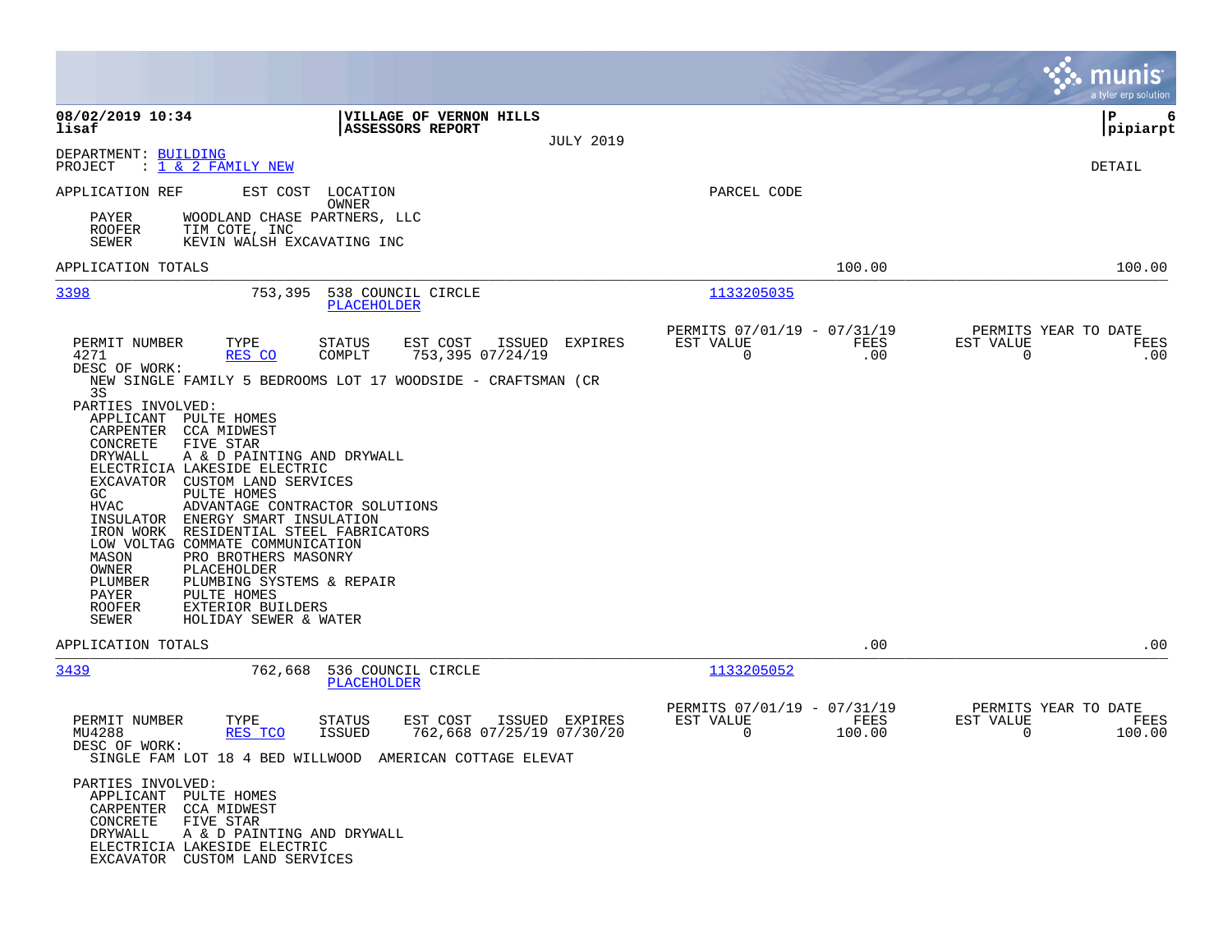**08/02/2019 10:34**
**lisaf**

**VILLAGE OF VERNON HILLS**
**ASSESSORS REPORT**

JULY 2019

**P 6**
**pipiarpt**

DEPARTMENT: BUILDING
PROJECT : 1 & 2 FAMILY NEW

DETAIL

APPLICATION REF    EST COST    LOCATION
OWNER
PARCEL CODE

PAYER    WOODLAND CHASE PARTNERS, LLC
ROOFER    TIM COTE, INC
SEWER    KEVIN WALSH EXCAVATING INC

APPLICATION TOTALS    100.00    100.00

---

**3398**    753,395    538 COUNCIL CIRCLE    1133205035
PLACEHOLDER

| PERMIT NUMBER | TYPE | STATUS | EST COST | ISSUED | EXPIRES | PERMITS 07/01/19 - 07/31/19 EST VALUE | FEES | PERMITS YEAR TO DATE EST VALUE | FEES |
|---|---|---|---|---|---|---|---|---|---|
| 4271 | RES CO | COMPLT | 753,395 | 07/24/19 | | 0 | .00 | 0 | .00 |

DESC OF WORK:
NEW SINGLE FAMILY 5 BEDROOMS LOT 17 WOODSIDE - CRAFTSMAN (CR 3S

PARTIES INVOLVED:
- APPLICANT    PULTE HOMES
- CARPENTER    CCA MIDWEST
- CONCRETE    FIVE STAR
- DRYWALL    A & D PAINTING AND DRYWALL
- ELECTRICIA LAKESIDE ELECTRIC
- EXCAVATOR    CUSTOM LAND SERVICES
- GC    PULTE HOMES
- HVAC    ADVANTAGE CONTRACTOR SOLUTIONS
- INSULATOR    ENERGY SMART INSULATION
- IRON WORK    RESIDENTIAL STEEL FABRICATORS
- LOW VOLTAG COMMATE COMMUNICATION
- MASON    PRO BROTHERS MASONRY
- OWNER    PLACEHOLDER
- PLUMBER    PLUMBING SYSTEMS & REPAIR
- PAYER    PULTE HOMES
- ROOFER    EXTERIOR BUILDERS
- SEWER    HOLIDAY SEWER & WATER

APPLICATION TOTALS    .00    .00

---

**3439**    762,668    536 COUNCIL CIRCLE    1133205052
PLACEHOLDER

| PERMIT NUMBER | TYPE | STATUS | EST COST | ISSUED | EXPIRES | PERMITS 07/01/19 - 07/31/19 EST VALUE | FEES | PERMITS YEAR TO DATE EST VALUE | FEES |
|---|---|---|---|---|---|---|---|---|---|
| MU4288 | RES TCO | ISSUED | 762,668 | 07/25/19 | 07/30/20 | 0 | 100.00 | 0 | 100.00 |

DESC OF WORK:
SINGLE FAM LOT 18 4 BED WILLWOOD AMERICAN COTTAGE ELEVAT

PARTIES INVOLVED:
- APPLICANT    PULTE HOMES
- CARPENTER    CCA MIDWEST
- CONCRETE    FIVE STAR
- DRYWALL    A & D PAINTING AND DRYWALL
- ELECTRICIA LAKESIDE ELECTRIC
- EXCAVATOR    CUSTOM LAND SERVICES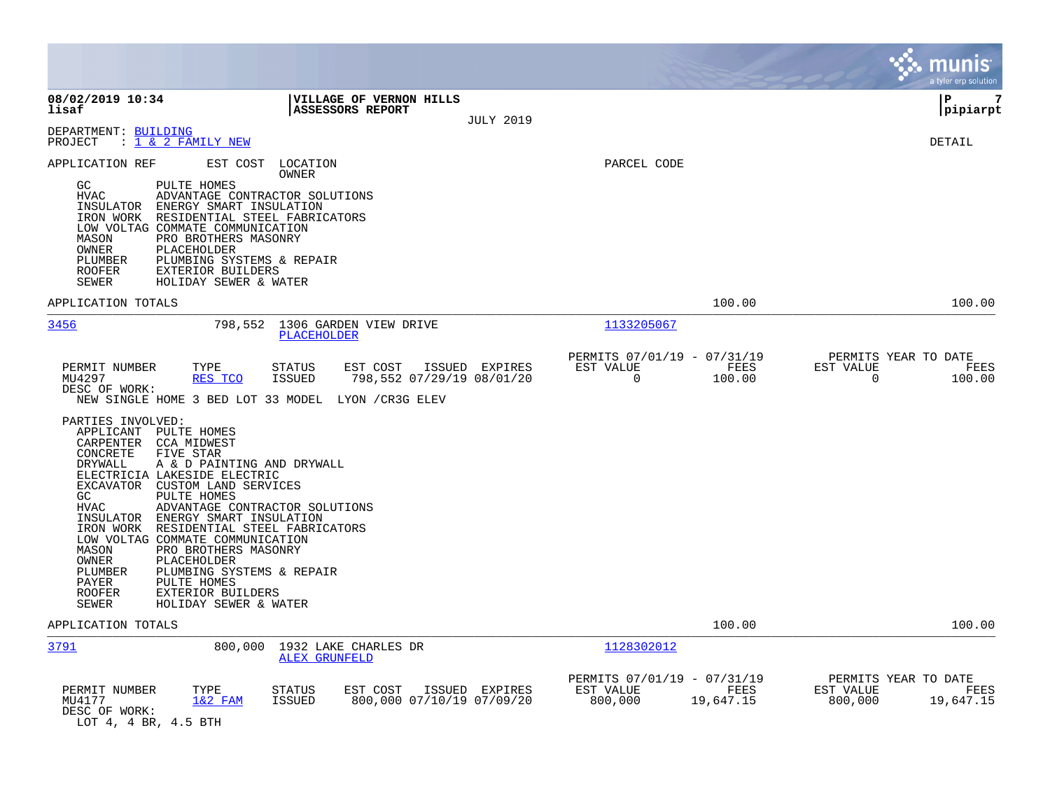**08/02/2019 10:34** | **VILLAGE OF VERNON HILLS** | **P 7**
**lisaf** | **ASSESSORS REPORT** | **pipiarpt**

JULY 2019

DEPARTMENT: BUILDING
PROJECT : 1 & 2 FAMILY NEW

DETAIL

APPLICATION REF EST COST LOCATION OWNER PARCEL CODE

```
GC          PULTE HOMES
HVAC        ADVANTAGE CONTRACTOR SOLUTIONS
INSULATOR   ENERGY SMART INSULATION
IRON WORK   RESIDENTIAL STEEL FABRICATORS
LOW VOLTAG  COMMATE COMMUNICATION
MASON       PRO BROTHERS MASONRY
OWNER       PLACEHOLDER
PLUMBER     PLUMBING SYSTEMS & REPAIR
ROOFER      EXTERIOR BUILDERS
SEWER       HOLIDAY SEWER & WATER
```

APPLICATION TOTALS — 100.00 — 100.00

---

**3456** — 798,552 — 1306 GARDEN VIEW DRIVE — PLACEHOLDER — 1133205067

| PERMIT NUMBER | TYPE | STATUS | EST COST | ISSUED | EXPIRES | PERMITS 07/01/19 - 07/31/19 EST VALUE | FEES | PERMITS YEAR TO DATE EST VALUE | FEES |
|---|---|---|---|---|---|---|---|---|---|
| MU4297 | RES TCO | ISSUED | 798,552 | 07/29/19 | 08/01/20 | 0 | 100.00 | 0 | 100.00 |

DESC OF WORK:
NEW SINGLE HOME 3 BED LOT 33 MODEL LYON /CR3G ELEV

PARTIES INVOLVED:

```
APPLICANT   PULTE HOMES
CARPENTER   CCA MIDWEST
CONCRETE    FIVE STAR
DRYWALL     A & D PAINTING AND DRYWALL
ELECTRICIA  LAKESIDE ELECTRIC
EXCAVATOR   CUSTOM LAND SERVICES
GC          PULTE HOMES
HVAC        ADVANTAGE CONTRACTOR SOLUTIONS
INSULATOR   ENERGY SMART INSULATION
IRON WORK   RESIDENTIAL STEEL FABRICATORS
LOW VOLTAG  COMMATE COMMUNICATION
MASON       PRO BROTHERS MASONRY
OWNER       PLACEHOLDER
PLUMBER     PLUMBING SYSTEMS & REPAIR
PAYER       PULTE HOMES
ROOFER      EXTERIOR BUILDERS
SEWER       HOLIDAY SEWER & WATER
```

APPLICATION TOTALS — 100.00 — 100.00

---

**3791** — 800,000 — 1932 LAKE CHARLES DR — ALEX GRUNFELD — 1128302012

| PERMIT NUMBER | TYPE | STATUS | EST COST | ISSUED | EXPIRES | PERMITS 07/01/19 - 07/31/19 EST VALUE | FEES | PERMITS YEAR TO DATE EST VALUE | FEES |
|---|---|---|---|---|---|---|---|---|---|
| MU4177 | 1&2 FAM | ISSUED | 800,000 | 07/10/19 | 07/09/20 | 800,000 | 19,647.15 | 800,000 | 19,647.15 |

DESC OF WORK:
LOT 4, 4 BR, 4.5 BTH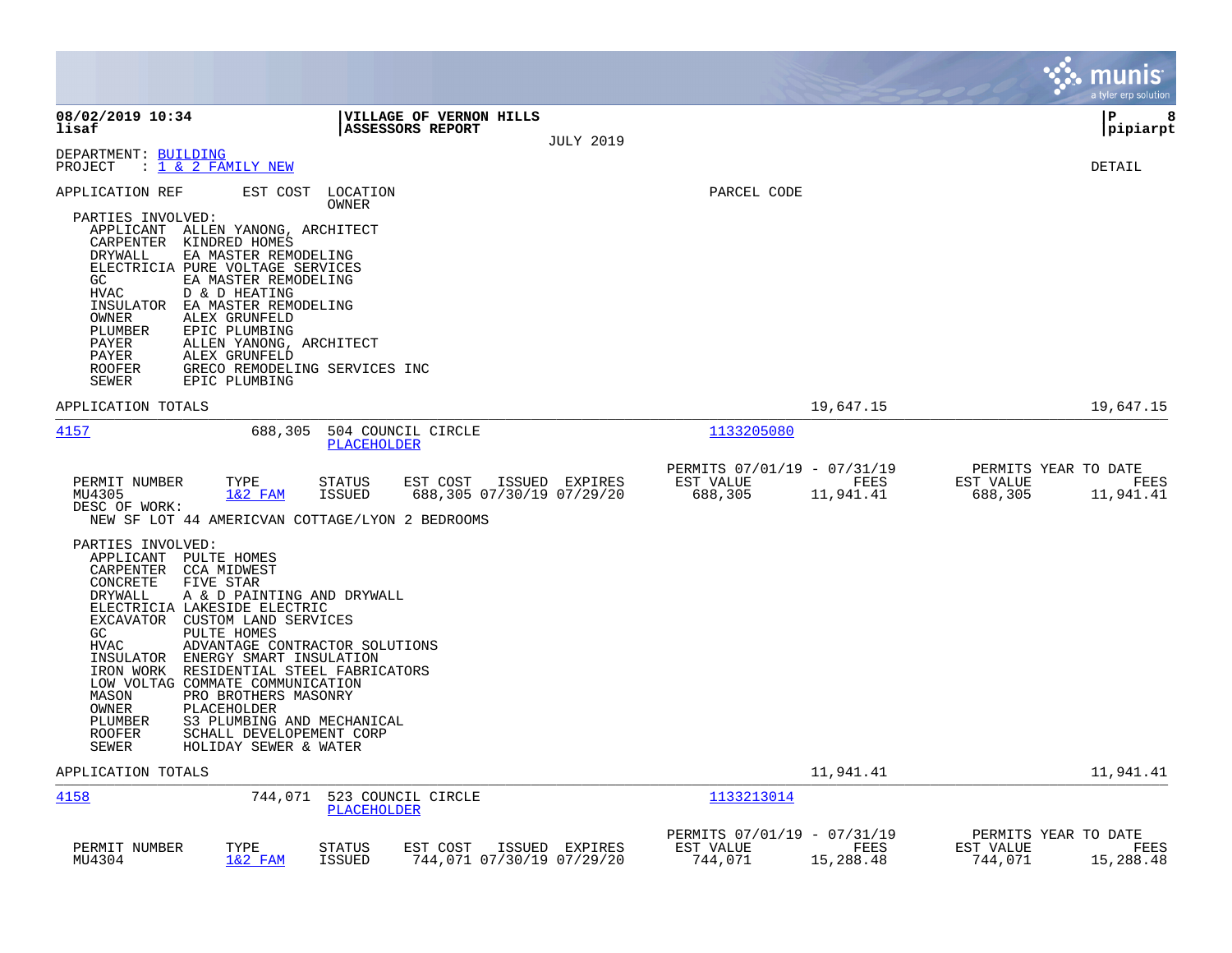**08/02/2019 10:34** | **VILLAGE OF VERNON HILLS** | **P 8**
**lisaf** | **ASSESSORS REPORT** | **pipiarpt**

JULY 2019

DEPARTMENT: BUILDING
PROJECT : 1 & 2 FAMILY NEW

DETAIL

APPLICATION REF | EST COST | LOCATION / OWNER | PARCEL CODE

PARTIES INVOLVED:

| Role | Name |
|---|---|
| APPLICANT | ALLEN YANONG, ARCHITECT |
| CARPENTER | KINDRED HOMES |
| DRYWALL | EA MASTER REMODELING |
| ELECTRICIA | PURE VOLTAGE SERVICES |
| GC | EA MASTER REMODELING |
| HVAC | D & D HEATING |
| INSULATOR | EA MASTER REMODELING |
| OWNER | ALEX GRUNFELD |
| PLUMBER | EPIC PLUMBING |
| PAYER | ALLEN YANONG, ARCHITECT |
| PAYER | ALEX GRUNFELD |
| ROOFER | GRECO REMODELING SERVICES INC |
| SEWER | EPIC PLUMBING |

APPLICATION TOTALS 19,647.15 19,647.15

---

**4157** | 688,305 | 504 COUNCIL CIRCLE / PLACEHOLDER | 1133205080

| PERMIT NUMBER | TYPE | STATUS | EST COST | ISSUED | EXPIRES | PERMITS 07/01/19 - 07/31/19 EST VALUE | FEES | PERMITS YEAR TO DATE EST VALUE | FEES |
|---|---|---|---|---|---|---|---|---|---|
| MU4305 | 1&2 FAM | ISSUED | 688,305 | 07/30/19 | 07/29/20 | 688,305 | 11,941.41 | 688,305 | 11,941.41 |

DESC OF WORK:
NEW SF LOT 44 AMERICVAN COTTAGE/LYON 2 BEDROOMS

PARTIES INVOLVED:

| Role | Name |
|---|---|
| APPLICANT | PULTE HOMES |
| CARPENTER | CCA MIDWEST |
| CONCRETE | FIVE STAR |
| DRYWALL | A & D PAINTING AND DRYWALL |
| ELECTRICIA | LAKESIDE ELECTRIC |
| EXCAVATOR | CUSTOM LAND SERVICES |
| GC | PULTE HOMES |
| HVAC | ADVANTAGE CONTRACTOR SOLUTIONS |
| INSULATOR | ENERGY SMART INSULATION |
| IRON WORK | RESIDENTIAL STEEL FABRICATORS |
| LOW VOLTAG | COMMATE COMMUNICATION |
| MASON | PRO BROTHERS MASONRY |
| OWNER | PLACEHOLDER |
| PLUMBER | S3 PLUMBING AND MECHANICAL |
| ROOFER | SCHALL DEVELOPEMENT CORP |
| SEWER | HOLIDAY SEWER & WATER |

APPLICATION TOTALS 11,941.41 11,941.41

---

**4158** | 744,071 | 523 COUNCIL CIRCLE / PLACEHOLDER | 1133213014

| PERMIT NUMBER | TYPE | STATUS | EST COST | ISSUED | EXPIRES | PERMITS 07/01/19 - 07/31/19 EST VALUE | FEES | PERMITS YEAR TO DATE EST VALUE | FEES |
|---|---|---|---|---|---|---|---|---|---|
| MU4304 | 1&2 FAM | ISSUED | 744,071 | 07/30/19 | 07/29/20 | 744,071 | 15,288.48 | 744,071 | 15,288.48 |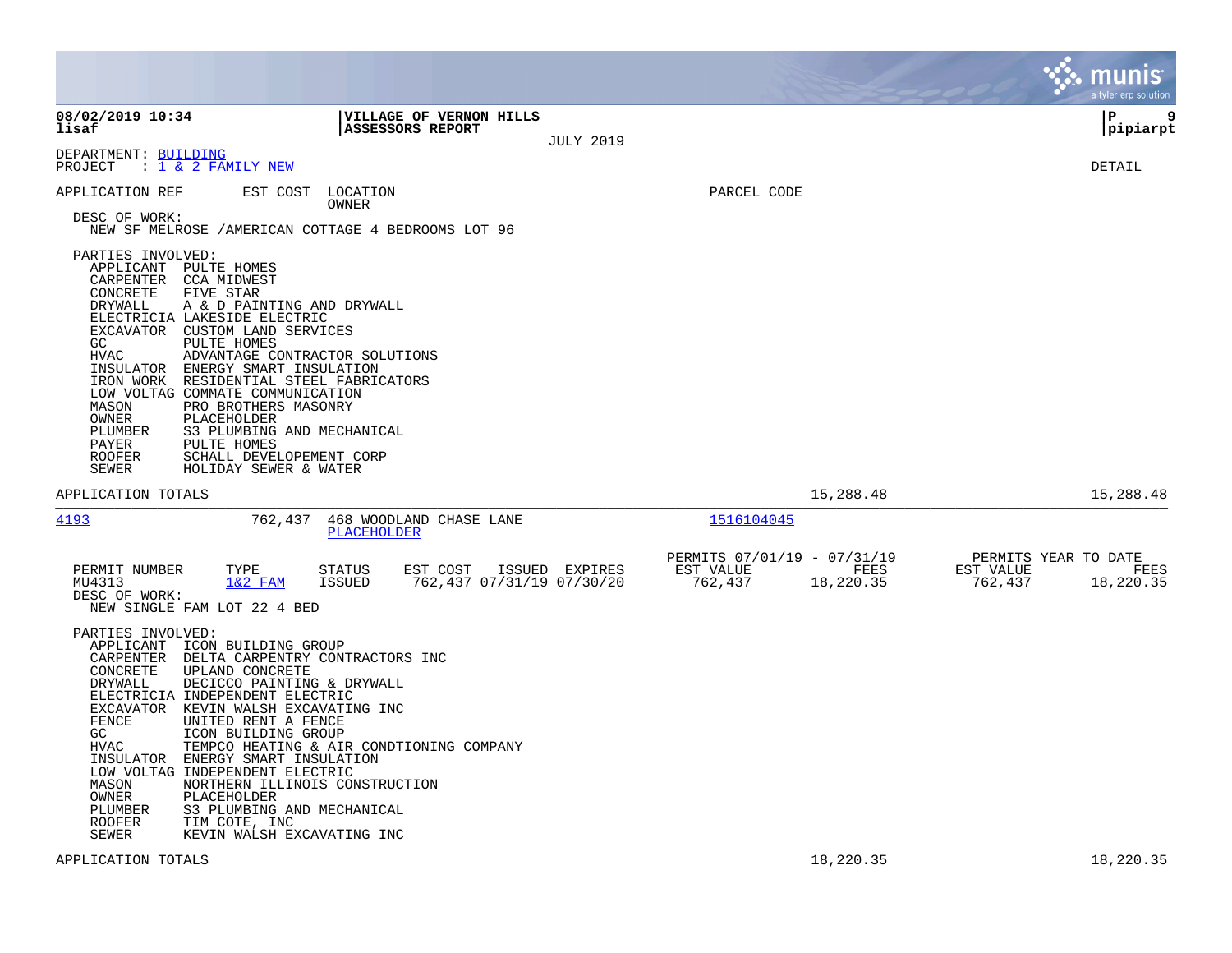DEPARTMENT: BUILDING
PROJECT : 1 & 2 FAMILY NEW

DETAIL

| APPLICATION REF | EST COST | LOCATION / OWNER | PARCEL CODE |
|---|---|---|---|

DESC OF WORK:
NEW SF MELROSE /AMERICAN COTTAGE 4 BEDROOMS LOT 96

PARTIES INVOLVED:

| Role | Party |
|---|---|
| APPLICANT | PULTE HOMES |
| CARPENTER | CCA MIDWEST |
| CONCRETE | FIVE STAR |
| DRYWALL | A & D PAINTING AND DRYWALL |
| ELECTRICIA | LAKESIDE ELECTRIC |
| EXCAVATOR | CUSTOM LAND SERVICES |
| GC | PULTE HOMES |
| HVAC | ADVANTAGE CONTRACTOR SOLUTIONS |
| INSULATOR | ENERGY SMART INSULATION |
| IRON WORK | RESIDENTIAL STEEL FABRICATORS |
| LOW VOLTAG | COMMATE COMMUNICATION |
| MASON | PRO BROTHERS MASONRY |
| OWNER | PLACEHOLDER |
| PLUMBER | S3 PLUMBING AND MECHANICAL |
| PAYER | PULTE HOMES |
| ROOFER | SCHALL DEVELOPEMENT CORP |
| SEWER | HOLIDAY SEWER & WATER |

APPLICATION TOTALS 15,288.48 15,288.48

---

4193 762,437 468 WOODLAND CHASE LANE PLACEHOLDER 1516104045

| PERMIT NUMBER | TYPE | STATUS | EST COST | ISSUED | EXPIRES | PERMITS 07/01/19 - 07/31/19 EST VALUE | FEES | PERMITS YEAR TO DATE EST VALUE | FEES |
|---|---|---|---|---|---|---|---|---|---|
| MU4313 | 1&2 FAM | ISSUED | 762,437 | 07/31/19 | 07/30/20 | 762,437 | 18,220.35 | 762,437 | 18,220.35 |

DESC OF WORK:
NEW SINGLE FAM LOT 22 4 BED

PARTIES INVOLVED:

| Role | Party |
|---|---|
| APPLICANT | ICON BUILDING GROUP |
| CARPENTER | DELTA CARPENTRY CONTRACTORS INC |
| CONCRETE | UPLAND CONCRETE |
| DRYWALL | DECICCO PAINTING & DRYWALL |
| ELECTRICIA | INDEPENDENT ELECTRIC |
| EXCAVATOR | KEVIN WALSH EXCAVATING INC |
| FENCE | UNITED RENT A FENCE |
| GC | ICON BUILDING GROUP |
| HVAC | TEMPCO HEATING & AIR CONDTIONING COMPANY |
| INSULATOR | ENERGY SMART INSULATION |
| LOW VOLTAG | INDEPENDENT ELECTRIC |
| MASON | NORTHERN ILLINOIS CONSTRUCTION |
| OWNER | PLACEHOLDER |
| PLUMBER | S3 PLUMBING AND MECHANICAL |
| ROOFER | TIM COTE, INC |
| SEWER | KEVIN WALSH EXCAVATING INC |

APPLICATION TOTALS 18,220.35 18,220.35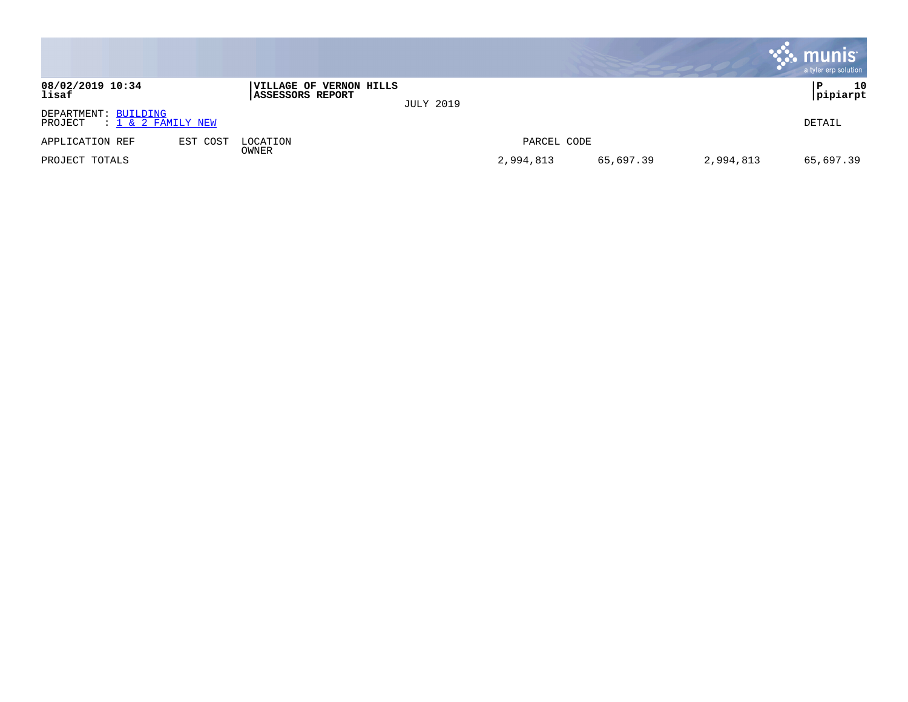**VILLAGE OF VERNON HILLS**
**ASSESSORS REPORT**

JULY 2019

DEPARTMENT: BUILDING
PROJECT : 1 & 2 FAMILY NEW

DETAIL

| APPLICATION REF | EST COST | LOCATION / OWNER | PARCEL CODE | | | |
|---|---|---|---|---|---|---|
| PROJECT TOTALS | | | 2,994,813 | 65,697.39 | 2,994,813 | 65,697.39 |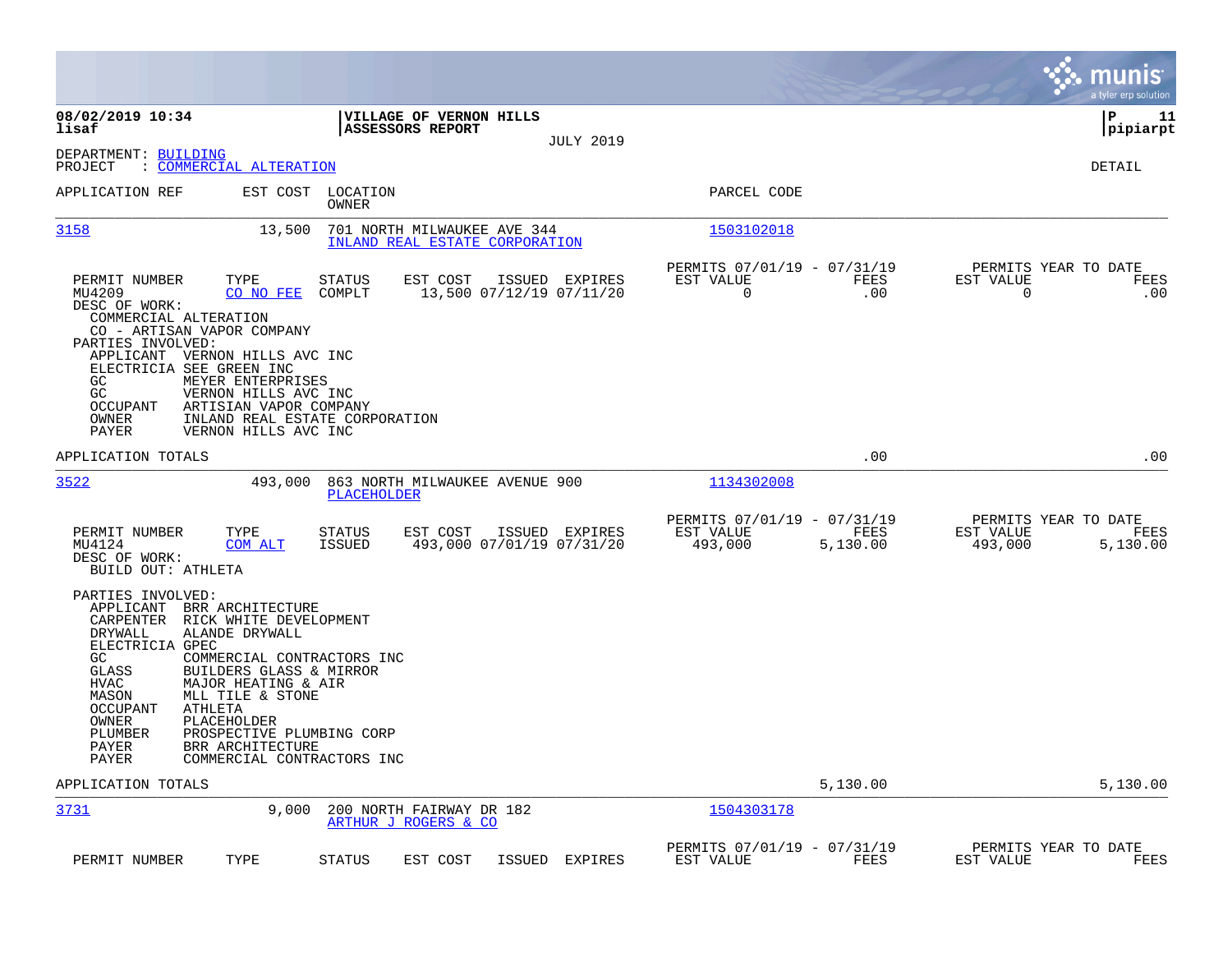08/02/2019 10:34 **VILLAGE OF VERNON HILLS**
lisaf **ASSESSORS REPORT**
JULY 2019

pipiarpt

DEPARTMENT: BUILDING
PROJECT : COMMERCIAL ALTERATION

DETAIL

| APPLICATION REF | EST COST | LOCATION / OWNER | PARCEL CODE |
|---|---|---|---|
| 3158 | 13,500 | 701 NORTH MILWAUKEE AVE 344 / INLAND REAL ESTATE CORPORATION | 1503102018 |

| PERMIT NUMBER | TYPE | STATUS | EST COST | ISSUED | EXPIRES | PERMITS 07/01/19 - 07/31/19 EST VALUE | FEES | PERMITS YEAR TO DATE EST VALUE | FEES |
|---|---|---|---|---|---|---|---|---|---|
| MU4209 | CO NO FEE | COMPLT | 13,500 | 07/12/19 | 07/11/20 | 0 | .00 | 0 | .00 |

DESC OF WORK:
COMMERCIAL ALTERATION
CO - ARTISAN VAPOR COMPANY

PARTIES INVOLVED:
- APPLICANT VERNON HILLS AVC INC
- ELECTRICIA SEE GREEN INC
- GC MEYER ENTERPRISES
- GC VERNON HILLS AVC INC
- OCCUPANT ARTISIAN VAPOR COMPANY
- OWNER INLAND REAL ESTATE CORPORATION
- PAYER VERNON HILLS AVC INC

APPLICATION TOTALS .00 .00

| APPLICATION REF | EST COST | LOCATION / OWNER | PARCEL CODE |
|---|---|---|---|
| 3522 | 493,000 | 863 NORTH MILWAUKEE AVENUE 900 / PLACEHOLDER | 1134302008 |

| PERMIT NUMBER | TYPE | STATUS | EST COST | ISSUED | EXPIRES | PERMITS 07/01/19 - 07/31/19 EST VALUE | FEES | PERMITS YEAR TO DATE EST VALUE | FEES |
|---|---|---|---|---|---|---|---|---|---|
| MU4124 | COM ALT | ISSUED | 493,000 | 07/01/19 | 07/31/20 | 493,000 | 5,130.00 | 493,000 | 5,130.00 |

DESC OF WORK:
BUILD OUT: ATHLETA

PARTIES INVOLVED:
- APPLICANT BRR ARCHITECTURE
- CARPENTER RICK WHITE DEVELOPMENT
- DRYWALL ALANDE DRYWALL
- ELECTRICIA GPEC
- GC COMMERCIAL CONTRACTORS INC
- GLASS BUILDERS GLASS & MIRROR
- HVAC MAJOR HEATING & AIR
- MASON MLL TILE & STONE
- OCCUPANT ATHLETA
- OWNER PLACEHOLDER
- PLUMBER PROSPECTIVE PLUMBING CORP
- PAYER BRR ARCHITECTURE
- PAYER COMMERCIAL CONTRACTORS INC

APPLICATION TOTALS 5,130.00 5,130.00

| APPLICATION REF | EST COST | LOCATION / OWNER | PARCEL CODE |
|---|---|---|---|
| 3731 | 9,000 | 200 NORTH FAIRWAY DR 182 / ARTHUR J ROGERS & CO | 1504303178 |

| PERMIT NUMBER | TYPE | STATUS | EST COST | ISSUED | EXPIRES | PERMITS 07/01/19 - 07/31/19 EST VALUE | FEES | PERMITS YEAR TO DATE EST VALUE | FEES |
|---|---|---|---|---|---|---|---|---|---|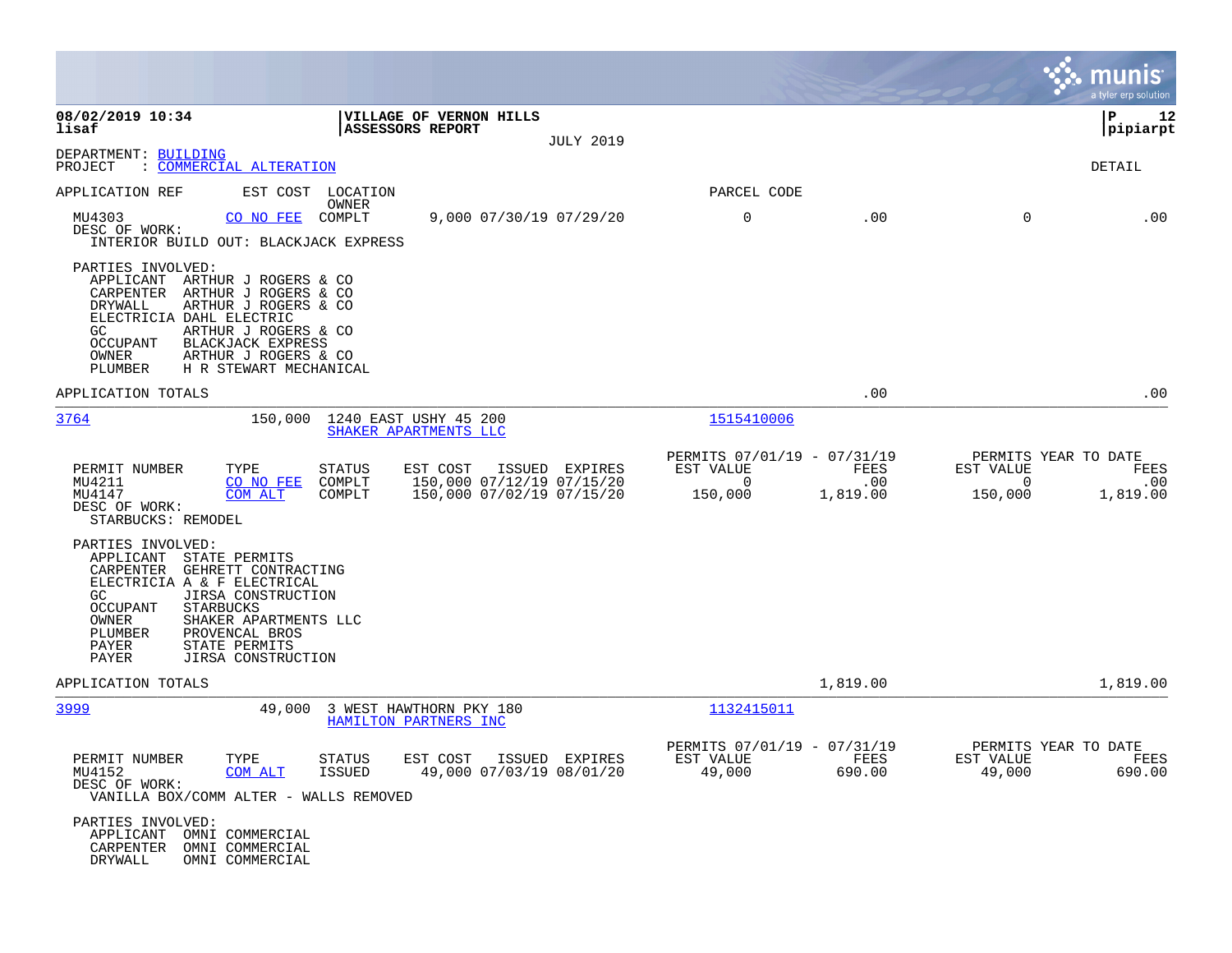**08/02/2019 10:34** | **VILLAGE OF VERNON HILLS** | **P 12**
**lisaf** | **ASSESSORS REPORT** | **pipiarpt**

JULY 2019

DEPARTMENT: BUILDING
PROJECT : COMMERCIAL ALTERATION

DETAIL

| APPLICATION REF | EST COST | LOCATION / OWNER | | PARCEL CODE | | | |
|---|---|---|---|---|---|---|---|
| MU4303 | CO NO FEE | COMPLT | 9,000 07/30/19 07/29/20 | 0 | .00 | 0 | .00 |

DESC OF WORK:
INTERIOR BUILD OUT: BLACKJACK EXPRESS

PARTIES INVOLVED:
- APPLICANT ARTHUR J ROGERS & CO
- CARPENTER ARTHUR J ROGERS & CO
- DRYWALL ARTHUR J ROGERS & CO
- ELECTRICIA DAHL ELECTRIC
- GC ARTHUR J ROGERS & CO
- OCCUPANT BLACKJACK EXPRESS
- OWNER ARTHUR J ROGERS & CO
- PLUMBER H R STEWART MECHANICAL

APPLICATION TOTALS .00 .00

---

**3764** — 150,000 — 1240 EAST USHY 45 200 — SHAKER APARTMENTS LLC — Parcel: 1515410006

| PERMIT NUMBER | TYPE | STATUS | EST COST | ISSUED | EXPIRES | PERMITS 07/01/19 - 07/31/19 EST VALUE | FEES | PERMITS YEAR TO DATE EST VALUE | FEES |
|---|---|---|---|---|---|---|---|---|---|
| MU4211 | CO NO FEE | COMPLT | 150,000 | 07/12/19 | 07/15/20 | 0 | .00 | 0 | .00 |
| MU4147 | COM ALT | COMPLT | 150,000 | 07/02/19 | 07/15/20 | 150,000 | 1,819.00 | 150,000 | 1,819.00 |

DESC OF WORK:
STARBUCKS: REMODEL

PARTIES INVOLVED:
- APPLICANT STATE PERMITS
- CARPENTER GEHRETT CONTRACTING
- ELECTRICIA A & F ELECTRICAL
- GC JIRSA CONSTRUCTION
- OCCUPANT STARBUCKS
- OWNER SHAKER APARTMENTS LLC
- PLUMBER PROVENCAL BROS
- PAYER STATE PERMITS
- PAYER JIRSA CONSTRUCTION

APPLICATION TOTALS 1,819.00 1,819.00

---

**3999** — 49,000 — 3 WEST HAWTHORN PKY 180 — HAMILTON PARTNERS INC — Parcel: 1132415011

| PERMIT NUMBER | TYPE | STATUS | EST COST | ISSUED | EXPIRES | PERMITS 07/01/19 - 07/31/19 EST VALUE | FEES | PERMITS YEAR TO DATE EST VALUE | FEES |
|---|---|---|---|---|---|---|---|---|---|
| MU4152 | COM ALT | ISSUED | 49,000 | 07/03/19 | 08/01/20 | 49,000 | 690.00 | 49,000 | 690.00 |

DESC OF WORK:
VANILLA BOX/COMM ALTER - WALLS REMOVED

PARTIES INVOLVED:
- APPLICANT OMNI COMMERCIAL
- CARPENTER OMNI COMMERCIAL
- DRYWALL OMNI COMMERCIAL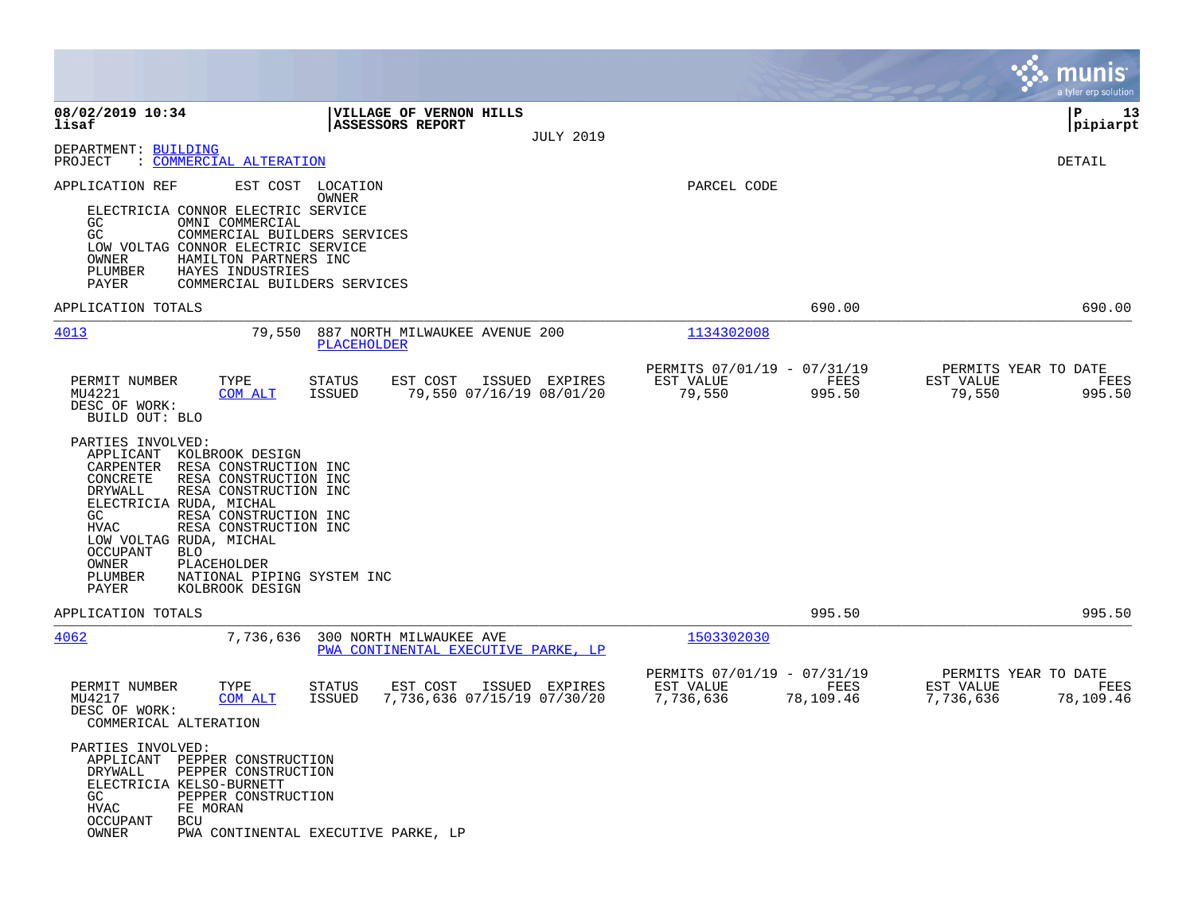**VILLAGE OF VERNON HILLS**
**ASSESSORS REPORT**
JULY 2019

08/02/2019 10:34
lisaf

P 13
pipiarpt

DEPARTMENT: BUILDING
PROJECT : COMMERCIAL ALTERATION

DETAIL

APPLICATION REF EST COST LOCATION PARCEL CODE
OWNER

```
    ELECTRICIA CONNOR ELECTRIC SERVICE
    GC         OMNI COMMERCIAL
    GC         COMMERCIAL BUILDERS SERVICES
    LOW VOLTAG CONNOR ELECTRIC SERVICE
    OWNER      HAMILTON PARTNERS INC
    PLUMBER    HAYES INDUSTRIES
    PAYER      COMMERCIAL BUILDERS SERVICES
```

APPLICATION TOTALS 690.00 690.00

---

**4013** 79,550 887 NORTH MILWAUKEE AVENUE 200 — 1134302008
PLACEHOLDER

| PERMIT NUMBER | TYPE | STATUS | EST COST | ISSUED | EXPIRES | PERMITS 07/01/19 - 07/31/19 EST VALUE | FEES | PERMITS YEAR TO DATE EST VALUE | FEES |
|---|---|---|---|---|---|---|---|---|---|
| MU4221 | COM ALT | ISSUED | 79,550 | 07/16/19 | 08/01/20 | 79,550 | 995.50 | 79,550 | 995.50 |

DESC OF WORK:
BUILD OUT: BLO

PARTIES INVOLVED:

```
    APPLICANT  KOLBROOK DESIGN
    CARPENTER  RESA CONSTRUCTION INC
    CONCRETE   RESA CONSTRUCTION INC
    DRYWALL    RESA CONSTRUCTION INC
    ELECTRICIA RUDA, MICHAL
    GC         RESA CONSTRUCTION INC
    HVAC       RESA CONSTRUCTION INC
    LOW VOLTAG RUDA, MICHAL
    OCCUPANT   BLO
    OWNER      PLACEHOLDER
    PLUMBER    NATIONAL PIPING SYSTEM INC
    PAYER      KOLBROOK DESIGN
```

APPLICATION TOTALS 995.50 995.50

---

**4062** 7,736,636 300 NORTH MILWAUKEE AVE — 1503302030
PWA CONTINENTAL EXECUTIVE PARKE, LP

| PERMIT NUMBER | TYPE | STATUS | EST COST | ISSUED | EXPIRES | PERMITS 07/01/19 - 07/31/19 EST VALUE | FEES | PERMITS YEAR TO DATE EST VALUE | FEES |
|---|---|---|---|---|---|---|---|---|---|
| MU4217 | COM ALT | ISSUED | 7,736,636 | 07/15/19 | 07/30/20 | 7,736,636 | 78,109.46 | 7,736,636 | 78,109.46 |

DESC OF WORK:
COMMERICAL ALTERATION

PARTIES INVOLVED:

```
    APPLICANT  PEPPER CONSTRUCTION
    DRYWALL    PEPPER CONSTRUCTION
    ELECTRICIA KELSO-BURNETT
    GC         PEPPER CONSTRUCTION
    HVAC       FE MORAN
    OCCUPANT   BCU
    OWNER      PWA CONTINENTAL EXECUTIVE PARKE, LP
```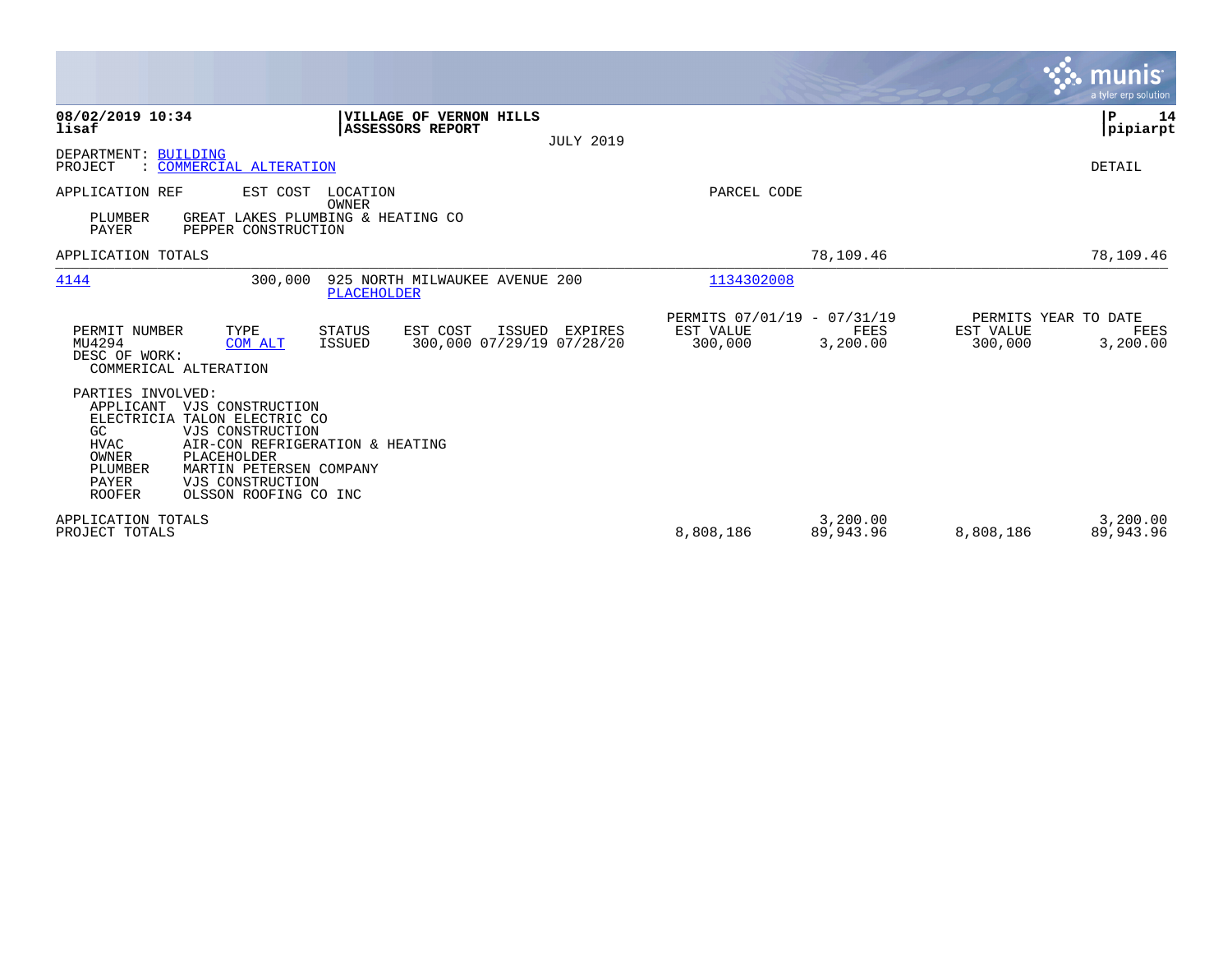08/02/2019 10:34
lisaf

**VILLAGE OF VERNON HILLS**
**ASSESSORS REPORT**

JULY 2019

P 14
pipiarpt

DEPARTMENT: BUILDING
PROJECT : COMMERCIAL ALTERATION

DETAIL

APPLICATION REF EST COST LOCATION PARCEL CODE
OWNER

PLUMBER GREAT LAKES PLUMBING & HEATING CO
PAYER PEPPER CONSTRUCTION

APPLICATION TOTALS 78,109.46 78,109.46

---

4144 300,000 925 NORTH MILWAUKEE AVENUE 200 1134302008
PLACEHOLDER

| PERMIT NUMBER | TYPE | STATUS | EST COST | ISSUED | EXPIRES | PERMITS 07/01/19 - 07/31/19 EST VALUE | FEES | PERMITS YEAR TO DATE EST VALUE | FEES |
|---|---|---|---|---|---|---|---|---|---|
| MU4294 | COM ALT | ISSUED | 300,000 | 07/29/19 | 07/28/20 | 300,000 | 3,200.00 | 300,000 | 3,200.00 |

DESC OF WORK:
COMMERICAL ALTERATION

PARTIES INVOLVED:
- APPLICANT VJS CONSTRUCTION
- ELECTRICIA TALON ELECTRIC CO
- GC VJS CONSTRUCTION
- HVAC AIR-CON REFRIGERATION & HEATING
- OWNER PLACEHOLDER
- PLUMBER MARTIN PETERSEN COMPANY
- PAYER VJS CONSTRUCTION
- ROOFER OLSSON ROOFING CO INC

| | EST VALUE | FEES | EST VALUE | FEES |
|---|---|---|---|---|
| APPLICATION TOTALS | | 3,200.00 | | 3,200.00 |
| PROJECT TOTALS | 8,808,186 | 89,943.96 | 8,808,186 | 89,943.96 |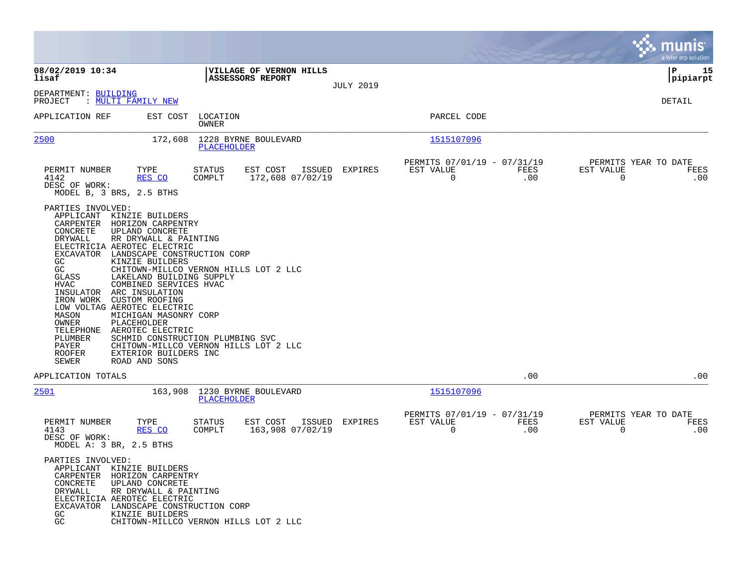**08/02/2019 10:34** | **VILLAGE OF VERNON HILLS** | **P 15**
**lisaf** | **ASSESSORS REPORT** | **pipiarpt**

JULY 2019

DEPARTMENT: BUILDING
PROJECT : MULTI FAMILY NEW

DETAIL

| APPLICATION REF | EST COST | LOCATION / OWNER | PARCEL CODE |
|---|---|---|---|
| 2500 | 172,608 | 1228 BYRNE BOULEVARD / PLACEHOLDER | 1515107096 |

| PERMIT NUMBER | TYPE | STATUS | EST COST | ISSUED | EXPIRES | PERMITS 07/01/19 - 07/31/19 EST VALUE | FEES | PERMITS YEAR TO DATE EST VALUE | FEES |
|---|---|---|---|---|---|---|---|---|---|
| 4142 | RES CO | COMPLT | 172,608 | 07/02/19 | | 0 | .00 | 0 | .00 |

DESC OF WORK:
MODEL B, 3 BRS, 2.5 BTHS

PARTIES INVOLVED:

| | |
|---|---|
| APPLICANT | KINZIE BUILDERS |
| CARPENTER | HORIZON CARPENTRY |
| CONCRETE | UPLAND CONCRETE |
| DRYWALL | RR DRYWALL & PAINTING |
| ELECTRICIA | AEROTEC ELECTRIC |
| EXCAVATOR | LANDSCAPE CONSTRUCTION CORP |
| GC | KINZIE BUILDERS |
| GC | CHITOWN-MILLCO VERNON HILLS LOT 2 LLC |
| GLASS | LAKELAND BUILDING SUPPLY |
| HVAC | COMBINED SERVICES HVAC |
| INSULATOR | ARC INSULATION |
| IRON WORK | CUSTOM ROOFING |
| LOW VOLTAG | AEROTEC ELECTRIC |
| MASON | MICHIGAN MASONRY CORP |
| OWNER | PLACEHOLDER |
| TELEPHONE | AEROTEC ELECTRIC |
| PLUMBER | SCHMID CONSTRUCTION PLUMBING SVC |
| PAYER | CHITOWN-MILLCO VERNON HILLS LOT 2 LLC |
| ROOFER | EXTERIOR BUILDERS INC |
| SEWER | ROAD AND SONS |

APPLICATION TOTALS .00 .00

| APPLICATION REF | EST COST | LOCATION / OWNER | PARCEL CODE |
|---|---|---|---|
| 2501 | 163,908 | 1230 BYRNE BOULEVARD / PLACEHOLDER | 1515107096 |

| PERMIT NUMBER | TYPE | STATUS | EST COST | ISSUED | EXPIRES | PERMITS 07/01/19 - 07/31/19 EST VALUE | FEES | PERMITS YEAR TO DATE EST VALUE | FEES |
|---|---|---|---|---|---|---|---|---|---|
| 4143 | RES CO | COMPLT | 163,908 | 07/02/19 | | 0 | .00 | 0 | .00 |

DESC OF WORK:
MODEL A: 3 BR, 2.5 BTHS

PARTIES INVOLVED:

| | |
|---|---|
| APPLICANT | KINZIE BUILDERS |
| CARPENTER | HORIZON CARPENTRY |
| CONCRETE | UPLAND CONCRETE |
| DRYWALL | RR DRYWALL & PAINTING |
| ELECTRICIA | AEROTEC ELECTRIC |
| EXCAVATOR | LANDSCAPE CONSTRUCTION CORP |
| GC | KINZIE BUILDERS |
| GC | CHITOWN-MILLCO VERNON HILLS LOT 2 LLC |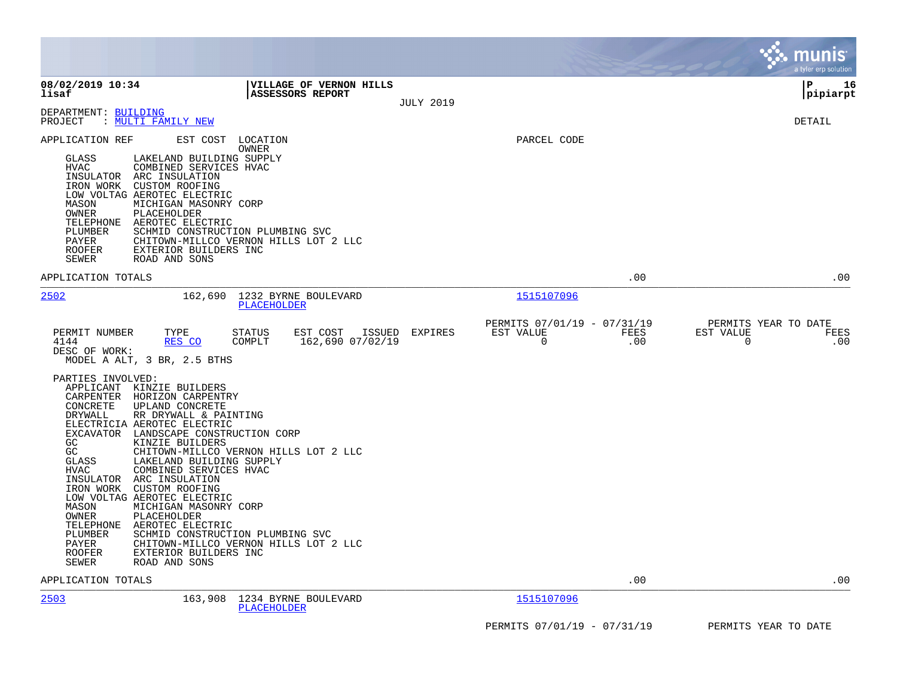**VILLAGE OF VERNON HILLS**
**ASSESSORS REPORT**
JULY 2019

DEPARTMENT: BUILDING
PROJECT : MULTI FAMILY NEW

DETAIL

APPLICATION REF    EST COST    LOCATION / OWNER    PARCEL CODE

- GLASS — LAKELAND BUILDING SUPPLY
- HVAC — COMBINED SERVICES HVAC
- INSULATOR — ARC INSULATION
- IRON WORK — CUSTOM ROOFING
- LOW VOLTAG — AEROTEC ELECTRIC
- MASON — MICHIGAN MASONRY CORP
- OWNER — PLACEHOLDER
- TELEPHONE — AEROTEC ELECTRIC
- PLUMBER — SCHMID CONSTRUCTION PLUMBING SVC
- PAYER — CHITOWN-MILLCO VERNON HILLS LOT 2 LLC
- ROOFER — EXTERIOR BUILDERS INC
- SEWER — ROAD AND SONS

APPLICATION TOTALS .00 .00

---

**2502** — 162,690 — 1232 BYRNE BOULEVARD — PLACEHOLDER — Parcel 1515107096

| PERMIT NUMBER | TYPE | STATUS | EST COST | ISSUED | EXPIRES | PERMITS 07/01/19 - 07/31/19 EST VALUE | FEES | PERMITS YEAR TO DATE EST VALUE | FEES |
|---|---|---|---|---|---|---|---|---|---|
| 4144 | RES CO | COMPLT | 162,690 | 07/02/19 | | 0 | .00 | 0 | .00 |

DESC OF WORK:
MODEL A ALT, 3 BR, 2.5 BTHS

PARTIES INVOLVED:
- APPLICANT — KINZIE BUILDERS
- CARPENTER — HORIZON CARPENTRY
- CONCRETE — UPLAND CONCRETE
- DRYWALL — RR DRYWALL & PAINTING
- ELECTRICIA — AEROTEC ELECTRIC
- EXCAVATOR — LANDSCAPE CONSTRUCTION CORP
- GC — KINZIE BUILDERS
- GC — CHITOWN-MILLCO VERNON HILLS LOT 2 LLC
- GLASS — LAKELAND BUILDING SUPPLY
- HVAC — COMBINED SERVICES HVAC
- INSULATOR — ARC INSULATION
- IRON WORK — CUSTOM ROOFING
- LOW VOLTAG — AEROTEC ELECTRIC
- MASON — MICHIGAN MASONRY CORP
- OWNER — PLACEHOLDER
- TELEPHONE — AEROTEC ELECTRIC
- PLUMBER — SCHMID CONSTRUCTION PLUMBING SVC
- PAYER — CHITOWN-MILLCO VERNON HILLS LOT 2 LLC
- ROOFER — EXTERIOR BUILDERS INC
- SEWER — ROAD AND SONS

APPLICATION TOTALS .00 .00

---

**2503** — 163,908 — 1234 BYRNE BOULEVARD — PLACEHOLDER — Parcel 1515107096

PERMITS 07/01/19 - 07/31/19    PERMITS YEAR TO DATE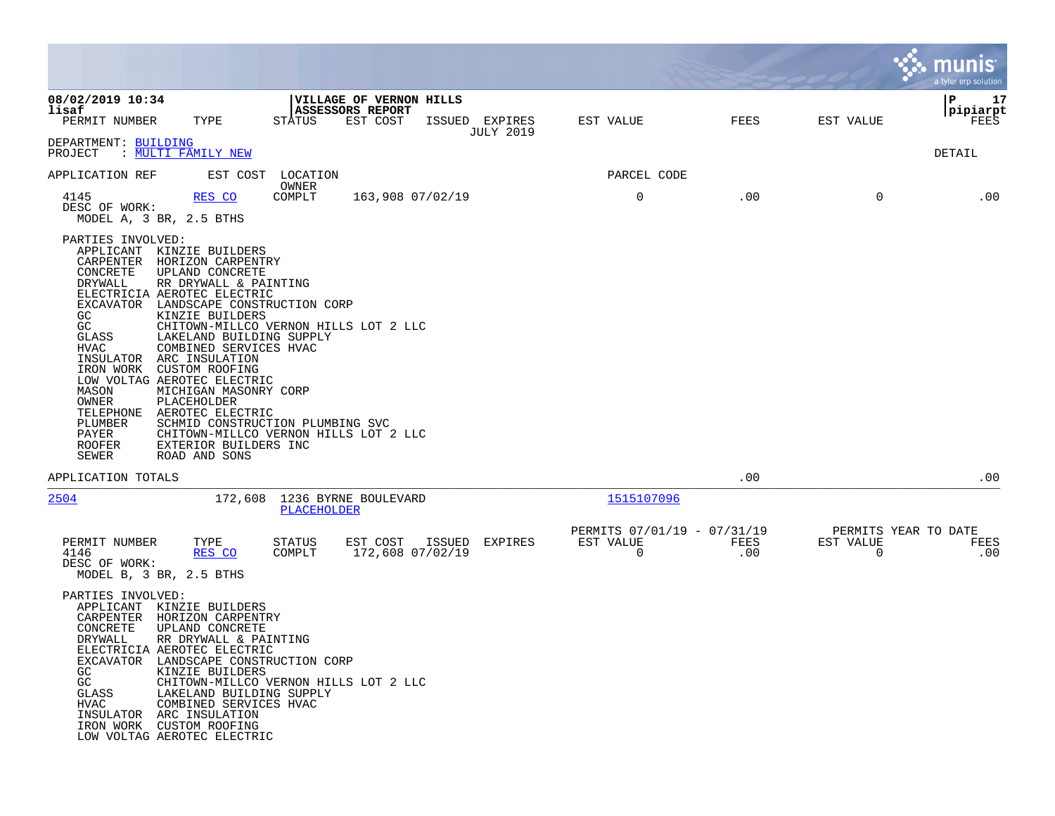**VILLAGE OF VERNON HILLS**
**ASSESSORS REPORT**

| PERMIT NUMBER | TYPE | STATUS | EST COST | ISSUED | EXPIRES | EST VALUE | FEES | EST VALUE | FEES |
|---|---|---|---|---|---|---|---|---|---|

JULY 2019

DEPARTMENT: BUILDING
PROJECT : MULTI FAMILY NEW

DETAIL

| APPLICATION REF | EST COST | LOCATION / OWNER | | | | PARCEL CODE | | | |
|---|---|---|---|---|---|---|---|---|---|
| 4145 | RES CO | COMPT | 163,908 | 07/02/19 | | 0 | .00 | 0 | .00 |

DESC OF WORK:
MODEL A, 3 BR, 2.5 BTHS

PARTIES INVOLVED:

- APPLICANT KINZIE BUILDERS
- CARPENTER HORIZON CARPENTRY
- CONCRETE UPLAND CONCRETE
- DRYWALL RR DRYWALL & PAINTING
- ELECTRICIA AEROTEC ELECTRIC
- EXCAVATOR LANDSCAPE CONSTRUCTION CORP
- GC KINZIE BUILDERS
- GC CHITOWN-MILLCO VERNON HILLS LOT 2 LLC
- GLASS LAKELAND BUILDING SUPPLY
- HVAC COMBINED SERVICES HVAC
- INSULATOR ARC INSULATION
- IRON WORK CUSTOM ROOFING
- LOW VOLTAG AEROTEC ELECTRIC
- MASON MICHIGAN MASONRY CORP
- OWNER PLACEHOLDER
- TELEPHONE AEROTEC ELECTRIC
- PLUMBER SCHMID CONSTRUCTION PLUMBING SVC
- PAYER CHITOWN-MILLCO VERNON HILLS LOT 2 LLC
- ROOFER EXTERIOR BUILDERS INC
- SEWER ROAD AND SONS

APPLICATION TOTALS .00 .00

| APPLICATION REF | EST COST | LOCATION | OWNER | PARCEL CODE |
|---|---|---|---|---|
| 2504 | 172,608 | 1236 BYRNE BOULEVARD | PLACEHOLDER | 1515107096 |

| PERMIT NUMBER | TYPE | STATUS | EST COST | ISSUED | EXPIRES | PERMITS 07/01/19 - 07/31/19 EST VALUE | FEES | PERMITS YEAR TO DATE EST VALUE | FEES |
|---|---|---|---|---|---|---|---|---|---|
| 4146 | RES CO | COMPLT | 172,608 | 07/02/19 | | 0 | .00 | 0 | .00 |

DESC OF WORK:
MODEL B, 3 BR, 2.5 BTHS

PARTIES INVOLVED:

- APPLICANT KINZIE BUILDERS
- CARPENTER HORIZON CARPENTRY
- CONCRETE UPLAND CONCRETE
- DRYWALL RR DRYWALL & PAINTING
- ELECTRICIA AEROTEC ELECTRIC
- EXCAVATOR LANDSCAPE CONSTRUCTION CORP
- GC KINZIE BUILDERS
- GC CHITOWN-MILLCO VERNON HILLS LOT 2 LLC
- GLASS LAKELAND BUILDING SUPPLY
- HVAC COMBINED SERVICES HVAC
- INSULATOR ARC INSULATION
- IRON WORK CUSTOM ROOFING
- LOW VOLTAG AEROTEC ELECTRIC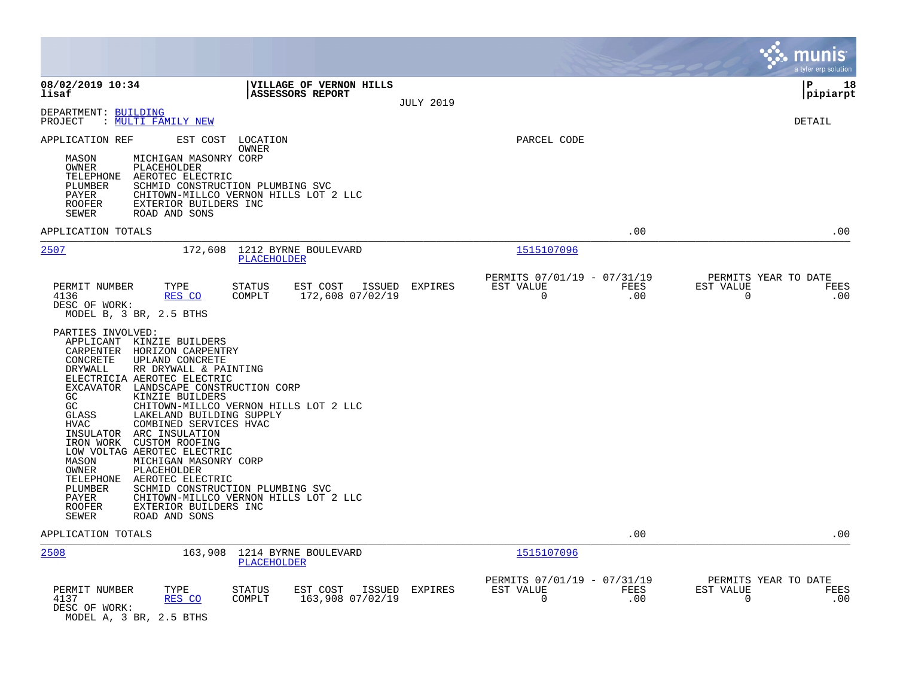**08/02/2019 10:34** | **VILLAGE OF VERNON HILLS** | **P 18**
**lisaf** | **ASSESSORS REPORT** | **pipiarpt**

JULY 2019

DEPARTMENT: BUILDING
PROJECT : MULTI FAMILY NEW

DETAIL

APPLICATION REF    EST COST   LOCATION    PARCEL CODE
OWNER

| Role | Party |
|---|---|
| MASON | MICHIGAN MASONRY CORP |
| OWNER | PLACEHOLDER |
| TELEPHONE | AEROTEC ELECTRIC |
| PLUMBER | SCHMID CONSTRUCTION PLUMBING SVC |
| PAYER | CHITOWN-MILLCO VERNON HILLS LOT 2 LLC |
| ROOFER | EXTERIOR BUILDERS INC |
| SEWER | ROAD AND SONS |

APPLICATION TOTALS .00 .00

---

**2507** 172,608 1212 BYRNE BOULEVARD — PLACEHOLDER — Parcel: 1515107096

| PERMIT NUMBER | TYPE | STATUS | EST COST | ISSUED | EXPIRES | PERMITS 07/01/19 - 07/31/19 EST VALUE | FEES | PERMITS YEAR TO DATE EST VALUE | FEES |
|---|---|---|---|---|---|---|---|---|---|
| 4136 | RES CO | COMPLT | 172,608 | 07/02/19 | | 0 | .00 | 0 | .00 |

DESC OF WORK:
MODEL B, 3 BR, 2.5 BTHS

PARTIES INVOLVED:

| Role | Party |
|---|---|
| APPLICANT | KINZIE BUILDERS |
| CARPENTER | HORIZON CARPENTRY |
| CONCRETE | UPLAND CONCRETE |
| DRYWALL | RR DRYWALL & PAINTING |
| ELECTRICIA | AEROTEC ELECTRIC |
| EXCAVATOR | LANDSCAPE CONSTRUCTION CORP |
| GC | KINZIE BUILDERS |
| GC | CHITOWN-MILLCO VERNON HILLS LOT 2 LLC |
| GLASS | LAKELAND BUILDING SUPPLY |
| HVAC | COMBINED SERVICES HVAC |
| INSULATOR | ARC INSULATION |
| IRON WORK | CUSTOM ROOFING |
| LOW VOLTAG | AEROTEC ELECTRIC |
| MASON | MICHIGAN MASONRY CORP |
| OWNER | PLACEHOLDER |
| TELEPHONE | AEROTEC ELECTRIC |
| PLUMBER | SCHMID CONSTRUCTION PLUMBING SVC |
| PAYER | CHITOWN-MILLCO VERNON HILLS LOT 2 LLC |
| ROOFER | EXTERIOR BUILDERS INC |
| SEWER | ROAD AND SONS |

APPLICATION TOTALS .00 .00

---

**2508** 163,908 1214 BYRNE BOULEVARD — PLACEHOLDER — Parcel: 1515107096

| PERMIT NUMBER | TYPE | STATUS | EST COST | ISSUED | EXPIRES | PERMITS 07/01/19 - 07/31/19 EST VALUE | FEES | PERMITS YEAR TO DATE EST VALUE | FEES |
|---|---|---|---|---|---|---|---|---|---|
| 4137 | RES CO | COMPLT | 163,908 | 07/02/19 | | 0 | .00 | 0 | .00 |

DESC OF WORK:
MODEL A, 3 BR, 2.5 BTHS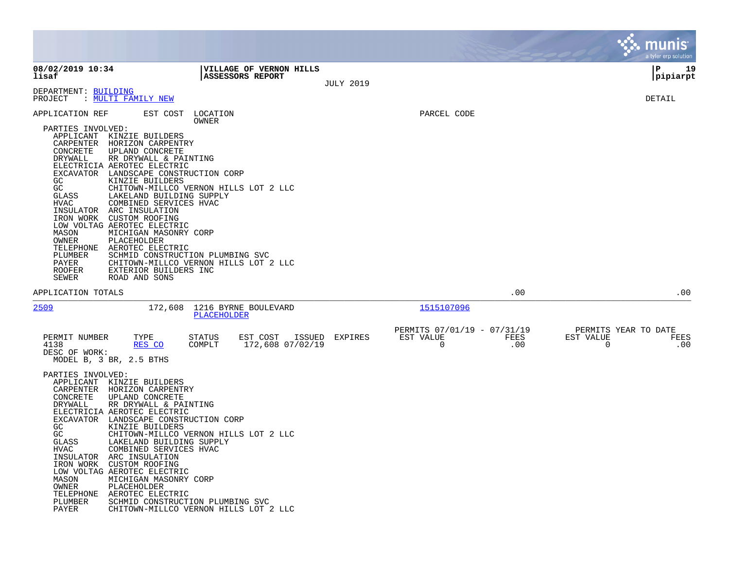**08/02/2019 10:34** | **VILLAGE OF VERNON HILLS** | **P 19**
**lisaf** | **ASSESSORS REPORT** | **pipiarpt**

JULY 2019

DEPARTMENT: BUILDING
PROJECT : MULTI FAMILY NEW

DETAIL

APPLICATION REF | EST COST | LOCATION / OWNER | PARCEL CODE

PARTIES INVOLVED:

| Role | Party |
|---|---|
| APPLICANT | KINZIE BUILDERS |
| CARPENTER | HORIZON CARPENTRY |
| CONCRETE | UPLAND CONCRETE |
| DRYWALL | RR DRYWALL & PAINTING |
| ELECTRICIA | AEROTEC ELECTRIC |
| EXCAVATOR | LANDSCAPE CONSTRUCTION CORP |
| GC | KINZIE BUILDERS |
| GC | CHITOWN-MILLCO VERNON HILLS LOT 2 LLC |
| GLASS | LAKELAND BUILDING SUPPLY |
| HVAC | COMBINED SERVICES HVAC |
| INSULATOR | ARC INSULATION |
| IRON WORK | CUSTOM ROOFING |
| LOW VOLTAG | AEROTEC ELECTRIC |
| MASON | MICHIGAN MASONRY CORP |
| OWNER | PLACEHOLDER |
| TELEPHONE | AEROTEC ELECTRIC |
| PLUMBER | SCHMID CONSTRUCTION PLUMBING SVC |
| PAYER | CHITOWN-MILLCO VERNON HILLS LOT 2 LLC |
| ROOFER | EXTERIOR BUILDERS INC |
| SEWER | ROAD AND SONS |

APPLICATION TOTALS .00 .00

---

2509 | 172,608 | 1216 BYRNE BOULEVARD / PLACEHOLDER | 1515107096

| PERMIT NUMBER | TYPE | STATUS | EST COST | ISSUED | EXPIRES | PERMITS 07/01/19 - 07/31/19 EST VALUE | FEES | PERMITS YEAR TO DATE EST VALUE | FEES |
|---|---|---|---|---|---|---|---|---|---|
| 4138 | RES CO | COMPLT | 172,608 | 07/02/19 | | 0 | .00 | 0 | .00 |

DESC OF WORK:
MODEL B, 3 BR, 2.5 BTHS

PARTIES INVOLVED:

| Role | Party |
|---|---|
| APPLICANT | KINZIE BUILDERS |
| CARPENTER | HORIZON CARPENTRY |
| CONCRETE | UPLAND CONCRETE |
| DRYWALL | RR DRYWALL & PAINTING |
| ELECTRICIA | AEROTEC ELECTRIC |
| EXCAVATOR | LANDSCAPE CONSTRUCTION CORP |
| GC | KINZIE BUILDERS |
| GC | CHITOWN-MILLCO VERNON HILLS LOT 2 LLC |
| GLASS | LAKELAND BUILDING SUPPLY |
| HVAC | COMBINED SERVICES HVAC |
| INSULATOR | ARC INSULATION |
| IRON WORK | CUSTOM ROOFING |
| LOW VOLTAG | AEROTEC ELECTRIC |
| MASON | MICHIGAN MASONRY CORP |
| OWNER | PLACEHOLDER |
| TELEPHONE | AEROTEC ELECTRIC |
| PLUMBER | SCHMID CONSTRUCTION PLUMBING SVC |
| PAYER | CHITOWN-MILLCO VERNON HILLS LOT 2 LLC |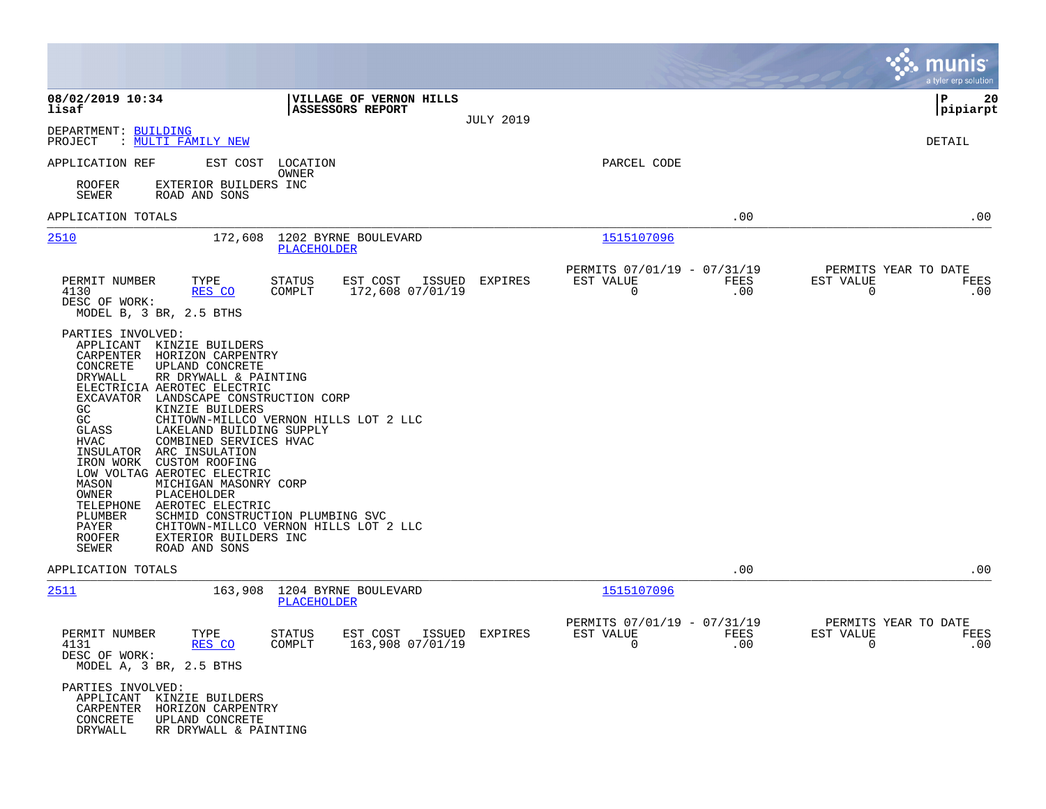**08/02/2019 10:34** | **VILLAGE OF VERNON HILLS** | **P 20**
**lisaf** | **ASSESSORS REPORT** | **pipiarpt**
JULY 2019

DEPARTMENT: BUILDING
PROJECT : MULTI FAMILY NEW

DETAIL

APPLICATION REF | EST COST | LOCATION / OWNER | PARCEL CODE

ROOFER EXTERIOR BUILDERS INC
SEWER ROAD AND SONS

APPLICATION TOTALS .00 .00

---

**2510** 172,608 1202 BYRNE BOULEVARD
PLACEHOLDER
1515107096

| PERMIT NUMBER | TYPE | STATUS | EST COST | ISSUED | EXPIRES | PERMITS 07/01/19 - 07/31/19 EST VALUE | FEES | PERMITS YEAR TO DATE EST VALUE | FEES |
|---|---|---|---|---|---|---|---|---|---|
| 4130 | RES CO | COMPLT | 172,608 | 07/01/19 | | 0 | .00 | 0 | .00 |

DESC OF WORK:
MODEL B, 3 BR, 2.5 BTHS

PARTIES INVOLVED:
- APPLICANT KINZIE BUILDERS
- CARPENTER HORIZON CARPENTRY
- CONCRETE UPLAND CONCRETE
- DRYWALL RR DRYWALL & PAINTING
- ELECTRICIA AEROTEC ELECTRIC
- EXCAVATOR LANDSCAPE CONSTRUCTION CORP
- GC KINZIE BUILDERS
- GC CHITOWN-MILLCO VERNON HILLS LOT 2 LLC
- GLASS LAKELAND BUILDING SUPPLY
- HVAC COMBINED SERVICES HVAC
- INSULATOR ARC INSULATION
- IRON WORK CUSTOM ROOFING
- LOW VOLTAG AEROTEC ELECTRIC
- MASON MICHIGAN MASONRY CORP
- OWNER PLACEHOLDER
- TELEPHONE AEROTEC ELECTRIC
- PLUMBER SCHMID CONSTRUCTION PLUMBING SVC
- PAYER CHITOWN-MILLCO VERNON HILLS LOT 2 LLC
- ROOFER EXTERIOR BUILDERS INC
- SEWER ROAD AND SONS

APPLICATION TOTALS .00 .00

---

**2511** 163,908 1204 BYRNE BOULEVARD
PLACEHOLDER
1515107096

| PERMIT NUMBER | TYPE | STATUS | EST COST | ISSUED | EXPIRES | PERMITS 07/01/19 - 07/31/19 EST VALUE | FEES | PERMITS YEAR TO DATE EST VALUE | FEES |
|---|---|---|---|---|---|---|---|---|---|
| 4131 | RES CO | COMPLT | 163,908 | 07/01/19 | | 0 | .00 | 0 | .00 |

DESC OF WORK:
MODEL A, 3 BR, 2.5 BTHS

PARTIES INVOLVED:
- APPLICANT KINZIE BUILDERS
- CARPENTER HORIZON CARPENTRY
- CONCRETE UPLAND CONCRETE
- DRYWALL RR DRYWALL & PAINTING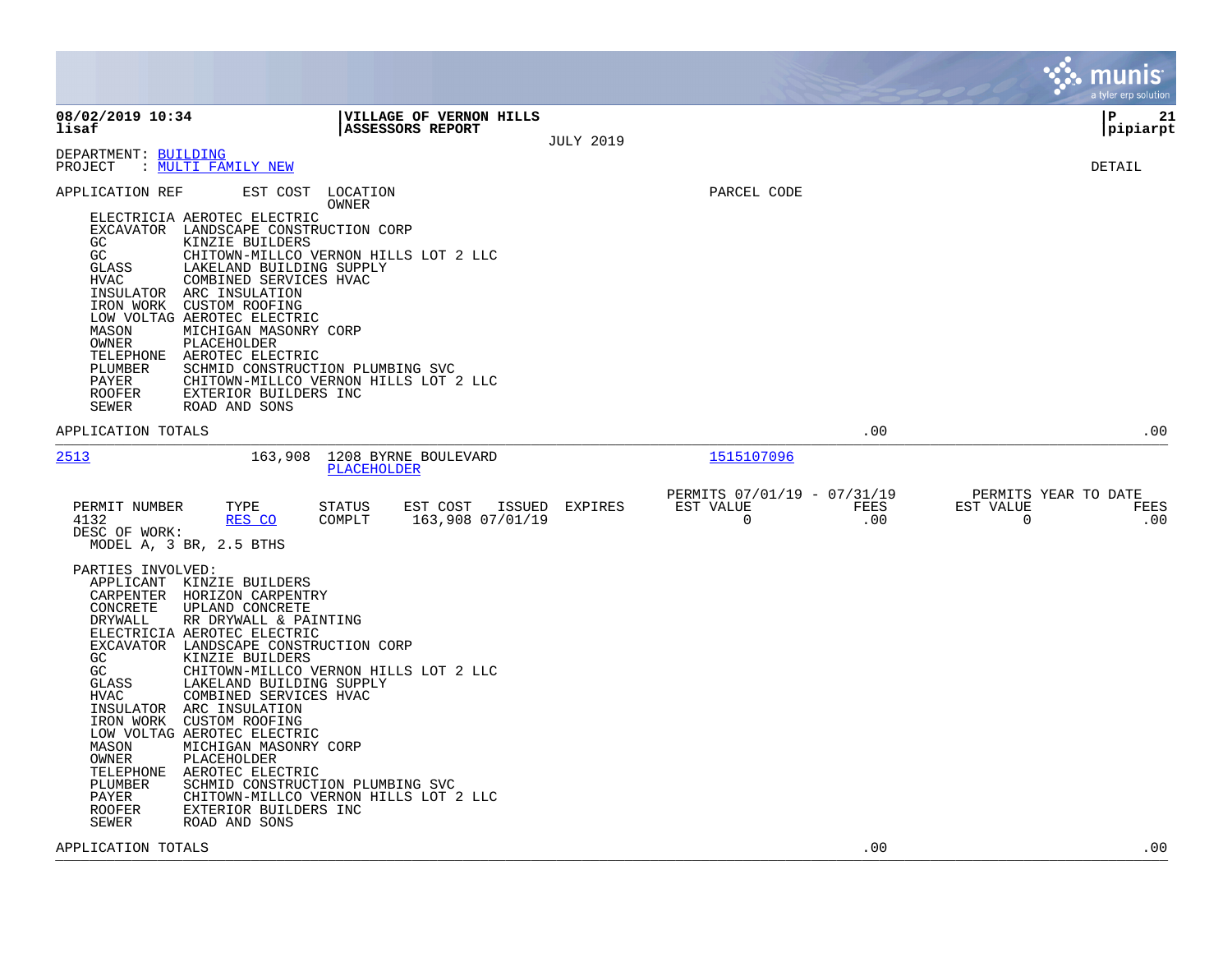**08/02/2019 10:34**
**lisaf**

**VILLAGE OF VERNON HILLS**
**ASSESSORS REPORT**

JULY 2019

DEPARTMENT: BUILDING
PROJECT : MULTI FAMILY NEW

DETAIL

APPLICATION REF    EST COST    LOCATION
                                OWNER                                PARCEL CODE

| Role | Party |
|---|---|
| ELECTRICIA | AEROTEC ELECTRIC |
| EXCAVATOR | LANDSCAPE CONSTRUCTION CORP |
| GC | KINZIE BUILDERS |
| GC | CHITOWN-MILLCO VERNON HILLS LOT 2 LLC |
| GLASS | LAKELAND BUILDING SUPPLY |
| HVAC | COMBINED SERVICES HVAC |
| INSULATOR | ARC INSULATION |
| IRON WORK | CUSTOM ROOFING |
| LOW VOLTAG | AEROTEC ELECTRIC |
| MASON | MICHIGAN MASONRY CORP |
| OWNER | PLACEHOLDER |
| TELEPHONE | AEROTEC ELECTRIC |
| PLUMBER | SCHMID CONSTRUCTION PLUMBING SVC |
| PAYER | CHITOWN-MILLCO VERNON HILLS LOT 2 LLC |
| ROOFER | EXTERIOR BUILDERS INC |
| SEWER | ROAD AND SONS |

APPLICATION TOTALS .00 .00

---

**2513**    163,908    1208 BYRNE BOULEVARD
PLACEHOLDER    1515107096

| PERMIT NUMBER | TYPE | STATUS | EST COST | ISSUED | EXPIRES | PERMITS 07/01/19 - 07/31/19 EST VALUE | FEES | PERMITS YEAR TO DATE EST VALUE | FEES |
|---|---|---|---|---|---|---|---|---|---|
| 4132 | RES CO | COMPLT | 163,908 | 07/01/19 | | 0 | .00 | 0 | .00 |

DESC OF WORK:
MODEL A, 3 BR, 2.5 BTHS

PARTIES INVOLVED:

| Role | Party |
|---|---|
| APPLICANT | KINZIE BUILDERS |
| CARPENTER | HORIZON CARPENTRY |
| CONCRETE | UPLAND CONCRETE |
| DRYWALL | RR DRYWALL & PAINTING |
| ELECTRICIA | AEROTEC ELECTRIC |
| EXCAVATOR | LANDSCAPE CONSTRUCTION CORP |
| GC | KINZIE BUILDERS |
| GC | CHITOWN-MILLCO VERNON HILLS LOT 2 LLC |
| GLASS | LAKELAND BUILDING SUPPLY |
| HVAC | COMBINED SERVICES HVAC |
| INSULATOR | ARC INSULATION |
| IRON WORK | CUSTOM ROOFING |
| LOW VOLTAG | AEROTEC ELECTRIC |
| MASON | MICHIGAN MASONRY CORP |
| OWNER | PLACEHOLDER |
| TELEPHONE | AEROTEC ELECTRIC |
| PLUMBER | SCHMID CONSTRUCTION PLUMBING SVC |
| PAYER | CHITOWN-MILLCO VERNON HILLS LOT 2 LLC |
| ROOFER | EXTERIOR BUILDERS INC |
| SEWER | ROAD AND SONS |

APPLICATION TOTALS .00 .00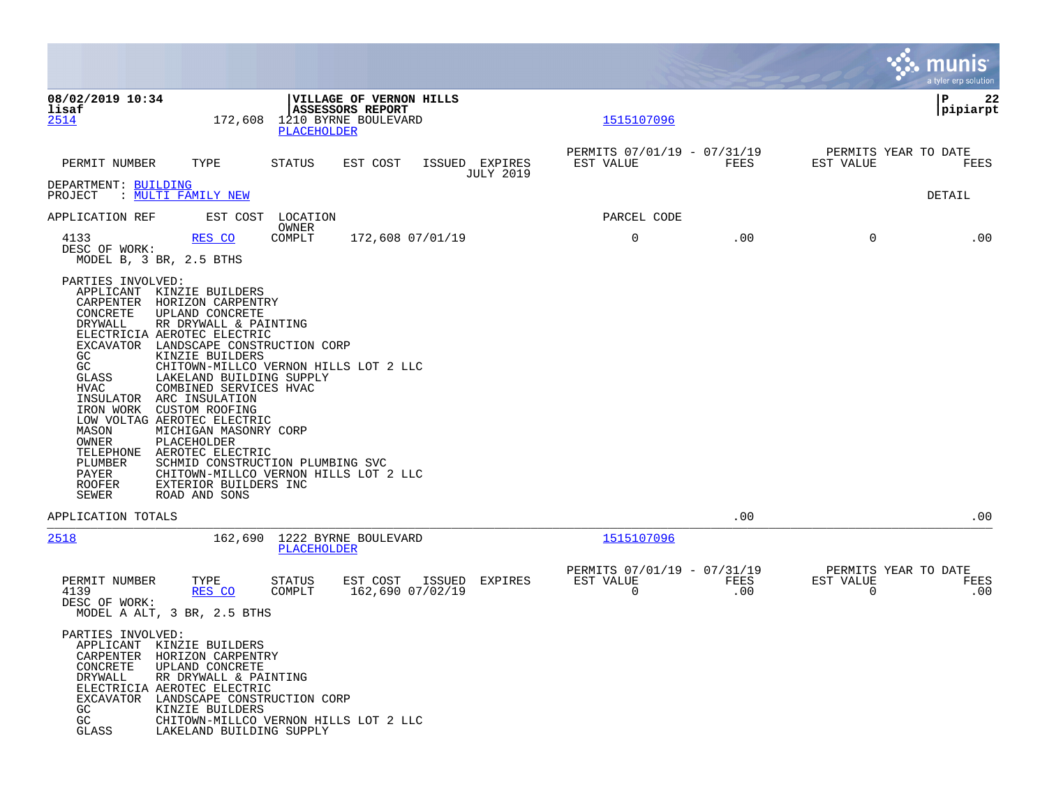**VILLAGE OF VERNON HILLS**
**ASSESSORS REPORT**

08/02/2019 10:34
lisaf

2514 &nbsp;&nbsp; 172,608 &nbsp;&nbsp; 1210 BYRNE BOULEVARD &nbsp;&nbsp; 1515107096
PLACEHOLDER

| PERMIT NUMBER | TYPE | STATUS | EST COST | ISSUED | EXPIRES | PERMITS 07/01/19 - 07/31/19 EST VALUE | FEES | PERMITS YEAR TO DATE EST VALUE | FEES |
|---|---|---|---|---|---|---|---|---|---|

JULY 2019

DEPARTMENT: BUILDING
PROJECT : MULTI FAMILY NEW

DETAIL

| APPLICATION REF | EST COST | LOCATION OWNER | | | PARCEL CODE | | | |
|---|---|---|---|---|---|---|---|---|
| 4133 | RES CO | COMPLT | 172,608 | 07/01/19 | 0 | .00 | 0 | .00 |

DESC OF WORK:
MODEL B, 3 BR, 2.5 BTHS

PARTIES INVOLVED:

- APPLICANT KINZIE BUILDERS
- CARPENTER HORIZON CARPENTRY
- CONCRETE UPLAND CONCRETE
- DRYWALL RR DRYWALL & PAINTING
- ELECTRICIA AEROTEC ELECTRIC
- EXCAVATOR LANDSCAPE CONSTRUCTION CORP
- GC KINZIE BUILDERS
- GC CHITOWN-MILLCO VERNON HILLS LOT 2 LLC
- GLASS LAKELAND BUILDING SUPPLY
- HVAC COMBINED SERVICES HVAC
- INSULATOR ARC INSULATION
- IRON WORK CUSTOM ROOFING
- LOW VOLTAG AEROTEC ELECTRIC
- MASON MICHIGAN MASONRY CORP
- OWNER PLACEHOLDER
- TELEPHONE AEROTEC ELECTRIC
- PLUMBER SCHMID CONSTRUCTION PLUMBING SVC
- PAYER CHITOWN-MILLCO VERNON HILLS LOT 2 LLC
- ROOFER EXTERIOR BUILDERS INC
- SEWER ROAD AND SONS

APPLICATION TOTALS &nbsp;&nbsp; .00 &nbsp;&nbsp; .00

---

2518 &nbsp;&nbsp; 162,690 &nbsp;&nbsp; 1222 BYRNE BOULEVARD &nbsp;&nbsp; 1515107096
PLACEHOLDER

| PERMIT NUMBER | TYPE | STATUS | EST COST | ISSUED | EXPIRES | PERMITS 07/01/19 - 07/31/19 EST VALUE | FEES | PERMITS YEAR TO DATE EST VALUE | FEES |
|---|---|---|---|---|---|---|---|---|---|
| 4139 | RES CO | COMPLT | 162,690 | 07/02/19 | | 0 | .00 | 0 | .00 |

DESC OF WORK:
MODEL A ALT, 3 BR, 2.5 BTHS

PARTIES INVOLVED:

- APPLICANT KINZIE BUILDERS
- CARPENTER HORIZON CARPENTRY
- CONCRETE UPLAND CONCRETE
- DRYWALL RR DRYWALL & PAINTING
- ELECTRICIA AEROTEC ELECTRIC
- EXCAVATOR LANDSCAPE CONSTRUCTION CORP
- GC KINZIE BUILDERS
- GC CHITOWN-MILLCO VERNON HILLS LOT 2 LLC
- GLASS LAKELAND BUILDING SUPPLY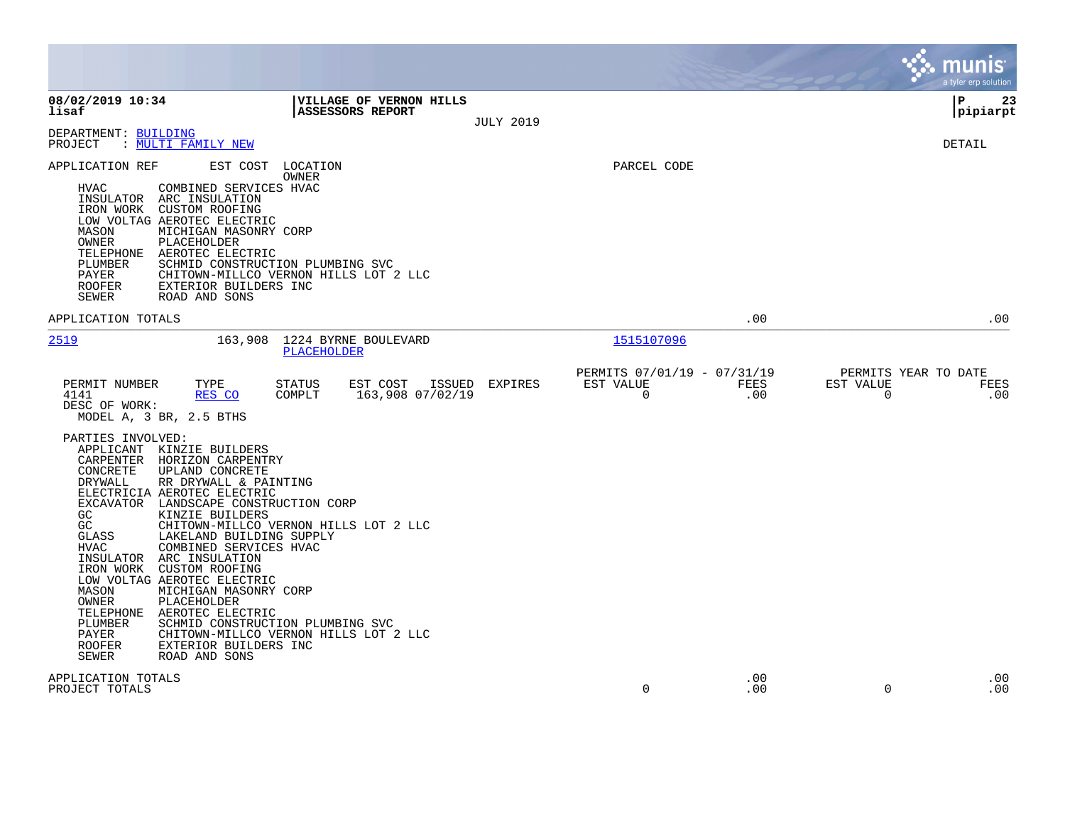**08/02/2019 10:34** | **VILLAGE OF VERNON HILLS** | **P 23**
**lisaf** | **ASSESSORS REPORT** | **pipiarpt**

JULY 2019

DEPARTMENT: BUILDING
PROJECT : MULTI FAMILY NEW

DETAIL

APPLICATION REF EST COST LOCATION PARCEL CODE
OWNER

```
    HVAC        COMBINED SERVICES HVAC
    INSULATOR   ARC INSULATION
    IRON WORK   CUSTOM ROOFING
    LOW VOLTAG  AEROTEC ELECTRIC
    MASON       MICHIGAN MASONRY CORP
    OWNER       PLACEHOLDER
    TELEPHONE   AEROTEC ELECTRIC
    PLUMBER     SCHMID CONSTRUCTION PLUMBING SVC
    PAYER       CHITOWN-MILLCO VERNON HILLS LOT 2 LLC
    ROOFER      EXTERIOR BUILDERS INC
    SEWER       ROAD AND SONS
```

APPLICATION TOTALS .00 .00

---

2519 163,908 1224 BYRNE BOULEVARD 1515107096
PLACEHOLDER

| PERMIT NUMBER | TYPE | STATUS | EST COST | ISSUED | EXPIRES | PERMITS 07/01/19 - 07/31/19 EST VALUE | FEES | PERMITS YEAR TO DATE EST VALUE | FEES |
|---|---|---|---|---|---|---|---|---|---|
| 4141 | RES CO | COMPLT | 163,908 | 07/02/19 | | 0 | .00 | 0 | .00 |

DESC OF WORK:
MODEL A, 3 BR, 2.5 BTHS

PARTIES INVOLVED:

```
    APPLICANT   KINZIE BUILDERS
    CARPENTER   HORIZON CARPENTRY
    CONCRETE    UPLAND CONCRETE
    DRYWALL     RR DRYWALL & PAINTING
    ELECTRICIA  AEROTEC ELECTRIC
    EXCAVATOR   LANDSCAPE CONSTRUCTION CORP
    GC          KINZIE BUILDERS
    GC          CHITOWN-MILLCO VERNON HILLS LOT 2 LLC
    GLASS       LAKELAND BUILDING SUPPLY
    HVAC        COMBINED SERVICES HVAC
    INSULATOR   ARC INSULATION
    IRON WORK   CUSTOM ROOFING
    LOW VOLTAG  AEROTEC ELECTRIC
    MASON       MICHIGAN MASONRY CORP
    OWNER       PLACEHOLDER
    TELEPHONE   AEROTEC ELECTRIC
    PLUMBER     SCHMID CONSTRUCTION PLUMBING SVC
    PAYER       CHITOWN-MILLCO VERNON HILLS LOT 2 LLC
    ROOFER      EXTERIOR BUILDERS INC
    SEWER       ROAD AND SONS
```

| | EST VALUE | FEES | EST VALUE | FEES |
|---|---|---|---|---|
| APPLICATION TOTALS | | .00 | | .00 |
| PROJECT TOTALS | 0 | .00 | 0 | .00 |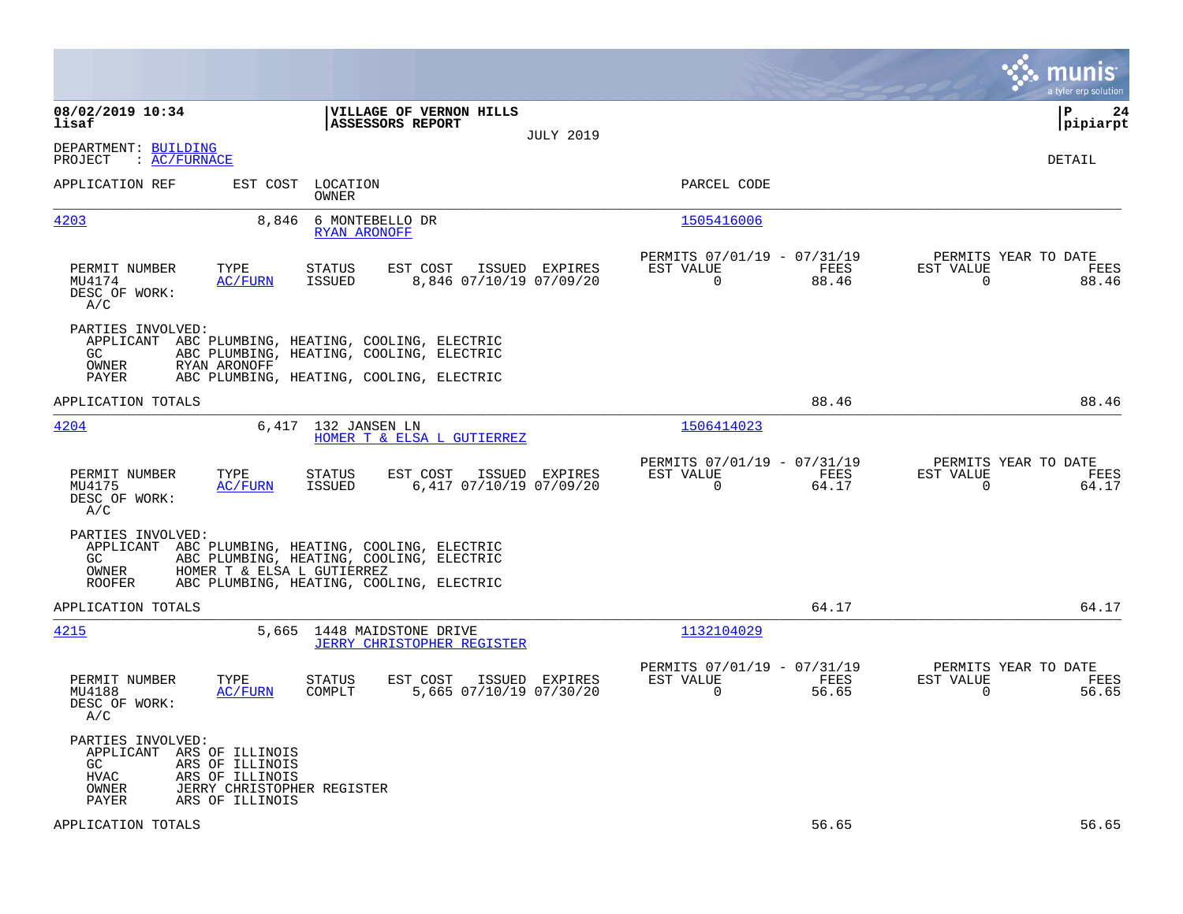**08/02/2019 10:34**
**lisaf**

**VILLAGE OF VERNON HILLS**
**ASSESSORS REPORT**
JULY 2019

**P 24**
**pipiarpt**

DEPARTMENT: BUILDING
PROJECT : AC/FURNACE

DETAIL

| APPLICATION REF | EST COST | LOCATION / OWNER | PARCEL CODE |
|---|---|---|---|
| 4203 | 8,846 | 6 MONTEBELLO DR / RYAN ARONOFF | 1505416006 |

| PERMIT NUMBER | TYPE | STATUS | EST COST | ISSUED | EXPIRES | PERMITS 07/01/19 - 07/31/19 EST VALUE | FEES | PERMITS YEAR TO DATE EST VALUE | FEES |
|---|---|---|---|---|---|---|---|---|---|
| MU4174 | AC/FURN | ISSUED | 8,846 | 07/10/19 | 07/09/20 | 0 | 88.46 | 0 | 88.46 |

DESC OF WORK:
A/C

PARTIES INVOLVED:
- APPLICANT ABC PLUMBING, HEATING, COOLING, ELECTRIC
- GC ABC PLUMBING, HEATING, COOLING, ELECTRIC
- OWNER RYAN ARONOFF
- PAYER ABC PLUMBING, HEATING, COOLING, ELECTRIC

APPLICATION TOTALS 88.46 88.46

| APPLICATION REF | EST COST | LOCATION / OWNER | PARCEL CODE |
|---|---|---|---|
| 4204 | 6,417 | 132 JANSEN LN / HOMER T & ELSA L GUTIERREZ | 1506414023 |

| PERMIT NUMBER | TYPE | STATUS | EST COST | ISSUED | EXPIRES | PERMITS 07/01/19 - 07/31/19 EST VALUE | FEES | PERMITS YEAR TO DATE EST VALUE | FEES |
|---|---|---|---|---|---|---|---|---|---|
| MU4175 | AC/FURN | ISSUED | 6,417 | 07/10/19 | 07/09/20 | 0 | 64.17 | 0 | 64.17 |

DESC OF WORK:
A/C

PARTIES INVOLVED:
- APPLICANT ABC PLUMBING, HEATING, COOLING, ELECTRIC
- GC ABC PLUMBING, HEATING, COOLING, ELECTRIC
- OWNER HOMER T & ELSA L GUTIERREZ
- ROOFER ABC PLUMBING, HEATING, COOLING, ELECTRIC

APPLICATION TOTALS 64.17 64.17

| APPLICATION REF | EST COST | LOCATION / OWNER | PARCEL CODE |
|---|---|---|---|
| 4215 | 5,665 | 1448 MAIDSTONE DRIVE / JERRY CHRISTOPHER REGISTER | 1132104029 |

| PERMIT NUMBER | TYPE | STATUS | EST COST | ISSUED | EXPIRES | PERMITS 07/01/19 - 07/31/19 EST VALUE | FEES | PERMITS YEAR TO DATE EST VALUE | FEES |
|---|---|---|---|---|---|---|---|---|---|
| MU4188 | AC/FURN | COMPLT | 5,665 | 07/10/19 | 07/30/20 | 0 | 56.65 | 0 | 56.65 |

DESC OF WORK:
A/C

PARTIES INVOLVED:
- APPLICANT ARS OF ILLINOIS
- GC ARS OF ILLINOIS
- HVAC ARS OF ILLINOIS
- OWNER JERRY CHRISTOPHER REGISTER
- PAYER ARS OF ILLINOIS

APPLICATION TOTALS 56.65 56.65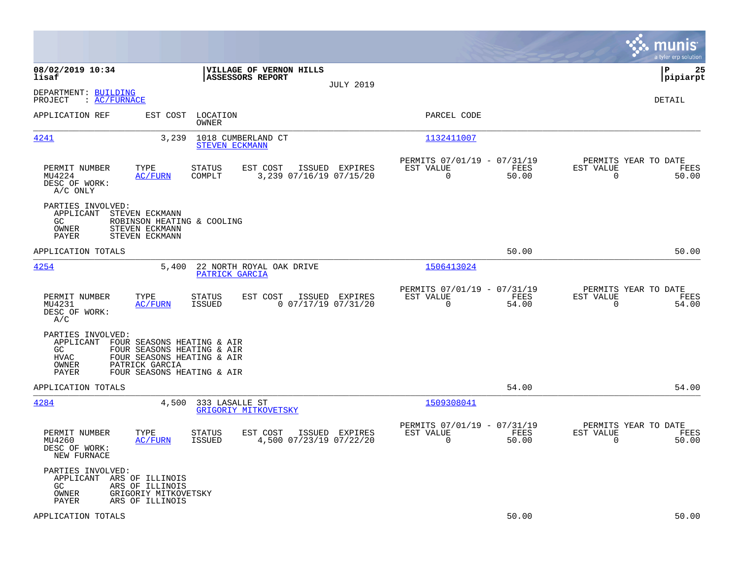**08/02/2019 10:34**
**lisaf**

**VILLAGE OF VERNON HILLS**
**ASSESSORS REPORT**

JULY 2019

DEPARTMENT: BUILDING
PROJECT : AC/FURNACE

DETAIL

| APPLICATION REF | EST COST | LOCATION / OWNER | PARCEL CODE |
|---|---|---|---|
| 4241 | 3,239 | 1018 CUMBERLAND CT / STEVEN ECKMANN | 1132411007 |

| PERMIT NUMBER | TYPE | STATUS | EST COST | ISSUED | EXPIRES | PERMITS 07/01/19 - 07/31/19 EST VALUE | FEES | PERMITS YEAR TO DATE EST VALUE | FEES |
|---|---|---|---|---|---|---|---|---|---|
| MU4224 | AC/FURN | COMPLT | 3,239 | 07/16/19 | 07/15/20 | 0 | 50.00 | 0 | 50.00 |

DESC OF WORK:
A/C ONLY

PARTIES INVOLVED:
- APPLICANT STEVEN ECKMANN
- GC ROBINSON HEATING & COOLING
- OWNER STEVEN ECKMANN
- PAYER STEVEN ECKMANN

APPLICATION TOTALS 50.00 50.00

| APPLICATION REF | EST COST | LOCATION / OWNER | PARCEL CODE |
|---|---|---|---|
| 4254 | 5,400 | 22 NORTH ROYAL OAK DRIVE / PATRICK GARCIA | 1506413024 |

| PERMIT NUMBER | TYPE | STATUS | EST COST | ISSUED | EXPIRES | PERMITS 07/01/19 - 07/31/19 EST VALUE | FEES | PERMITS YEAR TO DATE EST VALUE | FEES |
|---|---|---|---|---|---|---|---|---|---|
| MU4231 | AC/FURN | ISSUED | 0 | 07/17/19 | 07/31/20 | 0 | 54.00 | 0 | 54.00 |

DESC OF WORK:
A/C

PARTIES INVOLVED:
- APPLICANT FOUR SEASONS HEATING & AIR
- GC FOUR SEASONS HEATING & AIR
- HVAC FOUR SEASONS HEATING & AIR
- OWNER PATRICK GARCIA
- PAYER FOUR SEASONS HEATING & AIR

APPLICATION TOTALS 54.00 54.00

| APPLICATION REF | EST COST | LOCATION / OWNER | PARCEL CODE |
|---|---|---|---|
| 4284 | 4,500 | 333 LASALLE ST / GRIGORIY MITKOVETSKY | 1509308041 |

| PERMIT NUMBER | TYPE | STATUS | EST COST | ISSUED | EXPIRES | PERMITS 07/01/19 - 07/31/19 EST VALUE | FEES | PERMITS YEAR TO DATE EST VALUE | FEES |
|---|---|---|---|---|---|---|---|---|---|
| MU4260 | AC/FURN | ISSUED | 4,500 | 07/23/19 | 07/22/20 | 0 | 50.00 | 0 | 50.00 |

DESC OF WORK:
NEW FURNACE

PARTIES INVOLVED:
- APPLICANT ARS OF ILLINOIS
- GC ARS OF ILLINOIS
- OWNER GRIGORIY MITKOVETSKY
- PAYER ARS OF ILLINOIS

APPLICATION TOTALS 50.00 50.00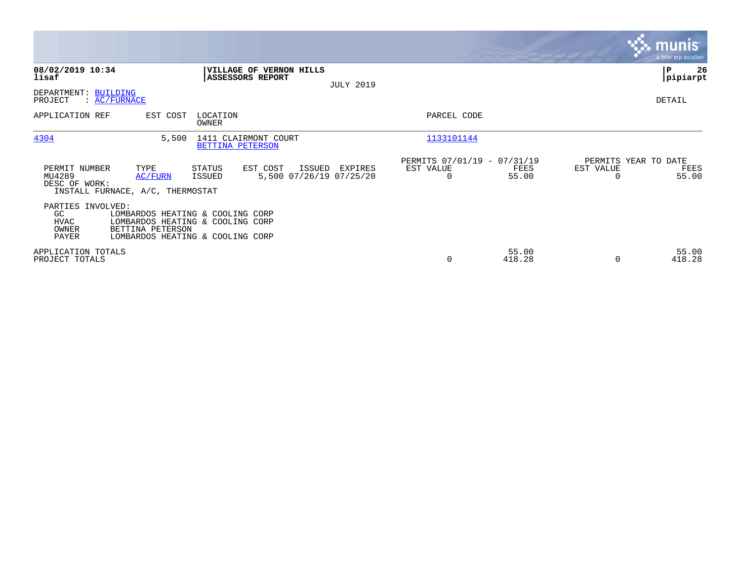**08/02/2019 10:34**
**lisaf**

**VILLAGE OF VERNON HILLS**
**ASSESSORS REPORT**

JULY 2019

**P 26**
**pipiarpt**

DEPARTMENT: BUILDING
PROJECT : AC/FURNACE

DETAIL

| APPLICATION REF | EST COST | LOCATION / OWNER | PARCEL CODE |
|---|---|---|---|
| 4304 | 5,500 | 1411 CLAIRMONT COURT / BETTINA PETERSON | 1133101144 |

| PERMIT NUMBER | TYPE | STATUS | EST COST | ISSUED | EXPIRES | PERMITS 07/01/19 - 07/31/19 EST VALUE | FEES | PERMITS YEAR TO DATE EST VALUE | FEES |
|---|---|---|---|---|---|---|---|---|---|
| MU4289 | AC/FURN | ISSUED | 5,500 | 07/26/19 | 07/25/20 | 0 | 55.00 | 0 | 55.00 |

DESC OF WORK:
INSTALL FURNACE, A/C, THERMOSTAT

PARTIES INVOLVED:

| | |
|---|---|
| GC | LOMBARDOS HEATING & COOLING CORP |
| HVAC | LOMBARDOS HEATING & COOLING CORP |
| OWNER | BETTINA PETERSON |
| PAYER | LOMBARDOS HEATING & COOLING CORP |

| | EST VALUE | FEES | YTD EST VALUE | YTD FEES |
|---|---|---|---|---|
| APPLICATION TOTALS | | 55.00 | | 55.00 |
| PROJECT TOTALS | 0 | 418.28 | 0 | 418.28 |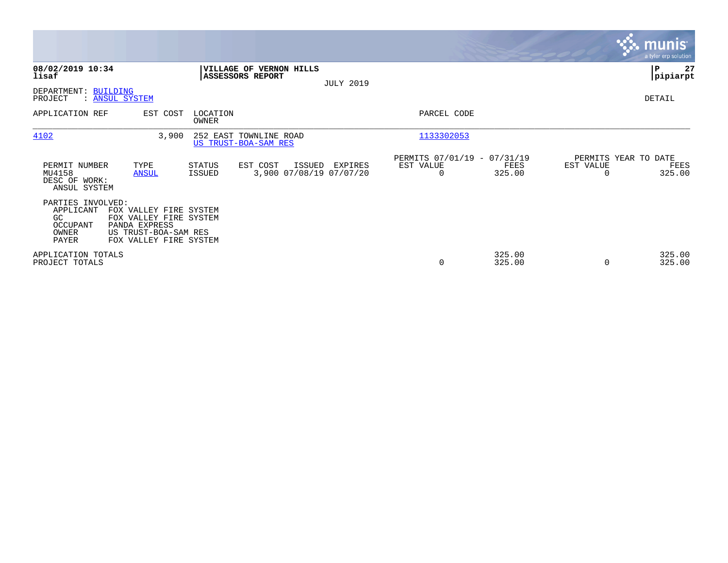**08/02/2019 10:34**
**lisaf**

**VILLAGE OF VERNON HILLS**
**ASSESSORS REPORT**
JULY 2019

**P 27**
**pipiarpt**

DEPARTMENT: BUILDING
PROJECT : ANSUL SYSTEM

DETAIL

| APPLICATION REF | EST COST | LOCATION / OWNER | PARCEL CODE |
|---|---|---|---|
| 4102 | 3,900 | 252 EAST TOWNLINE ROAD / US TRUST-BOA-SAM RES | 1133302053 |

| PERMIT NUMBER | TYPE | STATUS | EST COST | ISSUED | EXPIRES | PERMITS 07/01/19 - 07/31/19 EST VALUE | FEES | PERMITS YEAR TO DATE EST VALUE | FEES |
|---|---|---|---|---|---|---|---|---|---|
| MU4158 | ANSUL | ISSUED | 3,900 | 07/08/19 | 07/07/20 | 0 | 325.00 | 0 | 325.00 |

DESC OF WORK:
ANSUL SYSTEM

PARTIES INVOLVED:

| | |
|---|---|
| APPLICANT | FOX VALLEY FIRE SYSTEM |
| GC | FOX VALLEY FIRE SYSTEM |
| OCCUPANT | PANDA EXPRESS |
| OWNER | US TRUST-BOA-SAM RES |
| PAYER | FOX VALLEY FIRE SYSTEM |

| | EST VALUE | FEES | EST VALUE | FEES |
|---|---|---|---|---|
| APPLICATION TOTALS | | 325.00 | | 325.00 |
| PROJECT TOTALS | 0 | 325.00 | 0 | 325.00 |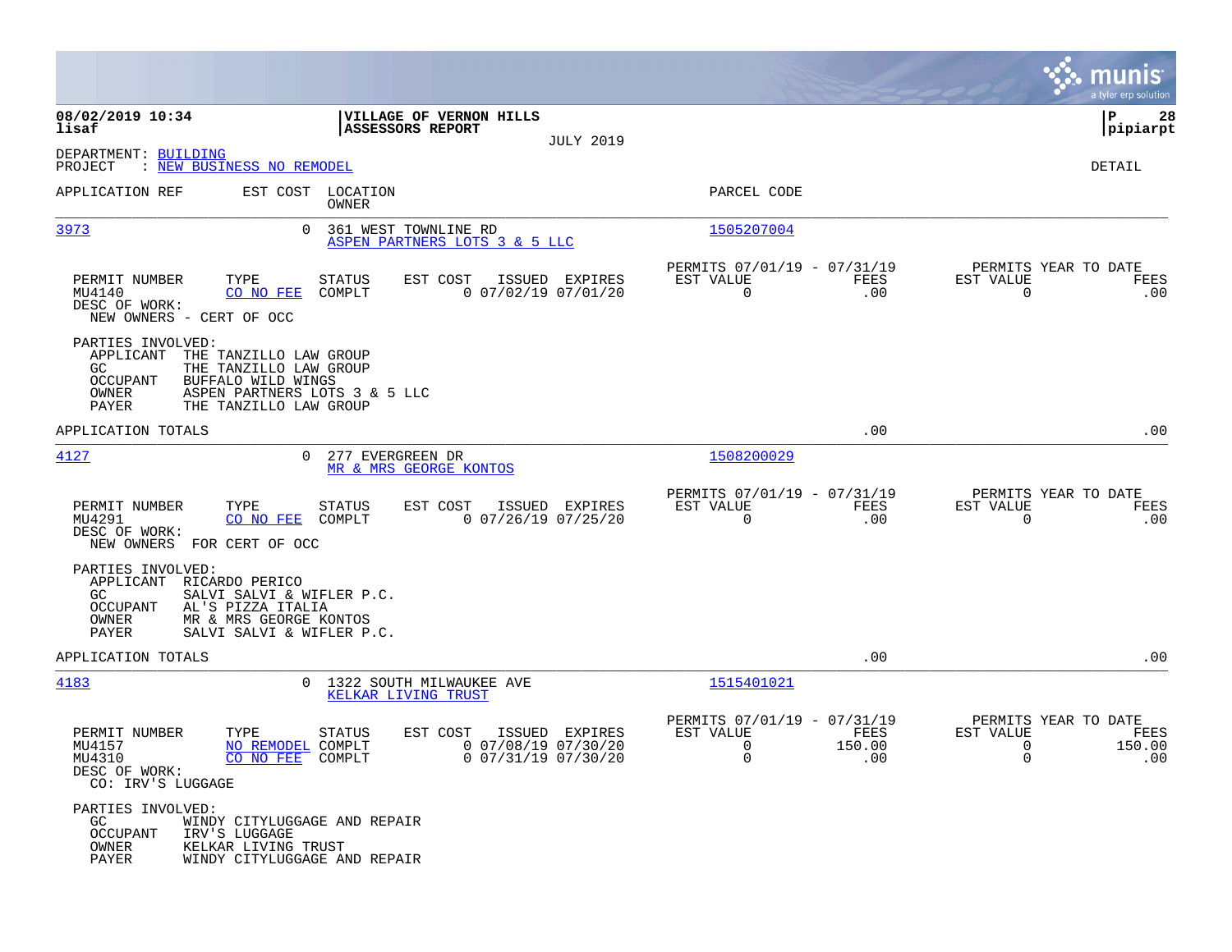08/02/2019 10:34 — lisaf

**VILLAGE OF VERNON HILLS**
**ASSESSORS REPORT**
JULY 2019

P 28 — pipiarpt

DEPARTMENT: BUILDING
PROJECT : NEW BUSINESS NO REMODEL

DETAIL

| APPLICATION REF | EST COST | LOCATION / OWNER | PARCEL CODE |
|---|---|---|---|
| 3973 | 0 | 361 WEST TOWNLINE RD / ASPEN PARTNERS LOTS 3 & 5 LLC | 1505207004 |

| PERMIT NUMBER | TYPE | STATUS | EST COST | ISSUED | EXPIRES | PERMITS 07/01/19 - 07/31/19 EST VALUE | FEES | PERMITS YEAR TO DATE EST VALUE | FEES |
|---|---|---|---|---|---|---|---|---|---|
| MU4140 | CO NO FEE | COMPLT | 0 | 07/02/19 | 07/01/20 | 0 | .00 | 0 | .00 |

DESC OF WORK:
NEW OWNERS - CERT OF OCC

PARTIES INVOLVED:
- APPLICANT THE TANZILLO LAW GROUP
- GC THE TANZILLO LAW GROUP
- OCCUPANT BUFFALO WILD WINGS
- OWNER ASPEN PARTNERS LOTS 3 & 5 LLC
- PAYER THE TANZILLO LAW GROUP

APPLICATION TOTALS .00 .00

| APPLICATION REF | EST COST | LOCATION / OWNER | PARCEL CODE |
|---|---|---|---|
| 4127 | 0 | 277 EVERGREEN DR / MR & MRS GEORGE KONTOS | 1508200029 |

| PERMIT NUMBER | TYPE | STATUS | EST COST | ISSUED | EXPIRES | PERMITS 07/01/19 - 07/31/19 EST VALUE | FEES | PERMITS YEAR TO DATE EST VALUE | FEES |
|---|---|---|---|---|---|---|---|---|---|
| MU4291 | CO NO FEE | COMPLT | 0 | 07/26/19 | 07/25/20 | 0 | .00 | 0 | .00 |

DESC OF WORK:
NEW OWNERS FOR CERT OF OCC

PARTIES INVOLVED:
- APPLICANT RICARDO PERICO
- GC SALVI SALVI & WIFLER P.C.
- OCCUPANT AL'S PIZZA ITALIA
- OWNER MR & MRS GEORGE KONTOS
- PAYER SALVI SALVI & WIFLER P.C.

APPLICATION TOTALS .00 .00

| APPLICATION REF | EST COST | LOCATION / OWNER | PARCEL CODE |
|---|---|---|---|
| 4183 | 0 | 1322 SOUTH MILWAUKEE AVE / KELKAR LIVING TRUST | 1515401021 |

| PERMIT NUMBER | TYPE | STATUS | EST COST | ISSUED | EXPIRES | PERMITS 07/01/19 - 07/31/19 EST VALUE | FEES | PERMITS YEAR TO DATE EST VALUE | FEES |
|---|---|---|---|---|---|---|---|---|---|
| MU4157 | NO REMODEL | COMPLT | 0 | 07/08/19 | 07/30/20 | 0 | 150.00 | 0 | 150.00 |
| MU4310 | CO NO FEE | COMPLT | 0 | 07/31/19 | 07/30/20 | 0 | .00 | 0 | .00 |

DESC OF WORK:
CO: IRV'S LUGGAGE

PARTIES INVOLVED:
- GC WINDY CITYLUGGAGE AND REPAIR
- OCCUPANT IRV'S LUGGAGE
- OWNER KELKAR LIVING TRUST
- PAYER WINDY CITYLUGGAGE AND REPAIR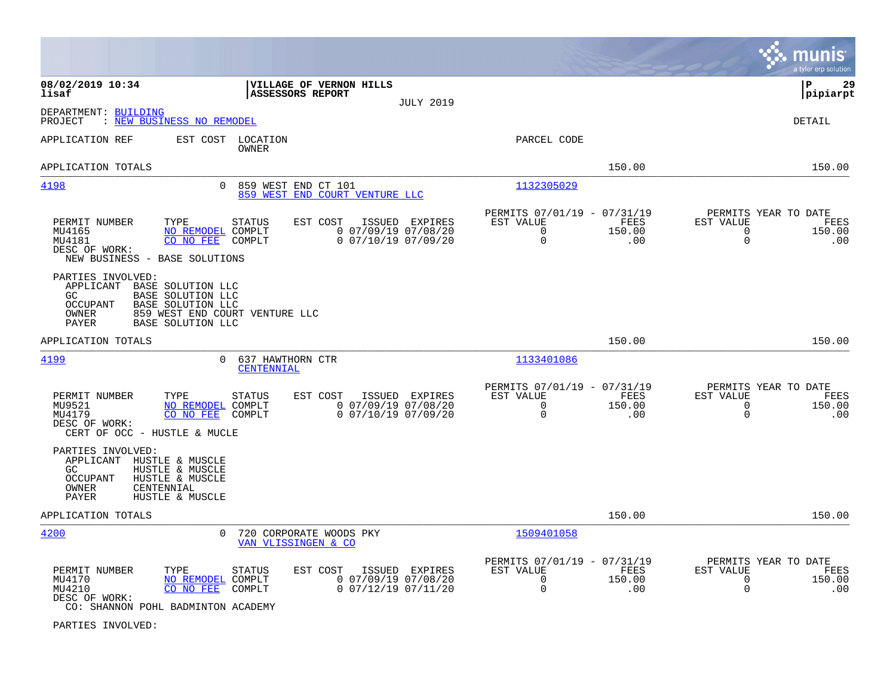**08/02/2019 10:34**
**lisaf**

**VILLAGE OF VERNON HILLS**
**ASSESSORS REPORT**
JULY 2019

**P 29**
**pipiarpt**

DEPARTMENT: BUILDING
PROJECT : NEW BUSINESS NO REMODEL

DETAIL

APPLICATION REF | EST COST | LOCATION / OWNER | PARCEL CODE

APPLICATION TOTALS — 150.00 — 150.00

---

**4198** — 0 — 859 WEST END CT 101 — 859 WEST END COURT VENTURE LLC — 1132305029

| PERMIT NUMBER | TYPE | STATUS | EST COST | ISSUED | EXPIRES | PERMITS 07/01/19 - 07/31/19 EST VALUE | FEES | PERMITS YEAR TO DATE EST VALUE | FEES |
|---|---|---|---|---|---|---|---|---|---|
| MU4165 | NO REMODEL | COMPLT | 0 | 07/09/19 | 07/08/20 | 0 | 150.00 | 0 | 150.00 |
| MU4181 | CO NO FEE | COMPLT | 0 | 07/10/19 | 07/09/20 | 0 | .00 | 0 | .00 |

DESC OF WORK:
NEW BUSINESS - BASE SOLUTIONS

PARTIES INVOLVED:
- APPLICANT BASE SOLUTION LLC
- GC BASE SOLUTION LLC
- OCCUPANT BASE SOLUTION LLC
- OWNER 859 WEST END COURT VENTURE LLC
- PAYER BASE SOLUTION LLC

APPLICATION TOTALS — 150.00 — 150.00

---

**4199** — 0 — 637 HAWTHORN CTR — CENTENNIAL — 1133401086

| PERMIT NUMBER | TYPE | STATUS | EST COST | ISSUED | EXPIRES | PERMITS 07/01/19 - 07/31/19 EST VALUE | FEES | PERMITS YEAR TO DATE EST VALUE | FEES |
|---|---|---|---|---|---|---|---|---|---|
| MU9521 | NO REMODEL | COMPLT | 0 | 07/09/19 | 07/08/20 | 0 | 150.00 | 0 | 150.00 |
| MU4179 | CO NO FEE | COMPLT | 0 | 07/10/19 | 07/09/20 | 0 | .00 | 0 | .00 |

DESC OF WORK:
CERT OF OCC - HUSTLE & MUCLE

PARTIES INVOLVED:
- APPLICANT HUSTLE & MUSCLE
- GC HUSTLE & MUSCLE
- OCCUPANT HUSTLE & MUSCLE
- OWNER CENTENNIAL
- PAYER HUSTLE & MUSCLE

APPLICATION TOTALS — 150.00 — 150.00

---

**4200** — 0 — 720 CORPORATE WOODS PKY — VAN VLISSINGEN & CO — 1509401058

| PERMIT NUMBER | TYPE | STATUS | EST COST | ISSUED | EXPIRES | PERMITS 07/01/19 - 07/31/19 EST VALUE | FEES | PERMITS YEAR TO DATE EST VALUE | FEES |
|---|---|---|---|---|---|---|---|---|---|
| MU4170 | NO REMODEL | COMPLT | 0 | 07/09/19 | 07/08/20 | 0 | 150.00 | 0 | 150.00 |
| MU4210 | CO NO FEE | COMPLT | 0 | 07/12/19 | 07/11/20 | 0 | .00 | 0 | .00 |

DESC OF WORK:
CO: SHANNON POHL BADMINTON ACADEMY

PARTIES INVOLVED: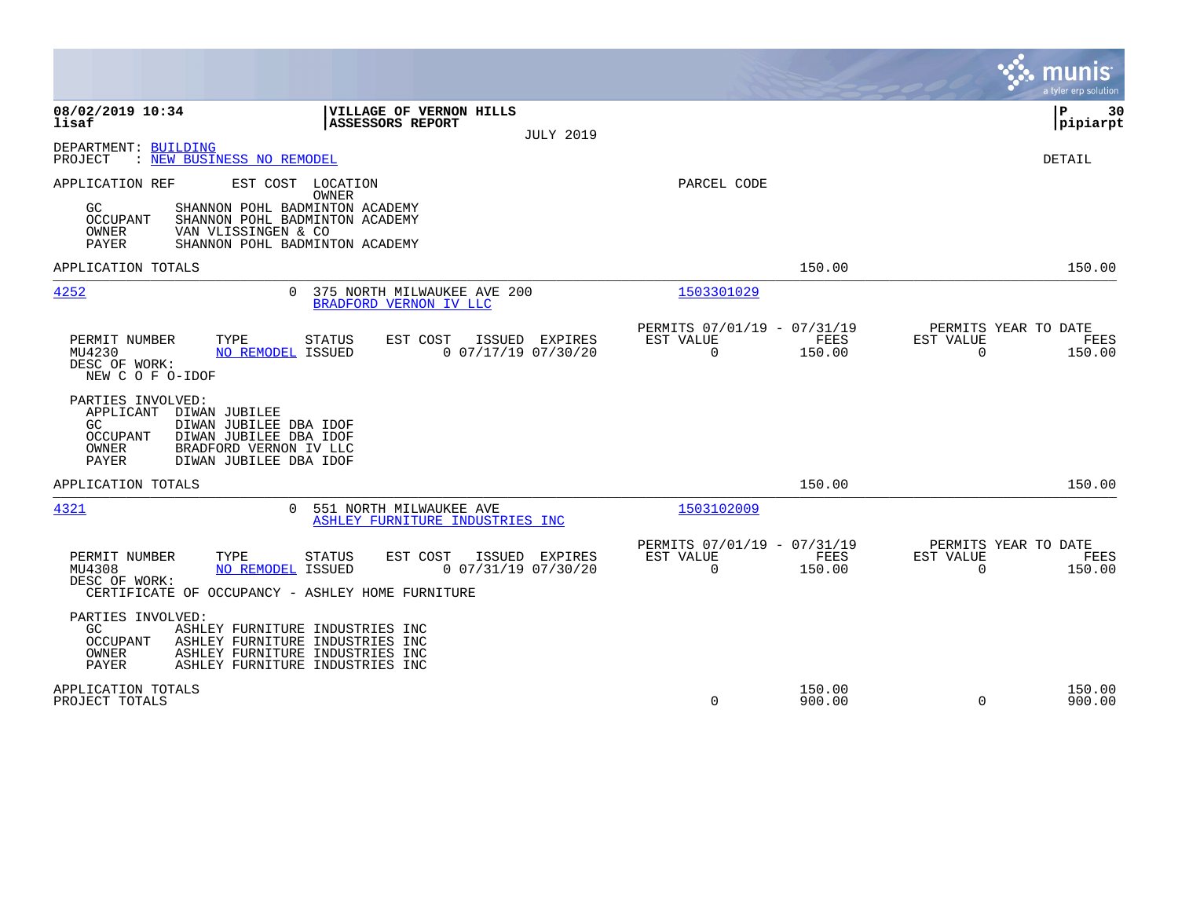**08/02/2019 10:34** | **VILLAGE OF VERNON HILLS** | **P 30**
**lisaf** | **ASSESSORS REPORT** | **pipiarpt**

JULY 2019

DEPARTMENT: BUILDING
PROJECT : NEW BUSINESS NO REMODEL

DETAIL

APPLICATION REF    EST COST    LOCATION
OWNER
PARCEL CODE

GC        SHANNON POHL BADMINTON ACADEMY
OCCUPANT  SHANNON POHL BADMINTON ACADEMY
OWNER     VAN VLISSINGEN & CO
PAYER     SHANNON POHL BADMINTON ACADEMY

APPLICATION TOTALS — 150.00 — 150.00

---

**4252** — EST COST 0 — 375 NORTH MILWAUKEE AVE 200 — BRADFORD VERNON IV LLC — PARCEL CODE 1503301029

| PERMIT NUMBER | TYPE | STATUS | EST COST | ISSUED | EXPIRES | PERMITS 07/01/19 - 07/31/19 EST VALUE | FEES | PERMITS YEAR TO DATE EST VALUE | FEES |
|---|---|---|---|---|---|---|---|---|---|
| MU4230 | NO REMODEL | ISSUED | 0 | 07/17/19 | 07/30/20 | 0 | 150.00 | 0 | 150.00 |

DESC OF WORK:
NEW C O F O-IDOF

PARTIES INVOLVED:
APPLICANT  DIWAN JUBILEE
GC         DIWAN JUBILEE DBA IDOF
OCCUPANT   DIWAN JUBILEE DBA IDOF
OWNER      BRADFORD VERNON IV LLC
PAYER      DIWAN JUBILEE DBA IDOF

APPLICATION TOTALS — 150.00 — 150.00

---

**4321** — EST COST 0 — 551 NORTH MILWAUKEE AVE — ASHLEY FURNITURE INDUSTRIES INC — PARCEL CODE 1503102009

| PERMIT NUMBER | TYPE | STATUS | EST COST | ISSUED | EXPIRES | PERMITS 07/01/19 - 07/31/19 EST VALUE | FEES | PERMITS YEAR TO DATE EST VALUE | FEES |
|---|---|---|---|---|---|---|---|---|---|
| MU4308 | NO REMODEL | ISSUED | 0 | 07/31/19 | 07/30/20 | 0 | 150.00 | 0 | 150.00 |

DESC OF WORK:
CERTIFICATE OF OCCUPANCY - ASHLEY HOME FURNITURE

PARTIES INVOLVED:
GC         ASHLEY FURNITURE INDUSTRIES INC
OCCUPANT   ASHLEY FURNITURE INDUSTRIES INC
OWNER      ASHLEY FURNITURE INDUSTRIES INC
PAYER      ASHLEY FURNITURE INDUSTRIES INC

| | EST VALUE | FEES | YTD EST VALUE | YTD FEES |
|---|---|---|---|---|
| APPLICATION TOTALS | | 150.00 | | 150.00 |
| PROJECT TOTALS | 0 | 900.00 | 0 | 900.00 |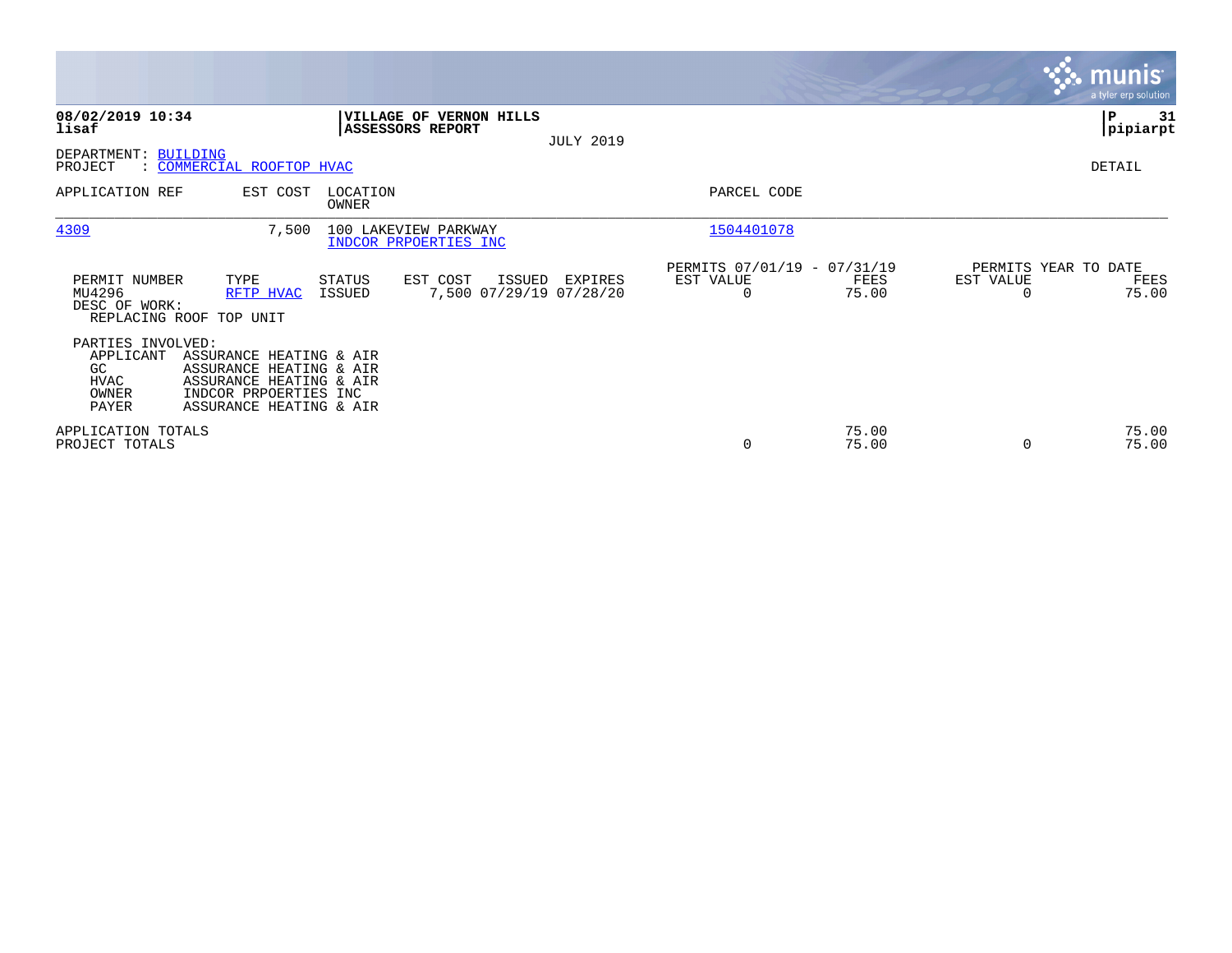**08/02/2019 10:34**
**lisaf**

**VILLAGE OF VERNON HILLS**
**ASSESSORS REPORT**

JULY 2019

**P 31**
**pipiarpt**

DEPARTMENT: BUILDING
PROJECT : COMMERCIAL ROOFTOP HVAC

DETAIL

| APPLICATION REF | EST COST | LOCATION / OWNER | PARCEL CODE |
|---|---|---|---|
| 4309 | 7,500 | 100 LAKEVIEW PARKWAY / INDCOR PRPOERTIES INC | 1504401078 |

| PERMIT NUMBER | TYPE | STATUS | EST COST | ISSUED | EXPIRES | PERMITS 07/01/19 - 07/31/19 EST VALUE | FEES | PERMITS YEAR TO DATE EST VALUE | FEES |
|---|---|---|---|---|---|---|---|---|---|
| MU4296 | RFTP HVAC | ISSUED | 7,500 | 07/29/19 | 07/28/20 | 0 | 75.00 | 0 | 75.00 |

DESC OF WORK:
REPLACING ROOF TOP UNIT

PARTIES INVOLVED:

| | |
|---|---|
| APPLICANT | ASSURANCE HEATING & AIR |
| GC | ASSURANCE HEATING & AIR |
| HVAC | ASSURANCE HEATING & AIR |
| OWNER | INDCOR PRPOERTIES INC |
| PAYER | ASSURANCE HEATING & AIR |

| | EST VALUE | FEES | EST VALUE | FEES |
|---|---|---|---|---|
| APPLICATION TOTALS | | 75.00 | | 75.00 |
| PROJECT TOTALS | 0 | 75.00 | 0 | 75.00 |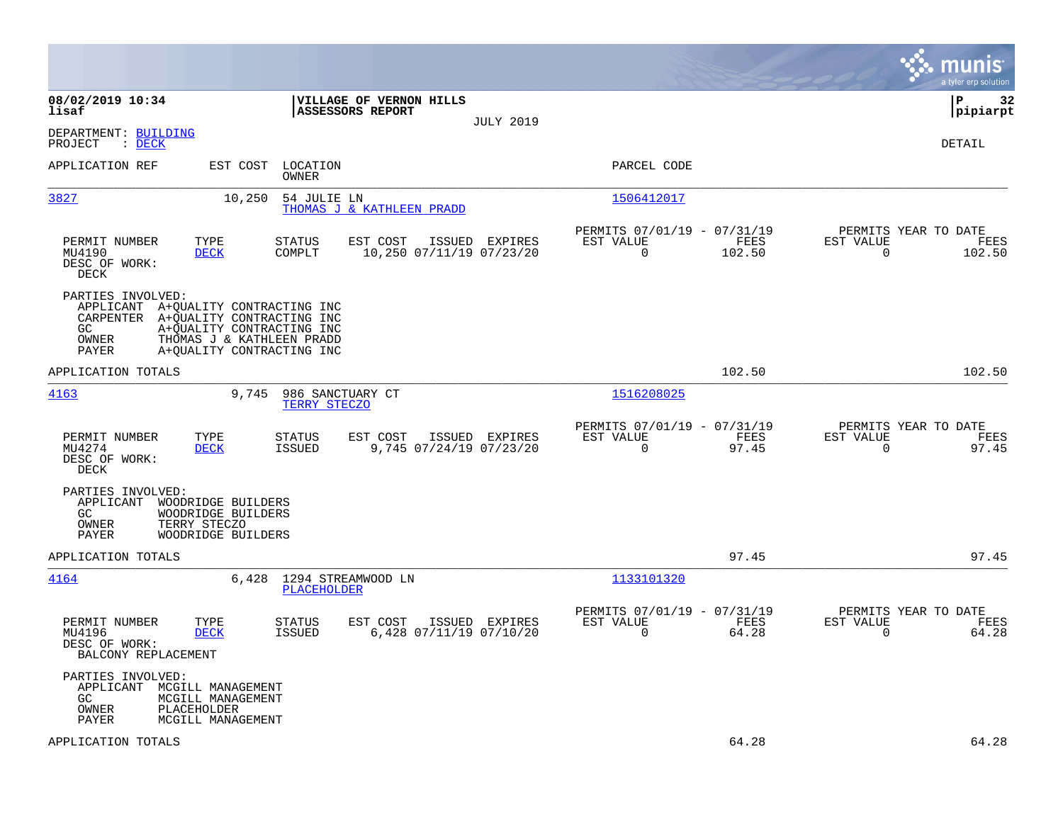**08/02/2019 10:34** | **VILLAGE OF VERNON HILLS** | **P 32**
**lisaf** | **ASSESSORS REPORT** | **pipiarpt**

JULY 2019

DEPARTMENT: BUILDING
PROJECT : DECK

DETAIL

| APPLICATION REF | EST COST | LOCATION / OWNER | PARCEL CODE |
|---|---|---|---|
| 3827 | 10,250 | 54 JULIE LN / THOMAS J & KATHLEEN PRADD | 1506412017 |

| PERMIT NUMBER | TYPE | STATUS | EST COST | ISSUED | EXPIRES | PERMITS 07/01/19 - 07/31/19 EST VALUE | FEES | PERMITS YEAR TO DATE EST VALUE | FEES |
|---|---|---|---|---|---|---|---|---|---|
| MU4190 | DECK | COMPLT | 10,250 | 07/11/19 | 07/23/20 | 0 | 102.50 | 0 | 102.50 |

DESC OF WORK:
DECK

PARTIES INVOLVED:
- APPLICANT A+QUALITY CONTRACTING INC
- CARPENTER A+QUALITY CONTRACTING INC
- GC A+QUALITY CONTRACTING INC
- OWNER THOMAS J & KATHLEEN PRADD
- PAYER A+QUALITY CONTRACTING INC

APPLICATION TOTALS: 102.50 | 102.50

| APPLICATION REF | EST COST | LOCATION / OWNER | PARCEL CODE |
|---|---|---|---|
| 4163 | 9,745 | 986 SANCTUARY CT / TERRY STECZO | 1516208025 |

| PERMIT NUMBER | TYPE | STATUS | EST COST | ISSUED | EXPIRES | PERMITS 07/01/19 - 07/31/19 EST VALUE | FEES | PERMITS YEAR TO DATE EST VALUE | FEES |
|---|---|---|---|---|---|---|---|---|---|
| MU4274 | DECK | ISSUED | 9,745 | 07/24/19 | 07/23/20 | 0 | 97.45 | 0 | 97.45 |

DESC OF WORK:
DECK

PARTIES INVOLVED:
- APPLICANT WOODRIDGE BUILDERS
- GC WOODRIDGE BUILDERS
- OWNER TERRY STECZO
- PAYER WOODRIDGE BUILDERS

APPLICATION TOTALS: 97.45 | 97.45

| APPLICATION REF | EST COST | LOCATION / OWNER | PARCEL CODE |
|---|---|---|---|
| 4164 | 6,428 | 1294 STREAMWOOD LN / PLACEHOLDER | 1133101320 |

| PERMIT NUMBER | TYPE | STATUS | EST COST | ISSUED | EXPIRES | PERMITS 07/01/19 - 07/31/19 EST VALUE | FEES | PERMITS YEAR TO DATE EST VALUE | FEES |
|---|---|---|---|---|---|---|---|---|---|
| MU4196 | DECK | ISSUED | 6,428 | 07/11/19 | 07/10/20 | 0 | 64.28 | 0 | 64.28 |

DESC OF WORK:
BALCONY REPLACEMENT

PARTIES INVOLVED:
- APPLICANT MCGILL MANAGEMENT
- GC MCGILL MANAGEMENT
- OWNER PLACEHOLDER
- PAYER MCGILL MANAGEMENT

APPLICATION TOTALS: 64.28 | 64.28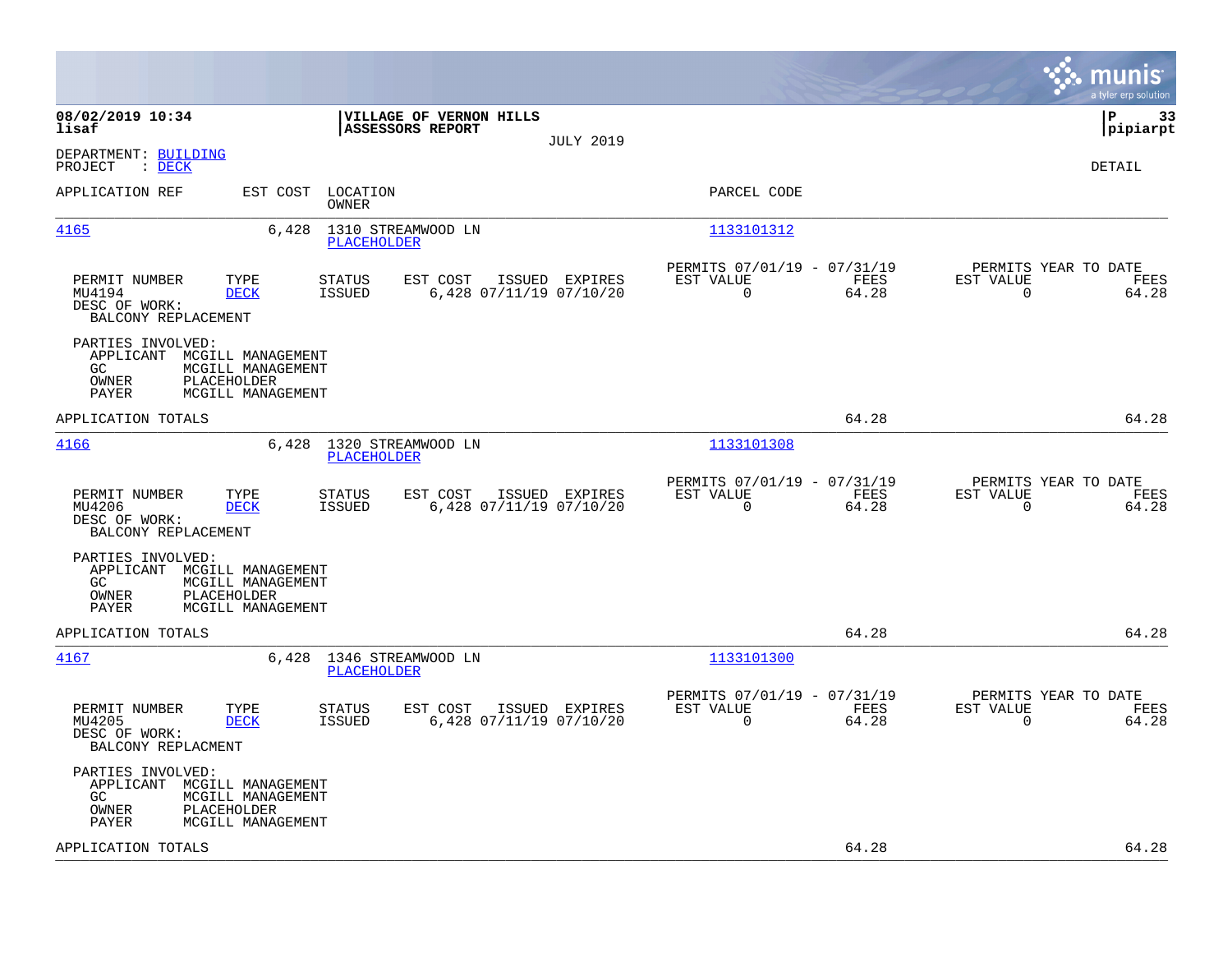**08/02/2019 10:34**
**lisaf**

**VILLAGE OF VERNON HILLS**
**ASSESSORS REPORT**

JULY 2019

**P 33**
**pipiarpt**

DEPARTMENT: BUILDING
PROJECT : DECK

DETAIL

| APPLICATION REF | EST COST | LOCATION / OWNER | PARCEL CODE |
|---|---|---|---|
| 4165 | 6,428 | 1310 STREAMWOOD LN / PLACEHOLDER | 1133101312 |

| PERMIT NUMBER | TYPE | STATUS | EST COST | ISSUED | EXPIRES | PERMITS 07/01/19 - 07/31/19 EST VALUE | FEES | PERMITS YEAR TO DATE EST VALUE | FEES |
|---|---|---|---|---|---|---|---|---|---|
| MU4194 | DECK | ISSUED | 6,428 | 07/11/19 | 07/10/20 | 0 | 64.28 | 0 | 64.28 |

DESC OF WORK:
BALCONY REPLACEMENT

PARTIES INVOLVED:
APPLICANT MCGILL MANAGEMENT
GC MCGILL MANAGEMENT
OWNER PLACEHOLDER
PAYER MCGILL MANAGEMENT

APPLICATION TOTALS 64.28 64.28

| APPLICATION REF | EST COST | LOCATION / OWNER | PARCEL CODE |
|---|---|---|---|
| 4166 | 6,428 | 1320 STREAMWOOD LN / PLACEHOLDER | 1133101308 |

| PERMIT NUMBER | TYPE | STATUS | EST COST | ISSUED | EXPIRES | PERMITS 07/01/19 - 07/31/19 EST VALUE | FEES | PERMITS YEAR TO DATE EST VALUE | FEES |
|---|---|---|---|---|---|---|---|---|---|
| MU4206 | DECK | ISSUED | 6,428 | 07/11/19 | 07/10/20 | 0 | 64.28 | 0 | 64.28 |

DESC OF WORK:
BALCONY REPLACEMENT

PARTIES INVOLVED:
APPLICANT MCGILL MANAGEMENT
GC MCGILL MANAGEMENT
OWNER PLACEHOLDER
PAYER MCGILL MANAGEMENT

APPLICATION TOTALS 64.28 64.28

| APPLICATION REF | EST COST | LOCATION / OWNER | PARCEL CODE |
|---|---|---|---|
| 4167 | 6,428 | 1346 STREAMWOOD LN / PLACEHOLDER | 1133101300 |

| PERMIT NUMBER | TYPE | STATUS | EST COST | ISSUED | EXPIRES | PERMITS 07/01/19 - 07/31/19 EST VALUE | FEES | PERMITS YEAR TO DATE EST VALUE | FEES |
|---|---|---|---|---|---|---|---|---|---|
| MU4205 | DECK | ISSUED | 6,428 | 07/11/19 | 07/10/20 | 0 | 64.28 | 0 | 64.28 |

DESC OF WORK:
BALCONY REPLACMENT

PARTIES INVOLVED:
APPLICANT MCGILL MANAGEMENT
GC MCGILL MANAGEMENT
OWNER PLACEHOLDER
PAYER MCGILL MANAGEMENT

APPLICATION TOTALS 64.28 64.28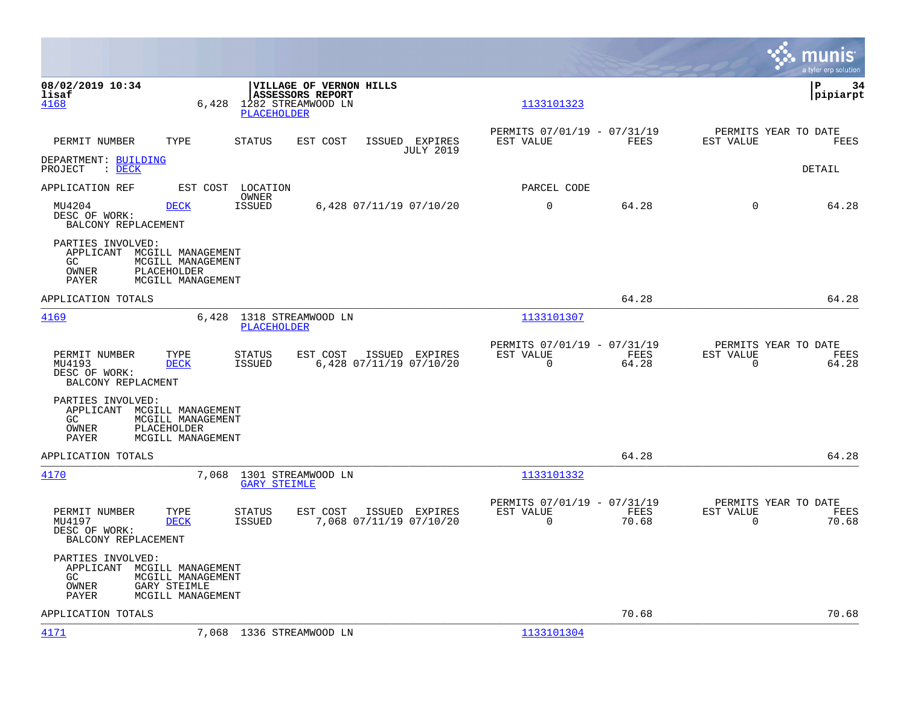08/02/2019 10:34 | VILLAGE OF VERNON HILLS | P 34
lisaf | ASSESSORS REPORT | pipiarpt

4168 6,428 1282 STREAMWOOD LN 1133101323
PLACEHOLDER

| PERMIT NUMBER | TYPE | STATUS | EST COST | ISSUED | EXPIRES | PERMITS 07/01/19 - 07/31/19 EST VALUE | FEES | PERMITS YEAR TO DATE EST VALUE | FEES |
|---|---|---|---|---|---|---|---|---|---|

JULY 2019

DEPARTMENT: BUILDING
PROJECT : DECK — DETAIL

| APPLICATION REF | EST COST | LOCATION OWNER | | | | PARCEL CODE | | | |
|---|---|---|---|---|---|---|---|---|---|
| MU4204 | DECK | ISSUED | 6,428 | 07/11/19 | 07/10/20 | 0 | 64.28 | 0 | 64.28 |

DESC OF WORK:
BALCONY REPLACEMENT

PARTIES INVOLVED:
APPLICANT MCGILL MANAGEMENT
GC MCGILL MANAGEMENT
OWNER PLACEHOLDER
PAYER MCGILL MANAGEMENT

APPLICATION TOTALS 64.28 64.28

---

4169 6,428 1318 STREAMWOOD LN 1133101307
PLACEHOLDER

| PERMIT NUMBER | TYPE | STATUS | EST COST | ISSUED | EXPIRES | PERMITS 07/01/19 - 07/31/19 EST VALUE | FEES | PERMITS YEAR TO DATE EST VALUE | FEES |
|---|---|---|---|---|---|---|---|---|---|
| MU4193 | DECK | ISSUED | 6,428 | 07/11/19 | 07/10/20 | 0 | 64.28 | 0 | 64.28 |

DESC OF WORK:
BALCONY REPLACMENT

PARTIES INVOLVED:
APPLICANT MCGILL MANAGEMENT
GC MCGILL MANAGEMENT
OWNER PLACEHOLDER
PAYER MCGILL MANAGEMENT

APPLICATION TOTALS 64.28 64.28

---

4170 7,068 1301 STREAMWOOD LN 1133101332
GARY STEIMLE

| PERMIT NUMBER | TYPE | STATUS | EST COST | ISSUED | EXPIRES | PERMITS 07/01/19 - 07/31/19 EST VALUE | FEES | PERMITS YEAR TO DATE EST VALUE | FEES |
|---|---|---|---|---|---|---|---|---|---|
| MU4197 | DECK | ISSUED | 7,068 | 07/11/19 | 07/10/20 | 0 | 70.68 | 0 | 70.68 |

DESC OF WORK:
BALCONY REPLACEMENT

PARTIES INVOLVED:
APPLICANT MCGILL MANAGEMENT
GC MCGILL MANAGEMENT
OWNER GARY STEIMLE
PAYER MCGILL MANAGEMENT

APPLICATION TOTALS 70.68 70.68

---

4171 7,068 1336 STREAMWOOD LN 1133101304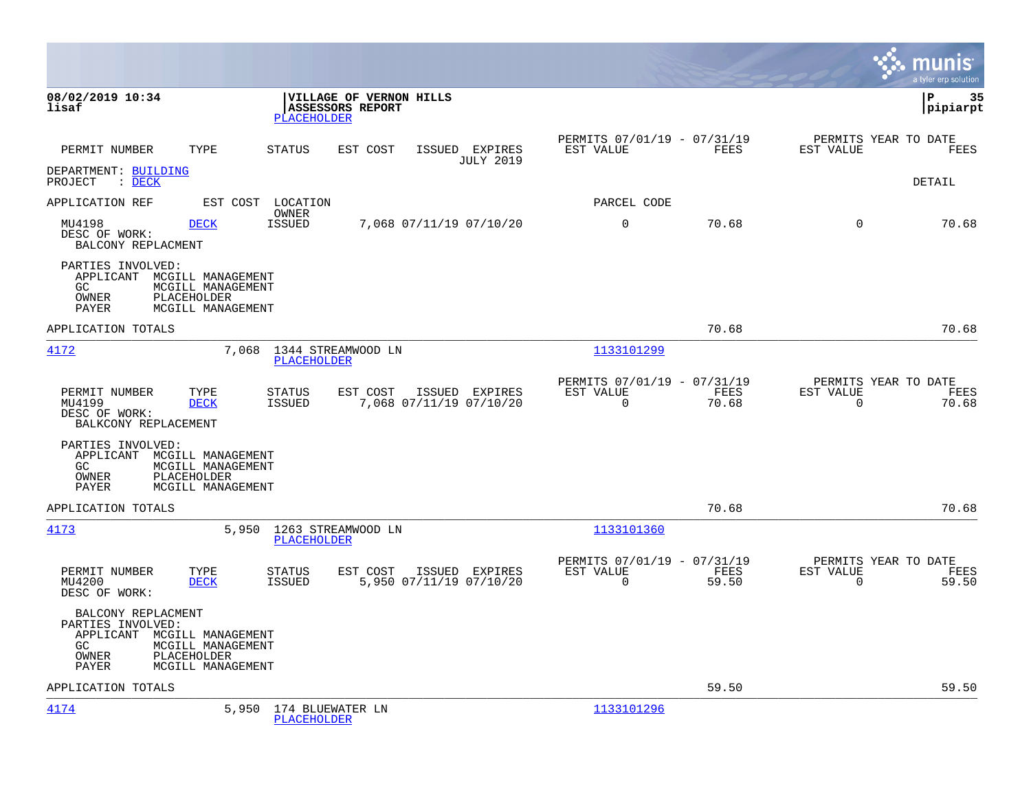**08/02/2019 10:34**
**lisaf**

**VILLAGE OF VERNON HILLS**
**ASSESSORS REPORT**
PLACEHOLDER

**P 35**
**pipiarpt**

| PERMIT NUMBER | TYPE | STATUS | EST COST | ISSUED | EXPIRES | PERMITS 07/01/19 - 07/31/19 EST VALUE | FEES | PERMITS YEAR TO DATE EST VALUE | FEES |
|---|---|---|---|---|---|---|---|---|---|
| | | | | | JULY 2019 | | | | |

DEPARTMENT: BUILDING
PROJECT : DECK

DETAIL

APPLICATION REF | EST COST | LOCATION / OWNER | PARCEL CODE

| PERMIT NUMBER | TYPE | STATUS | EST COST | ISSUED | EXPIRES | EST VALUE | FEES | EST VALUE YTD | FEES YTD |
|---|---|---|---|---|---|---|---|---|---|
| MU4198 | DECK | ISSUED | 7,068 | 07/11/19 | 07/10/20 | 0 | 70.68 | 0 | 70.68 |

DESC OF WORK:
BALCONY REPLACMENT

PARTIES INVOLVED:
- APPLICANT MCGILL MANAGEMENT
- GC MCGILL MANAGEMENT
- OWNER PLACEHOLDER
- PAYER MCGILL MANAGEMENT

APPLICATION TOTALS: 70.68 | 70.68

---

**4172** — 7,068 — 1344 STREAMWOOD LN — PLACEHOLDER — 1133101299

| PERMIT NUMBER | TYPE | STATUS | EST COST | ISSUED | EXPIRES | EST VALUE | FEES | EST VALUE YTD | FEES YTD |
|---|---|---|---|---|---|---|---|---|---|
| MU4199 | DECK | ISSUED | 7,068 | 07/11/19 | 07/10/20 | 0 | 70.68 | 0 | 70.68 |

DESC OF WORK:
BALKCONY REPLACEMENT

PARTIES INVOLVED:
- APPLICANT MCGILL MANAGEMENT
- GC MCGILL MANAGEMENT
- OWNER PLACEHOLDER
- PAYER MCGILL MANAGEMENT

APPLICATION TOTALS: 70.68 | 70.68

---

**4173** — 5,950 — 1263 STREAMWOOD LN — PLACEHOLDER — 1133101360

| PERMIT NUMBER | TYPE | STATUS | EST COST | ISSUED | EXPIRES | EST VALUE | FEES | EST VALUE YTD | FEES YTD |
|---|---|---|---|---|---|---|---|---|---|
| MU4200 | DECK | ISSUED | 5,950 | 07/11/19 | 07/10/20 | 0 | 59.50 | 0 | 59.50 |

DESC OF WORK:
BALCONY REPLACMENT

PARTIES INVOLVED:
- APPLICANT MCGILL MANAGEMENT
- GC MCGILL MANAGEMENT
- OWNER PLACEHOLDER
- PAYER MCGILL MANAGEMENT

APPLICATION TOTALS: 59.50 | 59.50

---

**4174** — 5,950 — 174 BLUEWATER LN — PLACEHOLDER — 1133101296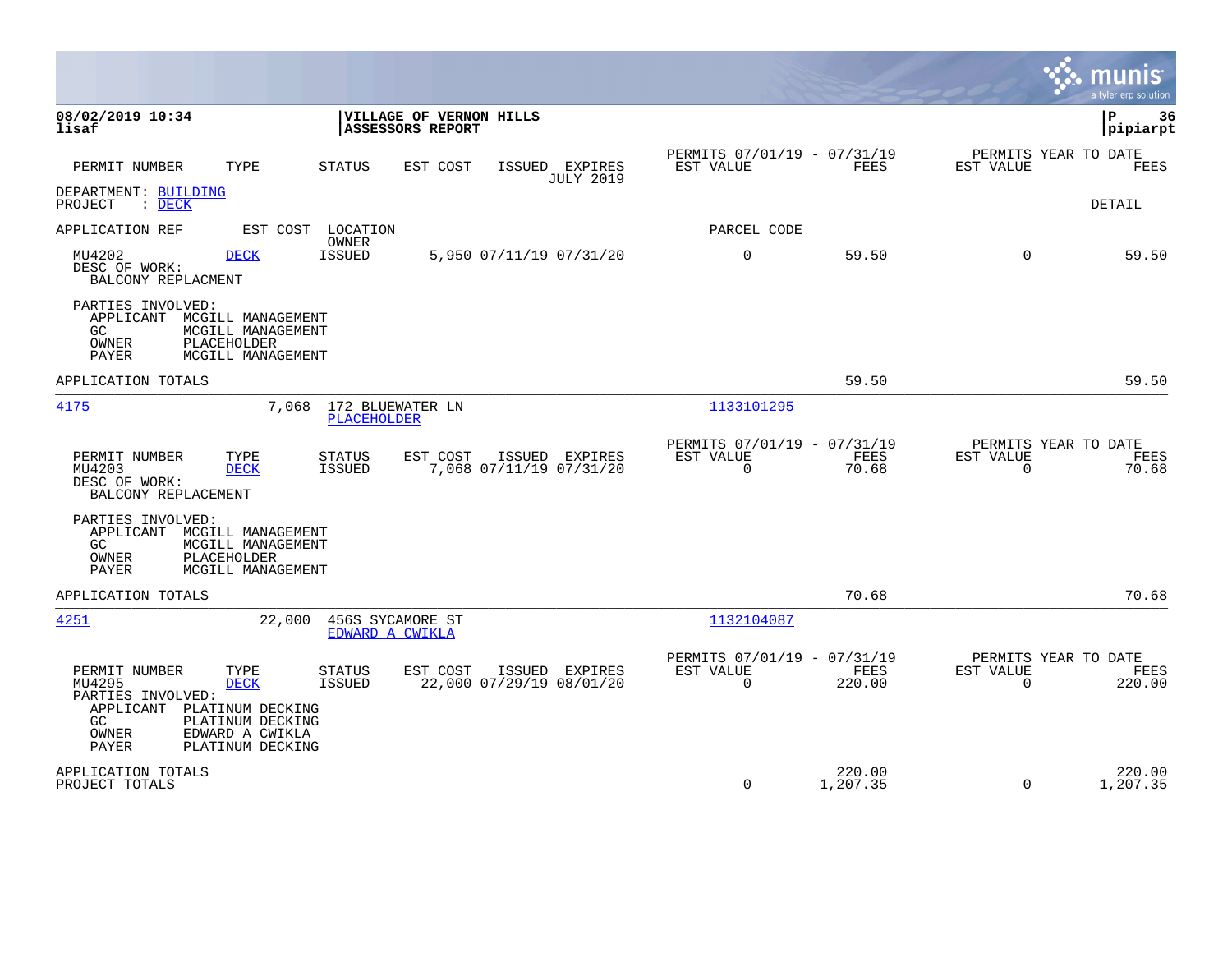**08/02/2019 10:34**
**lisaf**

**VILLAGE OF VERNON HILLS**
**ASSESSORS REPORT**

**P 36**
**pipiarpt**

| PERMIT NUMBER | TYPE | STATUS | EST COST | ISSUED | EXPIRES | PERMITS 07/01/19 - 07/31/19 EST VALUE | FEES | PERMITS YEAR TO DATE EST VALUE | FEES |
|---|---|---|---|---|---|---|---|---|---|
| | | | | | JULY 2019 | | | | |

DEPARTMENT: BUILDING
PROJECT : DECK

DETAIL

APPLICATION REF | EST COST | LOCATION / OWNER | PARCEL CODE

| PERMIT NUMBER | TYPE | STATUS | EST COST | ISSUED | EXPIRES | EST VALUE | FEES | EST VALUE | FEES |
|---|---|---|---|---|---|---|---|---|---|
| MU4202 | DECK | ISSUED | 5,950 | 07/11/19 | 07/31/20 | 0 | 59.50 | 0 | 59.50 |

DESC OF WORK:
BALCONY REPLACMENT

PARTIES INVOLVED:
APPLICANT MCGILL MANAGEMENT
GC MCGILL MANAGEMENT
OWNER PLACEHOLDER
PAYER MCGILL MANAGEMENT

APPLICATION TOTALS 59.50 59.50

---

4175 | 7,068 | 172 BLUEWATER LN / PLACEHOLDER | 1133101295

| PERMIT NUMBER | TYPE | STATUS | EST COST | ISSUED | EXPIRES | PERMITS 07/01/19 - 07/31/19 EST VALUE | FEES | PERMITS YEAR TO DATE EST VALUE | FEES |
|---|---|---|---|---|---|---|---|---|---|
| MU4203 | DECK | ISSUED | 7,068 | 07/11/19 | 07/31/20 | 0 | 70.68 | 0 | 70.68 |

DESC OF WORK:
BALCONY REPLACEMENT

PARTIES INVOLVED:
APPLICANT MCGILL MANAGEMENT
GC MCGILL MANAGEMENT
OWNER PLACEHOLDER
PAYER MCGILL MANAGEMENT

APPLICATION TOTALS 70.68 70.68

---

4251 | 22,000 | 456S SYCAMORE ST / EDWARD A CWIKLA | 1132104087

| PERMIT NUMBER | TYPE | STATUS | EST COST | ISSUED | EXPIRES | PERMITS 07/01/19 - 07/31/19 EST VALUE | FEES | PERMITS YEAR TO DATE EST VALUE | FEES |
|---|---|---|---|---|---|---|---|---|---|
| MU4295 | DECK | ISSUED | 22,000 | 07/29/19 | 08/01/20 | 0 | 220.00 | 0 | 220.00 |

PARTIES INVOLVED:
APPLICANT PLATINUM DECKING
GC PLATINUM DECKING
OWNER EDWARD A CWIKLA
PAYER PLATINUM DECKING

| | EST VALUE | FEES | EST VALUE | FEES |
|---|---|---|---|---|
| APPLICATION TOTALS | | 220.00 | | 220.00 |
| PROJECT TOTALS | 0 | 1,207.35 | 0 | 1,207.35 |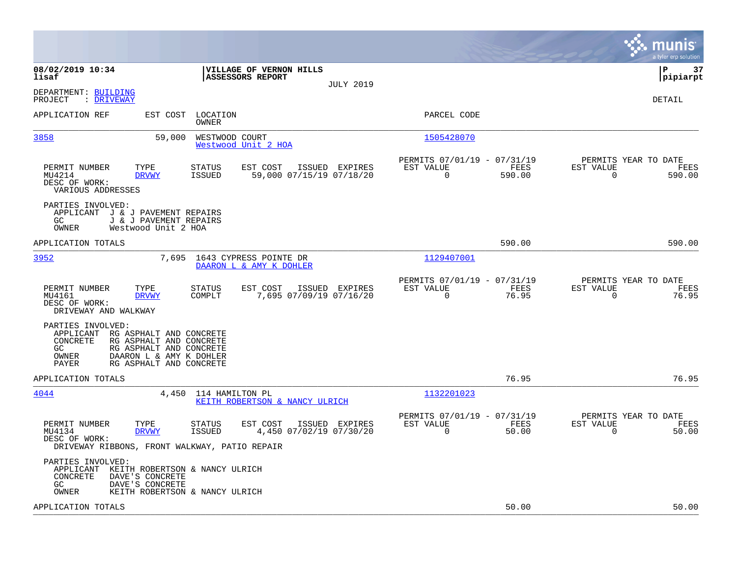08/02/2019 10:34
lisaf

**VILLAGE OF VERNON HILLS**
**ASSESSORS REPORT**
JULY 2019

P 37
pipiarpt

DEPARTMENT: BUILDING
PROJECT : DRIVEWAY

DETAIL

| APPLICATION REF | EST COST | LOCATION / OWNER | PARCEL CODE |
|---|---|---|---|
| 3858 | 59,000 | WESTWOOD COURT / Westwood Unit 2 HOA | 1505428070 |

| PERMIT NUMBER | TYPE | STATUS | EST COST | ISSUED | EXPIRES | PERMITS 07/01/19 - 07/31/19 EST VALUE | FEES | PERMITS YEAR TO DATE EST VALUE | FEES |
|---|---|---|---|---|---|---|---|---|---|
| MU4214 | DRVWY | ISSUED | 59,000 | 07/15/19 | 07/18/20 | 0 | 590.00 | 0 | 590.00 |

DESC OF WORK:
VARIOUS ADDRESSES

PARTIES INVOLVED:
APPLICANT J & J PAVEMENT REPAIRS
GC J & J PAVEMENT REPAIRS
OWNER Westwood Unit 2 HOA

APPLICATION TOTALS 590.00 590.00

| APPLICATION REF | EST COST | LOCATION / OWNER | PARCEL CODE |
|---|---|---|---|
| 3952 | 7,695 | 1643 CYPRESS POINTE DR / DAARON L & AMY K DOHLER | 1129407001 |

| PERMIT NUMBER | TYPE | STATUS | EST COST | ISSUED | EXPIRES | PERMITS 07/01/19 - 07/31/19 EST VALUE | FEES | PERMITS YEAR TO DATE EST VALUE | FEES |
|---|---|---|---|---|---|---|---|---|---|
| MU4161 | DRVWY | COMPLT | 7,695 | 07/09/19 | 07/16/20 | 0 | 76.95 | 0 | 76.95 |

DESC OF WORK:
DRIVEWAY AND WALKWAY

PARTIES INVOLVED:
APPLICANT RG ASPHALT AND CONCRETE
CONCRETE RG ASPHALT AND CONCRETE
GC RG ASPHALT AND CONCRETE
OWNER DAARON L & AMY K DOHLER
PAYER RG ASPHALT AND CONCRETE

APPLICATION TOTALS 76.95 76.95

| APPLICATION REF | EST COST | LOCATION / OWNER | PARCEL CODE |
|---|---|---|---|
| 4044 | 4,450 | 114 HAMILTON PL / KEITH ROBERTSON & NANCY ULRICH | 1132201023 |

| PERMIT NUMBER | TYPE | STATUS | EST COST | ISSUED | EXPIRES | PERMITS 07/01/19 - 07/31/19 EST VALUE | FEES | PERMITS YEAR TO DATE EST VALUE | FEES |
|---|---|---|---|---|---|---|---|---|---|
| MU4134 | DRVWY | ISSUED | 4,450 | 07/02/19 | 07/30/20 | 0 | 50.00 | 0 | 50.00 |

DESC OF WORK:
DRIVEWAY RIBBONS, FRONT WALKWAY, PATIO REPAIR

PARTIES INVOLVED:
APPLICANT KEITH ROBERTSON & NANCY ULRICH
CONCRETE DAVE'S CONCRETE
GC DAVE'S CONCRETE
OWNER KEITH ROBERTSON & NANCY ULRICH

APPLICATION TOTALS 50.00 50.00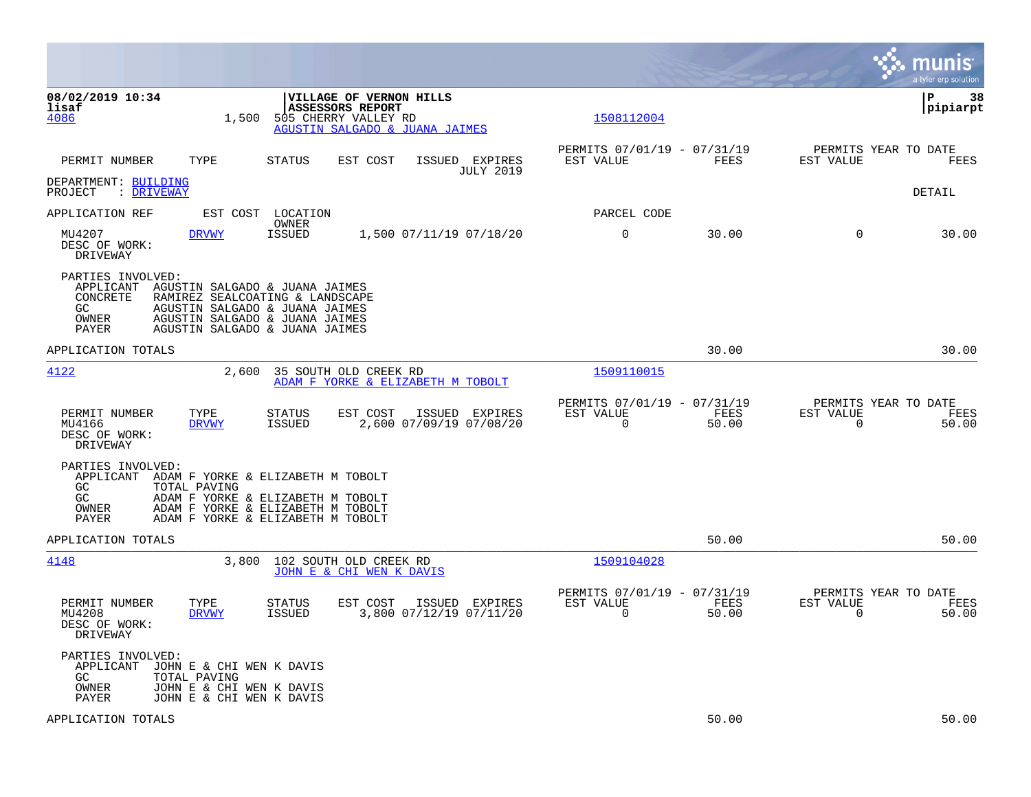08/02/2019 10:34 | VILLAGE OF VERNON HILLS
lisaf | ASSESSORS REPORT | pipiarpt

**4086** 1,500 505 CHERRY VALLEY RD — AGUSTIN SALGADO & JUANA JAIMES — 1508112004

| PERMIT NUMBER | TYPE | STATUS | EST COST | ISSUED | EXPIRES | PERMITS 07/01/19 - 07/31/19 EST VALUE | FEES | PERMITS YEAR TO DATE EST VALUE | FEES |
|---|---|---|---|---|---|---|---|---|---|
| | | | | | JULY 2019 | | | | |

DEPARTMENT: BUILDING
PROJECT : DRIVEWAY — DETAIL

| APPLICATION REF | EST COST | LOCATION / OWNER | | | | PARCEL CODE | | | |
|---|---|---|---|---|---|---|---|---|---|
| MU4207 | DRVWY | ISSUED | 1,500 | 07/11/19 | 07/18/20 | 0 | 30.00 | 0 | 30.00 |

DESC OF WORK:
DRIVEWAY

PARTIES INVOLVED:
- APPLICANT AGUSTIN SALGADO & JUANA JAIMES
- CONCRETE RAMIREZ SEALCOATING & LANDSCAPE
- GC AGUSTIN SALGADO & JUANA JAIMES
- OWNER AGUSTIN SALGADO & JUANA JAIMES
- PAYER AGUSTIN SALGADO & JUANA JAIMES

APPLICATION TOTALS — 30.00 — 30.00

---

**4122** 2,600 35 SOUTH OLD CREEK RD — ADAM F YORKE & ELIZABETH M TOBOLT — 1509110015

| PERMIT NUMBER | TYPE | STATUS | EST COST | ISSUED | EXPIRES | PERMITS 07/01/19 - 07/31/19 EST VALUE | FEES | PERMITS YEAR TO DATE EST VALUE | FEES |
|---|---|---|---|---|---|---|---|---|---|
| MU4166 | DRVWY | ISSUED | 2,600 | 07/09/19 | 07/08/20 | 0 | 50.00 | 0 | 50.00 |

DESC OF WORK:
DRIVEWAY

PARTIES INVOLVED:
- APPLICANT ADAM F YORKE & ELIZABETH M TOBOLT
- GC TOTAL PAVING
- GC ADAM F YORKE & ELIZABETH M TOBOLT
- OWNER ADAM F YORKE & ELIZABETH M TOBOLT
- PAYER ADAM F YORKE & ELIZABETH M TOBOLT

APPLICATION TOTALS — 50.00 — 50.00

---

**4148** 3,800 102 SOUTH OLD CREEK RD — JOHN E & CHI WEN K DAVIS — 1509104028

| PERMIT NUMBER | TYPE | STATUS | EST COST | ISSUED | EXPIRES | PERMITS 07/01/19 - 07/31/19 EST VALUE | FEES | PERMITS YEAR TO DATE EST VALUE | FEES |
|---|---|---|---|---|---|---|---|---|---|
| MU4208 | DRVWY | ISSUED | 3,800 | 07/12/19 | 07/11/20 | 0 | 50.00 | 0 | 50.00 |

DESC OF WORK:
DRIVEWAY

PARTIES INVOLVED:
- APPLICANT JOHN E & CHI WEN K DAVIS
- GC TOTAL PAVING
- OWNER JOHN E & CHI WEN K DAVIS
- PAYER JOHN E & CHI WEN K DAVIS

APPLICATION TOTALS — 50.00 — 50.00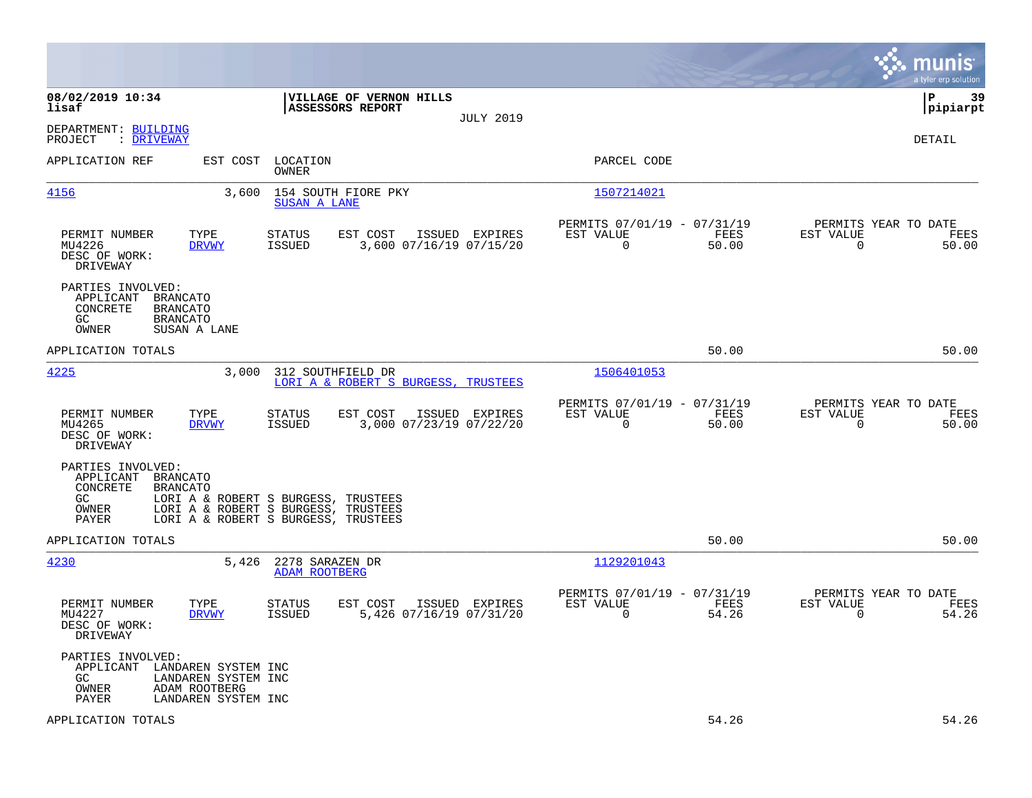**08/02/2019 10:34**
**lisaf**

**VILLAGE OF VERNON HILLS**
**ASSESSORS REPORT**
JULY 2019

DEPARTMENT: BUILDING
PROJECT : DRIVEWAY

DETAIL

| APPLICATION REF | EST COST | LOCATION / OWNER | PARCEL CODE |
|---|---|---|---|
| 4156 | 3,600 | 154 SOUTH FIORE PKY / SUSAN A LANE | 1507214021 |

| PERMIT NUMBER | TYPE | STATUS | EST COST | ISSUED | EXPIRES | PERMITS 07/01/19 - 07/31/19 EST VALUE | FEES | PERMITS YEAR TO DATE EST VALUE | FEES |
|---|---|---|---|---|---|---|---|---|---|
| MU4226 | DRVWY | ISSUED | 3,600 | 07/16/19 | 07/15/20 | 0 | 50.00 | 0 | 50.00 |

DESC OF WORK:
DRIVEWAY

PARTIES INVOLVED:
- APPLICANT BRANCATO
- CONCRETE BRANCATO
- GC BRANCATO
- OWNER SUSAN A LANE

APPLICATION TOTALS: 50.00 | 50.00

| APPLICATION REF | EST COST | LOCATION / OWNER | PARCEL CODE |
|---|---|---|---|
| 4225 | 3,000 | 312 SOUTHFIELD DR / LORI A & ROBERT S BURGESS, TRUSTEES | 1506401053 |

| PERMIT NUMBER | TYPE | STATUS | EST COST | ISSUED | EXPIRES | PERMITS 07/01/19 - 07/31/19 EST VALUE | FEES | PERMITS YEAR TO DATE EST VALUE | FEES |
|---|---|---|---|---|---|---|---|---|---|
| MU4265 | DRVWY | ISSUED | 3,000 | 07/23/19 | 07/22/20 | 0 | 50.00 | 0 | 50.00 |

DESC OF WORK:
DRIVEWAY

PARTIES INVOLVED:
- APPLICANT BRANCATO
- CONCRETE BRANCATO
- GC LORI A & ROBERT S BURGESS, TRUSTEES
- OWNER LORI A & ROBERT S BURGESS, TRUSTEES
- PAYER LORI A & ROBERT S BURGESS, TRUSTEES

APPLICATION TOTALS: 50.00 | 50.00

| APPLICATION REF | EST COST | LOCATION / OWNER | PARCEL CODE |
|---|---|---|---|
| 4230 | 5,426 | 2278 SARAZEN DR / ADAM ROOTBERG | 1129201043 |

| PERMIT NUMBER | TYPE | STATUS | EST COST | ISSUED | EXPIRES | PERMITS 07/01/19 - 07/31/19 EST VALUE | FEES | PERMITS YEAR TO DATE EST VALUE | FEES |
|---|---|---|---|---|---|---|---|---|---|
| MU4227 | DRVWY | ISSUED | 5,426 | 07/16/19 | 07/31/20 | 0 | 54.26 | 0 | 54.26 |

DESC OF WORK:
DRIVEWAY

PARTIES INVOLVED:
- APPLICANT LANDAREN SYSTEM INC
- GC LANDAREN SYSTEM INC
- OWNER ADAM ROOTBERG
- PAYER LANDAREN SYSTEM INC

APPLICATION TOTALS: 54.26 | 54.26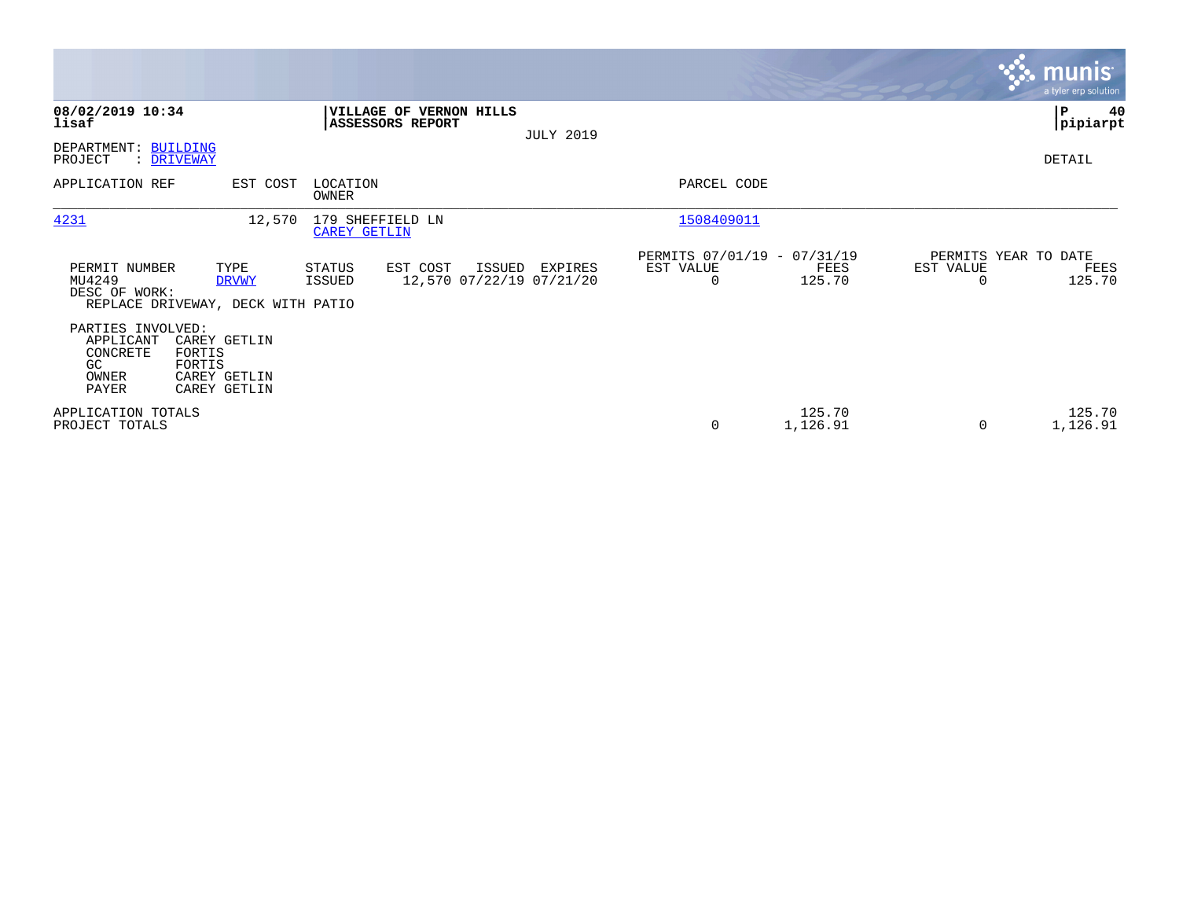**08/02/2019 10:34**
**lisaf**

**VILLAGE OF VERNON HILLS**
**ASSESSORS REPORT**

JULY 2019

**P 40**
**pipiarpt**

DEPARTMENT: BUILDING
PROJECT : DRIVEWAY

DETAIL

| APPLICATION REF | EST COST | LOCATION / OWNER | PARCEL CODE |
|---|---|---|---|
| 4231 | 12,570 | 179 SHEFFIELD LN / CAREY GETLIN | 1508409011 |

| PERMIT NUMBER | TYPE | STATUS | EST COST | ISSUED | EXPIRES | PERMITS 07/01/19 - 07/31/19 EST VALUE | FEES | PERMITS YEAR TO DATE EST VALUE | FEES |
|---|---|---|---|---|---|---|---|---|---|
| MU4249 | DRVWY | ISSUED | 12,570 | 07/22/19 | 07/21/20 | 0 | 125.70 | 0 | 125.70 |

DESC OF WORK:
REPLACE DRIVEWAY, DECK WITH PATIO

PARTIES INVOLVED:

| | |
|---|---|
| APPLICANT | CAREY GETLIN |
| CONCRETE | FORTIS |
| GC | FORTIS |
| OWNER | CAREY GETLIN |
| PAYER | CAREY GETLIN |

| | EST VALUE | FEES | YTD EST VALUE | YTD FEES |
|---|---|---|---|---|
| APPLICATION TOTALS | | 125.70 | | 125.70 |
| PROJECT TOTALS | 0 | 1,126.91 | 0 | 1,126.91 |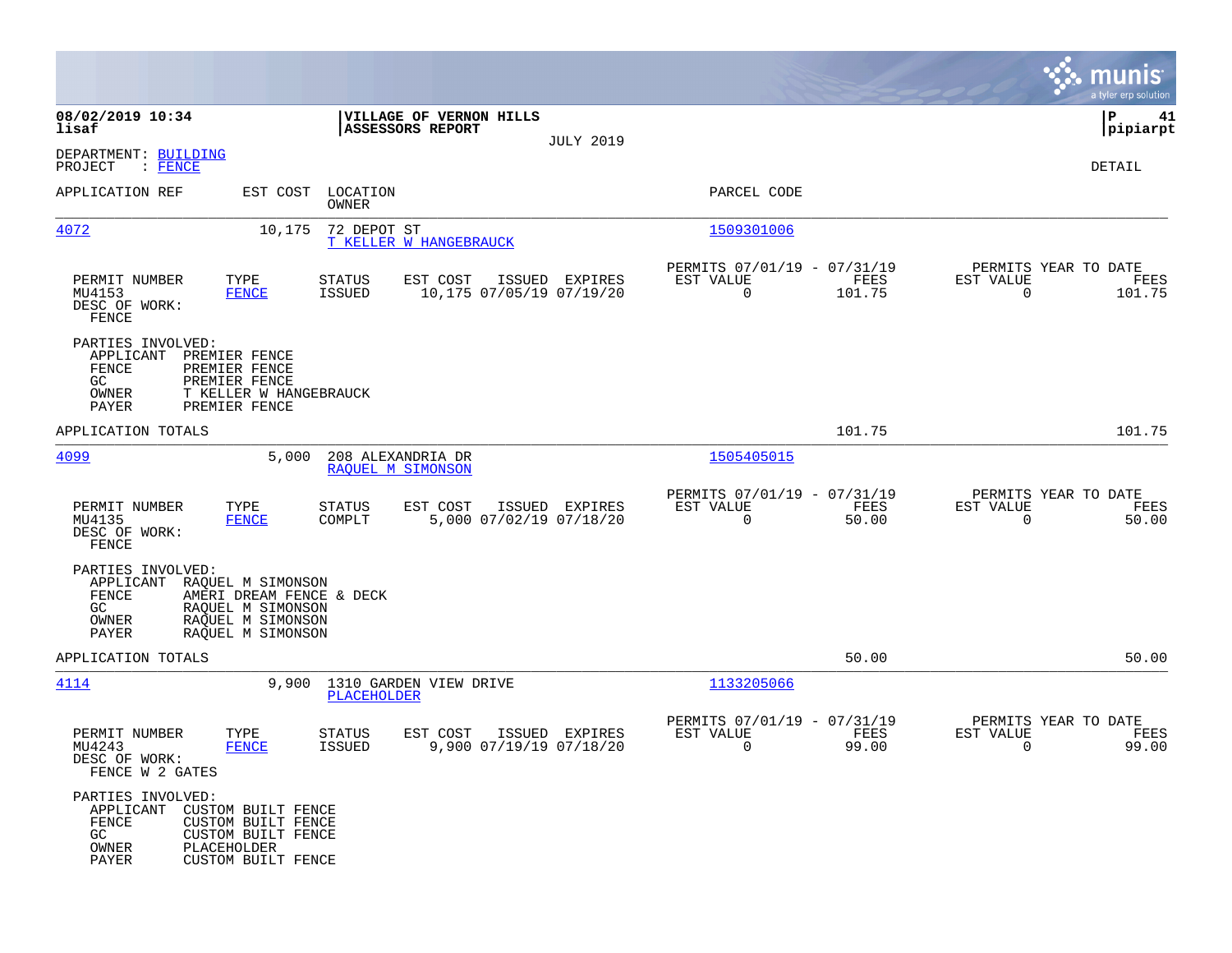**08/02/2019 10:34**
**lisaf**

**VILLAGE OF VERNON HILLS**
**ASSESSORS REPORT**

JULY 2019

**P 41**
**pipiarpt**

DEPARTMENT: BUILDING
PROJECT : FENCE

DETAIL

| APPLICATION REF | EST COST | LOCATION / OWNER | PARCEL CODE |
|---|---|---|---|
| 4072 | 10,175 | 72 DEPOT ST / T KELLER W HANGEBRAUCK | 1509301006 |

| PERMIT NUMBER | TYPE | STATUS | EST COST | ISSUED | EXPIRES | PERMITS 07/01/19 - 07/31/19 EST VALUE | FEES | PERMITS YEAR TO DATE EST VALUE | FEES |
|---|---|---|---|---|---|---|---|---|---|
| MU4153 | FENCE | ISSUED | 10,175 | 07/05/19 | 07/19/20 | 0 | 101.75 | 0 | 101.75 |

DESC OF WORK:
FENCE

PARTIES INVOLVED:
- APPLICANT PREMIER FENCE
- FENCE PREMIER FENCE
- GC PREMIER FENCE
- OWNER T KELLER W HANGEBRAUCK
- PAYER PREMIER FENCE

APPLICATION TOTALS 101.75 101.75

| APPLICATION REF | EST COST | LOCATION / OWNER | PARCEL CODE |
|---|---|---|---|
| 4099 | 5,000 | 208 ALEXANDRIA DR / RAQUEL M SIMONSON | 1505405015 |

| PERMIT NUMBER | TYPE | STATUS | EST COST | ISSUED | EXPIRES | PERMITS 07/01/19 - 07/31/19 EST VALUE | FEES | PERMITS YEAR TO DATE EST VALUE | FEES |
|---|---|---|---|---|---|---|---|---|---|
| MU4135 | FENCE | COMPLT | 5,000 | 07/02/19 | 07/18/20 | 0 | 50.00 | 0 | 50.00 |

DESC OF WORK:
FENCE

PARTIES INVOLVED:
- APPLICANT RAQUEL M SIMONSON
- FENCE AMERI DREAM FENCE & DECK
- GC RAQUEL M SIMONSON
- OWNER RAQUEL M SIMONSON
- PAYER RAQUEL M SIMONSON

APPLICATION TOTALS 50.00 50.00

| APPLICATION REF | EST COST | LOCATION / OWNER | PARCEL CODE |
|---|---|---|---|
| 4114 | 9,900 | 1310 GARDEN VIEW DRIVE / PLACEHOLDER | 1133205066 |

| PERMIT NUMBER | TYPE | STATUS | EST COST | ISSUED | EXPIRES | PERMITS 07/01/19 - 07/31/19 EST VALUE | FEES | PERMITS YEAR TO DATE EST VALUE | FEES |
|---|---|---|---|---|---|---|---|---|---|
| MU4243 | FENCE | ISSUED | 9,900 | 07/19/19 | 07/18/20 | 0 | 99.00 | 0 | 99.00 |

DESC OF WORK:
FENCE W 2 GATES

PARTIES INVOLVED:
- APPLICANT CUSTOM BUILT FENCE
- FENCE CUSTOM BUILT FENCE
- GC CUSTOM BUILT FENCE
- OWNER PLACEHOLDER
- PAYER CUSTOM BUILT FENCE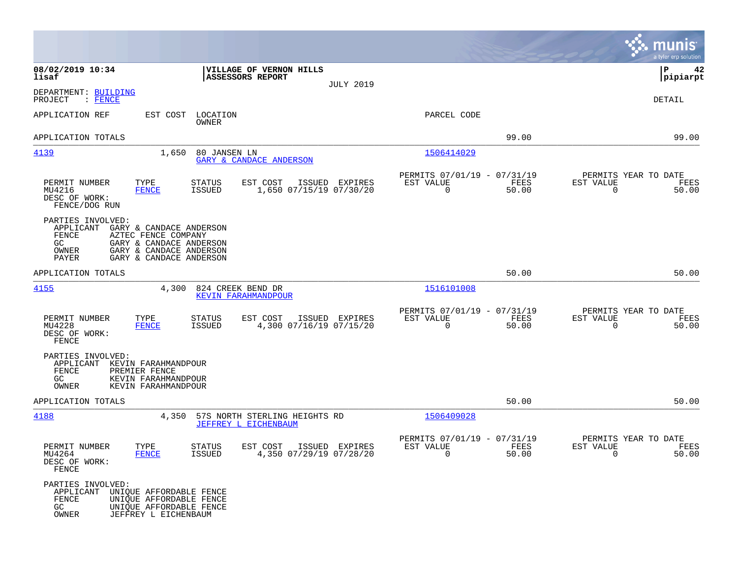08/02/2019 10:34
lisaf

**VILLAGE OF VERNON HILLS**
**ASSESSORS REPORT**
JULY 2019

P 42
pipiarpt

DEPARTMENT: BUILDING
PROJECT : FENCE

DETAIL

| APPLICATION REF | EST COST | LOCATION / OWNER | PARCEL CODE | | |
|---|---|---|---|---|---|
| APPLICATION TOTALS | | | | 99.00 | 99.00 |
| 4139 | 1,650 | 80 JANSEN LN / GARY & CANDACE ANDERSON | 1506414029 | | |

| PERMIT NUMBER | TYPE | STATUS | EST COST | ISSUED | EXPIRES | PERMITS 07/01/19 - 07/31/19 EST VALUE | FEES | PERMITS YEAR TO DATE EST VALUE | FEES |
|---|---|---|---|---|---|---|---|---|---|
| MU4216 | FENCE | ISSUED | 1,650 | 07/15/19 | 07/30/20 | 0 | 50.00 | 0 | 50.00 |

DESC OF WORK:
FENCE/DOG RUN

PARTIES INVOLVED:
APPLICANT GARY & CANDACE ANDERSON
FENCE AZTEC FENCE COMPANY
GC GARY & CANDACE ANDERSON
OWNER GARY & CANDACE ANDERSON
PAYER GARY & CANDACE ANDERSON

| APPLICATION TOTALS | | | | 50.00 | 50.00 |
|---|---|---|---|---|---|
| 4155 | 4,300 | 824 CREEK BEND DR / KEVIN FARAHMANDPOUR | 1516101008 | | |

| PERMIT NUMBER | TYPE | STATUS | EST COST | ISSUED | EXPIRES | PERMITS 07/01/19 - 07/31/19 EST VALUE | FEES | PERMITS YEAR TO DATE EST VALUE | FEES |
|---|---|---|---|---|---|---|---|---|---|
| MU4228 | FENCE | ISSUED | 4,300 | 07/16/19 | 07/15/20 | 0 | 50.00 | 0 | 50.00 |

DESC OF WORK:
FENCE

PARTIES INVOLVED:
APPLICANT KEVIN FARAHMANDPOUR
FENCE PREMIER FENCE
GC KEVIN FARAHMANDPOUR
OWNER KEVIN FARAHMANDPOUR

| APPLICATION TOTALS | | | | 50.00 | 50.00 |
|---|---|---|---|---|---|
| 4188 | 4,350 | 57S NORTH STERLING HEIGHTS RD / JEFFREY L EICHENBAUM | 1506409028 | | |

| PERMIT NUMBER | TYPE | STATUS | EST COST | ISSUED | EXPIRES | PERMITS 07/01/19 - 07/31/19 EST VALUE | FEES | PERMITS YEAR TO DATE EST VALUE | FEES |
|---|---|---|---|---|---|---|---|---|---|
| MU4264 | FENCE | ISSUED | 4,350 | 07/29/19 | 07/28/20 | 0 | 50.00 | 0 | 50.00 |

DESC OF WORK:
FENCE

PARTIES INVOLVED:
APPLICANT UNIQUE AFFORDABLE FENCE
FENCE UNIQUE AFFORDABLE FENCE
GC UNIQUE AFFORDABLE FENCE
OWNER JEFFREY L EICHENBAUM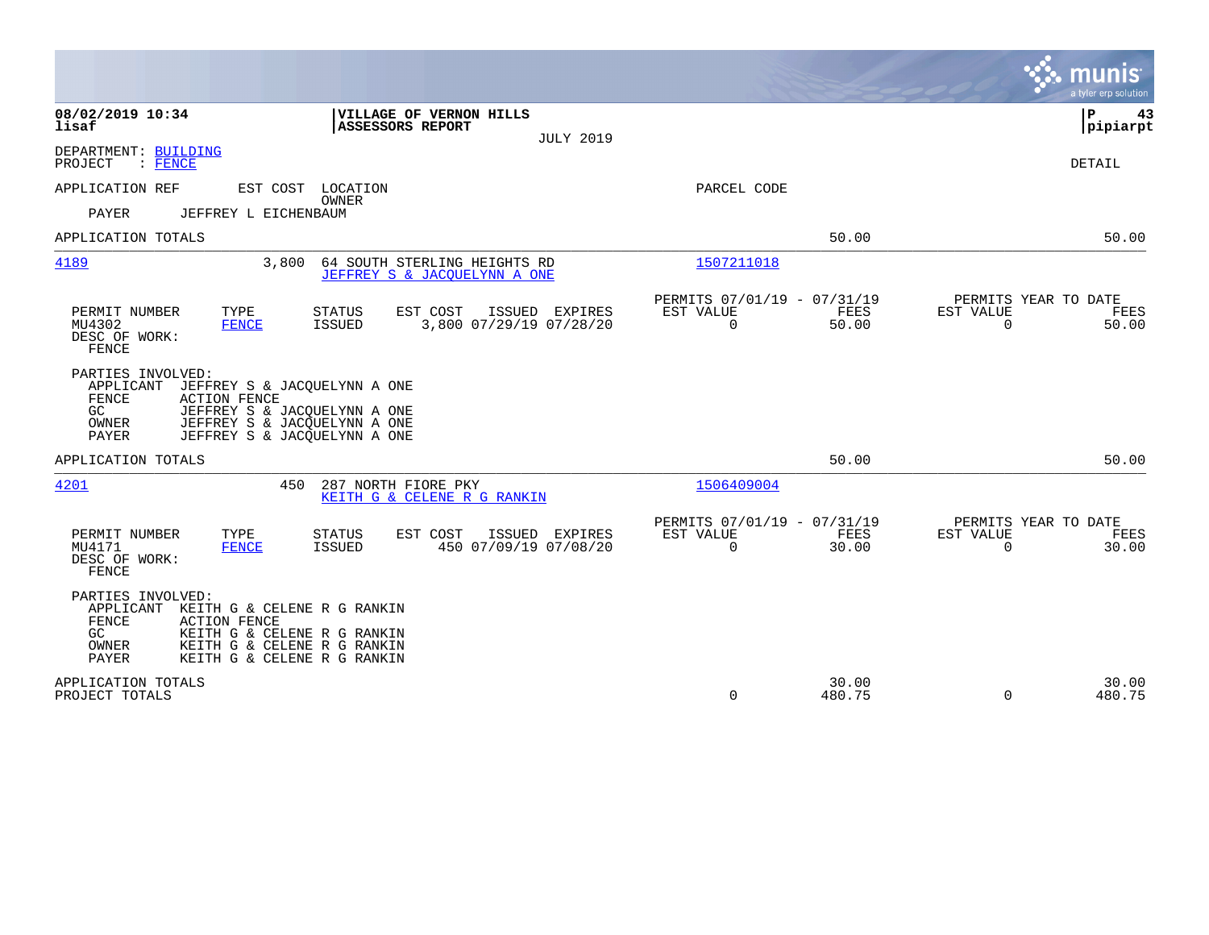08/02/2019 10:34 | VILLAGE OF VERNON HILLS | P 43
lisaf | ASSESSORS REPORT | pipiarpt

JULY 2019

DEPARTMENT: BUILDING
PROJECT : FENCE

DETAIL

APPLICATION REF | EST COST | LOCATION / OWNER | PARCEL CODE

PAYER JEFFREY L EICHENBAUM

APPLICATION TOTALS | | | | 50.00 | | 50.00

---

**4189** | 3,800 | 64 SOUTH STERLING HEIGHTS RD | 1507211018
JEFFREY S & JACQUELYNN A ONE

| PERMIT NUMBER | TYPE | STATUS | EST COST | ISSUED | EXPIRES | PERMITS 07/01/19 - 07/31/19 EST VALUE | FEES | PERMITS YEAR TO DATE EST VALUE | FEES |
|---|---|---|---|---|---|---|---|---|---|
| MU4302 | FENCE | ISSUED | 3,800 | 07/29/19 | 07/28/20 | 0 | 50.00 | 0 | 50.00 |

DESC OF WORK:
FENCE

PARTIES INVOLVED:
APPLICANT JEFFREY S & JACQUELYNN A ONE
FENCE ACTION FENCE
GC JEFFREY S & JACQUELYNN A ONE
OWNER JEFFREY S & JACQUELYNN A ONE
PAYER JEFFREY S & JACQUELYNN A ONE

APPLICATION TOTALS | | | | 50.00 | | 50.00

---

**4201** | 450 | 287 NORTH FIORE PKY | 1506409004
KEITH G & CELENE R G RANKIN

| PERMIT NUMBER | TYPE | STATUS | EST COST | ISSUED | EXPIRES | PERMITS 07/01/19 - 07/31/19 EST VALUE | FEES | PERMITS YEAR TO DATE EST VALUE | FEES |
|---|---|---|---|---|---|---|---|---|---|
| MU4171 | FENCE | ISSUED | 450 | 07/09/19 | 07/08/20 | 0 | 30.00 | 0 | 30.00 |

DESC OF WORK:
FENCE

PARTIES INVOLVED:
APPLICANT KEITH G & CELENE R G RANKIN
FENCE ACTION FENCE
GC KEITH G & CELENE R G RANKIN
OWNER KEITH G & CELENE R G RANKIN
PAYER KEITH G & CELENE R G RANKIN

| | EST VALUE | FEES | EST VALUE | FEES |
|---|---|---|---|---|
| APPLICATION TOTALS | | 30.00 | | 30.00 |
| PROJECT TOTALS | 0 | 480.75 | 0 | 480.75 |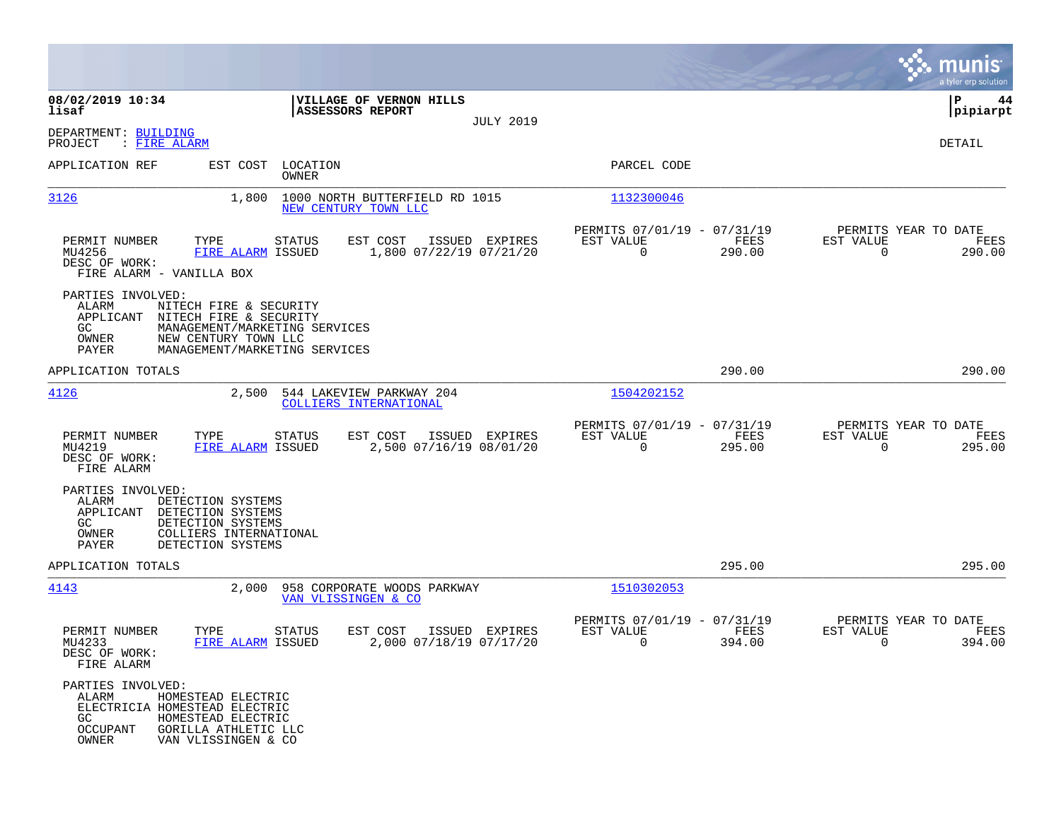**08/02/2019 10:34**
**lisaf**

**VILLAGE OF VERNON HILLS**
**ASSESSORS REPORT**
JULY 2019

**P 44**
**pipiarpt**

DEPARTMENT: BUILDING
PROJECT : FIRE ALARM

DETAIL

| APPLICATION REF | EST COST | LOCATION / OWNER | PARCEL CODE |
|---|---|---|---|
| 3126 | 1,800 | 1000 NORTH BUTTERFIELD RD 1015 / NEW CENTURY TOWN LLC | 1132300046 |

| PERMIT NUMBER | TYPE | STATUS | EST COST | ISSUED | EXPIRES | PERMITS 07/01/19 - 07/31/19 EST VALUE | FEES | PERMITS YEAR TO DATE EST VALUE | FEES |
|---|---|---|---|---|---|---|---|---|---|
| MU4256 | FIRE ALARM | ISSUED | 1,800 | 07/22/19 | 07/21/20 | 0 | 290.00 | 0 | 290.00 |

DESC OF WORK:
FIRE ALARM - VANILLA BOX

PARTIES INVOLVED:
ALARM NITECH FIRE & SECURITY
APPLICANT NITECH FIRE & SECURITY
GC MANAGEMENT/MARKETING SERVICES
OWNER NEW CENTURY TOWN LLC
PAYER MANAGEMENT/MARKETING SERVICES

APPLICATION TOTALS 290.00 290.00

| APPLICATION REF | EST COST | LOCATION / OWNER | PARCEL CODE |
|---|---|---|---|
| 4126 | 2,500 | 544 LAKEVIEW PARKWAY 204 / COLLIERS INTERNATIONAL | 1504202152 |

| PERMIT NUMBER | TYPE | STATUS | EST COST | ISSUED | EXPIRES | PERMITS 07/01/19 - 07/31/19 EST VALUE | FEES | PERMITS YEAR TO DATE EST VALUE | FEES |
|---|---|---|---|---|---|---|---|---|---|
| MU4219 | FIRE ALARM | ISSUED | 2,500 | 07/16/19 | 08/01/20 | 0 | 295.00 | 0 | 295.00 |

DESC OF WORK:
FIRE ALARM

PARTIES INVOLVED:
ALARM DETECTION SYSTEMS
APPLICANT DETECTION SYSTEMS
GC DETECTION SYSTEMS
OWNER COLLIERS INTERNATIONAL
PAYER DETECTION SYSTEMS

APPLICATION TOTALS 295.00 295.00

| APPLICATION REF | EST COST | LOCATION / OWNER | PARCEL CODE |
|---|---|---|---|
| 4143 | 2,000 | 958 CORPORATE WOODS PARKWAY / VAN VLISSINGEN & CO | 1510302053 |

| PERMIT NUMBER | TYPE | STATUS | EST COST | ISSUED | EXPIRES | PERMITS 07/01/19 - 07/31/19 EST VALUE | FEES | PERMITS YEAR TO DATE EST VALUE | FEES |
|---|---|---|---|---|---|---|---|---|---|
| MU4233 | FIRE ALARM | ISSUED | 2,000 | 07/18/19 | 07/17/20 | 0 | 394.00 | 0 | 394.00 |

DESC OF WORK:
FIRE ALARM

PARTIES INVOLVED:
ALARM HOMESTEAD ELECTRIC
ELECTRICIA HOMESTEAD ELECTRIC
GC HOMESTEAD ELECTRIC
OCCUPANT GORILLA ATHLETIC LLC
OWNER VAN VLISSINGEN & CO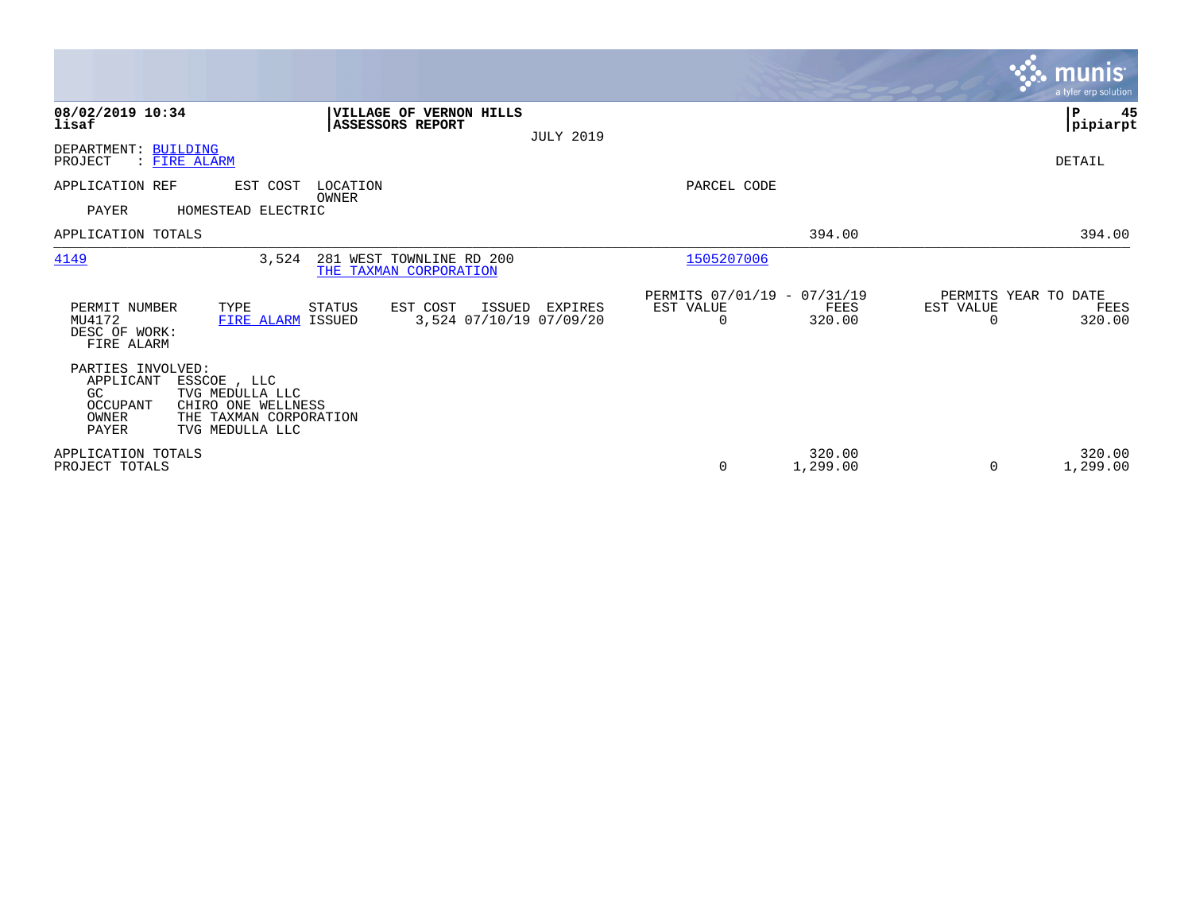**08/02/2019 10:34**
**lisaf**

**VILLAGE OF VERNON HILLS**
**ASSESSORS REPORT**

JULY 2019

**P 45**
**pipiarpt**

DEPARTMENT: BUILDING
PROJECT : FIRE ALARM

DETAIL

| APPLICATION REF | EST COST | LOCATION / OWNER | PARCEL CODE | | |
|---|---|---|---|---|---|
| PAYER | HOMESTEAD ELECTRIC | | | | |
| APPLICATION TOTALS | | | | 394.00 | 394.00 |
| 4149 | 3,524 | 281 WEST TOWNLINE RD 200 / THE TAXMAN CORPORATION | 1505207006 | | |

| PERMIT NUMBER | TYPE | STATUS | EST COST | ISSUED | EXPIRES | PERMITS 07/01/19 - 07/31/19 EST VALUE | FEES | PERMITS YEAR TO DATE EST VALUE | FEES |
|---|---|---|---|---|---|---|---|---|---|
| MU4172 | FIRE ALARM | ISSUED | 3,524 | 07/10/19 | 07/09/20 | 0 | 320.00 | 0 | 320.00 |

DESC OF WORK:
FIRE ALARM

PARTIES INVOLVED:

| | |
|---|---|
| APPLICANT | ESSCOE , LLC |
| GC | TVG MEDULLA LLC |
| OCCUPANT | CHIRO ONE WELLNESS |
| OWNER | THE TAXMAN CORPORATION |
| PAYER | TVG MEDULLA LLC |

| | EST VALUE | FEES | EST VALUE | FEES |
|---|---|---|---|---|
| APPLICATION TOTALS | | 320.00 | | 320.00 |
| PROJECT TOTALS | 0 | 1,299.00 | 0 | 1,299.00 |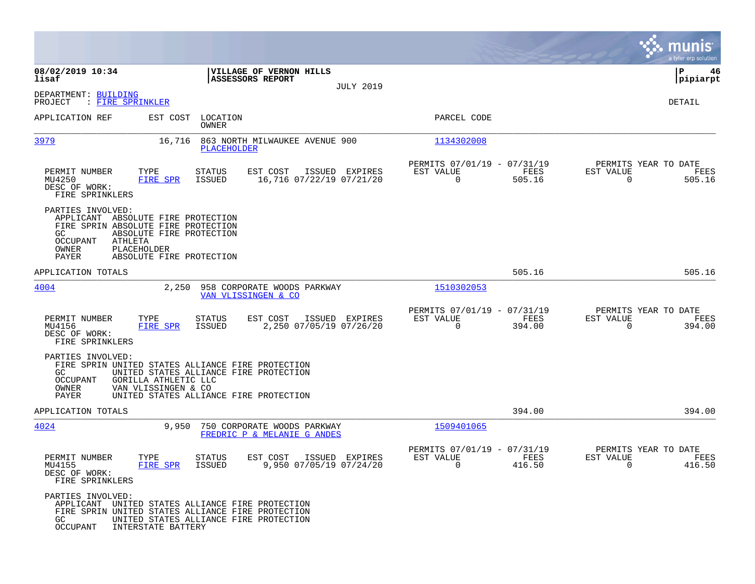**08/02/2019 10:34** | **VILLAGE OF VERNON HILLS** | **P 46**
**lisaf** | **ASSESSORS REPORT** | **pipiarpt**

JULY 2019

DEPARTMENT: BUILDING
PROJECT : FIRE SPRINKLER

DETAIL

| APPLICATION REF | EST COST | LOCATION / OWNER | PARCEL CODE |
|---|---|---|---|
| 3979 | 16,716 | 863 NORTH MILWAUKEE AVENUE 900 / PLACEHOLDER | 1134302008 |

| PERMIT NUMBER | TYPE | STATUS | EST COST | ISSUED | EXPIRES | PERMITS 07/01/19 - 07/31/19 EST VALUE | FEES | PERMITS YEAR TO DATE EST VALUE | FEES |
|---|---|---|---|---|---|---|---|---|---|
| MU4250 | FIRE SPR | ISSUED | 16,716 | 07/22/19 | 07/21/20 | 0 | 505.16 | 0 | 505.16 |

DESC OF WORK:
FIRE SPRINKLERS

PARTIES INVOLVED:
- APPLICANT ABSOLUTE FIRE PROTECTION
- FIRE SPRIN ABSOLUTE FIRE PROTECTION
- GC ABSOLUTE FIRE PROTECTION
- OCCUPANT ATHLETA
- OWNER PLACEHOLDER
- PAYER ABSOLUTE FIRE PROTECTION

APPLICATION TOTALS: 505.16 | 505.16

| APPLICATION REF | EST COST | LOCATION / OWNER | PARCEL CODE |
|---|---|---|---|
| 4004 | 2,250 | 958 CORPORATE WOODS PARKWAY / VAN VLISSINGEN & CO | 1510302053 |

| PERMIT NUMBER | TYPE | STATUS | EST COST | ISSUED | EXPIRES | PERMITS 07/01/19 - 07/31/19 EST VALUE | FEES | PERMITS YEAR TO DATE EST VALUE | FEES |
|---|---|---|---|---|---|---|---|---|---|
| MU4156 | FIRE SPR | ISSUED | 2,250 | 07/05/19 | 07/26/20 | 0 | 394.00 | 0 | 394.00 |

DESC OF WORK:
FIRE SPRINKLERS

PARTIES INVOLVED:
- FIRE SPRIN UNITED STATES ALLIANCE FIRE PROTECTION
- GC UNITED STATES ALLIANCE FIRE PROTECTION
- OCCUPANT GORILLA ATHLETIC LLC
- OWNER VAN VLISSINGEN & CO
- PAYER UNITED STATES ALLIANCE FIRE PROTECTION

APPLICATION TOTALS: 394.00 | 394.00

| APPLICATION REF | EST COST | LOCATION / OWNER | PARCEL CODE |
|---|---|---|---|
| 4024 | 9,950 | 750 CORPORATE WOODS PARKWAY / FREDRIC P & MELANIE G ANDES | 1509401065 |

| PERMIT NUMBER | TYPE | STATUS | EST COST | ISSUED | EXPIRES | PERMITS 07/01/19 - 07/31/19 EST VALUE | FEES | PERMITS YEAR TO DATE EST VALUE | FEES |
|---|---|---|---|---|---|---|---|---|---|
| MU4155 | FIRE SPR | ISSUED | 9,950 | 07/05/19 | 07/24/20 | 0 | 416.50 | 0 | 416.50 |

DESC OF WORK:
FIRE SPRINKLERS

PARTIES INVOLVED:
- APPLICANT UNITED STATES ALLIANCE FIRE PROTECTION
- FIRE SPRIN UNITED STATES ALLIANCE FIRE PROTECTION
- GC UNITED STATES ALLIANCE FIRE PROTECTION
- OCCUPANT INTERSTATE BATTERY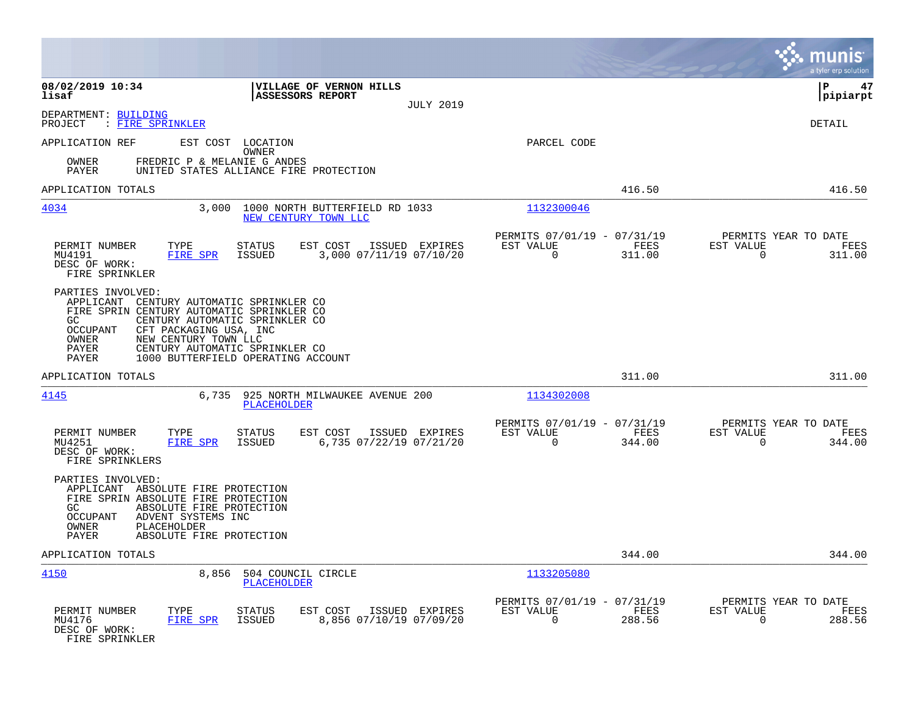08/02/2019 10:34 | VILLAGE OF VERNON HILLS | P 47
lisaf | ASSESSORS REPORT | pipiarpt
JULY 2019

DEPARTMENT: BUILDING
PROJECT : FIRE SPRINKLER
DETAIL

APPLICATION REF | EST COST | LOCATION / OWNER | PARCEL CODE

OWNER FREDRIC P & MELANIE G ANDES
PAYER UNITED STATES ALLIANCE FIRE PROTECTION

APPLICATION TOTALS 416.50 416.50

---

**4034** 3,000 1000 NORTH BUTTERFIELD RD 1033 — NEW CENTURY TOWN LLC — 1132300046

| PERMIT NUMBER | TYPE | STATUS | EST COST | ISSUED | EXPIRES | PERMITS 07/01/19 - 07/31/19 EST VALUE | FEES | PERMITS YEAR TO DATE EST VALUE | FEES |
|---|---|---|---|---|---|---|---|---|---|
| MU4191 | FIRE SPR | ISSUED | 3,000 | 07/11/19 | 07/10/20 | 0 | 311.00 | 0 | 311.00 |

DESC OF WORK:
FIRE SPRINKLER

PARTIES INVOLVED:
APPLICANT CENTURY AUTOMATIC SPRINKLER CO
FIRE SPRIN CENTURY AUTOMATIC SPRINKLER CO
GC CENTURY AUTOMATIC SPRINKLER CO
OCCUPANT CFT PACKAGING USA, INC
OWNER NEW CENTURY TOWN LLC
PAYER CENTURY AUTOMATIC SPRINKLER CO
PAYER 1000 BUTTERFIELD OPERATING ACCOUNT

APPLICATION TOTALS 311.00 311.00

---

**4145** 6,735 925 NORTH MILWAUKEE AVENUE 200 — PLACEHOLDER — 1134302008

| PERMIT NUMBER | TYPE | STATUS | EST COST | ISSUED | EXPIRES | PERMITS 07/01/19 - 07/31/19 EST VALUE | FEES | PERMITS YEAR TO DATE EST VALUE | FEES |
|---|---|---|---|---|---|---|---|---|---|
| MU4251 | FIRE SPR | ISSUED | 6,735 | 07/22/19 | 07/21/20 | 0 | 344.00 | 0 | 344.00 |

DESC OF WORK:
FIRE SPRINKLERS

PARTIES INVOLVED:
APPLICANT ABSOLUTE FIRE PROTECTION
FIRE SPRIN ABSOLUTE FIRE PROTECTION
GC ABSOLUTE FIRE PROTECTION
OCCUPANT ADVENT SYSTEMS INC
OWNER PLACEHOLDER
PAYER ABSOLUTE FIRE PROTECTION

APPLICATION TOTALS 344.00 344.00

---

**4150** 8,856 504 COUNCIL CIRCLE — PLACEHOLDER — 1133205080

| PERMIT NUMBER | TYPE | STATUS | EST COST | ISSUED | EXPIRES | PERMITS 07/01/19 - 07/31/19 EST VALUE | FEES | PERMITS YEAR TO DATE EST VALUE | FEES |
|---|---|---|---|---|---|---|---|---|---|
| MU4176 | FIRE SPR | ISSUED | 8,856 | 07/10/19 | 07/09/20 | 0 | 288.56 | 0 | 288.56 |

DESC OF WORK:
FIRE SPRINKLER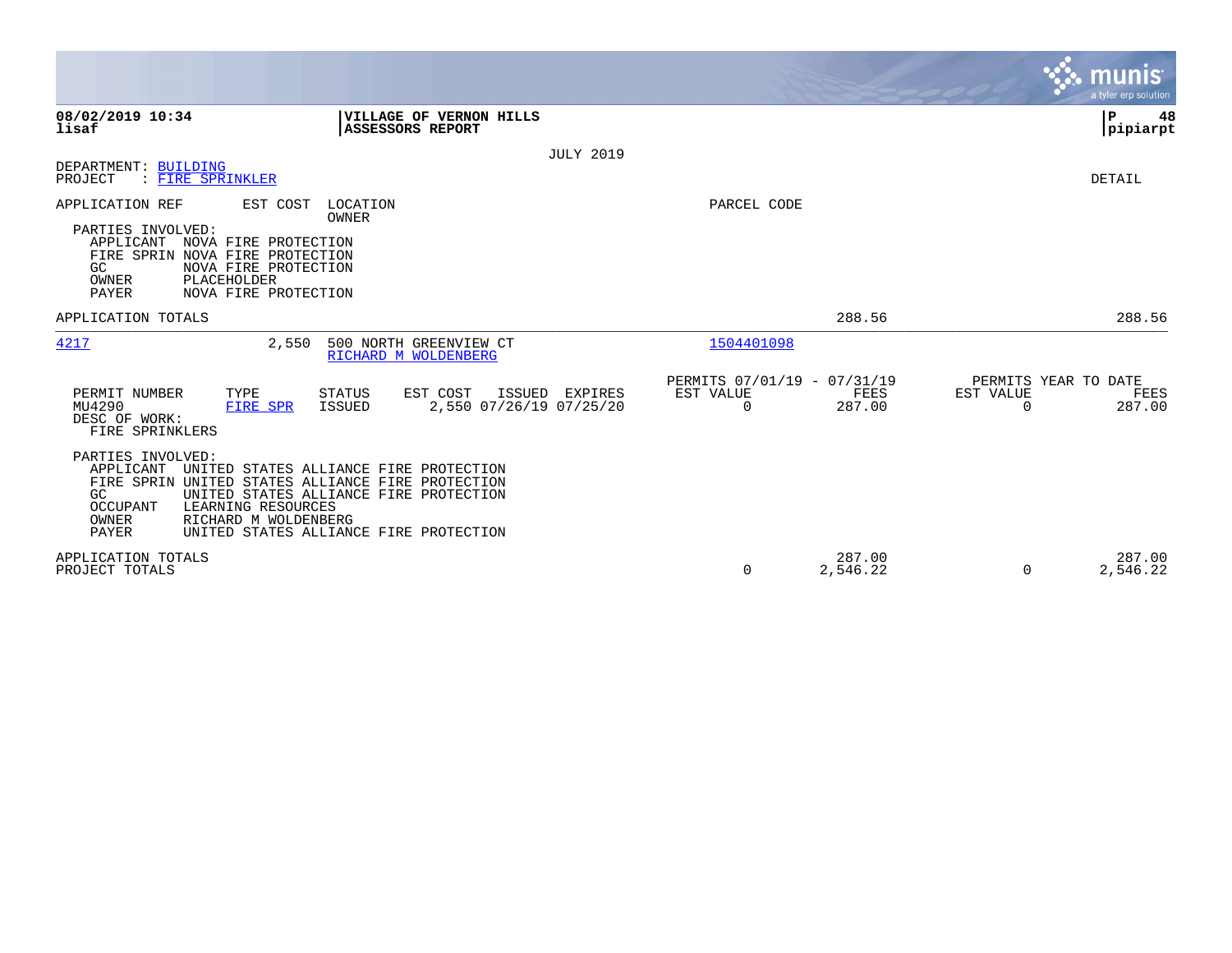**08/02/2019 10:34**
**lisaf**

**VILLAGE OF VERNON HILLS**
**ASSESSORS REPORT**

**P 48**
**pipiarpt**

JULY 2019

DEPARTMENT: BUILDING
PROJECT : FIRE SPRINKLER

DETAIL

| APPLICATION REF | EST COST | LOCATION / OWNER | PARCEL CODE |
|---|---|---|---|

PARTIES INVOLVED:
- APPLICANT NOVA FIRE PROTECTION
- FIRE SPRIN NOVA FIRE PROTECTION
- GC NOVA FIRE PROTECTION
- OWNER PLACEHOLDER
- PAYER NOVA FIRE PROTECTION

APPLICATION TOTALS 288.56 288.56

---

| APPLICATION REF | EST COST | LOCATION / OWNER | PARCEL CODE |
|---|---|---|---|
| 4217 | 2,550 | 500 NORTH GREENVIEW CT / RICHARD M WOLDENBERG | 1504401098 |

| PERMIT NUMBER | TYPE | STATUS | EST COST | ISSUED | EXPIRES | PERMITS 07/01/19 - 07/31/19 EST VALUE | FEES | PERMITS YEAR TO DATE EST VALUE | FEES |
|---|---|---|---|---|---|---|---|---|---|
| MU4290 | FIRE SPR | ISSUED | 2,550 | 07/26/19 | 07/25/20 | 0 | 287.00 | 0 | 287.00 |

DESC OF WORK:
FIRE SPRINKLERS

PARTIES INVOLVED:
- APPLICANT UNITED STATES ALLIANCE FIRE PROTECTION
- FIRE SPRIN UNITED STATES ALLIANCE FIRE PROTECTION
- GC UNITED STATES ALLIANCE FIRE PROTECTION
- OCCUPANT LEARNING RESOURCES
- OWNER RICHARD M WOLDENBERG
- PAYER UNITED STATES ALLIANCE FIRE PROTECTION

| | EST VALUE | FEES | YTD EST VALUE | YTD FEES |
|---|---|---|---|---|
| APPLICATION TOTALS | | 287.00 | | 287.00 |
| PROJECT TOTALS | 0 | 2,546.22 | 0 | 2,546.22 |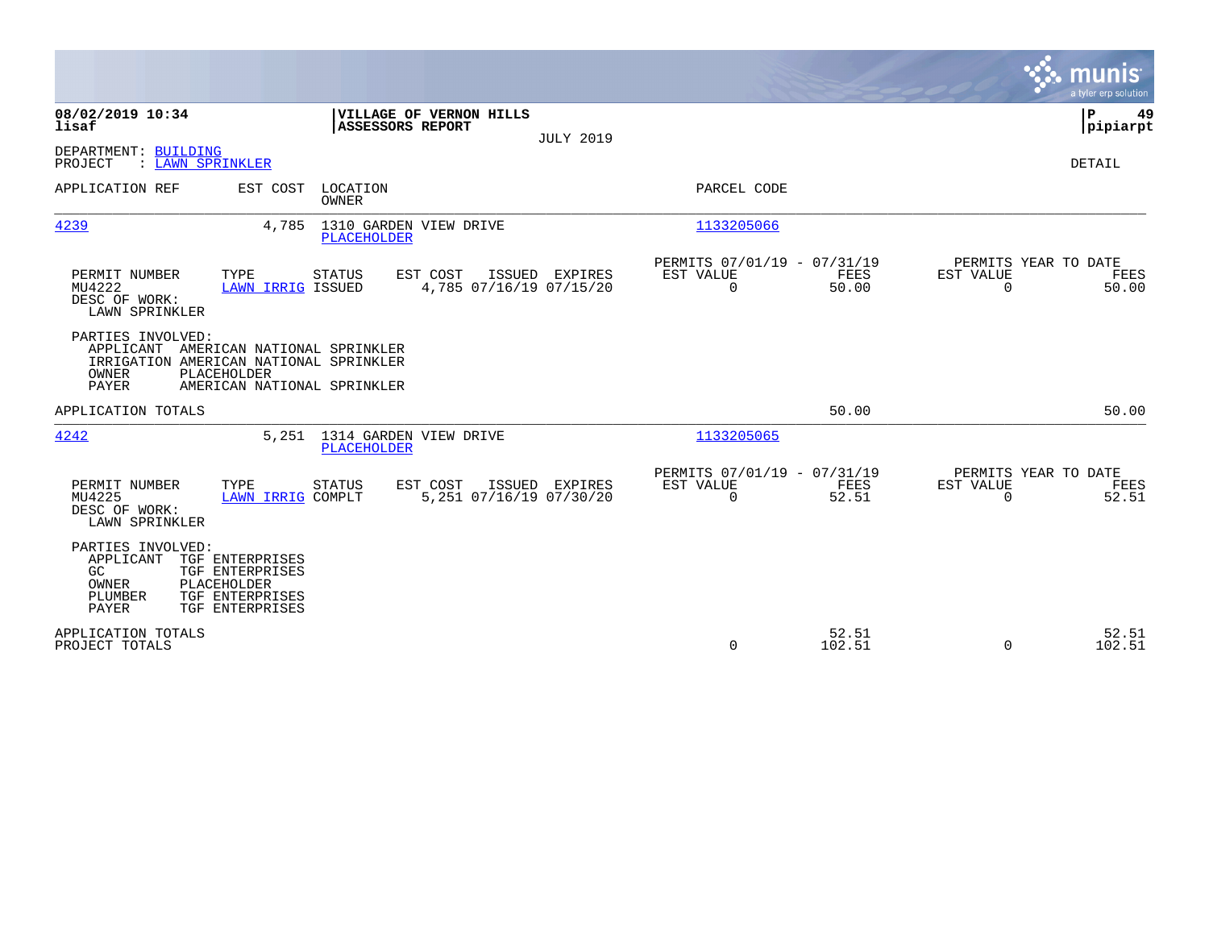**08/02/2019 10:34**
**lisaf**

**VILLAGE OF VERNON HILLS**
**ASSESSORS REPORT**

JULY 2019

DEPARTMENT: BUILDING
PROJECT : LAWN SPRINKLER

DETAIL

| APPLICATION REF | EST COST | LOCATION / OWNER | PARCEL CODE |
|---|---|---|---|
| 4239 | 4,785 | 1310 GARDEN VIEW DRIVE / PLACEHOLDER | 1133205066 |

| PERMIT NUMBER | TYPE | STATUS | EST COST | ISSUED | EXPIRES | PERMITS 07/01/19 - 07/31/19 EST VALUE | FEES | PERMITS YEAR TO DATE EST VALUE | FEES |
|---|---|---|---|---|---|---|---|---|---|
| MU4222 | LAWN IRRIG | ISSUED | 4,785 | 07/16/19 | 07/15/20 | 0 | 50.00 | 0 | 50.00 |

DESC OF WORK:
LAWN SPRINKLER

PARTIES INVOLVED:
- APPLICANT AMERICAN NATIONAL SPRINKLER
- IRRIGATION AMERICAN NATIONAL SPRINKLER
- OWNER PLACEHOLDER
- PAYER AMERICAN NATIONAL SPRINKLER

APPLICATION TOTALS: 50.00 | 50.00

| APPLICATION REF | EST COST | LOCATION / OWNER | PARCEL CODE |
|---|---|---|---|
| 4242 | 5,251 | 1314 GARDEN VIEW DRIVE / PLACEHOLDER | 1133205065 |

| PERMIT NUMBER | TYPE | STATUS | EST COST | ISSUED | EXPIRES | PERMITS 07/01/19 - 07/31/19 EST VALUE | FEES | PERMITS YEAR TO DATE EST VALUE | FEES |
|---|---|---|---|---|---|---|---|---|---|
| MU4225 | LAWN IRRIG | COMPLT | 5,251 | 07/16/19 | 07/30/20 | 0 | 52.51 | 0 | 52.51 |

DESC OF WORK:
LAWN SPRINKLER

PARTIES INVOLVED:
- APPLICANT TGF ENTERPRISES
- GC TGF ENTERPRISES
- OWNER PLACEHOLDER
- PLUMBER TGF ENTERPRISES
- PAYER TGF ENTERPRISES

| | EST VALUE | FEES | EST VALUE | FEES |
|---|---|---|---|---|
| APPLICATION TOTALS | | 52.51 | | 52.51 |
| PROJECT TOTALS | 0 | 102.51 | 0 | 102.51 |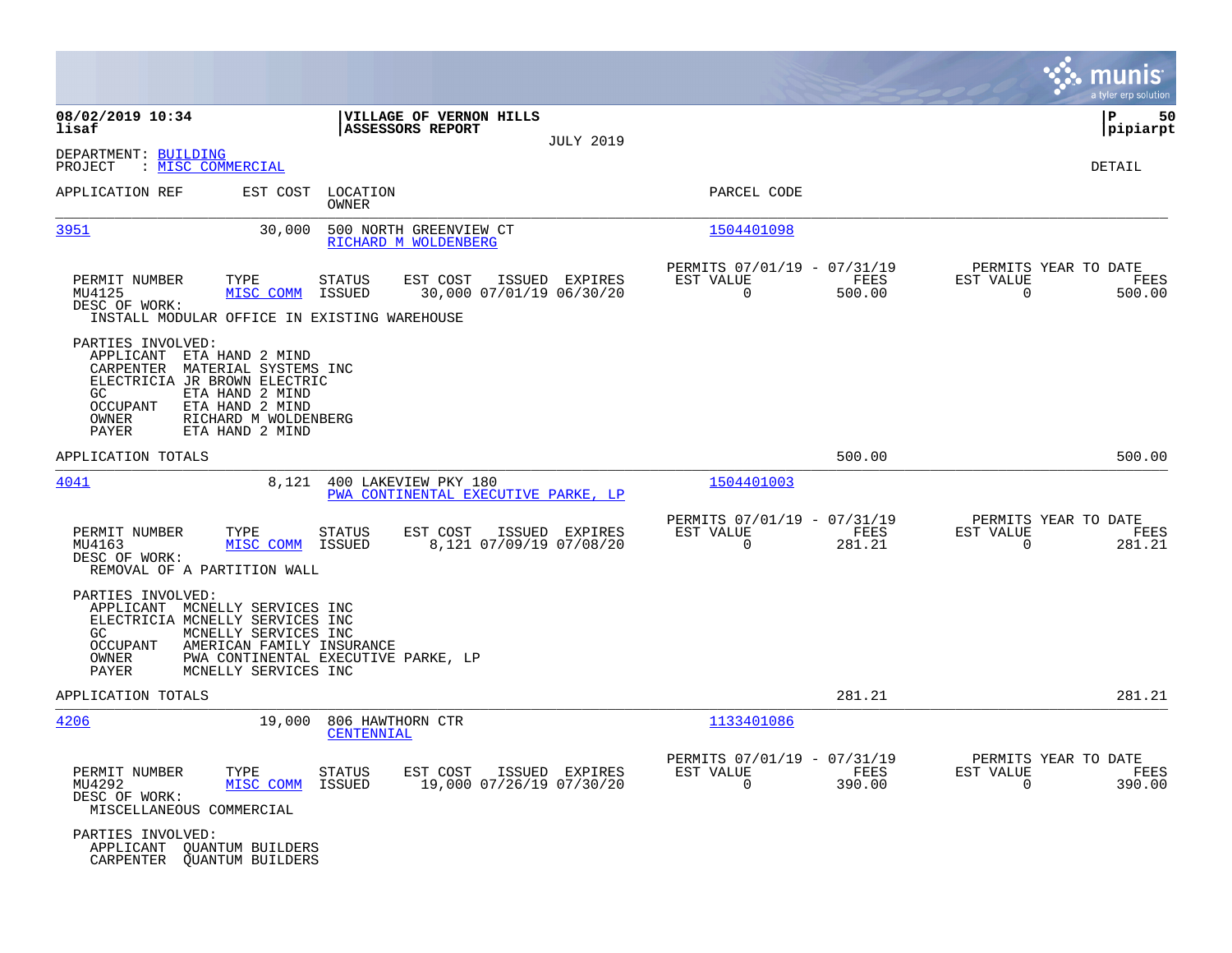**08/02/2019 10:34**
**lisaf**

**VILLAGE OF VERNON HILLS**
**ASSESSORS REPORT**
JULY 2019

**P 50**
**pipiarpt**

DEPARTMENT: BUILDING
PROJECT : MISC COMMERCIAL

DETAIL

| APPLICATION REF | EST COST | LOCATION / OWNER | PARCEL CODE |
|---|---|---|---|
| 3951 | 30,000 | 500 NORTH GREENVIEW CT / RICHARD M WOLDENBERG | 1504401098 |

| PERMIT NUMBER | TYPE | STATUS | EST COST | ISSUED | EXPIRES | PERMITS 07/01/19 - 07/31/19 EST VALUE | FEES | PERMITS YEAR TO DATE EST VALUE | FEES |
|---|---|---|---|---|---|---|---|---|---|
| MU4125 | MISC COMM | ISSUED | 30,000 | 07/01/19 | 06/30/20 | 0 | 500.00 | 0 | 500.00 |

DESC OF WORK:
INSTALL MODULAR OFFICE IN EXISTING WAREHOUSE

PARTIES INVOLVED:
- APPLICANT ETA HAND 2 MIND
- CARPENTER MATERIAL SYSTEMS INC
- ELECTRICIA JR BROWN ELECTRIC
- GC ETA HAND 2 MIND
- OCCUPANT ETA HAND 2 MIND
- OWNER RICHARD M WOLDENBERG
- PAYER ETA HAND 2 MIND

APPLICATION TOTALS 500.00 500.00

| APPLICATION REF | EST COST | LOCATION / OWNER | PARCEL CODE |
|---|---|---|---|
| 4041 | 8,121 | 400 LAKEVIEW PKY 180 / PWA CONTINENTAL EXECUTIVE PARKE, LP | 1504401003 |

| PERMIT NUMBER | TYPE | STATUS | EST COST | ISSUED | EXPIRES | PERMITS 07/01/19 - 07/31/19 EST VALUE | FEES | PERMITS YEAR TO DATE EST VALUE | FEES |
|---|---|---|---|---|---|---|---|---|---|
| MU4163 | MISC COMM | ISSUED | 8,121 | 07/09/19 | 07/08/20 | 0 | 281.21 | 0 | 281.21 |

DESC OF WORK:
REMOVAL OF A PARTITION WALL

PARTIES INVOLVED:
- APPLICANT MCNELLY SERVICES INC
- ELECTRICIA MCNELLY SERVICES INC
- GC MCNELLY SERVICES INC
- OCCUPANT AMERICAN FAMILY INSURANCE
- OWNER PWA CONTINENTAL EXECUTIVE PARKE, LP
- PAYER MCNELLY SERVICES INC

APPLICATION TOTALS 281.21 281.21

| APPLICATION REF | EST COST | LOCATION / OWNER | PARCEL CODE |
|---|---|---|---|
| 4206 | 19,000 | 806 HAWTHORN CTR / CENTENNIAL | 1133401086 |

| PERMIT NUMBER | TYPE | STATUS | EST COST | ISSUED | EXPIRES | PERMITS 07/01/19 - 07/31/19 EST VALUE | FEES | PERMITS YEAR TO DATE EST VALUE | FEES |
|---|---|---|---|---|---|---|---|---|---|
| MU4292 | MISC COMM | ISSUED | 19,000 | 07/26/19 | 07/30/20 | 0 | 390.00 | 0 | 390.00 |

DESC OF WORK:
MISCELLANEOUS COMMERCIAL

PARTIES INVOLVED:
- APPLICANT QUANTUM BUILDERS
- CARPENTER QUANTUM BUILDERS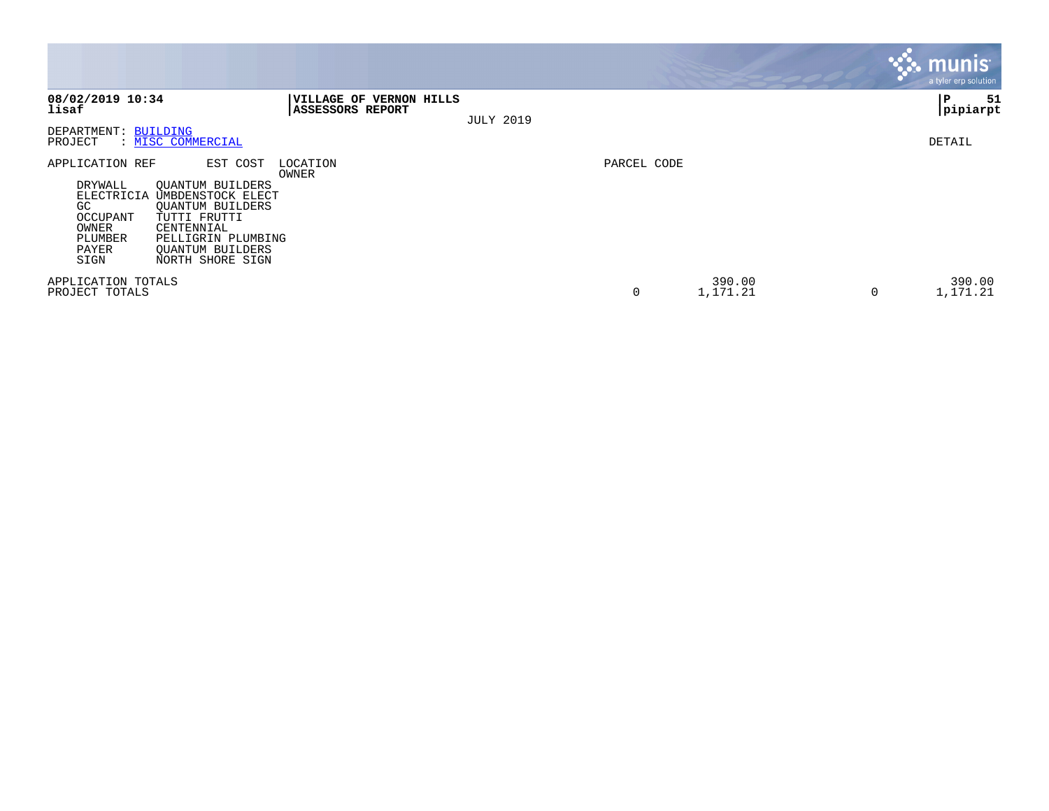**VILLAGE OF VERNON HILLS**
**ASSESSORS REPORT**

JULY 2019

DEPARTMENT: BUILDING
PROJECT : MISC COMMERCIAL

DETAIL

| APPLICATION REF | EST COST | LOCATION / OWNER | PARCEL CODE | | | |
|---|---|---|---|---|---|---|
| DRYWALL | QUANTUM BUILDERS | | | | | |
| ELECTRICIA | UMBDENSTOCK ELECT | | | | | |
| GC | QUANTUM BUILDERS | | | | | |
| OCCUPANT | TUTTI FRUTTI | | | | | |
| OWNER | CENTENNIAL | | | | | |
| PLUMBER | PELLIGRIN PLUMBING | | | | | |
| PAYER | QUANTUM BUILDERS | | | | | |
| SIGN | NORTH SHORE SIGN | | | | | |
| APPLICATION TOTALS | | | | 390.00 | | 390.00 |
| PROJECT TOTALS | | | 0 | 1,171.21 | 0 | 1,171.21 |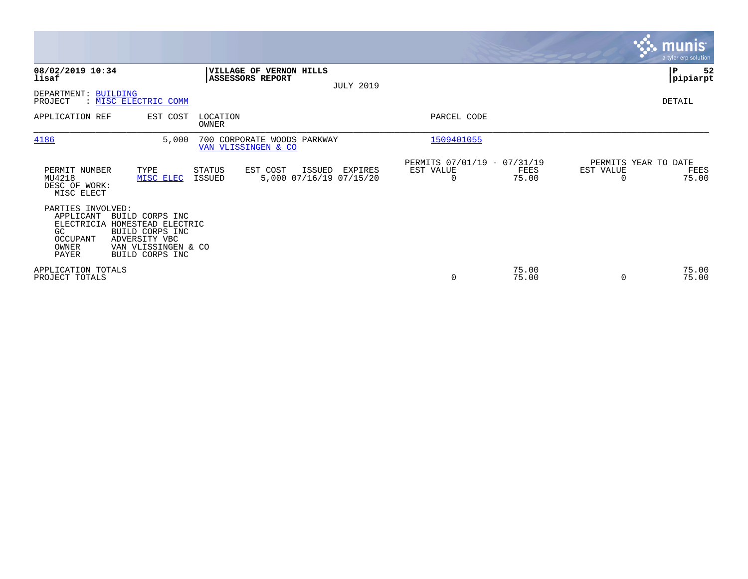**08/02/2019 10:34**
**lisaf**

**VILLAGE OF VERNON HILLS**
**ASSESSORS REPORT**

JULY 2019

**P 52**
**pipiarpt**

DEPARTMENT: BUILDING
PROJECT : MISC ELECTRIC COMM

DETAIL

| APPLICATION REF | EST COST | LOCATION / OWNER | PARCEL CODE |
|---|---|---|---|
| 4186 | 5,000 | 700 CORPORATE WOODS PARKWAY<br>VAN VLISSINGEN & CO | 1509401055 |

| PERMIT NUMBER | TYPE | STATUS | EST COST | ISSUED | EXPIRES | PERMITS 07/01/19 - 07/31/19 EST VALUE | FEES | PERMITS YEAR TO DATE EST VALUE | FEES |
|---|---|---|---|---|---|---|---|---|---|
| MU4218 | MISC ELEC | ISSUED | 5,000 | 07/16/19 | 07/15/20 | 0 | 75.00 | 0 | 75.00 |

DESC OF WORK:
MISC ELECT

PARTIES INVOLVED:

| Role | Name |
|---|---|
| APPLICANT | BUILD CORPS INC |
| ELECTRICIA | HOMESTEAD ELECTRIC |
| GC | BUILD CORPS INC |
| OCCUPANT | ADVERSITY VBC |
| OWNER | VAN VLISSINGEN & CO |
| PAYER | BUILD CORPS INC |

| | EST VALUE | FEES | YTD EST VALUE | YTD FEES |
|---|---|---|---|---|
| APPLICATION TOTALS | | 75.00 | | 75.00 |
| PROJECT TOTALS | 0 | 75.00 | 0 | 75.00 |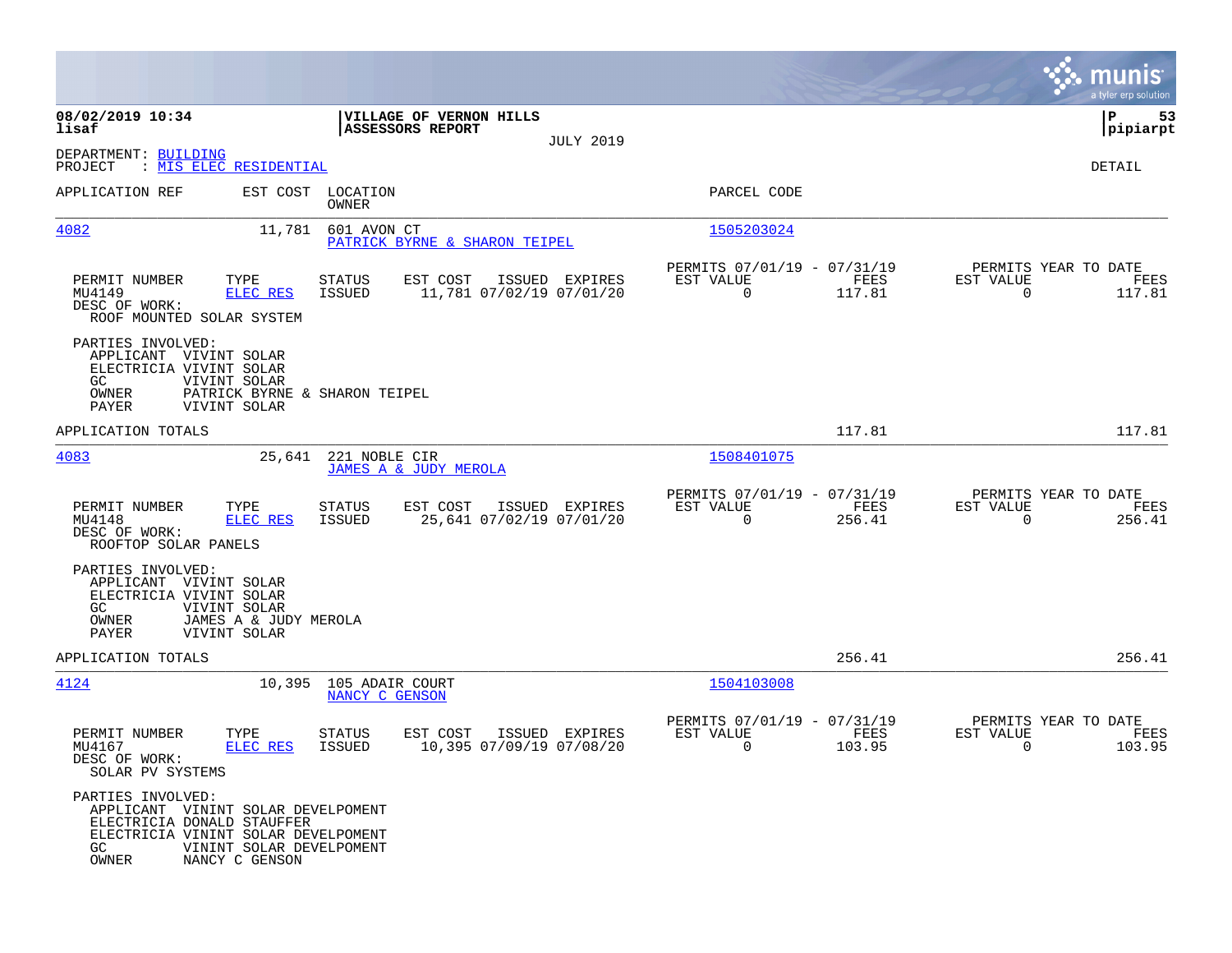**08/02/2019 10:34**
**lisaf**

**VILLAGE OF VERNON HILLS**
**ASSESSORS REPORT**
JULY 2019

**P 53**
**pipiarpt**

DEPARTMENT: BUILDING
PROJECT : MIS ELEC RESIDENTIAL

DETAIL

| APPLICATION REF | EST COST | LOCATION / OWNER | PARCEL CODE |
|---|---|---|---|
| 4082 | 11,781 | 601 AVON CT / PATRICK BYRNE & SHARON TEIPEL | 1505203024 |

| PERMIT NUMBER | TYPE | STATUS | EST COST | ISSUED | EXPIRES | PERMITS 07/01/19 - 07/31/19 EST VALUE | FEES | PERMITS YEAR TO DATE EST VALUE | FEES |
|---|---|---|---|---|---|---|---|---|---|
| MU4149 | ELEC RES | ISSUED | 11,781 | 07/02/19 | 07/01/20 | 0 | 117.81 | 0 | 117.81 |

DESC OF WORK:
ROOF MOUNTED SOLAR SYSTEM

PARTIES INVOLVED:
- APPLICANT VIVINT SOLAR
- ELECTRICIA VIVINT SOLAR
- GC VIVINT SOLAR
- OWNER PATRICK BYRNE & SHARON TEIPEL
- PAYER VIVINT SOLAR

APPLICATION TOTALS 117.81 117.81

| APPLICATION REF | EST COST | LOCATION / OWNER | PARCEL CODE |
|---|---|---|---|
| 4083 | 25,641 | 221 NOBLE CIR / JAMES A & JUDY MEROLA | 1508401075 |

| PERMIT NUMBER | TYPE | STATUS | EST COST | ISSUED | EXPIRES | PERMITS 07/01/19 - 07/31/19 EST VALUE | FEES | PERMITS YEAR TO DATE EST VALUE | FEES |
|---|---|---|---|---|---|---|---|---|---|
| MU4148 | ELEC RES | ISSUED | 25,641 | 07/02/19 | 07/01/20 | 0 | 256.41 | 0 | 256.41 |

DESC OF WORK:
ROOFTOP SOLAR PANELS

PARTIES INVOLVED:
- APPLICANT VIVINT SOLAR
- ELECTRICIA VIVINT SOLAR
- GC VIVINT SOLAR
- OWNER JAMES A & JUDY MEROLA
- PAYER VIVINT SOLAR

APPLICATION TOTALS 256.41 256.41

| APPLICATION REF | EST COST | LOCATION / OWNER | PARCEL CODE |
|---|---|---|---|
| 4124 | 10,395 | 105 ADAIR COURT / NANCY C GENSON | 1504103008 |

| PERMIT NUMBER | TYPE | STATUS | EST COST | ISSUED | EXPIRES | PERMITS 07/01/19 - 07/31/19 EST VALUE | FEES | PERMITS YEAR TO DATE EST VALUE | FEES |
|---|---|---|---|---|---|---|---|---|---|
| MU4167 | ELEC RES | ISSUED | 10,395 | 07/09/19 | 07/08/20 | 0 | 103.95 | 0 | 103.95 |

DESC OF WORK:
SOLAR PV SYSTEMS

PARTIES INVOLVED:
- APPLICANT VININT SOLAR DEVELPOMENT
- ELECTRICIA DONALD STAUFFER
- ELECTRICIA VININT SOLAR DEVELPOMENT
- GC VININT SOLAR DEVELPOMENT
- OWNER NANCY C GENSON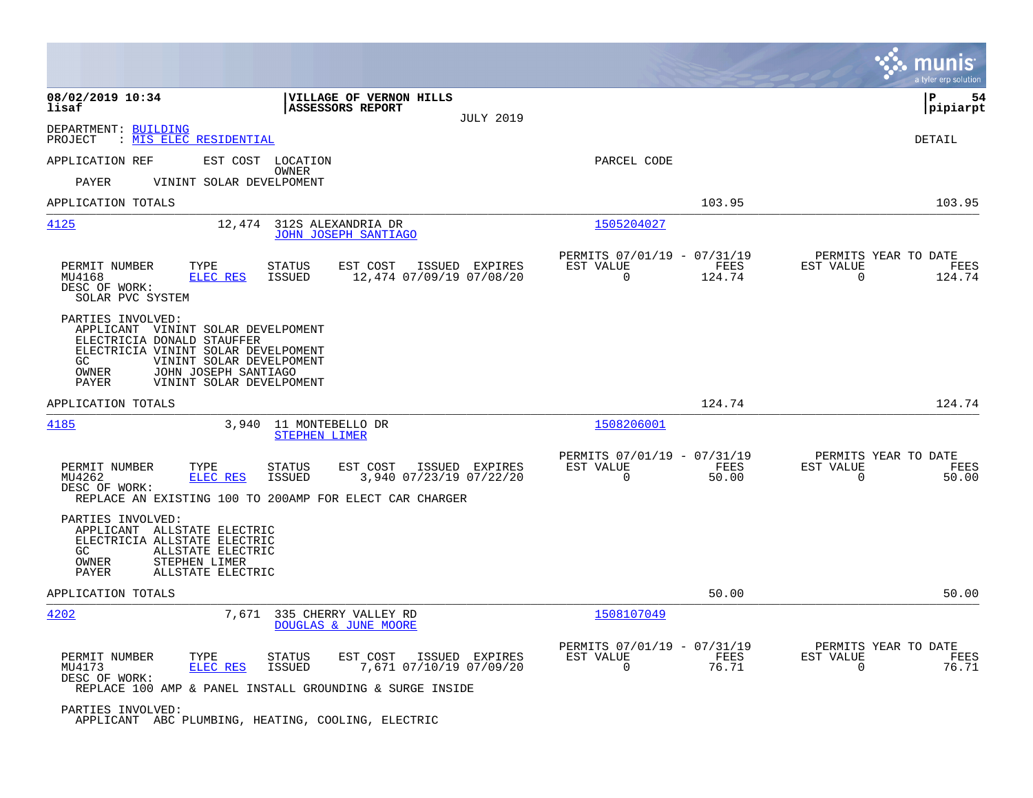**08/02/2019 10:34**
**lisaf**

**VILLAGE OF VERNON HILLS**
**ASSESSORS REPORT**
JULY 2019

**P 54**
**pipiarpt**

DEPARTMENT: BUILDING
PROJECT : MIS ELEC RESIDENTIAL

DETAIL

| APPLICATION REF | EST COST | LOCATION / OWNER | PARCEL CODE | | |
|---|---|---|---|---|---|
| PAYER | VININT SOLAR DEVELPOMENT | | | | |
| APPLICATION TOTALS | | | | 103.95 | 103.95 |

---

**4125** — 12,474 — 312S ALEXANDRIA DR — JOHN JOSEPH SANTIAGO — Parcel 1505204027

| PERMIT NUMBER | TYPE | STATUS | EST COST | ISSUED | EXPIRES | PERMITS 07/01/19 - 07/31/19 EST VALUE | FEES | PERMITS YEAR TO DATE EST VALUE | FEES |
|---|---|---|---|---|---|---|---|---|---|
| MU4168 | ELEC RES | ISSUED | 12,474 | 07/09/19 | 07/08/20 | 0 | 124.74 | 0 | 124.74 |

DESC OF WORK:
SOLAR PVC SYSTEM

PARTIES INVOLVED:
- APPLICANT VININT SOLAR DEVELPOMENT
- ELECTRICIA DONALD STAUFFER
- ELECTRICIA VININT SOLAR DEVELPOMENT
- GC VININT SOLAR DEVELPOMENT
- OWNER JOHN JOSEPH SANTIAGO
- PAYER VININT SOLAR DEVELPOMENT

APPLICATION TOTALS: 124.74 — 124.74

---

**4185** — 3,940 — 11 MONTEBELLO DR — STEPHEN LIMER — Parcel 1508206001

| PERMIT NUMBER | TYPE | STATUS | EST COST | ISSUED | EXPIRES | PERMITS 07/01/19 - 07/31/19 EST VALUE | FEES | PERMITS YEAR TO DATE EST VALUE | FEES |
|---|---|---|---|---|---|---|---|---|---|
| MU4262 | ELEC RES | ISSUED | 3,940 | 07/23/19 | 07/22/20 | 0 | 50.00 | 0 | 50.00 |

DESC OF WORK:
REPLACE AN EXISTING 100 TO 200AMP FOR ELECT CAR CHARGER

PARTIES INVOLVED:
- APPLICANT ALLSTATE ELECTRIC
- ELECTRICIA ALLSTATE ELECTRIC
- GC ALLSTATE ELECTRIC
- OWNER STEPHEN LIMER
- PAYER ALLSTATE ELECTRIC

APPLICATION TOTALS: 50.00 — 50.00

---

**4202** — 7,671 — 335 CHERRY VALLEY RD — DOUGLAS & JUNE MOORE — Parcel 1508107049

| PERMIT NUMBER | TYPE | STATUS | EST COST | ISSUED | EXPIRES | PERMITS 07/01/19 - 07/31/19 EST VALUE | FEES | PERMITS YEAR TO DATE EST VALUE | FEES |
|---|---|---|---|---|---|---|---|---|---|
| MU4173 | ELEC RES | ISSUED | 7,671 | 07/10/19 | 07/09/20 | 0 | 76.71 | 0 | 76.71 |

DESC OF WORK:
REPLACE 100 AMP & PANEL INSTALL GROUNDING & SURGE INSIDE

PARTIES INVOLVED:
- APPLICANT ABC PLUMBING, HEATING, COOLING, ELECTRIC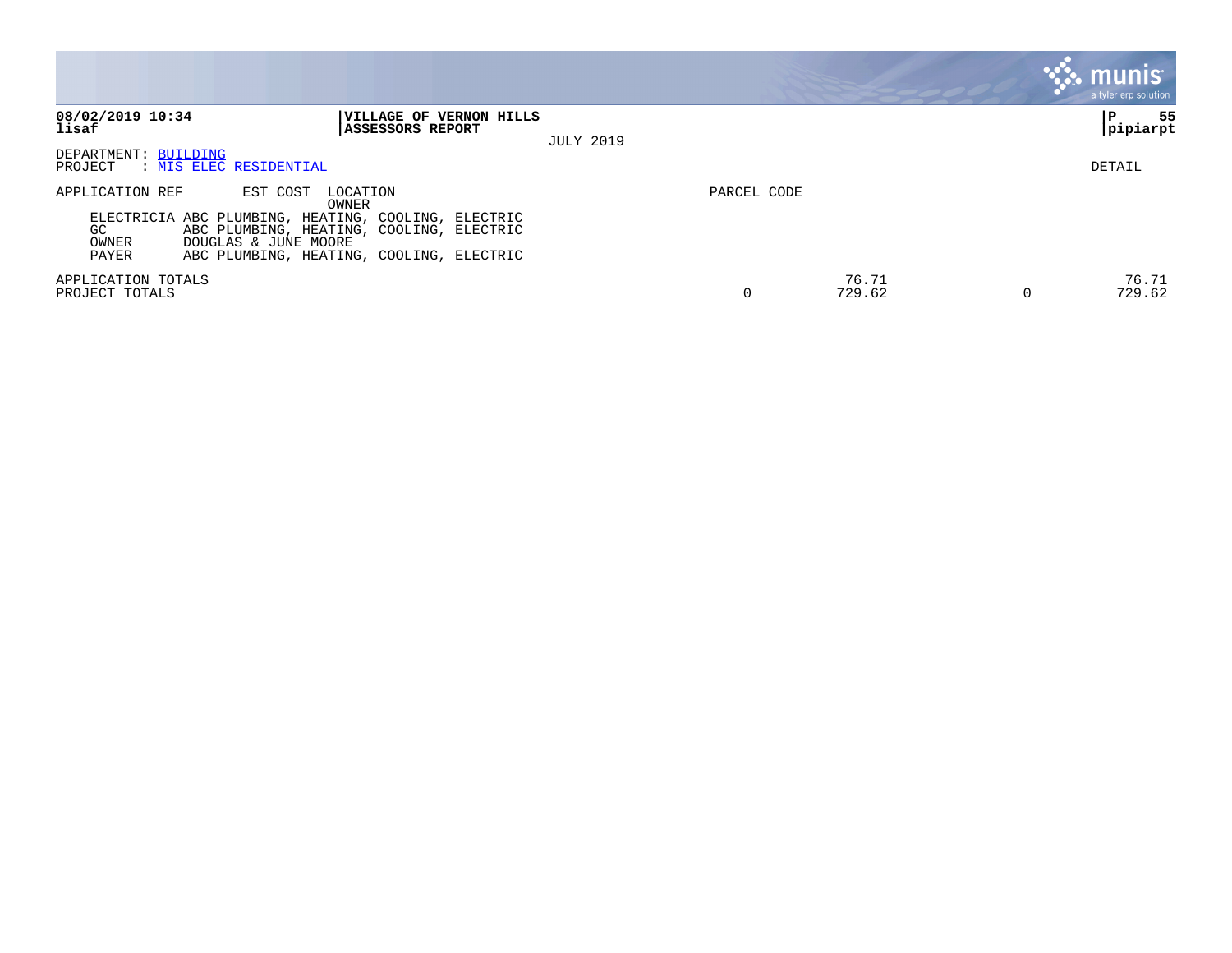**08/02/2019 10:34**
**lisaf**

**VILLAGE OF VERNON HILLS**
**ASSESSORS REPORT**

JULY 2019

**P 55**
**pipiarpt**

DEPARTMENT: BUILDING
PROJECT : MIS ELEC RESIDENTIAL

DETAIL

| APPLICATION REF | EST COST | LOCATION / OWNER | PARCEL CODE | | | |
|---|---|---|---|---|---|---|
| ELECTRICIA | | ABC PLUMBING, HEATING, COOLING, ELECTRIC | | | | |
| GC | | ABC PLUMBING, HEATING, COOLING, ELECTRIC | | | | |
| OWNER | | DOUGLAS & JUNE MOORE | | | | |
| PAYER | | ABC PLUMBING, HEATING, COOLING, ELECTRIC | | | | |
| APPLICATION TOTALS | | | | 76.71 | | 76.71 |
| PROJECT TOTALS | | | 0 | 729.62 | 0 | 729.62 |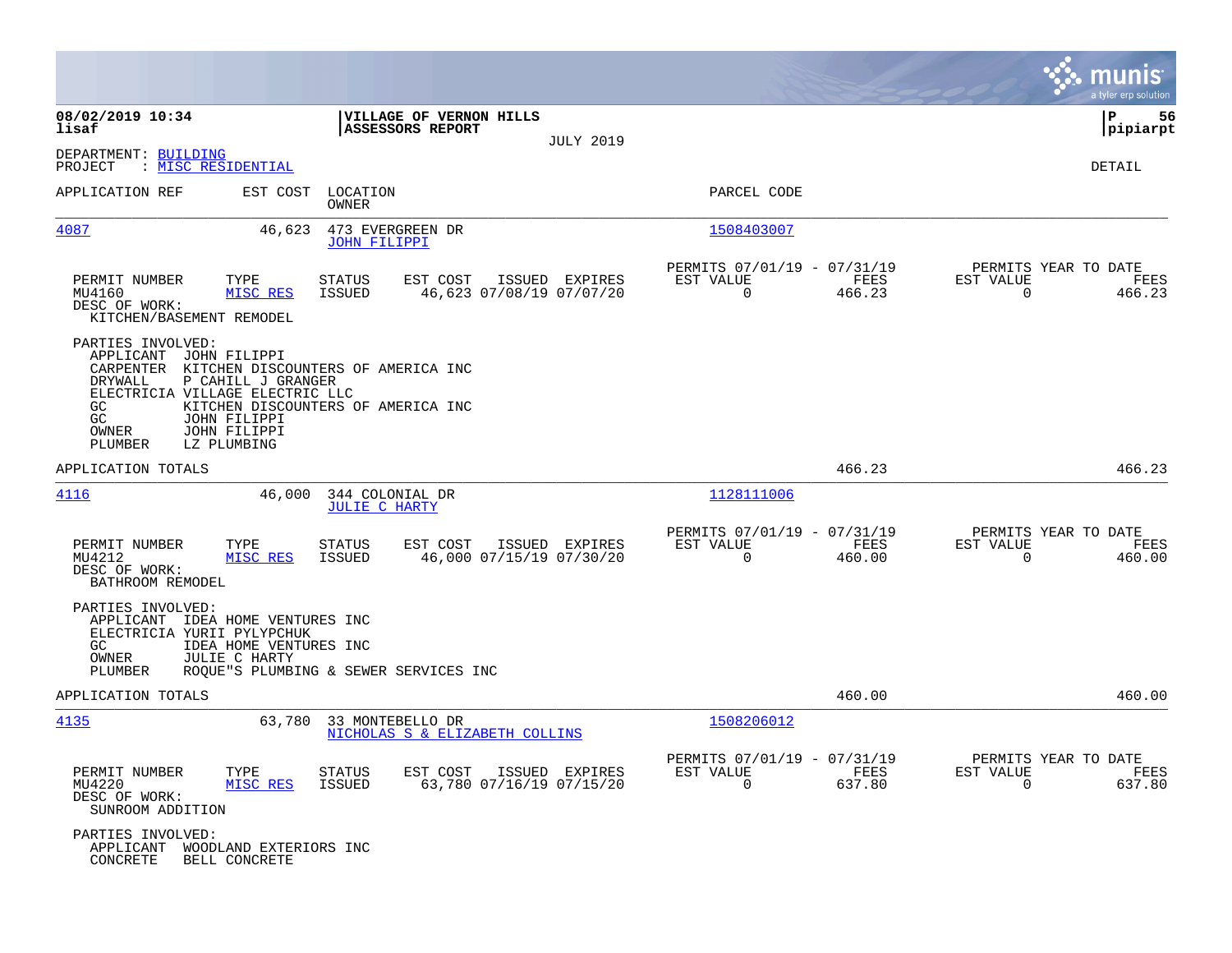**08/02/2019 10:34**
**lisaf**

**VILLAGE OF VERNON HILLS**
**ASSESSORS REPORT**
JULY 2019

**P 56**
**pipiarpt**

DEPARTMENT: BUILDING
PROJECT : MISC RESIDENTIAL

DETAIL

| APPLICATION REF | EST COST | LOCATION / OWNER | PARCEL CODE |
|---|---|---|---|
| 4087 | 46,623 | 473 EVERGREEN DR / JOHN FILIPPI | 1508403007 |

| PERMIT NUMBER | TYPE | STATUS | EST COST | ISSUED | EXPIRES | PERMITS 07/01/19 - 07/31/19 EST VALUE | FEES | PERMITS YEAR TO DATE EST VALUE | FEES |
|---|---|---|---|---|---|---|---|---|---|
| MU4160 | MISC RES | ISSUED | 46,623 | 07/08/19 | 07/07/20 | 0 | 466.23 | 0 | 466.23 |

DESC OF WORK:
KITCHEN/BASEMENT REMODEL

PARTIES INVOLVED:
- APPLICANT JOHN FILIPPI
- CARPENTER KITCHEN DISCOUNTERS OF AMERICA INC
- DRYWALL P CAHILL J GRANGER
- ELECTRICIA VILLAGE ELECTRIC LLC
- GC KITCHEN DISCOUNTERS OF AMERICA INC
- GC JOHN FILIPPI
- OWNER JOHN FILIPPI
- PLUMBER LZ PLUMBING

APPLICATION TOTALS: 466.23 | 466.23

| APPLICATION REF | EST COST | LOCATION / OWNER | PARCEL CODE |
|---|---|---|---|
| 4116 | 46,000 | 344 COLONIAL DR / JULIE C HARTY | 1128111006 |

| PERMIT NUMBER | TYPE | STATUS | EST COST | ISSUED | EXPIRES | PERMITS 07/01/19 - 07/31/19 EST VALUE | FEES | PERMITS YEAR TO DATE EST VALUE | FEES |
|---|---|---|---|---|---|---|---|---|---|
| MU4212 | MISC RES | ISSUED | 46,000 | 07/15/19 | 07/30/20 | 0 | 460.00 | 0 | 460.00 |

DESC OF WORK:
BATHROOM REMODEL

PARTIES INVOLVED:
- APPLICANT IDEA HOME VENTURES INC
- ELECTRICIA YURII PYLYPCHUK
- GC IDEA HOME VENTURES INC
- OWNER JULIE C HARTY
- PLUMBER ROQUE"S PLUMBING & SEWER SERVICES INC

APPLICATION TOTALS: 460.00 | 460.00

| APPLICATION REF | EST COST | LOCATION / OWNER | PARCEL CODE |
|---|---|---|---|
| 4135 | 63,780 | 33 MONTEBELLO DR / NICHOLAS S & ELIZABETH COLLINS | 1508206012 |

| PERMIT NUMBER | TYPE | STATUS | EST COST | ISSUED | EXPIRES | PERMITS 07/01/19 - 07/31/19 EST VALUE | FEES | PERMITS YEAR TO DATE EST VALUE | FEES |
|---|---|---|---|---|---|---|---|---|---|
| MU4220 | MISC RES | ISSUED | 63,780 | 07/16/19 | 07/15/20 | 0 | 637.80 | 0 | 637.80 |

DESC OF WORK:
SUNROOM ADDITION

PARTIES INVOLVED:
- APPLICANT WOODLAND EXTERIORS INC
- CONCRETE BELL CONCRETE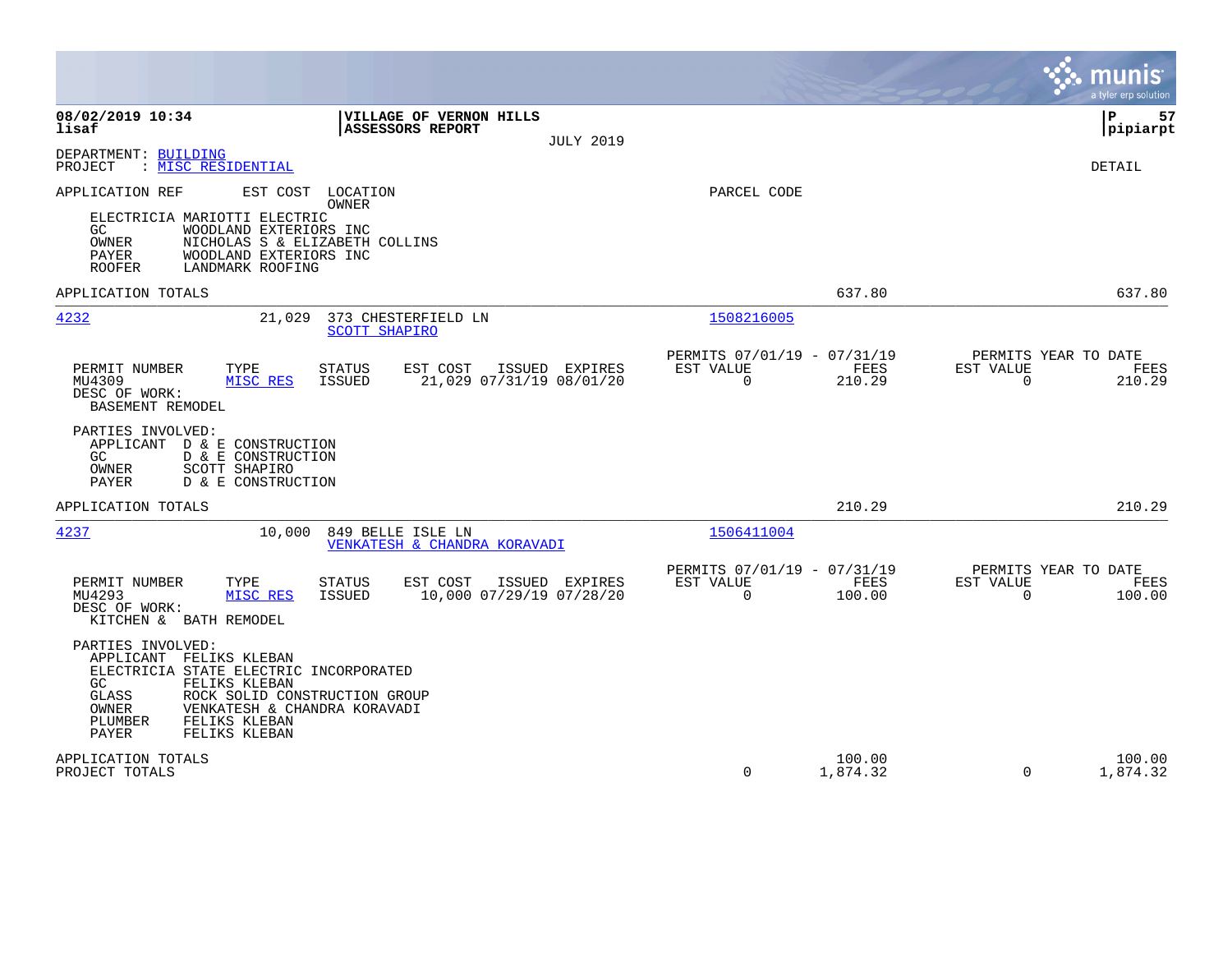**08/02/2019 10:34**
**lisaf**

**VILLAGE OF VERNON HILLS**
**ASSESSORS REPORT**
JULY 2019

**P 57**
**pipiarpt**

DEPARTMENT: BUILDING
PROJECT : MISC RESIDENTIAL

DETAIL

| APPLICATION REF | EST COST | LOCATION / OWNER | PARCEL CODE |
|---|---|---|---|

ELECTRICIA MARIOTTI ELECTRIC
GC WOODLAND EXTERIORS INC
OWNER NICHOLAS S & ELIZABETH COLLINS
PAYER WOODLAND EXTERIORS INC
ROOFER LANDMARK ROOFING

APPLICATION TOTALS — 637.80 — 637.80

---

**4232** — 21,029 — 373 CHESTERFIELD LN — SCOTT SHAPIRO — 1508216005

| PERMIT NUMBER | TYPE | STATUS | EST COST | ISSUED | EXPIRES | PERMITS 07/01/19 - 07/31/19 EST VALUE | FEES | PERMITS YEAR TO DATE EST VALUE | FEES |
|---|---|---|---|---|---|---|---|---|---|
| MU4309 | MISC RES | ISSUED | 21,029 | 07/31/19 | 08/01/20 | 0 | 210.29 | 0 | 210.29 |

DESC OF WORK:
BASEMENT REMODEL

PARTIES INVOLVED:
APPLICANT D & E CONSTRUCTION
GC D & E CONSTRUCTION
OWNER SCOTT SHAPIRO
PAYER D & E CONSTRUCTION

APPLICATION TOTALS — 210.29 — 210.29

---

**4237** — 10,000 — 849 BELLE ISLE LN — VENKATESH & CHANDRA KORAVADI — 1506411004

| PERMIT NUMBER | TYPE | STATUS | EST COST | ISSUED | EXPIRES | PERMITS 07/01/19 - 07/31/19 EST VALUE | FEES | PERMITS YEAR TO DATE EST VALUE | FEES |
|---|---|---|---|---|---|---|---|---|---|
| MU4293 | MISC RES | ISSUED | 10,000 | 07/29/19 | 07/28/20 | 0 | 100.00 | 0 | 100.00 |

DESC OF WORK:
KITCHEN & BATH REMODEL

PARTIES INVOLVED:
APPLICANT FELIKS KLEBAN
ELECTRICIA STATE ELECTRIC INCORPORATED
GC FELIKS KLEBAN
GLASS ROCK SOLID CONSTRUCTION GROUP
OWNER VENKATESH & CHANDRA KORAVADI
PLUMBER FELIKS KLEBAN
PAYER FELIKS KLEBAN

| | EST VALUE | FEES | EST VALUE | FEES |
|---|---|---|---|---|
| APPLICATION TOTALS | | 100.00 | | 100.00 |
| PROJECT TOTALS | 0 | 1,874.32 | 0 | 1,874.32 |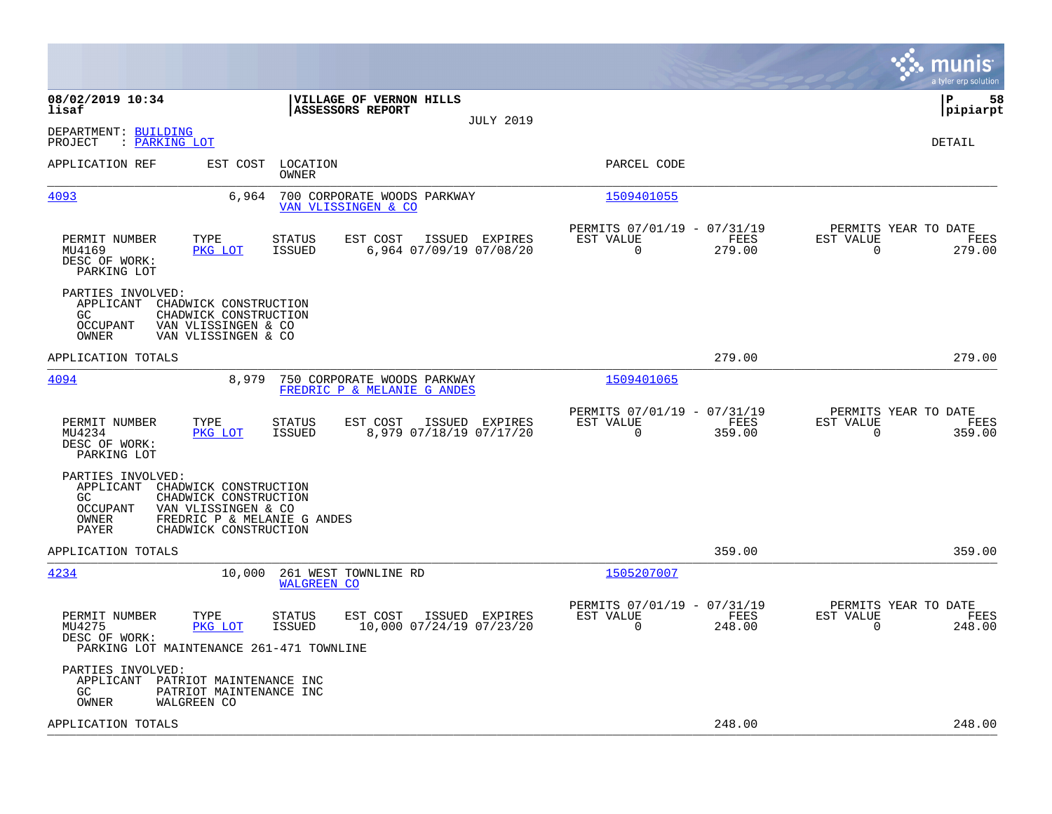08/02/2019 10:34 | VILLAGE OF VERNON HILLS | pipiarpt
lisaf | ASSESSORS REPORT

JULY 2019

DEPARTMENT: BUILDING
PROJECT : PARKING LOT

DETAIL

| APPLICATION REF | EST COST | LOCATION / OWNER | PARCEL CODE |
|---|---|---|---|
| 4093 | 6,964 | 700 CORPORATE WOODS PARKWAY / VAN VLISSINGEN & CO | 1509401055 |

| PERMIT NUMBER | TYPE | STATUS | EST COST | ISSUED | EXPIRES | PERMITS 07/01/19 - 07/31/19 EST VALUE | FEES | PERMITS YEAR TO DATE EST VALUE | FEES |
|---|---|---|---|---|---|---|---|---|---|
| MU4169 | PKG LOT | ISSUED | 6,964 | 07/09/19 | 07/08/20 | 0 | 279.00 | 0 | 279.00 |

DESC OF WORK:
PARKING LOT

PARTIES INVOLVED:
- APPLICANT CHADWICK CONSTRUCTION
- GC CHADWICK CONSTRUCTION
- OCCUPANT VAN VLISSINGEN & CO
- OWNER VAN VLISSINGEN & CO

APPLICATION TOTALS 279.00 279.00

| APPLICATION REF | EST COST | LOCATION / OWNER | PARCEL CODE |
|---|---|---|---|
| 4094 | 8,979 | 750 CORPORATE WOODS PARKWAY / FREDRIC P & MELANIE G ANDES | 1509401065 |

| PERMIT NUMBER | TYPE | STATUS | EST COST | ISSUED | EXPIRES | PERMITS 07/01/19 - 07/31/19 EST VALUE | FEES | PERMITS YEAR TO DATE EST VALUE | FEES |
|---|---|---|---|---|---|---|---|---|---|
| MU4234 | PKG LOT | ISSUED | 8,979 | 07/18/19 | 07/17/20 | 0 | 359.00 | 0 | 359.00 |

DESC OF WORK:
PARKING LOT

PARTIES INVOLVED:
- APPLICANT CHADWICK CONSTRUCTION
- GC CHADWICK CONSTRUCTION
- OCCUPANT VAN VLISSINGEN & CO
- OWNER FREDRIC P & MELANIE G ANDES
- PAYER CHADWICK CONSTRUCTION

APPLICATION TOTALS 359.00 359.00

| APPLICATION REF | EST COST | LOCATION / OWNER | PARCEL CODE |
|---|---|---|---|
| 4234 | 10,000 | 261 WEST TOWNLINE RD / WALGREEN CO | 1505207007 |

| PERMIT NUMBER | TYPE | STATUS | EST COST | ISSUED | EXPIRES | PERMITS 07/01/19 - 07/31/19 EST VALUE | FEES | PERMITS YEAR TO DATE EST VALUE | FEES |
|---|---|---|---|---|---|---|---|---|---|
| MU4275 | PKG LOT | ISSUED | 10,000 | 07/24/19 | 07/23/20 | 0 | 248.00 | 0 | 248.00 |

DESC OF WORK:
PARKING LOT MAINTENANCE 261-471 TOWNLINE

PARTIES INVOLVED:
- APPLICANT PATRIOT MAINTENANCE INC
- GC PATRIOT MAINTENANCE INC
- OWNER WALGREEN CO

APPLICATION TOTALS 248.00 248.00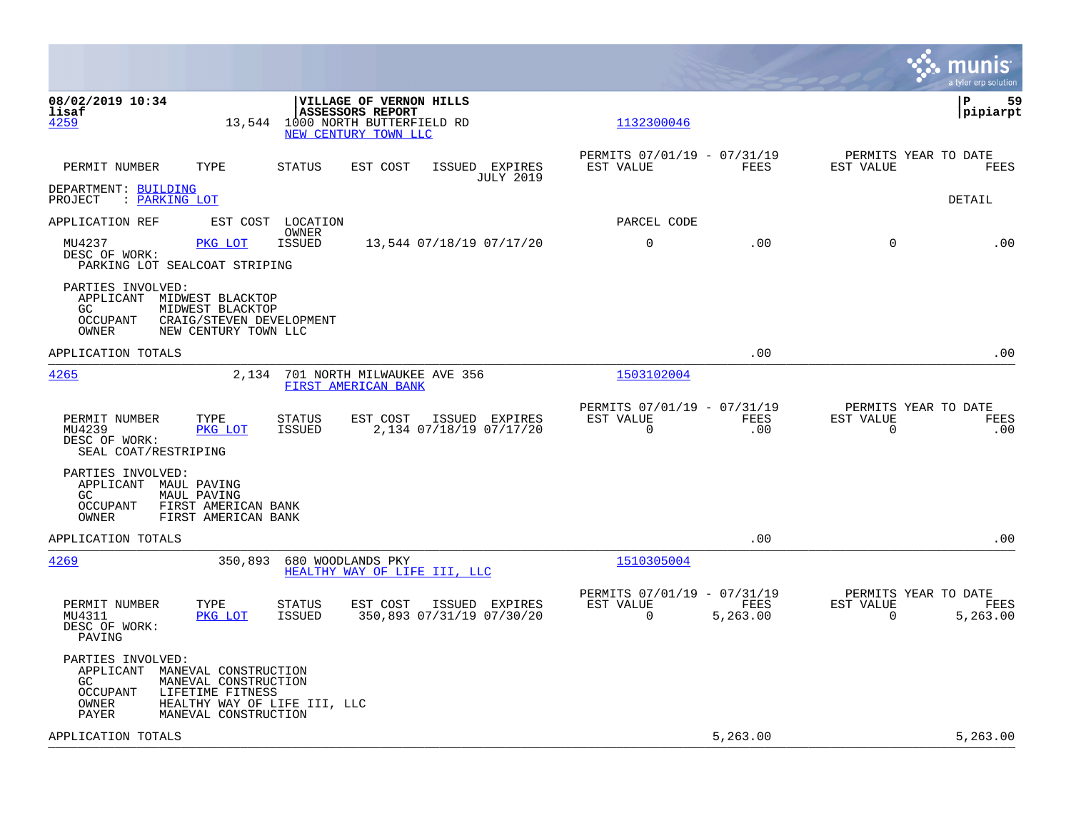**08/02/2019 10:34**
**lisaf**

**VILLAGE OF VERNON HILLS**
**ASSESSORS REPORT**

**P 59**
**pipiarpt**

4259 — 13,544 — 1000 NORTH BUTTERFIELD RD — NEW CENTURY TOWN LLC — 1132300046

| PERMIT NUMBER | TYPE | STATUS | EST COST | ISSUED | EXPIRES | PERMITS 07/01/19 - 07/31/19 EST VALUE | FEES | PERMITS YEAR TO DATE EST VALUE | FEES |
|---|---|---|---|---|---|---|---|---|---|
| | | | | | JULY 2019 | | | | |

DEPARTMENT: BUILDING
PROJECT : PARKING LOT

DETAIL

| APPLICATION REF | EST COST | LOCATION / OWNER | | | | PARCEL CODE | | | |
|---|---|---|---|---|---|---|---|---|---|
| MU4237 | PKG LOT | ISSUED | 13,544 | 07/18/19 | 07/17/20 | 0 | .00 | 0 | .00 |

DESC OF WORK:
PARKING LOT SEALCOAT STRIPING

PARTIES INVOLVED:
- APPLICANT MIDWEST BLACKTOP
- GC MIDWEST BLACKTOP
- OCCUPANT CRAIG/STEVEN DEVELOPMENT
- OWNER NEW CENTURY TOWN LLC

APPLICATION TOTALS .00 .00

---

4265 — 2,134 — 701 NORTH MILWAUKEE AVE 356 — FIRST AMERICAN BANK — 1503102004

| PERMIT NUMBER | TYPE | STATUS | EST COST | ISSUED | EXPIRES | PERMITS 07/01/19 - 07/31/19 EST VALUE | FEES | PERMITS YEAR TO DATE EST VALUE | FEES |
|---|---|---|---|---|---|---|---|---|---|
| MU4239 | PKG LOT | ISSUED | 2,134 | 07/18/19 | 07/17/20 | 0 | .00 | 0 | .00 |

DESC OF WORK:
SEAL COAT/RESTRIPING

PARTIES INVOLVED:
- APPLICANT MAUL PAVING
- GC MAUL PAVING
- OCCUPANT FIRST AMERICAN BANK
- OWNER FIRST AMERICAN BANK

APPLICATION TOTALS .00 .00

---

4269 — 350,893 — 680 WOODLANDS PKY — HEALTHY WAY OF LIFE III, LLC — 1510305004

| PERMIT NUMBER | TYPE | STATUS | EST COST | ISSUED | EXPIRES | PERMITS 07/01/19 - 07/31/19 EST VALUE | FEES | PERMITS YEAR TO DATE EST VALUE | FEES |
|---|---|---|---|---|---|---|---|---|---|
| MU4311 | PKG LOT | ISSUED | 350,893 | 07/31/19 | 07/30/20 | 0 | 5,263.00 | 0 | 5,263.00 |

DESC OF WORK:
PAVING

PARTIES INVOLVED:
- APPLICANT MANEVAL CONSTRUCTION
- GC MANEVAL CONSTRUCTION
- OCCUPANT LIFETIME FITNESS
- OWNER HEALTHY WAY OF LIFE III, LLC
- PAYER MANEVAL CONSTRUCTION

APPLICATION TOTALS 5,263.00 5,263.00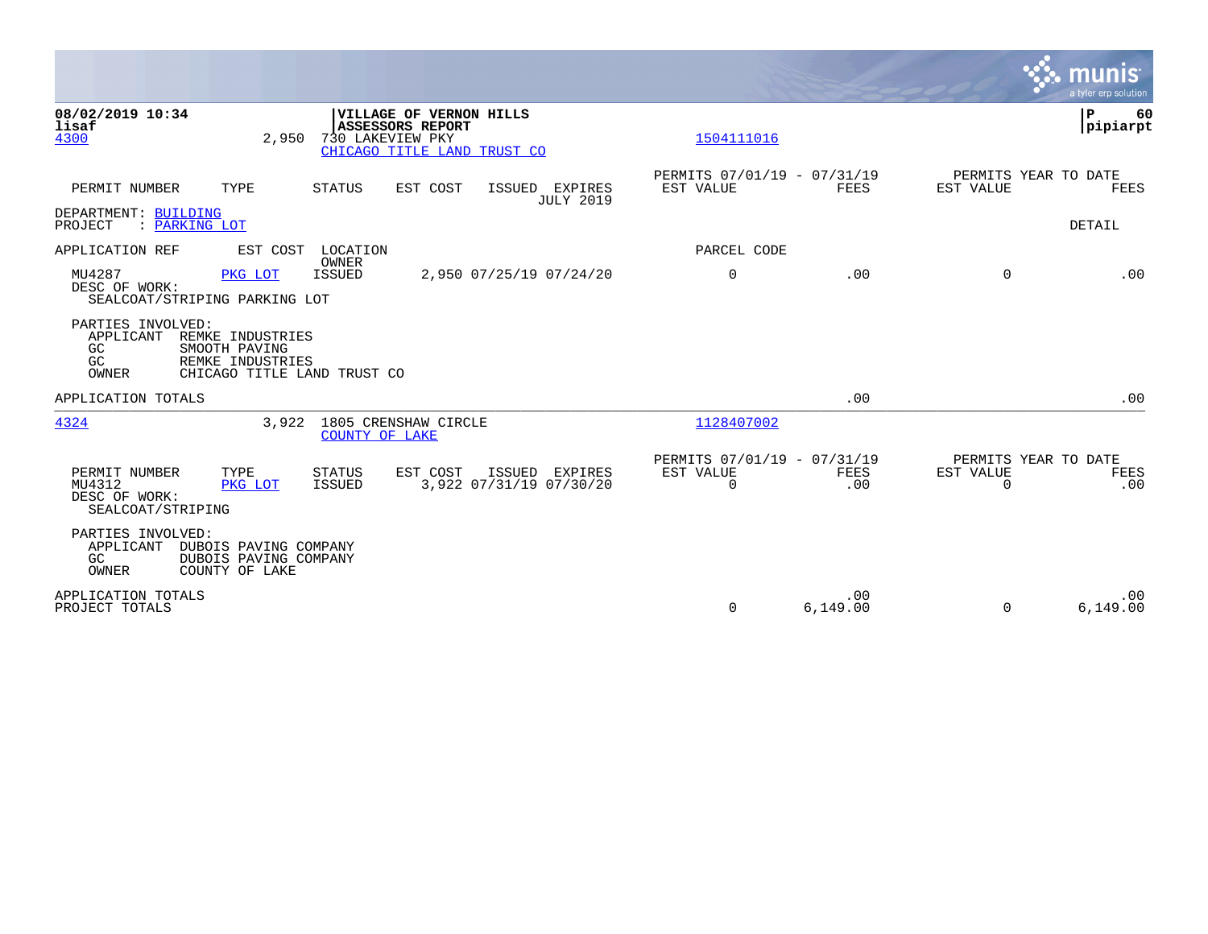08/02/2019 10:34
lisaf

**VILLAGE OF VERNON HILLS**
**ASSESSORS REPORT**

pipiarpt

4300 | 2,950 | 730 LAKEVIEW PKY | 1504111016
CHICAGO TITLE LAND TRUST CO

| PERMIT NUMBER | TYPE | STATUS | EST COST | ISSUED | EXPIRES | PERMITS 07/01/19 - 07/31/19 EST VALUE | FEES | PERMITS YEAR TO DATE EST VALUE | FEES |
|---|---|---|---|---|---|---|---|---|---|
| | | | | | JULY 2019 | | | | |

DEPARTMENT: BUILDING
PROJECT : PARKING LOT

DETAIL

| APPLICATION REF | EST COST | LOCATION / OWNER | | | | PARCEL CODE | | | |
|---|---|---|---|---|---|---|---|---|---|
| MU4287 | PKG LOT | ISSUED | 2,950 | 07/25/19 | 07/24/20 | 0 | .00 | 0 | .00 |

DESC OF WORK:
SEALCOAT/STRIPING PARKING LOT

PARTIES INVOLVED:
APPLICANT REMKE INDUSTRIES
GC SMOOTH PAVING
GC REMKE INDUSTRIES
OWNER CHICAGO TITLE LAND TRUST CO

APPLICATION TOTALS .00 .00

4324 | 3,922 | 1805 CRENSHAW CIRCLE | 1128407002
COUNTY OF LAKE

| PERMIT NUMBER | TYPE | STATUS | EST COST | ISSUED | EXPIRES | PERMITS 07/01/19 - 07/31/19 EST VALUE | FEES | PERMITS YEAR TO DATE EST VALUE | FEES |
|---|---|---|---|---|---|---|---|---|---|
| MU4312 | PKG LOT | ISSUED | 3,922 | 07/31/19 | 07/30/20 | 0 | .00 | 0 | .00 |

DESC OF WORK:
SEALCOAT/STRIPING

PARTIES INVOLVED:
APPLICANT DUBOIS PAVING COMPANY
GC DUBOIS PAVING COMPANY
OWNER COUNTY OF LAKE

| | EST VALUE | FEES | EST VALUE | FEES |
|---|---|---|---|---|
| APPLICATION TOTALS | | .00 | | .00 |
| PROJECT TOTALS | 0 | 6,149.00 | 0 | 6,149.00 |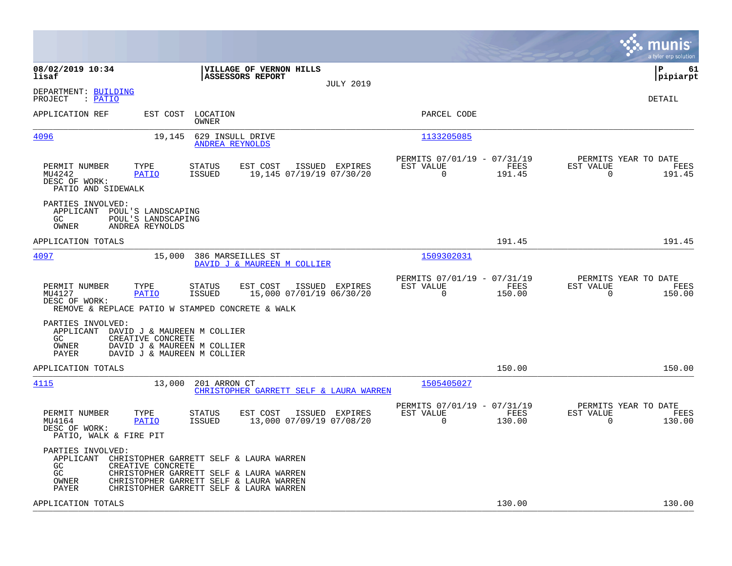**08/02/2019 10:34**
**lisaf**

**VILLAGE OF VERNON HILLS**
**ASSESSORS REPORT**

JULY 2019

**P 61**
**pipiarpt**

DEPARTMENT: BUILDING
PROJECT : PATIO

DETAIL

| APPLICATION REF | EST COST | LOCATION / OWNER | PARCEL CODE |
|---|---|---|---|
| 4096 | 19,145 | 629 INSULL DRIVE / ANDREA REYNOLDS | 1133205085 |

| PERMIT NUMBER | TYPE | STATUS | EST COST | ISSUED | EXPIRES | PERMITS 07/01/19 - 07/31/19 EST VALUE | FEES | PERMITS YEAR TO DATE EST VALUE | FEES |
|---|---|---|---|---|---|---|---|---|---|
| MU4242 | PATIO | ISSUED | 19,145 | 07/19/19 | 07/30/20 | 0 | 191.45 | 0 | 191.45 |

DESC OF WORK:
PATIO AND SIDEWALK

PARTIES INVOLVED:
- APPLICANT POUL'S LANDSCAPING
- GC POUL'S LANDSCAPING
- OWNER ANDREA REYNOLDS

APPLICATION TOTALS: 191.45 | 191.45

| APPLICATION REF | EST COST | LOCATION / OWNER | PARCEL CODE |
|---|---|---|---|
| 4097 | 15,000 | 386 MARSEILLES ST / DAVID J & MAUREEN M COLLIER | 1509302031 |

| PERMIT NUMBER | TYPE | STATUS | EST COST | ISSUED | EXPIRES | PERMITS 07/01/19 - 07/31/19 EST VALUE | FEES | PERMITS YEAR TO DATE EST VALUE | FEES |
|---|---|---|---|---|---|---|---|---|---|
| MU4127 | PATIO | ISSUED | 15,000 | 07/01/19 | 06/30/20 | 0 | 150.00 | 0 | 150.00 |

DESC OF WORK:
REMOVE & REPLACE PATIO W STAMPED CONCRETE & WALK

PARTIES INVOLVED:
- APPLICANT DAVID J & MAUREEN M COLLIER
- GC CREATIVE CONCRETE
- OWNER DAVID J & MAUREEN M COLLIER
- PAYER DAVID J & MAUREEN M COLLIER

APPLICATION TOTALS: 150.00 | 150.00

| APPLICATION REF | EST COST | LOCATION / OWNER | PARCEL CODE |
|---|---|---|---|
| 4115 | 13,000 | 201 ARRON CT / CHRISTOPHER GARRETT SELF & LAURA WARREN | 1505405027 |

| PERMIT NUMBER | TYPE | STATUS | EST COST | ISSUED | EXPIRES | PERMITS 07/01/19 - 07/31/19 EST VALUE | FEES | PERMITS YEAR TO DATE EST VALUE | FEES |
|---|---|---|---|---|---|---|---|---|---|
| MU4164 | PATIO | ISSUED | 13,000 | 07/09/19 | 07/08/20 | 0 | 130.00 | 0 | 130.00 |

DESC OF WORK:
PATIO, WALK & FIRE PIT

PARTIES INVOLVED:
- APPLICANT CHRISTOPHER GARRETT SELF & LAURA WARREN
- GC CREATIVE CONCRETE
- GC CHRISTOPHER GARRETT SELF & LAURA WARREN
- OWNER CHRISTOPHER GARRETT SELF & LAURA WARREN
- PAYER CHRISTOPHER GARRETT SELF & LAURA WARREN

APPLICATION TOTALS: 130.00 | 130.00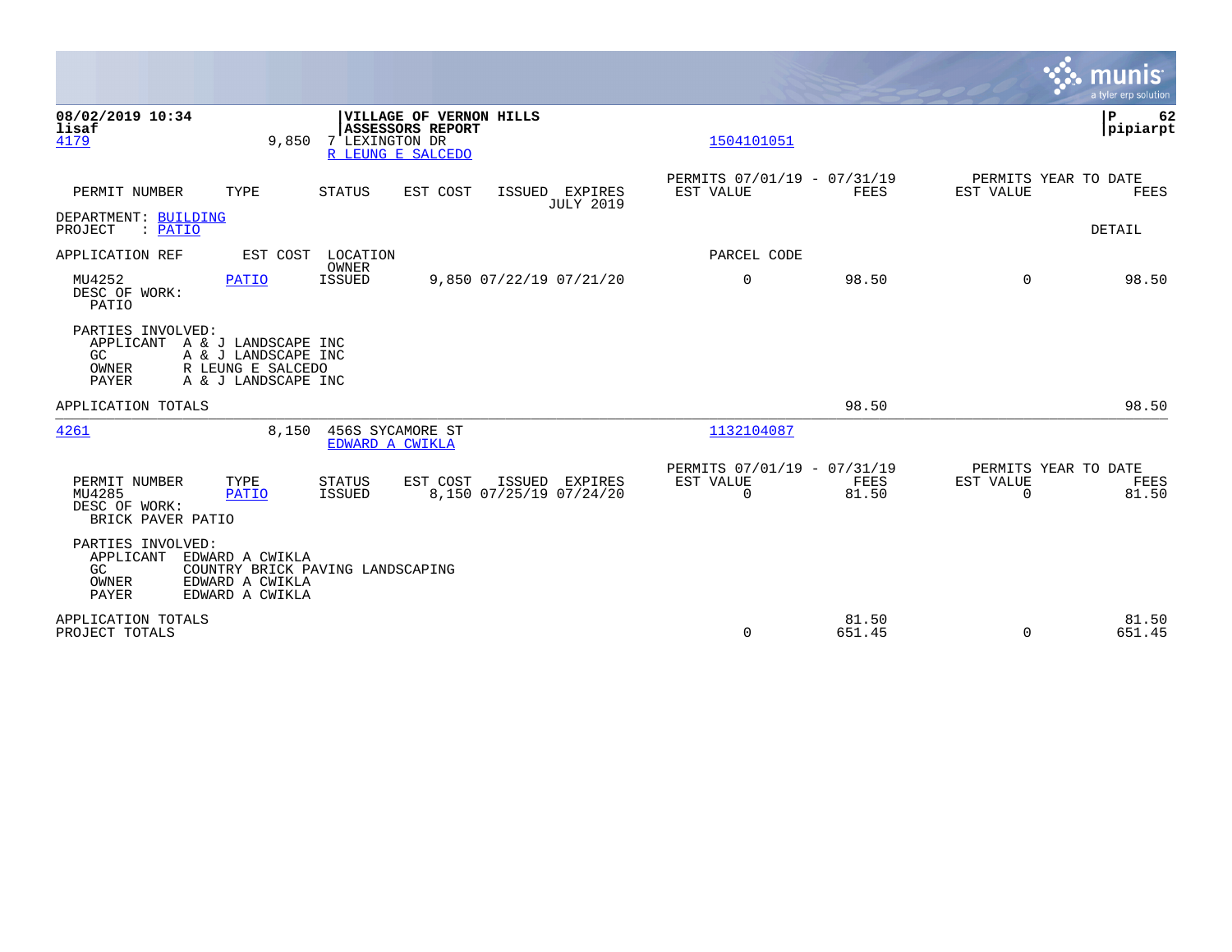**08/02/2019 10:34**
**lisaf**

**VILLAGE OF VERNON HILLS**
**ASSESSORS REPORT**

**P 62**
**pipiarpt**

4179 9,850 7 LEXINGTON DR
R LEUNG E SALCEDO
1504101051

| PERMIT NUMBER | TYPE | STATUS | EST COST | ISSUED | EXPIRES | PERMITS 07/01/19 - 07/31/19 EST VALUE | FEES | PERMITS YEAR TO DATE EST VALUE | FEES |
|---|---|---|---|---|---|---|---|---|---|
| | | | | | JULY 2019 | | | | |

DEPARTMENT: BUILDING
PROJECT : PATIO

DETAIL

| APPLICATION REF | EST COST | LOCATION OWNER | | | | PARCEL CODE | | | |
|---|---|---|---|---|---|---|---|---|---|
| MU4252 | PATIO | ISSUED | 9,850 | 07/22/19 | 07/21/20 | 0 | 98.50 | 0 | 98.50 |

DESC OF WORK:
PATIO

PARTIES INVOLVED:
- APPLICANT A & J LANDSCAPE INC
- GC A & J LANDSCAPE INC
- OWNER R LEUNG E SALCEDO
- PAYER A & J LANDSCAPE INC

APPLICATION TOTALS 98.50 98.50

---

4261 8,150 456S SYCAMORE ST
EDWARD A CWIKLA
1132104087

| PERMIT NUMBER | TYPE | STATUS | EST COST | ISSUED | EXPIRES | PERMITS 07/01/19 - 07/31/19 EST VALUE | FEES | PERMITS YEAR TO DATE EST VALUE | FEES |
|---|---|---|---|---|---|---|---|---|---|
| MU4285 | PATIO | ISSUED | 8,150 | 07/25/19 | 07/24/20 | 0 | 81.50 | 0 | 81.50 |

DESC OF WORK:
BRICK PAVER PATIO

PARTIES INVOLVED:
- APPLICANT EDWARD A CWIKLA
- GC COUNTRY BRICK PAVING LANDSCAPING
- OWNER EDWARD A CWIKLA
- PAYER EDWARD A CWIKLA

| | EST VALUE | FEES | EST VALUE | FEES |
|---|---|---|---|---|
| APPLICATION TOTALS | | 81.50 | | 81.50 |
| PROJECT TOTALS | 0 | 651.45 | 0 | 651.45 |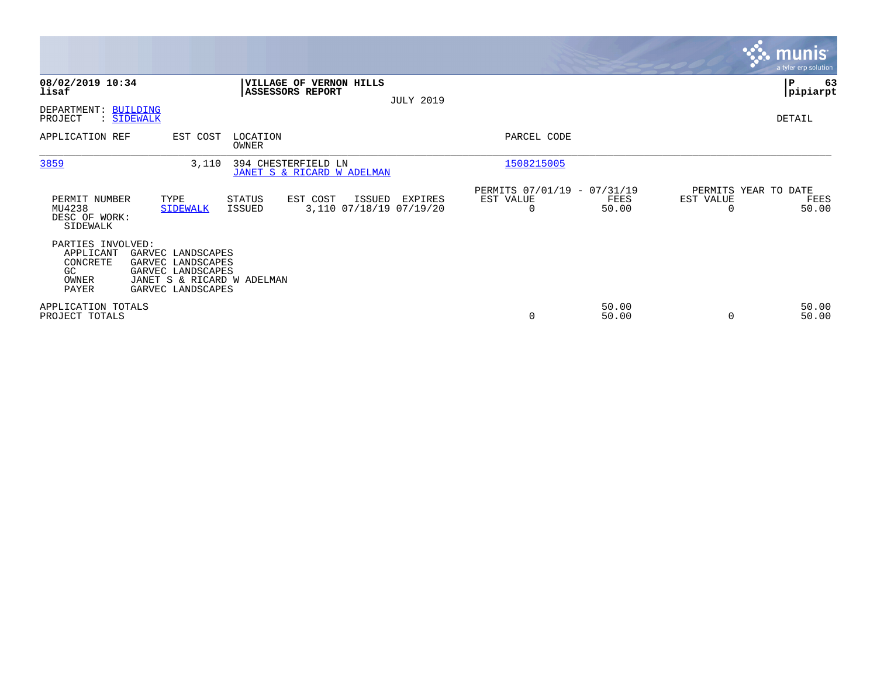**08/02/2019 10:34**
**lisaf**

**VILLAGE OF VERNON HILLS**
**ASSESSORS REPORT**

JULY 2019

**P 63**
**pipiarpt**

DEPARTMENT: BUILDING
PROJECT : SIDEWALK

DETAIL

| APPLICATION REF | EST COST | LOCATION / OWNER | PARCEL CODE |
|---|---|---|---|
| 3859 | 3,110 | 394 CHESTERFIELD LN / JANET S & RICARD W ADELMAN | 1508215005 |

| PERMIT NUMBER | TYPE | STATUS | EST COST | ISSUED | EXPIRES | PERMITS 07/01/19 - 07/31/19 EST VALUE | FEES | PERMITS YEAR TO DATE EST VALUE | FEES |
|---|---|---|---|---|---|---|---|---|---|
| MU4238 | SIDEWALK | ISSUED | 3,110 | 07/18/19 | 07/19/20 | 0 | 50.00 | 0 | 50.00 |

DESC OF WORK:
SIDEWALK

PARTIES INVOLVED:

| | |
|---|---|
| APPLICANT | GARVEC LANDSCAPES |
| CONCRETE | GARVEC LANDSCAPES |
| GC | GARVEC LANDSCAPES |
| OWNER | JANET S & RICARD W ADELMAN |
| PAYER | GARVEC LANDSCAPES |

| | EST VALUE | FEES | EST VALUE | FEES |
|---|---|---|---|---|
| APPLICATION TOTALS | | 50.00 | | 50.00 |
| PROJECT TOTALS | 0 | 50.00 | 0 | 50.00 |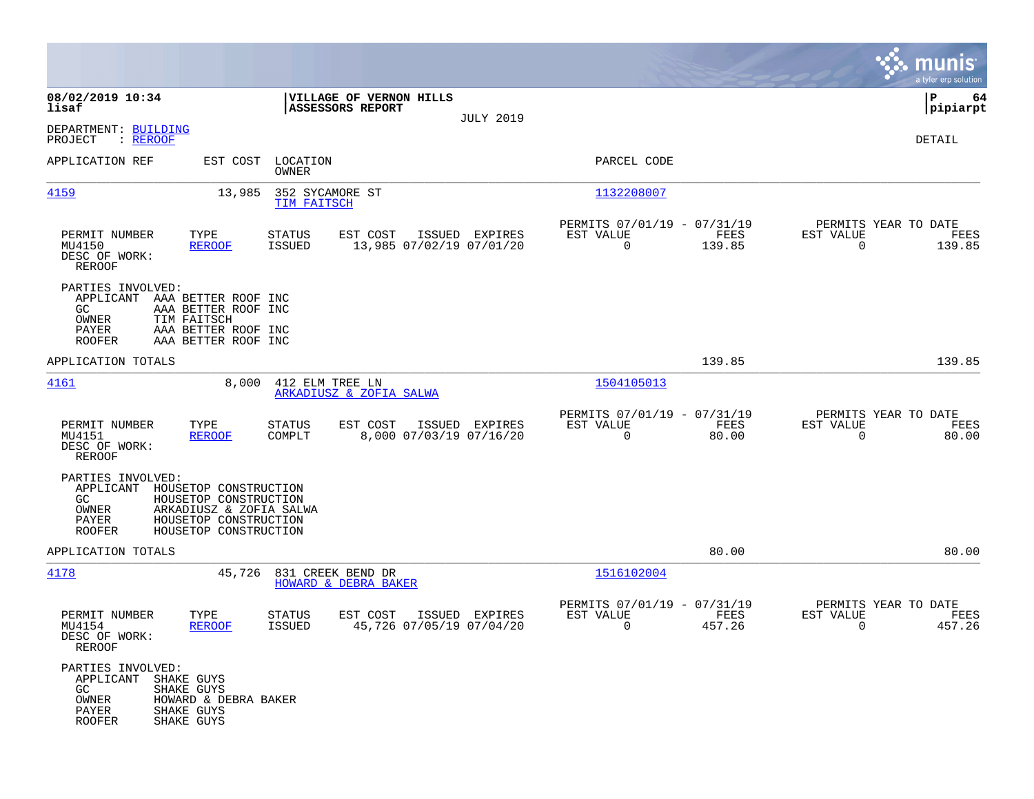**VILLAGE OF VERNON HILLS**
**ASSESSORS REPORT**

JULY 2019

08/02/2019 10:34
lisaf

P 64
pipiarpt

DEPARTMENT: BUILDING
PROJECT : REROOF

DETAIL

| APPLICATION REF | EST COST | LOCATION / OWNER | PARCEL CODE |
|---|---|---|---|
| 4159 | 13,985 | 352 SYCAMORE ST / TIM FAITSCH | 1132208007 |

| PERMIT NUMBER | TYPE | STATUS | EST COST | ISSUED | EXPIRES | PERMITS 07/01/19 - 07/31/19 EST VALUE | FEES | PERMITS YEAR TO DATE EST VALUE | FEES |
|---|---|---|---|---|---|---|---|---|---|
| MU4150 | REROOF | ISSUED | 13,985 | 07/02/19 | 07/01/20 | 0 | 139.85 | 0 | 139.85 |

DESC OF WORK:
REROOF

PARTIES INVOLVED:
- APPLICANT AAA BETTER ROOF INC
- GC AAA BETTER ROOF INC
- OWNER TIM FAITSCH
- PAYER AAA BETTER ROOF INC
- ROOFER AAA BETTER ROOF INC

APPLICATION TOTALS: 139.85 | 139.85

| APPLICATION REF | EST COST | LOCATION / OWNER | PARCEL CODE |
|---|---|---|---|
| 4161 | 8,000 | 412 ELM TREE LN / ARKADIUSZ & ZOFIA SALWA | 1504105013 |

| PERMIT NUMBER | TYPE | STATUS | EST COST | ISSUED | EXPIRES | PERMITS 07/01/19 - 07/31/19 EST VALUE | FEES | PERMITS YEAR TO DATE EST VALUE | FEES |
|---|---|---|---|---|---|---|---|---|---|
| MU4151 | REROOF | COMPLT | 8,000 | 07/03/19 | 07/16/20 | 0 | 80.00 | 0 | 80.00 |

DESC OF WORK:
REROOF

PARTIES INVOLVED:
- APPLICANT HOUSETOP CONSTRUCTION
- GC HOUSETOP CONSTRUCTION
- OWNER ARKADIUSZ & ZOFIA SALWA
- PAYER HOUSETOP CONSTRUCTION
- ROOFER HOUSETOP CONSTRUCTION

APPLICATION TOTALS: 80.00 | 80.00

| APPLICATION REF | EST COST | LOCATION / OWNER | PARCEL CODE |
|---|---|---|---|
| 4178 | 45,726 | 831 CREEK BEND DR / HOWARD & DEBRA BAKER | 1516102004 |

| PERMIT NUMBER | TYPE | STATUS | EST COST | ISSUED | EXPIRES | PERMITS 07/01/19 - 07/31/19 EST VALUE | FEES | PERMITS YEAR TO DATE EST VALUE | FEES |
|---|---|---|---|---|---|---|---|---|---|
| MU4154 | REROOF | ISSUED | 45,726 | 07/05/19 | 07/04/20 | 0 | 457.26 | 0 | 457.26 |

DESC OF WORK:
REROOF

PARTIES INVOLVED:
- APPLICANT SHAKE GUYS
- GC SHAKE GUYS
- OWNER HOWARD & DEBRA BAKER
- PAYER SHAKE GUYS
- ROOFER SHAKE GUYS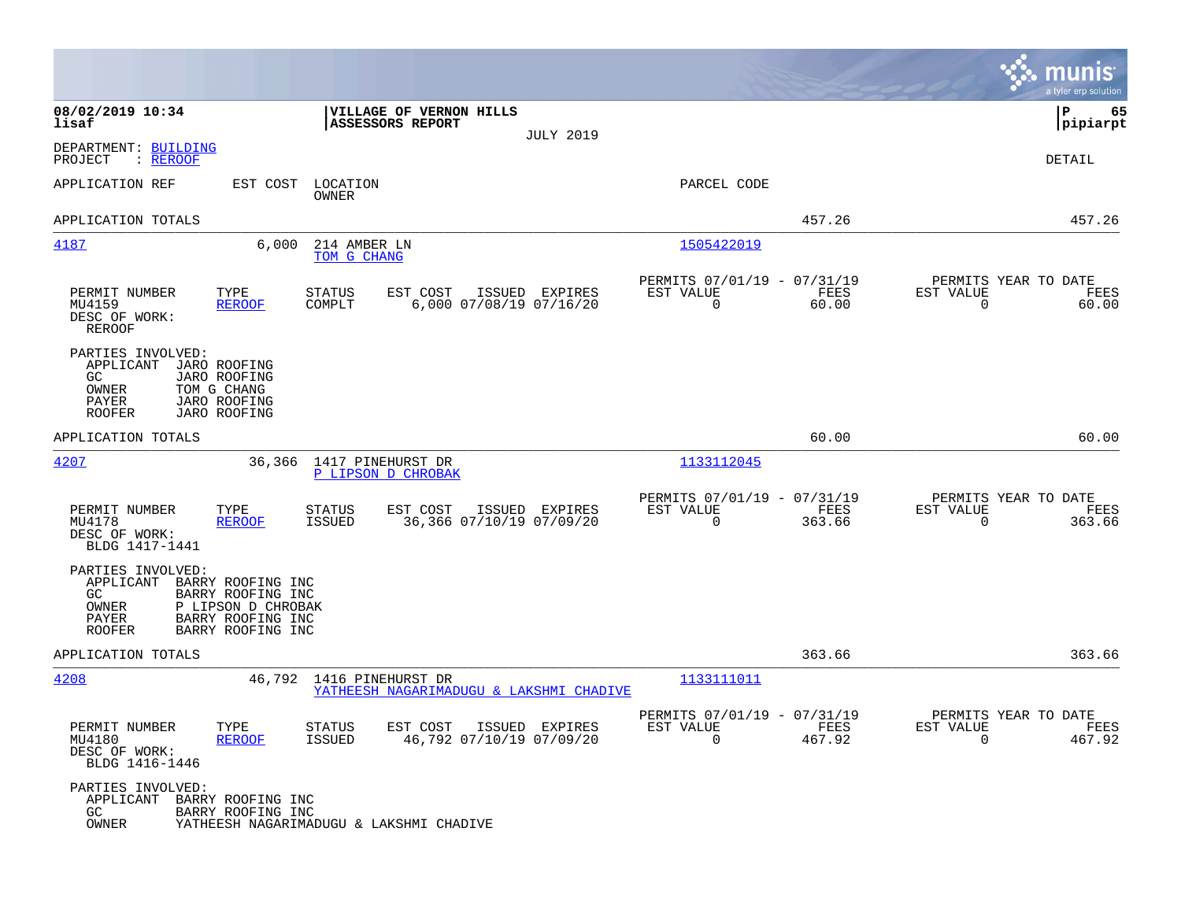**08/02/2019 10:34** | **VILLAGE OF VERNON HILLS** | **P 65**
**lisaf** | **ASSESSORS REPORT** | **pipiarpt**
JULY 2019

DEPARTMENT: BUILDING
PROJECT : REROOF

DETAIL

| APPLICATION REF | EST COST | LOCATION / OWNER | PARCEL CODE | | |
|---|---|---|---|---|---|
| APPLICATION TOTALS | | | | 457.26 | 457.26 |

---

**4187** | 6,000 | 214 AMBER LN / TOM G CHANG | 1505422019

| PERMIT NUMBER | TYPE | STATUS | EST COST | ISSUED | EXPIRES | PERMITS 07/01/19 - 07/31/19 EST VALUE | FEES | PERMITS YEAR TO DATE EST VALUE | FEES |
|---|---|---|---|---|---|---|---|---|---|
| MU4159 | REROOF | COMPLT | 6,000 | 07/08/19 | 07/16/20 | 0 | 60.00 | 0 | 60.00 |

DESC OF WORK:
REROOF

PARTIES INVOLVED:
- APPLICANT JARO ROOFING
- GC JARO ROOFING
- OWNER TOM G CHANG
- PAYER JARO ROOFING
- ROOFER JARO ROOFING

APPLICATION TOTALS | 60.00 | 60.00

---

**4207** | 36,366 | 1417 PINEHURST DR / P LIPSON D CHROBAK | 1133112045

| PERMIT NUMBER | TYPE | STATUS | EST COST | ISSUED | EXPIRES | PERMITS 07/01/19 - 07/31/19 EST VALUE | FEES | PERMITS YEAR TO DATE EST VALUE | FEES |
|---|---|---|---|---|---|---|---|---|---|
| MU4178 | REROOF | ISSUED | 36,366 | 07/10/19 | 07/09/20 | 0 | 363.66 | 0 | 363.66 |

DESC OF WORK:
BLDG 1417-1441

PARTIES INVOLVED:
- APPLICANT BARRY ROOFING INC
- GC BARRY ROOFING INC
- OWNER P LIPSON D CHROBAK
- PAYER BARRY ROOFING INC
- ROOFER BARRY ROOFING INC

APPLICATION TOTALS | 363.66 | 363.66

---

**4208** | 46,792 | 1416 PINEHURST DR / YATHEESH NAGARIMADUGU & LAKSHMI CHADIVE | 1133111011

| PERMIT NUMBER | TYPE | STATUS | EST COST | ISSUED | EXPIRES | PERMITS 07/01/19 - 07/31/19 EST VALUE | FEES | PERMITS YEAR TO DATE EST VALUE | FEES |
|---|---|---|---|---|---|---|---|---|---|
| MU4180 | REROOF | ISSUED | 46,792 | 07/10/19 | 07/09/20 | 0 | 467.92 | 0 | 467.92 |

DESC OF WORK:
BLDG 1416-1446

PARTIES INVOLVED:
- APPLICANT BARRY ROOFING INC
- GC BARRY ROOFING INC
- OWNER YATHEESH NAGARIMADUGU & LAKSHMI CHADIVE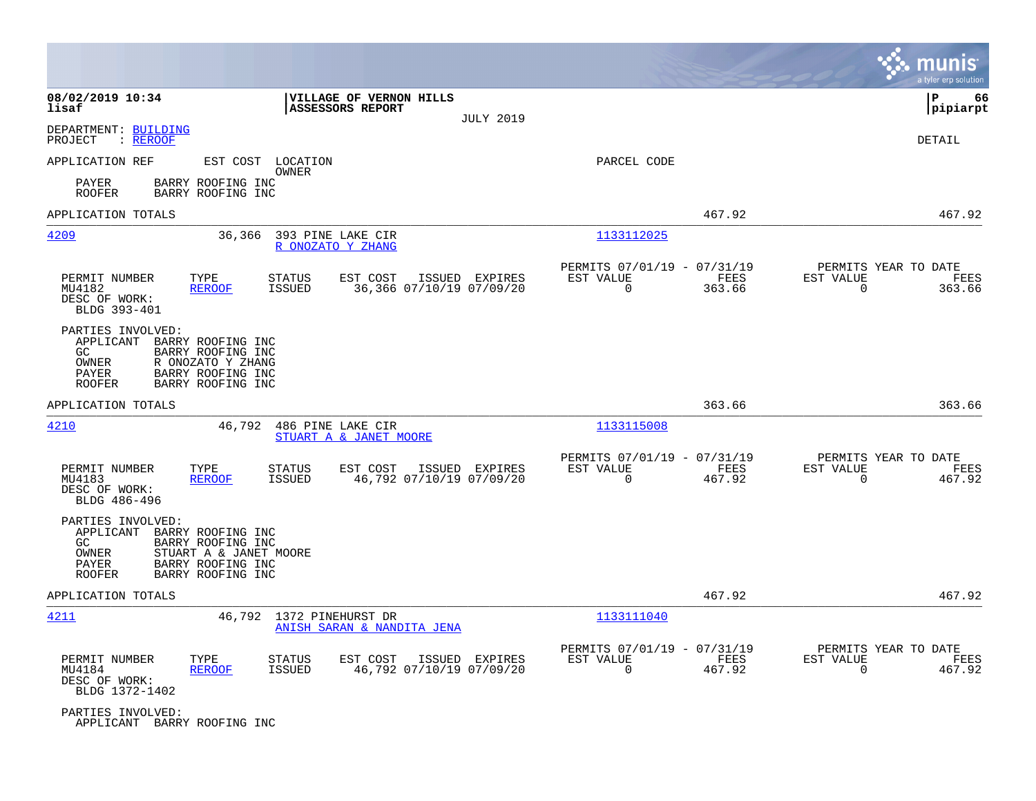**08/02/2019 10:34**
**lisaf**

**VILLAGE OF VERNON HILLS**
**ASSESSORS REPORT**

JULY 2019

**P 66**
**pipiarpt**

DEPARTMENT: BUILDING
PROJECT : REROOF

DETAIL

APPLICATION REF    EST COST    LOCATION    PARCEL CODE
OWNER

PAYER    BARRY ROOFING INC
ROOFER    BARRY ROOFING INC

APPLICATION TOTALS    467.92    467.92

---

**4209**    36,366    393 PINE LAKE CIR    1133112025
R ONOZATO Y ZHANG

| PERMIT NUMBER | TYPE | STATUS | EST COST | ISSUED | EXPIRES | PERMITS 07/01/19 - 07/31/19 EST VALUE | FEES | PERMITS YEAR TO DATE EST VALUE | FEES |
|---|---|---|---|---|---|---|---|---|---|
| MU4182 | REROOF | ISSUED | 36,366 | 07/10/19 | 07/09/20 | 0 | 363.66 | 0 | 363.66 |

DESC OF WORK:
BLDG 393-401

PARTIES INVOLVED:
APPLICANT    BARRY ROOFING INC
GC    BARRY ROOFING INC
OWNER    R ONOZATO Y ZHANG
PAYER    BARRY ROOFING INC
ROOFER    BARRY ROOFING INC

APPLICATION TOTALS    363.66    363.66

---

**4210**    46,792    486 PINE LAKE CIR    1133115008
STUART A & JANET MOORE

| PERMIT NUMBER | TYPE | STATUS | EST COST | ISSUED | EXPIRES | PERMITS 07/01/19 - 07/31/19 EST VALUE | FEES | PERMITS YEAR TO DATE EST VALUE | FEES |
|---|---|---|---|---|---|---|---|---|---|
| MU4183 | REROOF | ISSUED | 46,792 | 07/10/19 | 07/09/20 | 0 | 467.92 | 0 | 467.92 |

DESC OF WORK:
BLDG 486-496

PARTIES INVOLVED:
APPLICANT    BARRY ROOFING INC
GC    BARRY ROOFING INC
OWNER    STUART A & JANET MOORE
PAYER    BARRY ROOFING INC
ROOFER    BARRY ROOFING INC

APPLICATION TOTALS    467.92    467.92

---

**4211**    46,792    1372 PINEHURST DR    1133111040
ANISH SARAN & NANDITA JENA

| PERMIT NUMBER | TYPE | STATUS | EST COST | ISSUED | EXPIRES | PERMITS 07/01/19 - 07/31/19 EST VALUE | FEES | PERMITS YEAR TO DATE EST VALUE | FEES |
|---|---|---|---|---|---|---|---|---|---|
| MU4184 | REROOF | ISSUED | 46,792 | 07/10/19 | 07/09/20 | 0 | 467.92 | 0 | 467.92 |

DESC OF WORK:
BLDG 1372-1402

PARTIES INVOLVED:
APPLICANT    BARRY ROOFING INC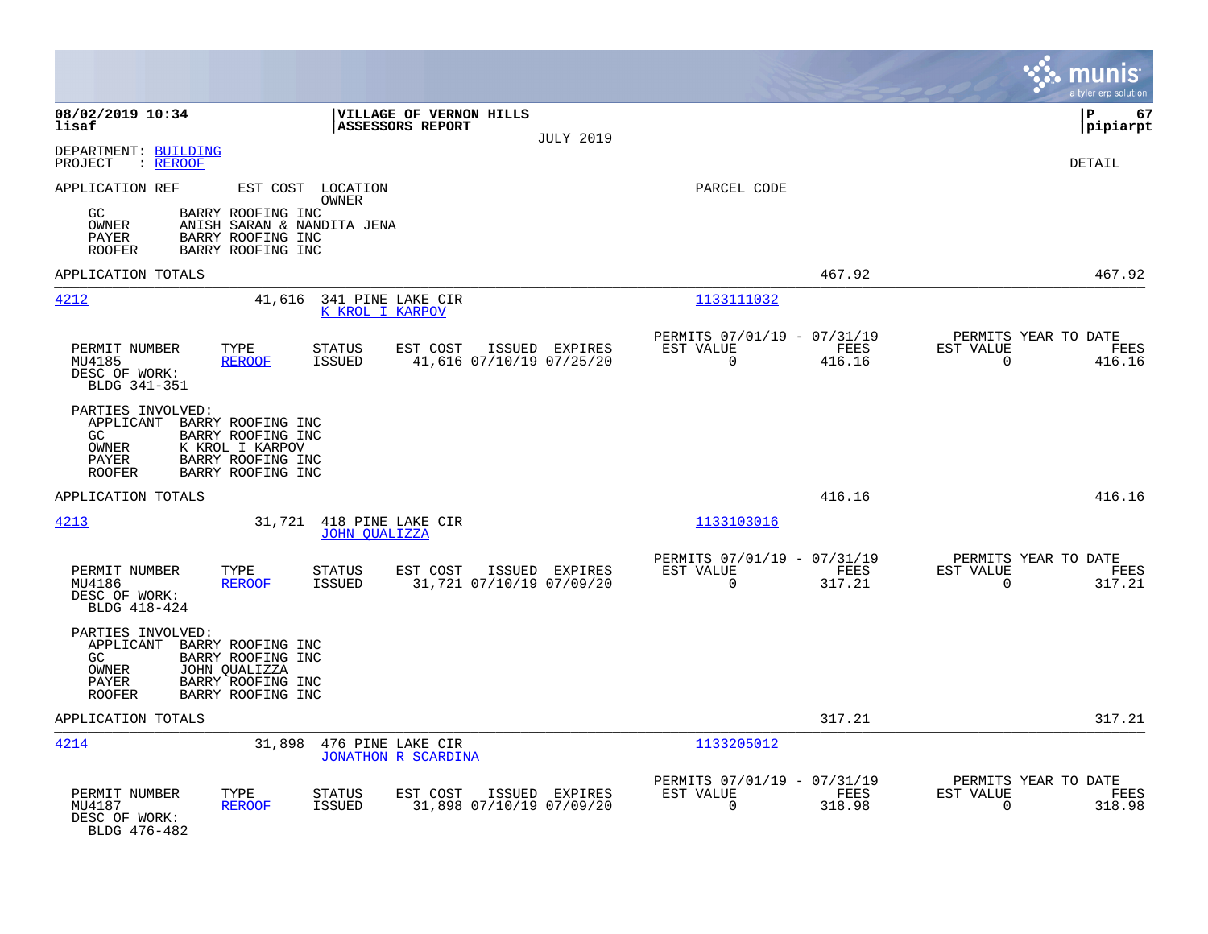08/02/2019 10:34
lisaf

**VILLAGE OF VERNON HILLS**
**ASSESSORS REPORT**

JULY 2019

P 67
pipiarpt

DEPARTMENT: BUILDING
PROJECT : REROOF

DETAIL

APPLICATION REF    EST COST    LOCATION / OWNER    PARCEL CODE

| | |
|---|---|
| GC | BARRY ROOFING INC |
| OWNER | ANISH SARAN & NANDITA JENA |
| PAYER | BARRY ROOFING INC |
| ROOFER | BARRY ROOFING INC |

APPLICATION TOTALS    467.92    467.92

---

**4212**    41,616    341 PINE LAKE CIR    K KROL I KARPOV    1133111032

| PERMIT NUMBER | TYPE | STATUS | EST COST | ISSUED | EXPIRES | PERMITS 07/01/19 - 07/31/19 EST VALUE | FEES | PERMITS YEAR TO DATE EST VALUE | FEES |
|---|---|---|---|---|---|---|---|---|---|
| MU4185 | REROOF | ISSUED | 41,616 | 07/10/19 | 07/25/20 | 0 | 416.16 | 0 | 416.16 |

DESC OF WORK:
BLDG 341-351

PARTIES INVOLVED:

| | |
|---|---|
| APPLICANT | BARRY ROOFING INC |
| GC | BARRY ROOFING INC |
| OWNER | K KROL I KARPOV |
| PAYER | BARRY ROOFING INC |
| ROOFER | BARRY ROOFING INC |

APPLICATION TOTALS    416.16    416.16

---

**4213**    31,721    418 PINE LAKE CIR    JOHN QUALIZZA    1133103016

| PERMIT NUMBER | TYPE | STATUS | EST COST | ISSUED | EXPIRES | PERMITS 07/01/19 - 07/31/19 EST VALUE | FEES | PERMITS YEAR TO DATE EST VALUE | FEES |
|---|---|---|---|---|---|---|---|---|---|
| MU4186 | REROOF | ISSUED | 31,721 | 07/10/19 | 07/09/20 | 0 | 317.21 | 0 | 317.21 |

DESC OF WORK:
BLDG 418-424

PARTIES INVOLVED:

| | |
|---|---|
| APPLICANT | BARRY ROOFING INC |
| GC | BARRY ROOFING INC |
| OWNER | JOHN QUALIZZA |
| PAYER | BARRY ROOFING INC |
| ROOFER | BARRY ROOFING INC |

APPLICATION TOTALS    317.21    317.21

---

**4214**    31,898    476 PINE LAKE CIR    JONATHON R SCARDINA    1133205012

| PERMIT NUMBER | TYPE | STATUS | EST COST | ISSUED | EXPIRES | PERMITS 07/01/19 - 07/31/19 EST VALUE | FEES | PERMITS YEAR TO DATE EST VALUE | FEES |
|---|---|---|---|---|---|---|---|---|---|
| MU4187 | REROOF | ISSUED | 31,898 | 07/10/19 | 07/09/20 | 0 | 318.98 | 0 | 318.98 |

DESC OF WORK:
BLDG 476-482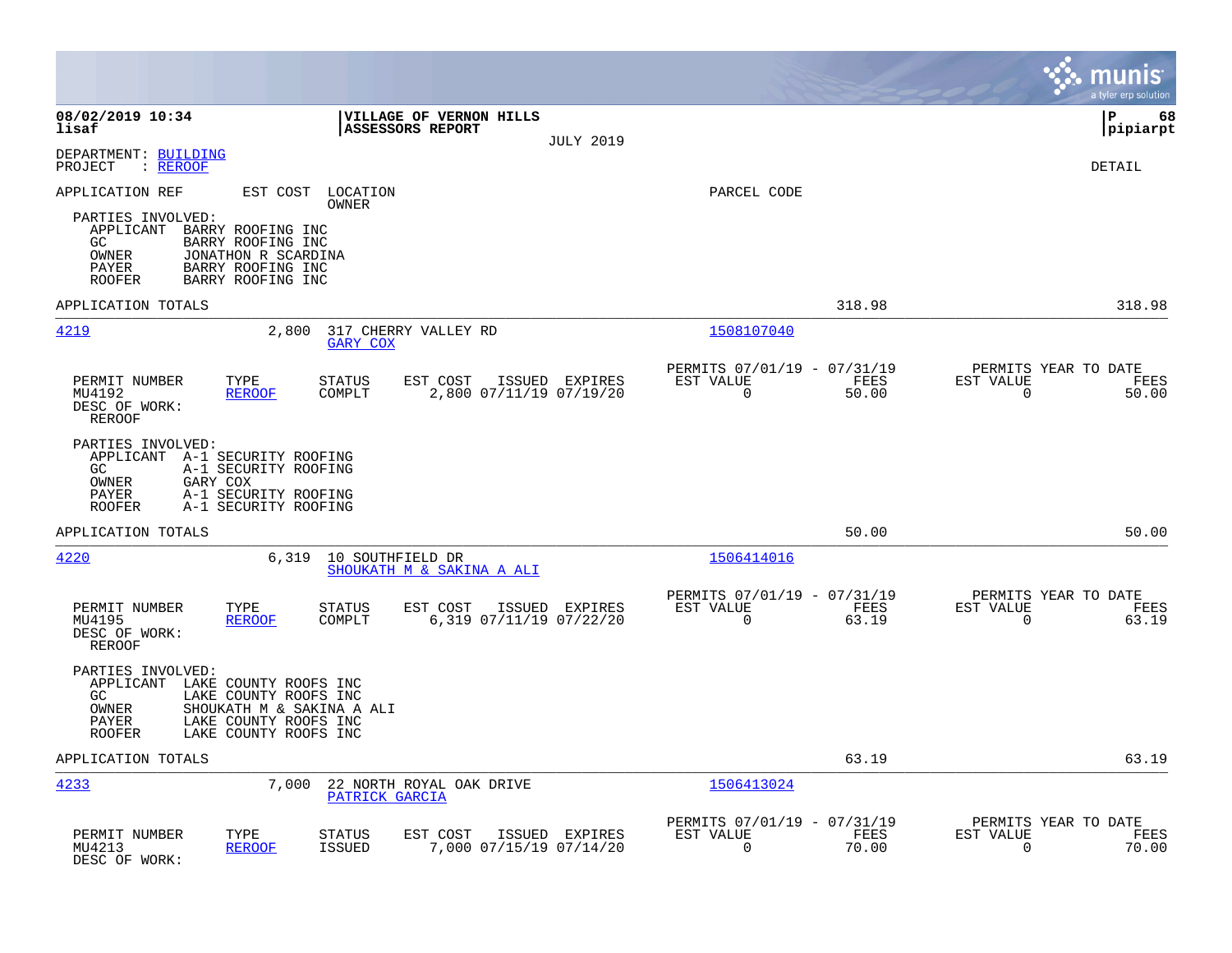**08/02/2019 10:34** | **VILLAGE OF VERNON HILLS** | **P 68**
**lisaf** | **ASSESSORS REPORT** | **pipiarpt**

JULY 2019

DEPARTMENT: BUILDING
PROJECT : REROOF

DETAIL

APPLICATION REF  EST COST  LOCATION / OWNER  PARCEL CODE

PARTIES INVOLVED:
- APPLICANT BARRY ROOFING INC
- GC BARRY ROOFING INC
- OWNER JONATHON R SCARDINA
- PAYER BARRY ROOFING INC
- ROOFER BARRY ROOFING INC

APPLICATION TOTALS 318.98 318.98

---

**4219** 2,800 317 CHERRY VALLEY RD — GARY COX — 1508107040

| PERMIT NUMBER | TYPE | STATUS | EST COST | ISSUED | EXPIRES | PERMITS 07/01/19 - 07/31/19 EST VALUE | FEES | PERMITS YEAR TO DATE EST VALUE | FEES |
|---|---|---|---|---|---|---|---|---|---|
| MU4192 | REROOF | COMPLT | 2,800 | 07/11/19 | 07/19/20 | 0 | 50.00 | 0 | 50.00 |

DESC OF WORK:
REROOF

PARTIES INVOLVED:
- APPLICANT A-1 SECURITY ROOFING
- GC A-1 SECURITY ROOFING
- OWNER GARY COX
- PAYER A-1 SECURITY ROOFING
- ROOFER A-1 SECURITY ROOFING

APPLICATION TOTALS 50.00 50.00

---

**4220** 6,319 10 SOUTHFIELD DR — SHOUKATH M & SAKINA A ALI — 1506414016

| PERMIT NUMBER | TYPE | STATUS | EST COST | ISSUED | EXPIRES | PERMITS 07/01/19 - 07/31/19 EST VALUE | FEES | PERMITS YEAR TO DATE EST VALUE | FEES |
|---|---|---|---|---|---|---|---|---|---|
| MU4195 | REROOF | COMPLT | 6,319 | 07/11/19 | 07/22/20 | 0 | 63.19 | 0 | 63.19 |

DESC OF WORK:
REROOF

PARTIES INVOLVED:
- APPLICANT LAKE COUNTY ROOFS INC
- GC LAKE COUNTY ROOFS INC
- OWNER SHOUKATH M & SAKINA A ALI
- PAYER LAKE COUNTY ROOFS INC
- ROOFER LAKE COUNTY ROOFS INC

APPLICATION TOTALS 63.19 63.19

---

**4233** 7,000 22 NORTH ROYAL OAK DRIVE — PATRICK GARCIA — 1506413024

| PERMIT NUMBER | TYPE | STATUS | EST COST | ISSUED | EXPIRES | PERMITS 07/01/19 - 07/31/19 EST VALUE | FEES | PERMITS YEAR TO DATE EST VALUE | FEES |
|---|---|---|---|---|---|---|---|---|---|
| MU4213 | REROOF | ISSUED | 7,000 | 07/15/19 | 07/14/20 | 0 | 70.00 | 0 | 70.00 |

DESC OF WORK: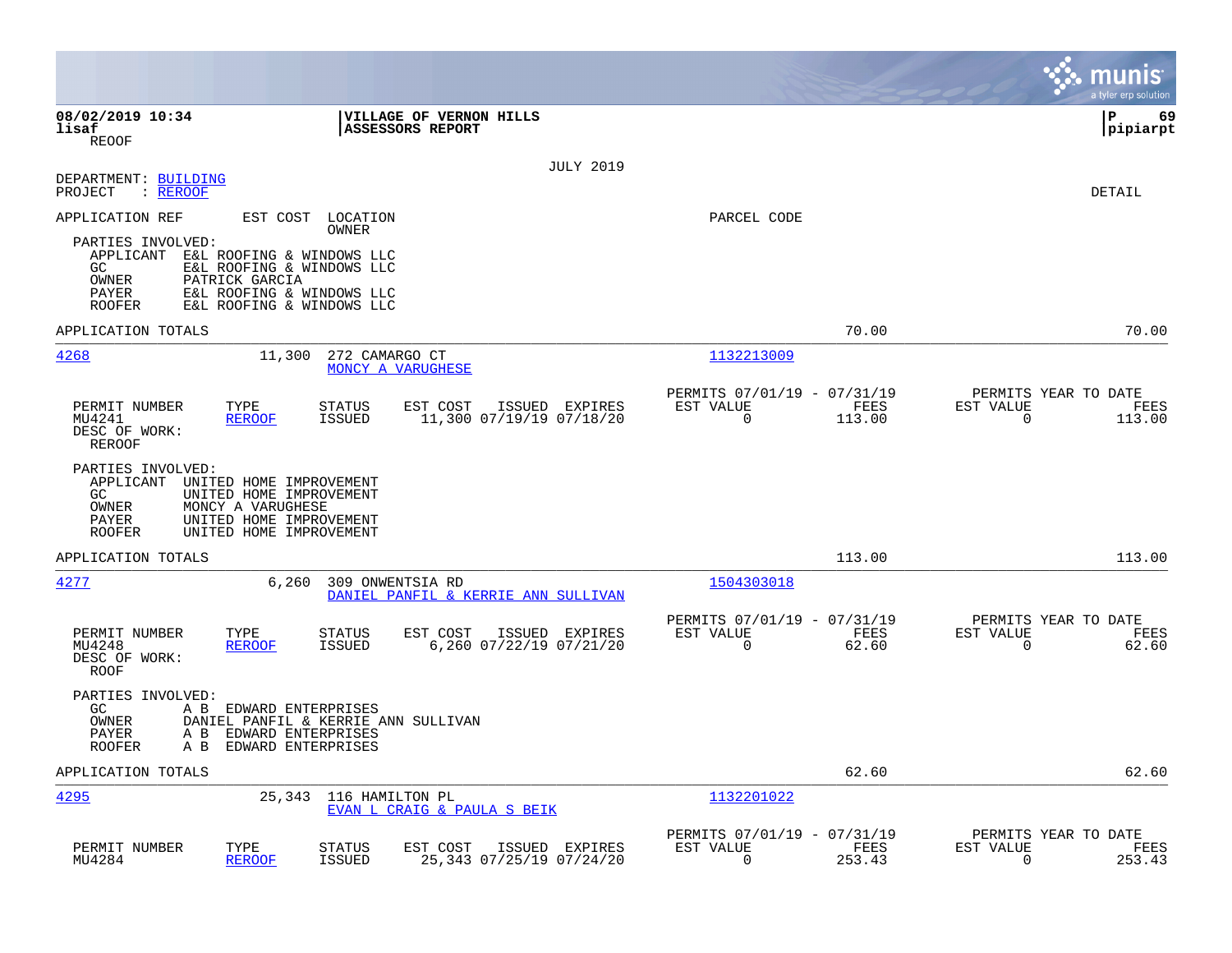08/02/2019 10:34 | VILLAGE OF VERNON HILLS | P 69
lisaf | ASSESSORS REPORT | pipiarpt
REOOF

JULY 2019

DEPARTMENT: BUILDING
PROJECT : REROOF

DETAIL

APPLICATION REF | EST COST | LOCATION OWNER | PARCEL CODE

PARTIES INVOLVED:
- APPLICANT E&L ROOFING & WINDOWS LLC
- GC E&L ROOFING & WINDOWS LLC
- OWNER PATRICK GARCIA
- PAYER E&L ROOFING & WINDOWS LLC
- ROOFER E&L ROOFING & WINDOWS LLC

APPLICATION TOTALS 70.00 70.00

---

**4268** | 11,300 | 272 CAMARGO CT / MONCY A VARUGHESE | 1132213009

| PERMIT NUMBER | TYPE | STATUS | EST COST | ISSUED | EXPIRES | PERMITS 07/01/19 - 07/31/19 EST VALUE | FEES | PERMITS YEAR TO DATE EST VALUE | FEES |
|---|---|---|---|---|---|---|---|---|---|
| MU4241 | REROOF | ISSUED | 11,300 | 07/19/19 | 07/18/20 | 0 | 113.00 | 0 | 113.00 |

DESC OF WORK:
REROOF

PARTIES INVOLVED:
- APPLICANT UNITED HOME IMPROVEMENT
- GC UNITED HOME IMPROVEMENT
- OWNER MONCY A VARUGHESE
- PAYER UNITED HOME IMPROVEMENT
- ROOFER UNITED HOME IMPROVEMENT

APPLICATION TOTALS 113.00 113.00

---

**4277** | 6,260 | 309 ONWENTSIA RD / DANIEL PANFIL & KERRIE ANN SULLIVAN | 1504303018

| PERMIT NUMBER | TYPE | STATUS | EST COST | ISSUED | EXPIRES | PERMITS 07/01/19 - 07/31/19 EST VALUE | FEES | PERMITS YEAR TO DATE EST VALUE | FEES |
|---|---|---|---|---|---|---|---|---|---|
| MU4248 | REROOF | ISSUED | 6,260 | 07/22/19 | 07/21/20 | 0 | 62.60 | 0 | 62.60 |

DESC OF WORK:
ROOF

PARTIES INVOLVED:
- GC A B EDWARD ENTERPRISES
- OWNER DANIEL PANFIL & KERRIE ANN SULLIVAN
- PAYER A B EDWARD ENTERPRISES
- ROOFER A B EDWARD ENTERPRISES

APPLICATION TOTALS 62.60 62.60

---

**4295** | 25,343 | 116 HAMILTON PL / EVAN L CRAIG & PAULA S BEIK | 1132201022

| PERMIT NUMBER | TYPE | STATUS | EST COST | ISSUED | EXPIRES | PERMITS 07/01/19 - 07/31/19 EST VALUE | FEES | PERMITS YEAR TO DATE EST VALUE | FEES |
|---|---|---|---|---|---|---|---|---|---|
| MU4284 | REROOF | ISSUED | 25,343 | 07/25/19 | 07/24/20 | 0 | 253.43 | 0 | 253.43 |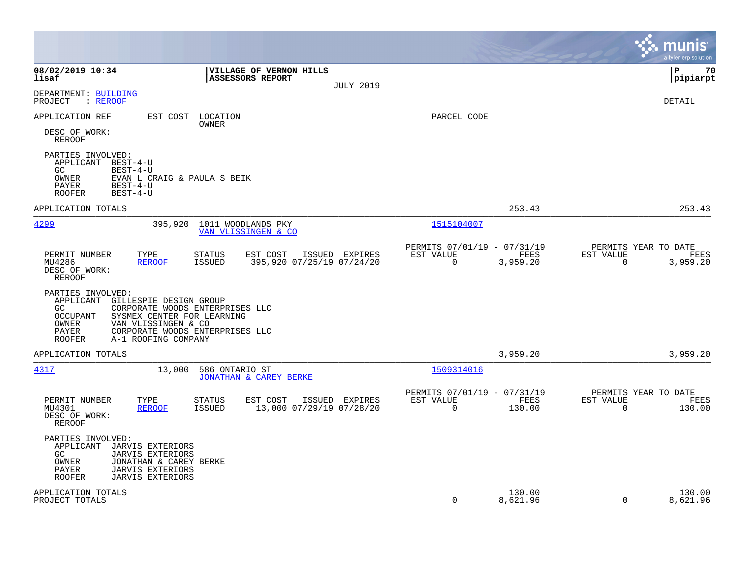**08/02/2019 10:34** | **VILLAGE OF VERNON HILLS** | **P 70**
**lisaf** | **ASSESSORS REPORT** | **pipiarpt**

JULY 2019

DEPARTMENT: BUILDING
PROJECT : REROOF

DETAIL

APPLICATION REF | EST COST | LOCATION / OWNER | PARCEL CODE

DESC OF WORK:
REROOF

PARTIES INVOLVED:
- APPLICANT BEST-4-U
- GC BEST-4-U
- OWNER EVAN L CRAIG & PAULA S BEIK
- PAYER BEST-4-U
- ROOFER BEST-4-U

APPLICATION TOTALS 253.43 253.43

---

**4299** | 395,920 | 1011 WOODLANDS PKY / VAN VLISSINGEN & CO | 1515104007

| PERMIT NUMBER | TYPE | STATUS | EST COST | ISSUED | EXPIRES | PERMITS 07/01/19 - 07/31/19 EST VALUE | FEES | PERMITS YEAR TO DATE EST VALUE | FEES |
|---|---|---|---|---|---|---|---|---|---|
| MU4286 | REROOF | ISSUED | 395,920 | 07/25/19 | 07/24/20 | 0 | 3,959.20 | 0 | 3,959.20 |

DESC OF WORK:
REROOF

PARTIES INVOLVED:
- APPLICANT GILLESPIE DESIGN GROUP
- GC CORPORATE WOODS ENTERPRISES LLC
- OCCUPANT SYSMEX CENTER FOR LEARNING
- OWNER VAN VLISSINGEN & CO
- PAYER CORPORATE WOODS ENTERPRISES LLC
- ROOFER A-1 ROOFING COMPANY

APPLICATION TOTALS 3,959.20 3,959.20

---

**4317** | 13,000 | 586 ONTARIO ST / JONATHAN & CAREY BERKE | 1509314016

| PERMIT NUMBER | TYPE | STATUS | EST COST | ISSUED | EXPIRES | PERMITS 07/01/19 - 07/31/19 EST VALUE | FEES | PERMITS YEAR TO DATE EST VALUE | FEES |
|---|---|---|---|---|---|---|---|---|---|
| MU4301 | REROOF | ISSUED | 13,000 | 07/29/19 | 07/28/20 | 0 | 130.00 | 0 | 130.00 |

DESC OF WORK:
REROOF

PARTIES INVOLVED:
- APPLICANT JARVIS EXTERIORS
- GC JARVIS EXTERIORS
- OWNER JONATHAN & CAREY BERKE
- PAYER JARVIS EXTERIORS
- ROOFER JARVIS EXTERIORS

| | EST VALUE | FEES | EST VALUE | FEES |
|---|---|---|---|---|
| APPLICATION TOTALS | | 130.00 | | 130.00 |
| PROJECT TOTALS | 0 | 8,621.96 | 0 | 8,621.96 |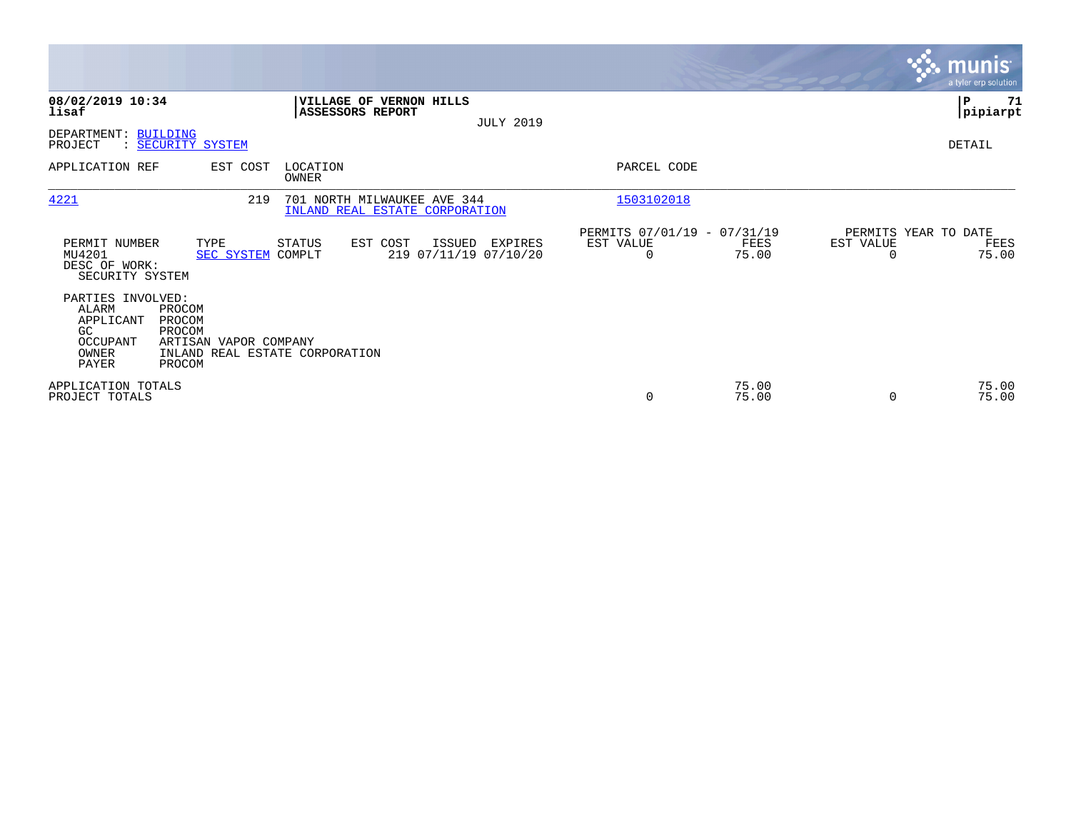**08/02/2019 10:34**
**lisaf**

**VILLAGE OF VERNON HILLS**
**ASSESSORS REPORT**
JULY 2019

**P 71**
**pipiarpt**

DEPARTMENT: BUILDING
PROJECT : SECURITY SYSTEM

DETAIL

| APPLICATION REF | EST COST | LOCATION / OWNER | PARCEL CODE |
|---|---|---|---|
| 4221 | 219 | 701 NORTH MILWAUKEE AVE 344 / INLAND REAL ESTATE CORPORATION | 1503102018 |

| PERMIT NUMBER | TYPE | STATUS | EST COST | ISSUED | EXPIRES | PERMITS 07/01/19 - 07/31/19 EST VALUE | FEES | PERMITS YEAR TO DATE EST VALUE | FEES |
|---|---|---|---|---|---|---|---|---|---|
| MU4201 | SEC SYSTEM | COMPLT | 219 | 07/11/19 | 07/10/20 | 0 | 75.00 | 0 | 75.00 |

DESC OF WORK:
SECURITY SYSTEM

PARTIES INVOLVED:

| | |
|---|---|
| ALARM | PROCOM |
| APPLICANT | PROCOM |
| GC | PROCOM |
| OCCUPANT | ARTISAN VAPOR COMPANY |
| OWNER | INLAND REAL ESTATE CORPORATION |
| PAYER | PROCOM |

| | EST VALUE | FEES | EST VALUE (YTD) | FEES (YTD) |
|---|---|---|---|---|
| APPLICATION TOTALS | | 75.00 | | 75.00 |
| PROJECT TOTALS | 0 | 75.00 | 0 | 75.00 |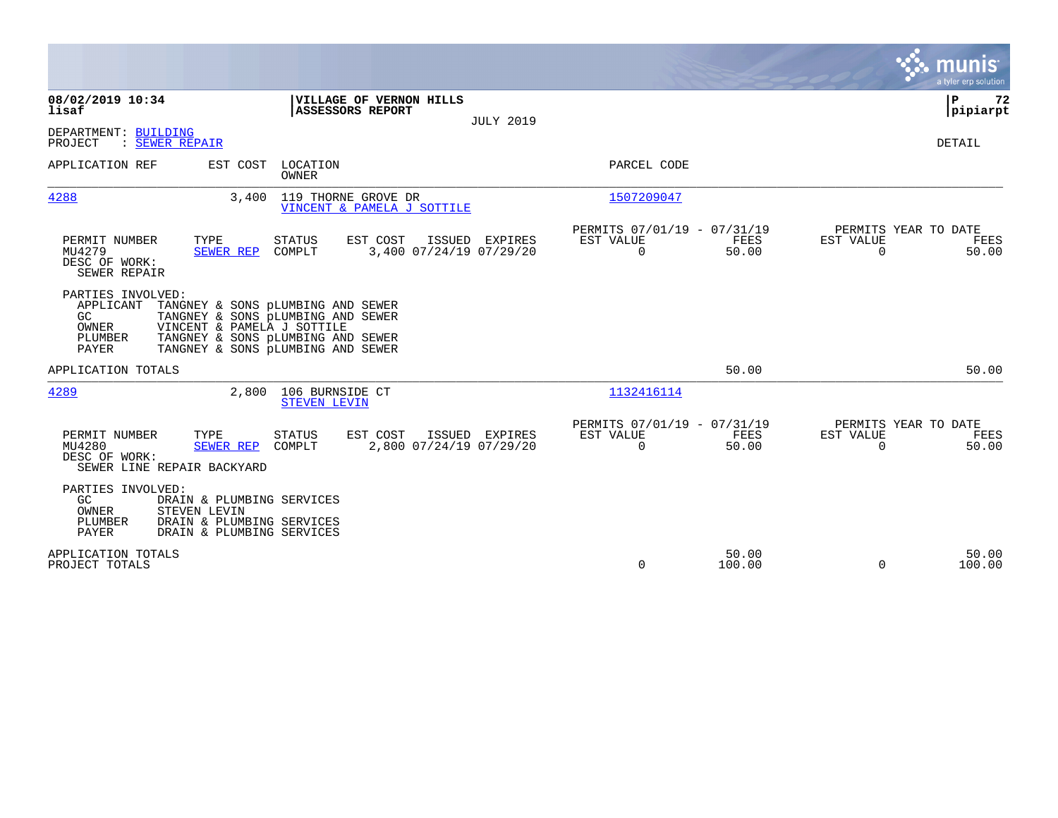**08/02/2019 10:34**
**lisaf**

**VILLAGE OF VERNON HILLS**
**ASSESSORS REPORT**

JULY 2019

**P 72**
**pipiarpt**

DEPARTMENT: BUILDING
PROJECT : SEWER REPAIR

DETAIL

| APPLICATION REF | EST COST | LOCATION / OWNER | PARCEL CODE |
|---|---|---|---|
| 4288 | 3,400 | 119 THORNE GROVE DR / VINCENT & PAMELA J SOTTILE | 1507209047 |

| PERMIT NUMBER | TYPE | STATUS | EST COST | ISSUED | EXPIRES | PERMITS 07/01/19 - 07/31/19 EST VALUE | FEES | PERMITS YEAR TO DATE EST VALUE | FEES |
|---|---|---|---|---|---|---|---|---|---|
| MU4279 | SEWER REP | COMPLT | 3,400 | 07/24/19 | 07/29/20 | 0 | 50.00 | 0 | 50.00 |

DESC OF WORK:
SEWER REPAIR

PARTIES INVOLVED:

| | |
|---|---|
| APPLICANT | TANGNEY & SONS pLUMBING AND SEWER |
| GC | TANGNEY & SONS pLUMBING AND SEWER |
| OWNER | VINCENT & PAMELA J SOTTILE |
| PLUMBER | TANGNEY & SONS pLUMBING AND SEWER |
| PAYER | TANGNEY & SONS pLUMBING AND SEWER |

APPLICATION TOTALS — 50.00 — 50.00

| APPLICATION REF | EST COST | LOCATION / OWNER | PARCEL CODE |
|---|---|---|---|
| 4289 | 2,800 | 106 BURNSIDE CT / STEVEN LEVIN | 1132416114 |

| PERMIT NUMBER | TYPE | STATUS | EST COST | ISSUED | EXPIRES | PERMITS 07/01/19 - 07/31/19 EST VALUE | FEES | PERMITS YEAR TO DATE EST VALUE | FEES |
|---|---|---|---|---|---|---|---|---|---|
| MU4280 | SEWER REP | COMPLT | 2,800 | 07/24/19 | 07/29/20 | 0 | 50.00 | 0 | 50.00 |

DESC OF WORK:
SEWER LINE REPAIR BACKYARD

PARTIES INVOLVED:

| | |
|---|---|
| GC | DRAIN & PLUMBING SERVICES |
| OWNER | STEVEN LEVIN |
| PLUMBER | DRAIN & PLUMBING SERVICES |
| PAYER | DRAIN & PLUMBING SERVICES |

| | EST VALUE | FEES | YTD EST VALUE | YTD FEES |
|---|---|---|---|---|
| APPLICATION TOTALS | | 50.00 | | 50.00 |
| PROJECT TOTALS | 0 | 100.00 | 0 | 100.00 |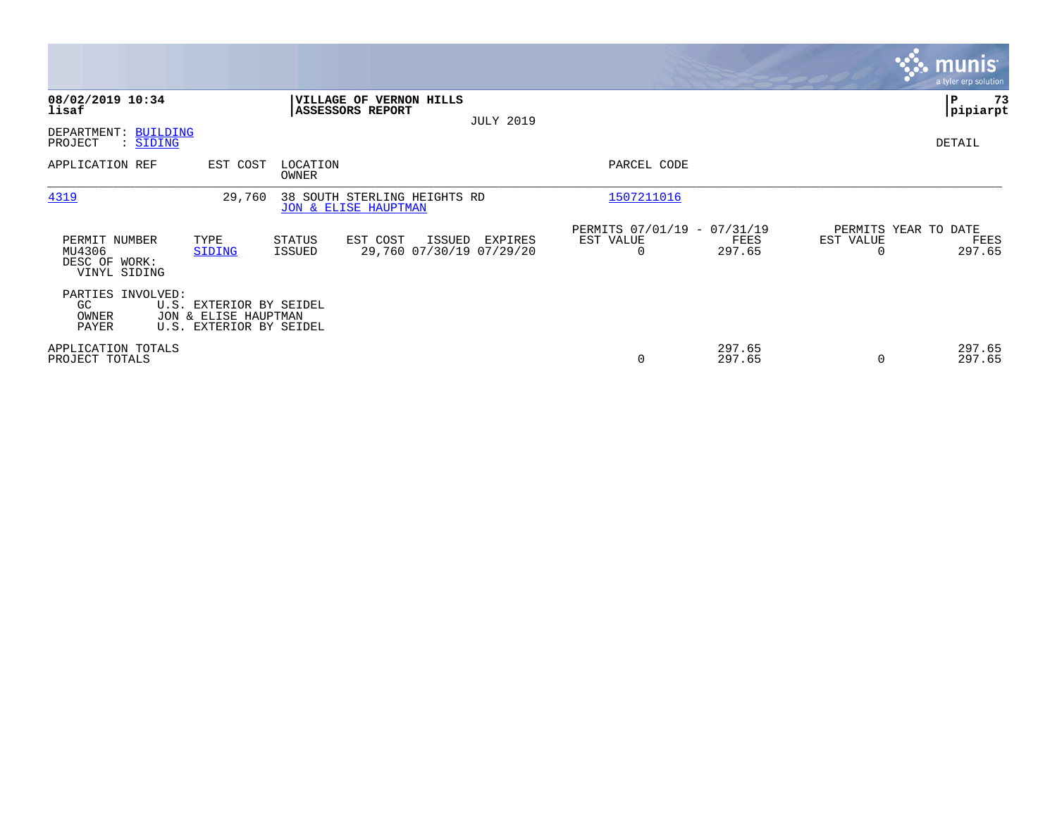**08/02/2019 10:34**
**lisaf**

**VILLAGE OF VERNON HILLS**
**ASSESSORS REPORT**

JULY 2019

**P 73**
**pipiarpt**

DEPARTMENT: BUILDING
PROJECT : SIDING

DETAIL

| APPLICATION REF | EST COST | LOCATION / OWNER | PARCEL CODE |
|---|---|---|---|
| 4319 | 29,760 | 38 SOUTH STERLING HEIGHTS RD / JON & ELISE HAUPTMAN | 1507211016 |

| PERMIT NUMBER | TYPE | STATUS | EST COST | ISSUED | EXPIRES | PERMITS 07/01/19 - 07/31/19 EST VALUE | FEES | PERMITS YEAR TO DATE EST VALUE | FEES |
|---|---|---|---|---|---|---|---|---|---|
| MU4306 | SIDING | ISSUED | 29,760 | 07/30/19 | 07/29/20 | 0 | 297.65 | 0 | 297.65 |

DESC OF WORK:
VINYL SIDING

PARTIES INVOLVED:
GC U.S. EXTERIOR BY SEIDEL
OWNER JON & ELISE HAUPTMAN
PAYER U.S. EXTERIOR BY SEIDEL

| | EST VALUE | FEES | EST VALUE | FEES |
|---|---|---|---|---|
| APPLICATION TOTALS | | 297.65 | | 297.65 |
| PROJECT TOTALS | 0 | 297.65 | 0 | 297.65 |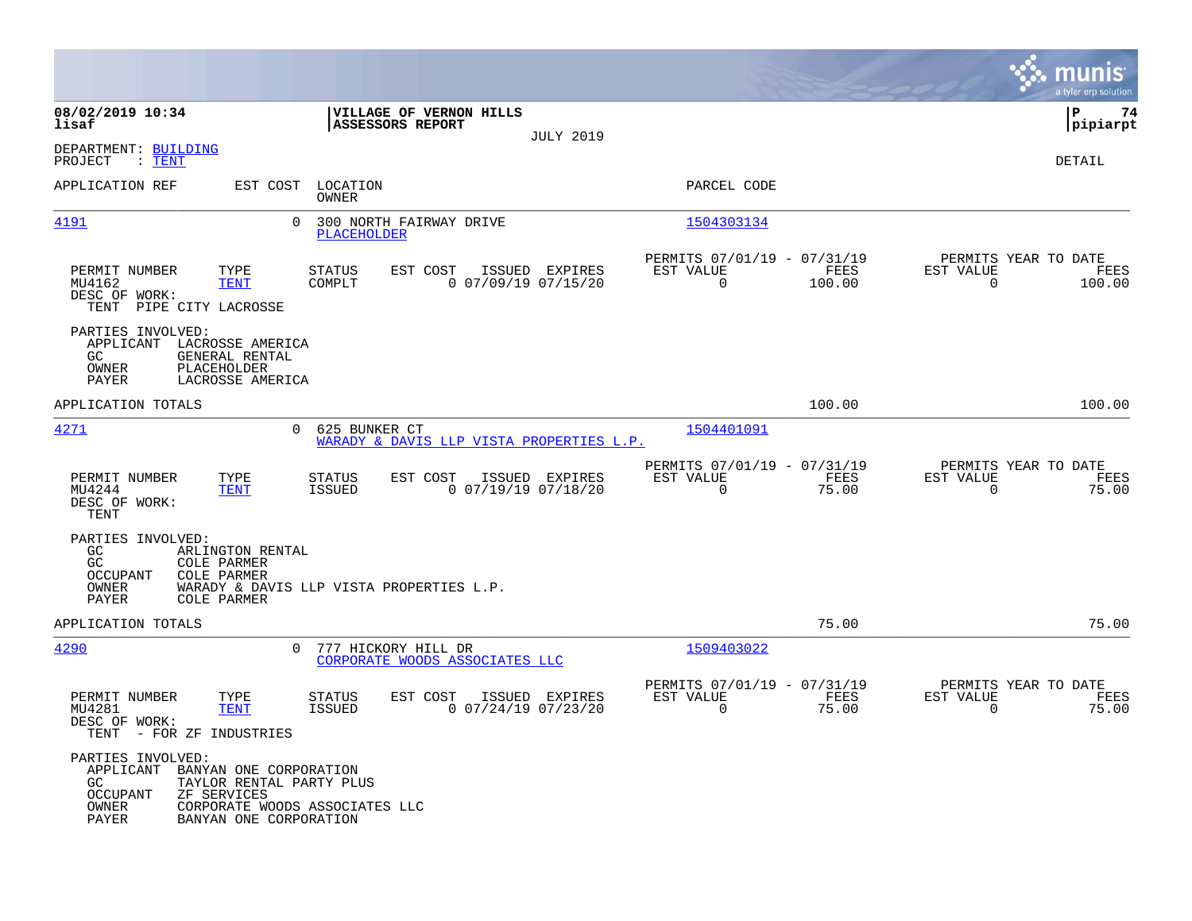**08/02/2019 10:34**
**lisaf**

**VILLAGE OF VERNON HILLS**
**ASSESSORS REPORT**
JULY 2019

**P 74**
**pipiarpt**

DEPARTMENT: BUILDING
PROJECT : TENT

DETAIL

| APPLICATION REF | EST COST | LOCATION / OWNER | PARCEL CODE |
|---|---|---|---|
| 4191 | 0 | 300 NORTH FAIRWAY DRIVE / PLACEHOLDER | 1504303134 |

| PERMIT NUMBER | TYPE | STATUS | EST COST | ISSUED | EXPIRES | PERMITS 07/01/19 - 07/31/19 EST VALUE | FEES | PERMITS YEAR TO DATE EST VALUE | FEES |
|---|---|---|---|---|---|---|---|---|---|
| MU4162 | TENT | COMPLT | 0 | 07/09/19 | 07/15/20 | 0 | 100.00 | 0 | 100.00 |

DESC OF WORK:
TENT PIPE CITY LACROSSE

PARTIES INVOLVED:
APPLICANT LACROSSE AMERICA
GC GENERAL RENTAL
OWNER PLACEHOLDER
PAYER LACROSSE AMERICA

APPLICATION TOTALS 100.00 100.00

| APPLICATION REF | EST COST | LOCATION / OWNER | PARCEL CODE |
|---|---|---|---|
| 4271 | 0 | 625 BUNKER CT / WARADY & DAVIS LLP VISTA PROPERTIES L.P. | 1504401091 |

| PERMIT NUMBER | TYPE | STATUS | EST COST | ISSUED | EXPIRES | PERMITS 07/01/19 - 07/31/19 EST VALUE | FEES | PERMITS YEAR TO DATE EST VALUE | FEES |
|---|---|---|---|---|---|---|---|---|---|
| MU4244 | TENT | ISSUED | 0 | 07/19/19 | 07/18/20 | 0 | 75.00 | 0 | 75.00 |

DESC OF WORK:
TENT

PARTIES INVOLVED:
GC ARLINGTON RENTAL
GC COLE PARMER
OCCUPANT COLE PARMER
OWNER WARADY & DAVIS LLP VISTA PROPERTIES L.P.
PAYER COLE PARMER

APPLICATION TOTALS 75.00 75.00

| APPLICATION REF | EST COST | LOCATION / OWNER | PARCEL CODE |
|---|---|---|---|
| 4290 | 0 | 777 HICKORY HILL DR / CORPORATE WOODS ASSOCIATES LLC | 1509403022 |

| PERMIT NUMBER | TYPE | STATUS | EST COST | ISSUED | EXPIRES | PERMITS 07/01/19 - 07/31/19 EST VALUE | FEES | PERMITS YEAR TO DATE EST VALUE | FEES |
|---|---|---|---|---|---|---|---|---|---|
| MU4281 | TENT | ISSUED | 0 | 07/24/19 | 07/23/20 | 0 | 75.00 | 0 | 75.00 |

DESC OF WORK:
TENT - FOR ZF INDUSTRIES

PARTIES INVOLVED:
APPLICANT BANYAN ONE CORPORATION
GC TAYLOR RENTAL PARTY PLUS
OCCUPANT ZF SERVICES
OWNER CORPORATE WOODS ASSOCIATES LLC
PAYER BANYAN ONE CORPORATION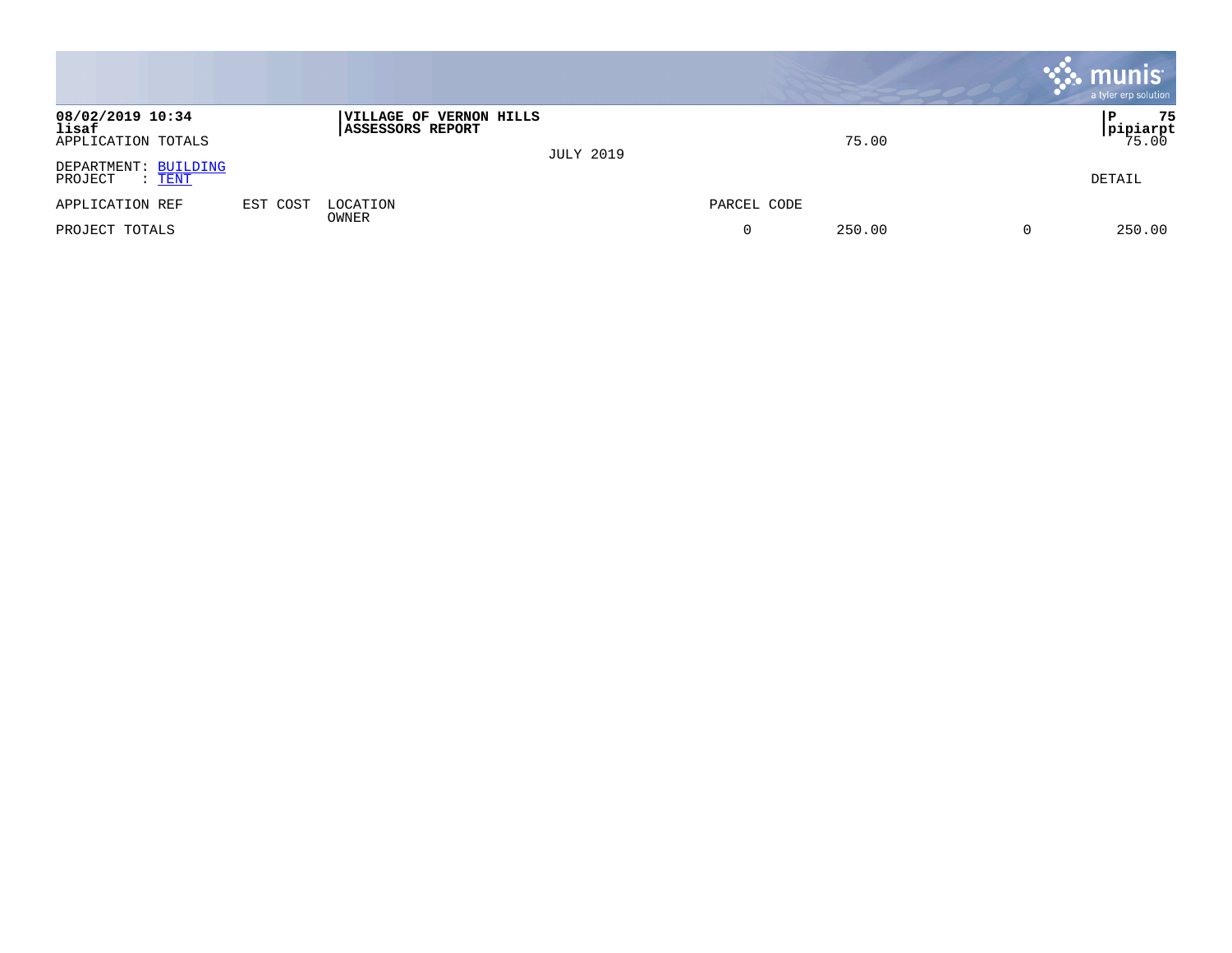**08/02/2019 10:34** | **VILLAGE OF VERNON HILLS** | **P 75**
**lisaf** | **ASSESSORS REPORT** | **pipiarpt**

APPLICATION TOTALS 75.00 75.00

JULY 2019

DEPARTMENT: BUILDING
PROJECT : TENT

DETAIL

| APPLICATION REF | EST COST | LOCATION OWNER | PARCEL CODE | | | |
|---|---|---|---|---|---|---|
| PROJECT TOTALS | | | 0 | 250.00 | 0 | 250.00 |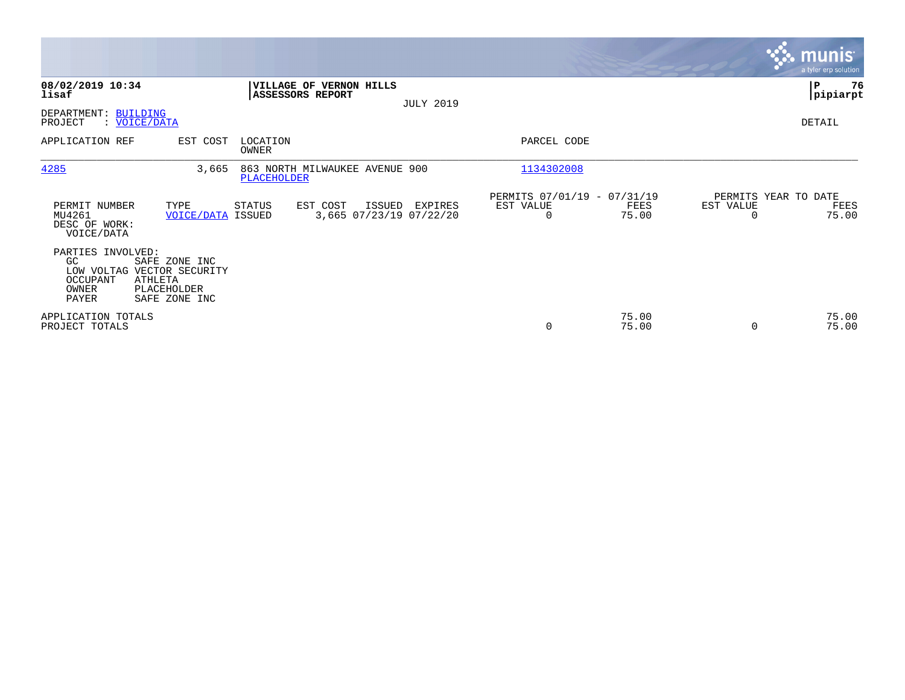**08/02/2019 10:34**
**lisaf**

**VILLAGE OF VERNON HILLS**
**ASSESSORS REPORT**

JULY 2019

**P 76**
**pipiarpt**

DEPARTMENT: BUILDING
PROJECT : VOICE/DATA

DETAIL

| APPLICATION REF | EST COST | LOCATION / OWNER | PARCEL CODE |
|---|---|---|---|
| 4285 | 3,665 | 863 NORTH MILWAUKEE AVENUE 900 / PLACEHOLDER | 1134302008 |

| PERMIT NUMBER | TYPE | STATUS | EST COST | ISSUED | EXPIRES | PERMITS 07/01/19 - 07/31/19 EST VALUE | FEES | PERMITS YEAR TO DATE EST VALUE | FEES |
|---|---|---|---|---|---|---|---|---|---|
| MU4261 | VOICE/DATA | ISSUED | 3,665 | 07/23/19 | 07/22/20 | 0 | 75.00 | 0 | 75.00 |

DESC OF WORK:
VOICE/DATA

PARTIES INVOLVED:

- GC: SAFE ZONE INC
- LOW VOLTAG: VECTOR SECURITY
- OCCUPANT: ATHLETA
- OWNER: PLACEHOLDER
- PAYER: SAFE ZONE INC

| | EST VALUE | FEES | EST VALUE | FEES |
|---|---|---|---|---|
| APPLICATION TOTALS | | 75.00 | | 75.00 |
| PROJECT TOTALS | 0 | 75.00 | 0 | 75.00 |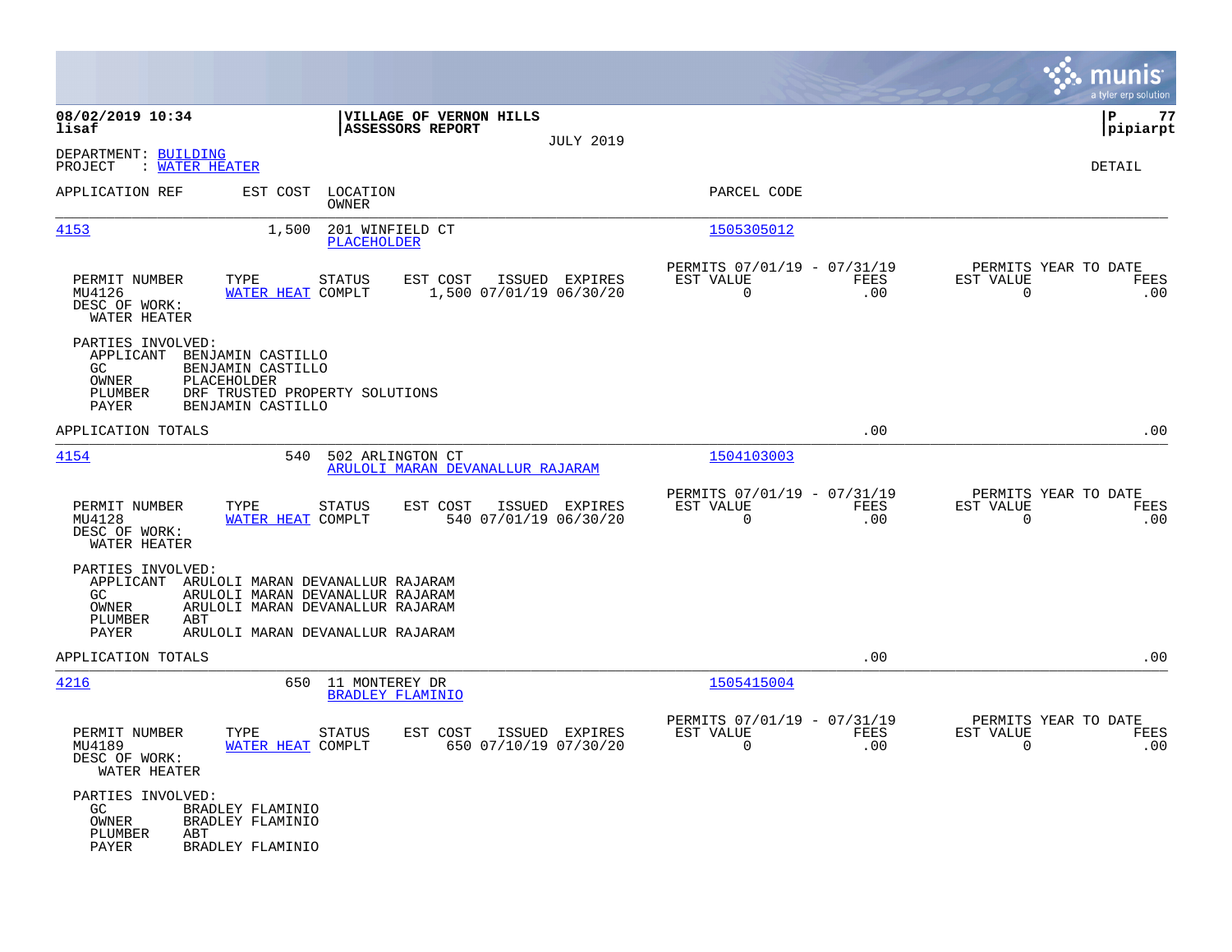**08/02/2019 10:34**
**lisaf**

**VILLAGE OF VERNON HILLS**
**ASSESSORS REPORT**
JULY 2019

**P 77**
**pipiarpt**

DEPARTMENT: BUILDING
PROJECT : WATER HEATER

DETAIL

| APPLICATION REF | EST COST | LOCATION / OWNER | PARCEL CODE |
|---|---|---|---|
| 4153 | 1,500 | 201 WINFIELD CT / PLACEHOLDER | 1505305012 |

| PERMIT NUMBER | TYPE | STATUS | EST COST | ISSUED | EXPIRES | PERMITS 07/01/19 - 07/31/19 EST VALUE | FEES | PERMITS YEAR TO DATE EST VALUE | FEES |
|---|---|---|---|---|---|---|---|---|---|
| MU4126 | WATER HEAT | COMPLT | 1,500 | 07/01/19 | 06/30/20 | 0 | .00 | 0 | .00 |

DESC OF WORK:
WATER HEATER

PARTIES INVOLVED:
- APPLICANT BENJAMIN CASTILLO
- GC BENJAMIN CASTILLO
- OWNER PLACEHOLDER
- PLUMBER DRF TRUSTED PROPERTY SOLUTIONS
- PAYER BENJAMIN CASTILLO

APPLICATION TOTALS .00 .00

| APPLICATION REF | EST COST | LOCATION / OWNER | PARCEL CODE |
|---|---|---|---|
| 4154 | 540 | 502 ARLINGTON CT / ARULOLI MARAN DEVANALLUR RAJARAM | 1504103003 |

| PERMIT NUMBER | TYPE | STATUS | EST COST | ISSUED | EXPIRES | PERMITS 07/01/19 - 07/31/19 EST VALUE | FEES | PERMITS YEAR TO DATE EST VALUE | FEES |
|---|---|---|---|---|---|---|---|---|---|
| MU4128 | WATER HEAT | COMPLT | 540 | 07/01/19 | 06/30/20 | 0 | .00 | 0 | .00 |

DESC OF WORK:
WATER HEATER

PARTIES INVOLVED:
- APPLICANT ARULOLI MARAN DEVANALLUR RAJARAM
- GC ARULOLI MARAN DEVANALLUR RAJARAM
- OWNER ARULOLI MARAN DEVANALLUR RAJARAM
- PLUMBER ABT
- PAYER ARULOLI MARAN DEVANALLUR RAJARAM

APPLICATION TOTALS .00 .00

| APPLICATION REF | EST COST | LOCATION / OWNER | PARCEL CODE |
|---|---|---|---|
| 4216 | 650 | 11 MONTEREY DR / BRADLEY FLAMINIO | 1505415004 |

| PERMIT NUMBER | TYPE | STATUS | EST COST | ISSUED | EXPIRES | PERMITS 07/01/19 - 07/31/19 EST VALUE | FEES | PERMITS YEAR TO DATE EST VALUE | FEES |
|---|---|---|---|---|---|---|---|---|---|
| MU4189 | WATER HEAT | COMPLT | 650 | 07/10/19 | 07/30/20 | 0 | .00 | 0 | .00 |

DESC OF WORK:
WATER HEATER

PARTIES INVOLVED:
- GC BRADLEY FLAMINIO
- OWNER BRADLEY FLAMINIO
- PLUMBER ABT
- PAYER BRADLEY FLAMINIO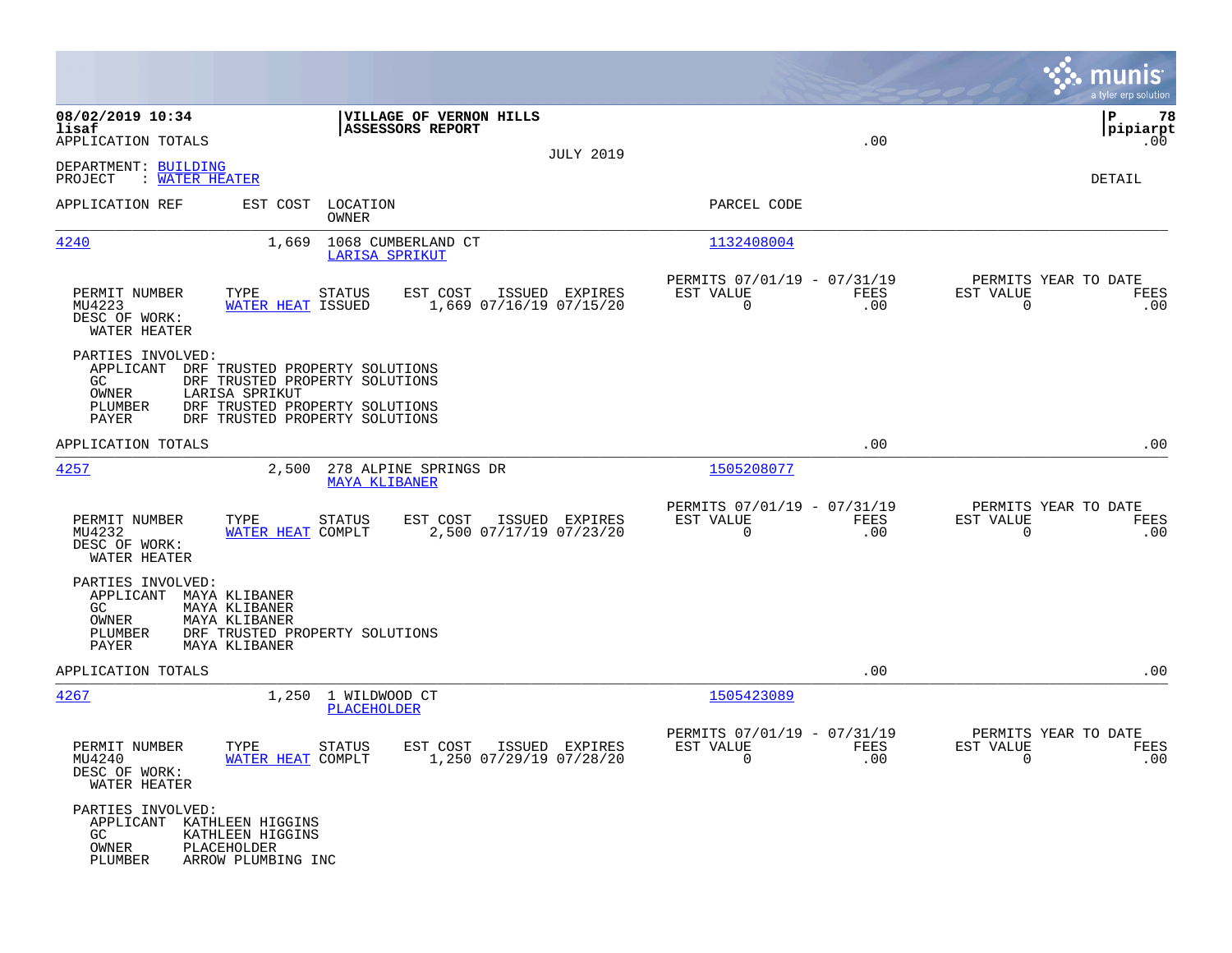08/02/2019 10:34 | VILLAGE OF VERNON HILLS | P 78
lisaf | ASSESSORS REPORT | pipiarpt
APPLICATION TOTALS .00 .00

JULY 2019

DEPARTMENT: BUILDING
PROJECT : WATER HEATER

DETAIL

| APPLICATION REF | EST COST | LOCATION / OWNER | PARCEL CODE |
|---|---|---|---|
| 4240 | 1,669 | 1068 CUMBERLAND CT / LARISA SPRIKUT | 1132408004 |

| PERMIT NUMBER | TYPE | STATUS | EST COST | ISSUED | EXPIRES | PERMITS 07/01/19 - 07/31/19 EST VALUE | FEES | PERMITS YEAR TO DATE EST VALUE | FEES |
|---|---|---|---|---|---|---|---|---|---|
| MU4223 | WATER HEAT | ISSUED | 1,669 | 07/16/19 | 07/15/20 | 0 | .00 | 0 | .00 |

DESC OF WORK:
WATER HEATER

PARTIES INVOLVED:
- APPLICANT DRF TRUSTED PROPERTY SOLUTIONS
- GC DRF TRUSTED PROPERTY SOLUTIONS
- OWNER LARISA SPRIKUT
- PLUMBER DRF TRUSTED PROPERTY SOLUTIONS
- PAYER DRF TRUSTED PROPERTY SOLUTIONS

APPLICATION TOTALS .00 .00

| APPLICATION REF | EST COST | LOCATION / OWNER | PARCEL CODE |
|---|---|---|---|
| 4257 | 2,500 | 278 ALPINE SPRINGS DR / MAYA KLIBANER | 1505208077 |

| PERMIT NUMBER | TYPE | STATUS | EST COST | ISSUED | EXPIRES | PERMITS 07/01/19 - 07/31/19 EST VALUE | FEES | PERMITS YEAR TO DATE EST VALUE | FEES |
|---|---|---|---|---|---|---|---|---|---|
| MU4232 | WATER HEAT | COMPLT | 2,500 | 07/17/19 | 07/23/20 | 0 | .00 | 0 | .00 |

DESC OF WORK:
WATER HEATER

PARTIES INVOLVED:
- APPLICANT MAYA KLIBANER
- GC MAYA KLIBANER
- OWNER MAYA KLIBANER
- PLUMBER DRF TRUSTED PROPERTY SOLUTIONS
- PAYER MAYA KLIBANER

APPLICATION TOTALS .00 .00

| APPLICATION REF | EST COST | LOCATION / OWNER | PARCEL CODE |
|---|---|---|---|
| 4267 | 1,250 | 1 WILDWOOD CT / PLACEHOLDER | 1505423089 |

| PERMIT NUMBER | TYPE | STATUS | EST COST | ISSUED | EXPIRES | PERMITS 07/01/19 - 07/31/19 EST VALUE | FEES | PERMITS YEAR TO DATE EST VALUE | FEES |
|---|---|---|---|---|---|---|---|---|---|
| MU4240 | WATER HEAT | COMPLT | 1,250 | 07/29/19 | 07/28/20 | 0 | .00 | 0 | .00 |

DESC OF WORK:
WATER HEATER

PARTIES INVOLVED:
- APPLICANT KATHLEEN HIGGINS
- GC KATHLEEN HIGGINS
- OWNER PLACEHOLDER
- PLUMBER ARROW PLUMBING INC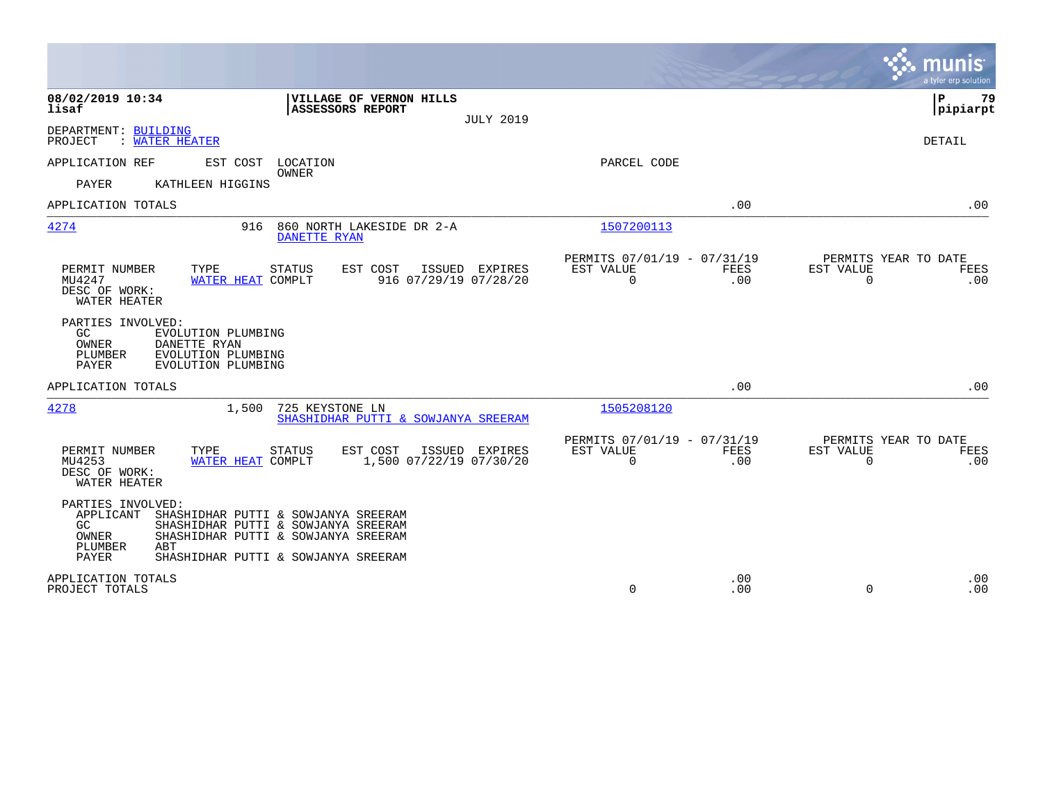**08/02/2019 10:34**
**lisaf**

**VILLAGE OF VERNON HILLS**
**ASSESSORS REPORT**

JULY 2019

**P 79**
**pipiarpt**

DEPARTMENT: BUILDING
PROJECT : WATER HEATER

DETAIL

| APPLICATION REF | EST COST | LOCATION / OWNER | PARCEL CODE | | |
|---|---|---|---|---|---|
| PAYER | KATHLEEN HIGGINS | | | | |
| APPLICATION TOTALS | | | | .00 | .00 |

**4274** — 916 — 860 NORTH LAKESIDE DR 2-A — DANETTE RYAN — 1507200113

| PERMIT NUMBER | TYPE | STATUS | EST COST | ISSUED | EXPIRES | PERMITS 07/01/19 - 07/31/19 EST VALUE | FEES | PERMITS YEAR TO DATE EST VALUE | FEES |
|---|---|---|---|---|---|---|---|---|---|
| MU4247 | WATER HEAT | COMPLT | 916 | 07/29/19 | 07/28/20 | 0 | .00 | 0 | .00 |

DESC OF WORK:
WATER HEATER

PARTIES INVOLVED:
- GC: EVOLUTION PLUMBING
- OWNER: DANETTE RYAN
- PLUMBER: EVOLUTION PLUMBING
- PAYER: EVOLUTION PLUMBING

APPLICATION TOTALS .00 .00

**4278** — 1,500 — 725 KEYSTONE LN — SHASHIDHAR PUTTI & SOWJANYA SREERAM — 1505208120

| PERMIT NUMBER | TYPE | STATUS | EST COST | ISSUED | EXPIRES | PERMITS 07/01/19 - 07/31/19 EST VALUE | FEES | PERMITS YEAR TO DATE EST VALUE | FEES |
|---|---|---|---|---|---|---|---|---|---|
| MU4253 | WATER HEAT | COMPLT | 1,500 | 07/22/19 | 07/30/20 | 0 | .00 | 0 | .00 |

DESC OF WORK:
WATER HEATER

PARTIES INVOLVED:
- APPLICANT: SHASHIDHAR PUTTI & SOWJANYA SREERAM
- GC: SHASHIDHAR PUTTI & SOWJANYA SREERAM
- OWNER: SHASHIDHAR PUTTI & SOWJANYA SREERAM
- PLUMBER: ABT
- PAYER: SHASHIDHAR PUTTI & SOWJANYA SREERAM

| | EST VALUE | FEES | EST VALUE | FEES |
|---|---|---|---|---|
| APPLICATION TOTALS | | .00 | | .00 |
| PROJECT TOTALS | 0 | .00 | 0 | .00 |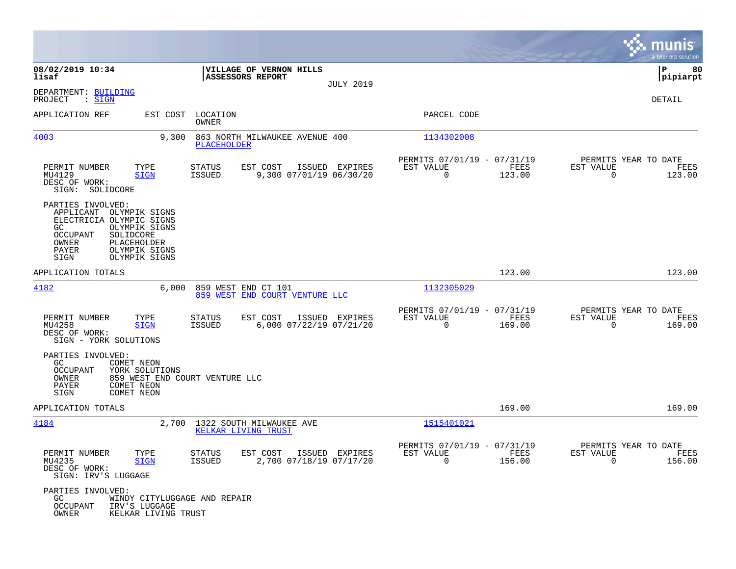**08/02/2019 10:34**
**lisaf**

**VILLAGE OF VERNON HILLS**
**ASSESSORS REPORT**
JULY 2019

**P 80**
**pipiarpt**

DEPARTMENT: BUILDING
PROJECT : SIGN

DETAIL

| APPLICATION REF | EST COST | LOCATION / OWNER | PARCEL CODE |
|---|---|---|---|
| 4003 | 9,300 | 863 NORTH MILWAUKEE AVENUE 400 / PLACEHOLDER | 1134302008 |

| PERMIT NUMBER | TYPE | STATUS | EST COST | ISSUED | EXPIRES | PERMITS 07/01/19 - 07/31/19 EST VALUE | FEES | PERMITS YEAR TO DATE EST VALUE | FEES |
|---|---|---|---|---|---|---|---|---|---|
| MU4129 | SIGN | ISSUED | 9,300 | 07/01/19 | 06/30/20 | 0 | 123.00 | 0 | 123.00 |

DESC OF WORK:
SIGN: SOLIDCORE

PARTIES INVOLVED:
APPLICANT OLYMPIK SIGNS
ELECTRICIA OLYMPIC SIGNS
GC OLYMPIK SIGNS
OCCUPANT SOLIDCORE
OWNER PLACEHOLDER
PAYER OLYMPIK SIGNS
SIGN OLYMPIK SIGNS

APPLICATION TOTALS 123.00 123.00

| APPLICATION REF | EST COST | LOCATION / OWNER | PARCEL CODE |
|---|---|---|---|
| 4182 | 6,000 | 859 WEST END CT 101 / 859 WEST END COURT VENTURE LLC | 1132305029 |

| PERMIT NUMBER | TYPE | STATUS | EST COST | ISSUED | EXPIRES | PERMITS 07/01/19 - 07/31/19 EST VALUE | FEES | PERMITS YEAR TO DATE EST VALUE | FEES |
|---|---|---|---|---|---|---|---|---|---|
| MU4258 | SIGN | ISSUED | 6,000 | 07/22/19 | 07/21/20 | 0 | 169.00 | 0 | 169.00 |

DESC OF WORK:
SIGN - YORK SOLUTIONS

PARTIES INVOLVED:
GC COMET NEON
OCCUPANT YORK SOLUTIONS
OWNER 859 WEST END COURT VENTURE LLC
PAYER COMET NEON
SIGN COMET NEON

APPLICATION TOTALS 169.00 169.00

| APPLICATION REF | EST COST | LOCATION / OWNER | PARCEL CODE |
|---|---|---|---|
| 4184 | 2,700 | 1322 SOUTH MILWAUKEE AVE / KELKAR LIVING TRUST | 1515401021 |

| PERMIT NUMBER | TYPE | STATUS | EST COST | ISSUED | EXPIRES | PERMITS 07/01/19 - 07/31/19 EST VALUE | FEES | PERMITS YEAR TO DATE EST VALUE | FEES |
|---|---|---|---|---|---|---|---|---|---|
| MU4235 | SIGN | ISSUED | 2,700 | 07/18/19 | 07/17/20 | 0 | 156.00 | 0 | 156.00 |

DESC OF WORK:
SIGN: IRV'S LUGGAGE

PARTIES INVOLVED:
GC WINDY CITYLUGGAGE AND REPAIR
OCCUPANT IRV'S LUGGAGE
OWNER KELKAR LIVING TRUST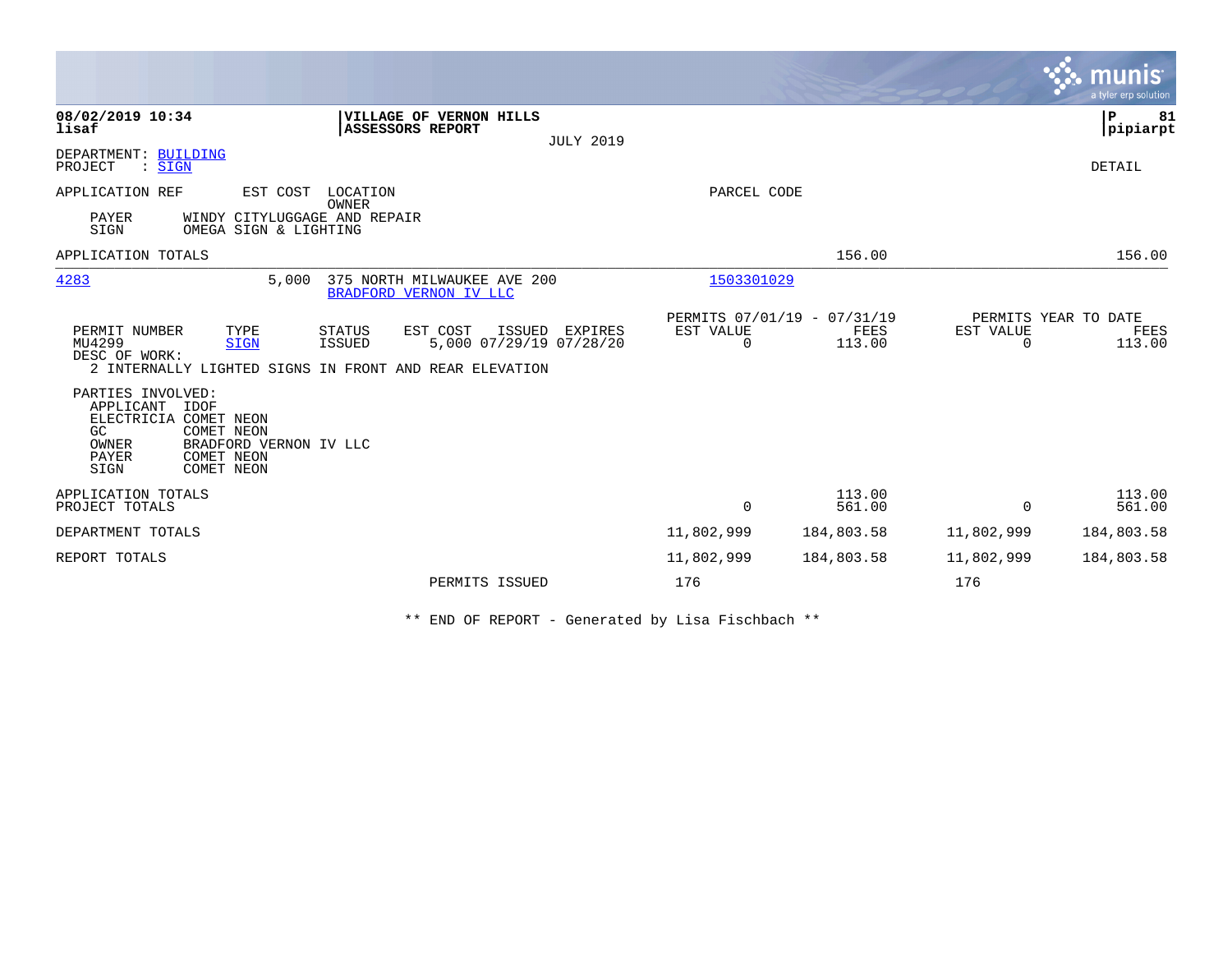08/02/2019 10:34
lisaf

**VILLAGE OF VERNON HILLS**
**ASSESSORS REPORT**
JULY 2019

pipiarpt

DEPARTMENT: BUILDING
PROJECT : SIGN

DETAIL

| APPLICATION REF | EST COST | LOCATION / OWNER | PARCEL CODE | | | | |
|---|---|---|---|---|---|---|---|
| PAYER | WINDY CITYLUGGAGE AND REPAIR | | | | | | |
| SIGN | OMEGA SIGN & LIGHTING | | | | | | |
| APPLICATION TOTALS | | | | | 156.00 | | 156.00 |
| 4283 | 5,000 | 375 NORTH MILWAUKEE AVE 200 / BRADFORD VERNON IV LLC | 1503301029 | | | | |

| PERMIT NUMBER | TYPE | STATUS | EST COST | ISSUED | EXPIRES | PERMITS 07/01/19 - 07/31/19 EST VALUE | FEES | PERMITS YEAR TO DATE EST VALUE | FEES |
|---|---|---|---|---|---|---|---|---|---|
| MU4299 | SIGN | ISSUED | 5,000 | 07/29/19 | 07/28/20 | 0 | 113.00 | 0 | 113.00 |

DESC OF WORK:
2 INTERNALLY LIGHTED SIGNS IN FRONT AND REAR ELEVATION

PARTIES INVOLVED:
- APPLICANT IDOF
- ELECTRICIA COMET NEON
- GC COMET NEON
- OWNER BRADFORD VERNON IV LLC
- PAYER COMET NEON
- SIGN COMET NEON

| | EST VALUE | FEES | EST VALUE | FEES |
|---|---|---|---|---|
| APPLICATION TOTALS | 0 | 113.00 | 0 | 113.00 |
| PROJECT TOTALS | | 561.00 | | 561.00 |
| DEPARTMENT TOTALS | 11,802,999 | 184,803.58 | 11,802,999 | 184,803.58 |
| REPORT TOTALS | 11,802,999 | 184,803.58 | 11,802,999 | 184,803.58 |
| PERMITS ISSUED | 176 | | 176 | |

** END OF REPORT - Generated by Lisa Fischbach **